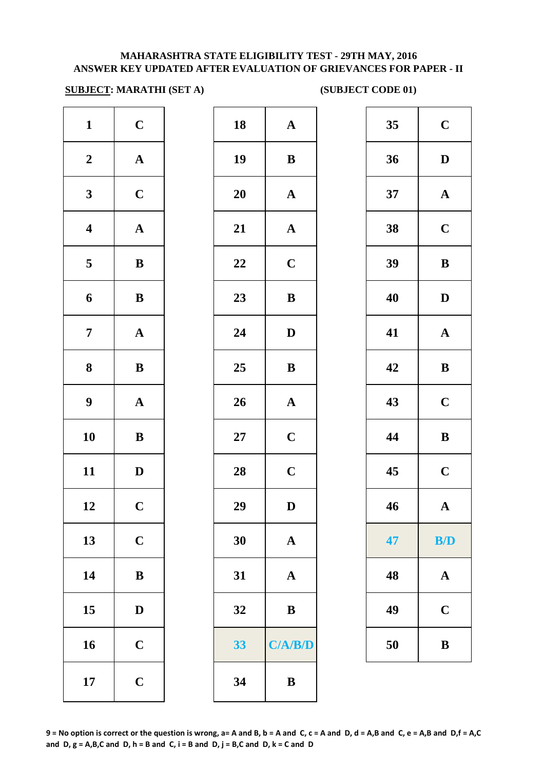**MAHARASHTRA STATE ELIGIBILITY TEST - 29TH MAY, 2016**
**ANSWER KEY UPDATED AFTER EVALUATION OF GRIEVANCES FOR PAPER - II**

**SUBJECT: MARATHI (SET A)** **(SUBJECT CODE 01)**

| Q | Ans | Q | Ans | Q | Ans |
|---|---|---|---|---|---|
| 1 | C | 18 | A | 35 | C |
| 2 | A | 19 | B | 36 | D |
| 3 | C | 20 | A | 37 | A |
| 4 | A | 21 | A | 38 | C |
| 5 | B | 22 | C | 39 | B |
| 6 | B | 23 | B | 40 | D |
| 7 | A | 24 | D | 41 | A |
| 8 | B | 25 | B | 42 | B |
| 9 | A | 26 | A | 43 | C |
| 10 | B | 27 | C | 44 | B |
| 11 | D | 28 | C | 45 | C |
| 12 | C | 29 | D | 46 | A |
| 13 | C | 30 | A | 47 | B/D |
| 14 | B | 31 | A | 48 | A |
| 15 | D | 32 | B | 49 | C |
| 16 | C | 33 | C/A/B/D | 50 | B |
| 17 | C | 34 | B | | |

**9 = No option is correct or the question is wrong, a= A and B, b = A and C, c = A and D, d = A,B and C, e = A,B and D,f = A,C and D, g = A,B,C and D, h = B and C, i = B and D, j = B,C and D, k = C and D**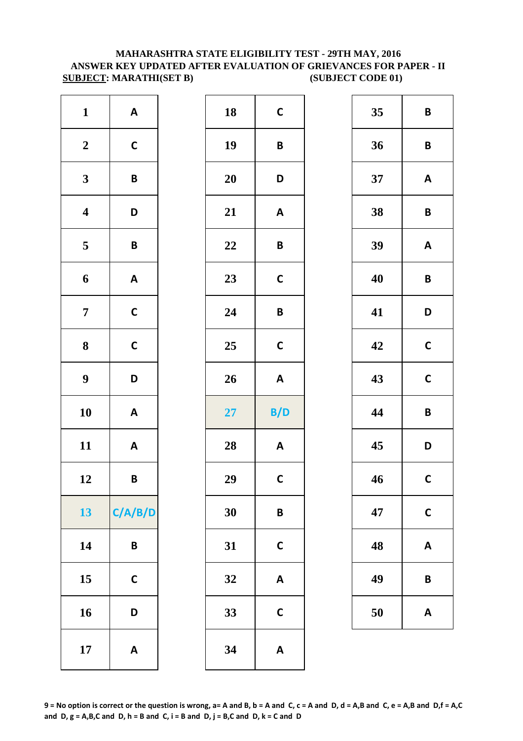**MAHARASHTRA STATE ELIGIBILITY TEST - 29TH MAY, 2016**
**ANSWER KEY UPDATED AFTER EVALUATION OF GRIEVANCES FOR PAPER - II**
**SUBJECT: MARATHI(SET B) (SUBJECT CODE 01)**

| | | | | | | | |
|---|---|---|---|---|---|---|---|
| 1 | A | | 18 | C | | 35 | B |
| 2 | C | | 19 | B | | 36 | B |
| 3 | B | | 20 | D | | 37 | A |
| 4 | D | | 21 | A | | 38 | B |
| 5 | B | | 22 | B | | 39 | A |
| 6 | A | | 23 | C | | 40 | B |
| 7 | C | | 24 | B | | 41 | D |
| 8 | C | | 25 | C | | 42 | C |
| 9 | D | | 26 | A | | 43 | C |
| 10 | A | | 27 | B/D | | 44 | B |
| 11 | A | | 28 | A | | 45 | D |
| 12 | B | | 29 | C | | 46 | C |
| 13 | C/A/B/D | | 30 | B | | 47 | C |
| 14 | B | | 31 | C | | 48 | A |
| 15 | C | | 32 | A | | 49 | B |
| 16 | D | | 33 | C | | 50 | A |
| 17 | A | | 34 | A | | | |

**9 = No option is correct or the question is wrong, a= A and B, b = A and C, c = A and D, d = A,B and C, e = A,B and D,f = A,C and D, g = A,B,C and D, h = B and C, i = B and D, j = B,C and D, k = C and D**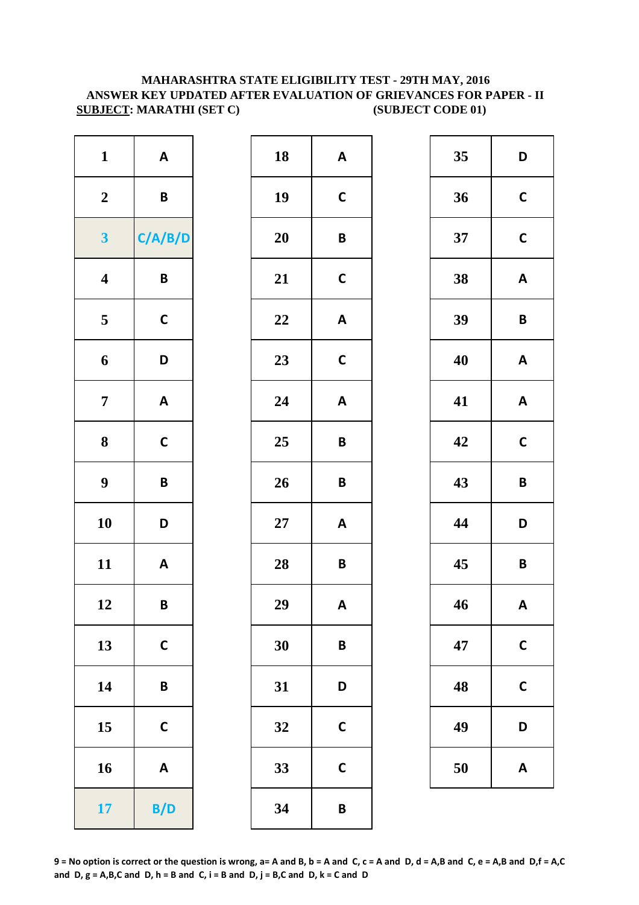**MAHARASHTRA STATE ELIGIBILITY TEST - 29TH MAY, 2016**
**ANSWER KEY UPDATED AFTER EVALUATION OF GRIEVANCES FOR PAPER - II**
**SUBJECT: MARATHI (SET C) (SUBJECT CODE 01)**

| Q | Ans | Q | Ans | Q | Ans |
|---|---|---|---|---|---|
| 1 | A | 18 | A | 35 | D |
| 2 | B | 19 | C | 36 | C |
| 3 | C/A/B/D | 20 | B | 37 | C |
| 4 | B | 21 | C | 38 | A |
| 5 | C | 22 | A | 39 | B |
| 6 | D | 23 | C | 40 | A |
| 7 | A | 24 | A | 41 | A |
| 8 | C | 25 | B | 42 | C |
| 9 | B | 26 | B | 43 | B |
| 10 | D | 27 | A | 44 | D |
| 11 | A | 28 | B | 45 | B |
| 12 | B | 29 | A | 46 | A |
| 13 | C | 30 | B | 47 | C |
| 14 | B | 31 | D | 48 | C |
| 15 | C | 32 | C | 49 | D |
| 16 | A | 33 | C | 50 | A |
| 17 | B/D | 34 | B | | |

**9 = No option is correct or the question is wrong, a= A and B, b = A and C, c = A and D, d = A,B and C, e = A,B and D,f = A,C and D, g = A,B,C and D, h = B and C, i = B and D, j = B,C and D, k = C and D**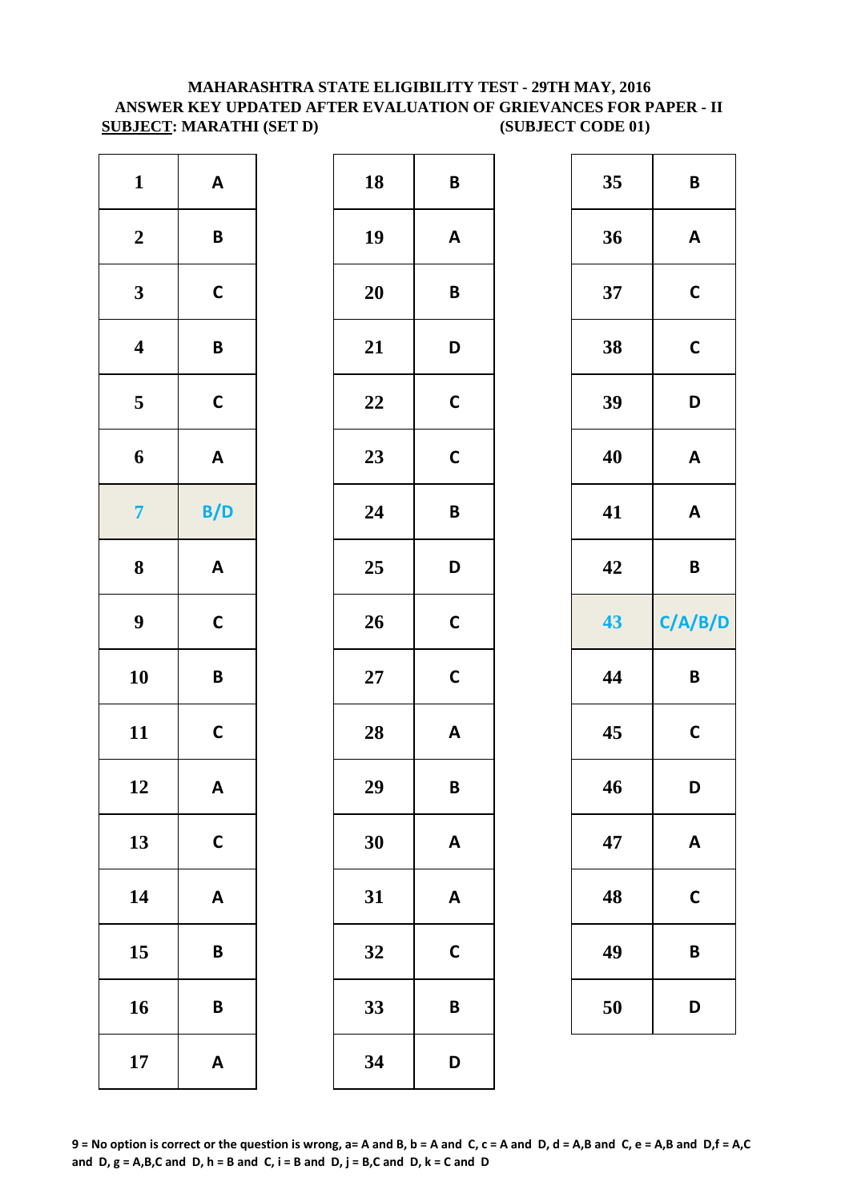**MAHARASHTRA STATE ELIGIBILITY TEST - 29TH MAY, 2016**
**ANSWER KEY UPDATED AFTER EVALUATION OF GRIEVANCES FOR PAPER - II**
**SUBJECT: MARATHI (SET D) (SUBJECT CODE 01)**

| Q | Ans | Q | Ans | Q | Ans |
|---|---|---|---|---|---|
| 1 | A | 18 | B | 35 | B |
| 2 | B | 19 | A | 36 | A |
| 3 | C | 20 | B | 37 | C |
| 4 | B | 21 | D | 38 | C |
| 5 | C | 22 | C | 39 | D |
| 6 | A | 23 | C | 40 | A |
| 7 | B/D | 24 | B | 41 | A |
| 8 | A | 25 | D | 42 | B |
| 9 | C | 26 | C | 43 | C/A/B/D |
| 10 | B | 27 | C | 44 | B |
| 11 | C | 28 | A | 45 | C |
| 12 | A | 29 | B | 46 | D |
| 13 | C | 30 | A | 47 | A |
| 14 | A | 31 | A | 48 | C |
| 15 | B | 32 | C | 49 | B |
| 16 | B | 33 | B | 50 | D |
| 17 | A | 34 | D | | |

**9 = No option is correct or the question is wrong, a= A and B, b = A and C, c = A and D, d = A,B and C, e = A,B and D,f = A,C and D, g = A,B,C and D, h = B and C, i = B and D, j = B,C and D, k = C and D**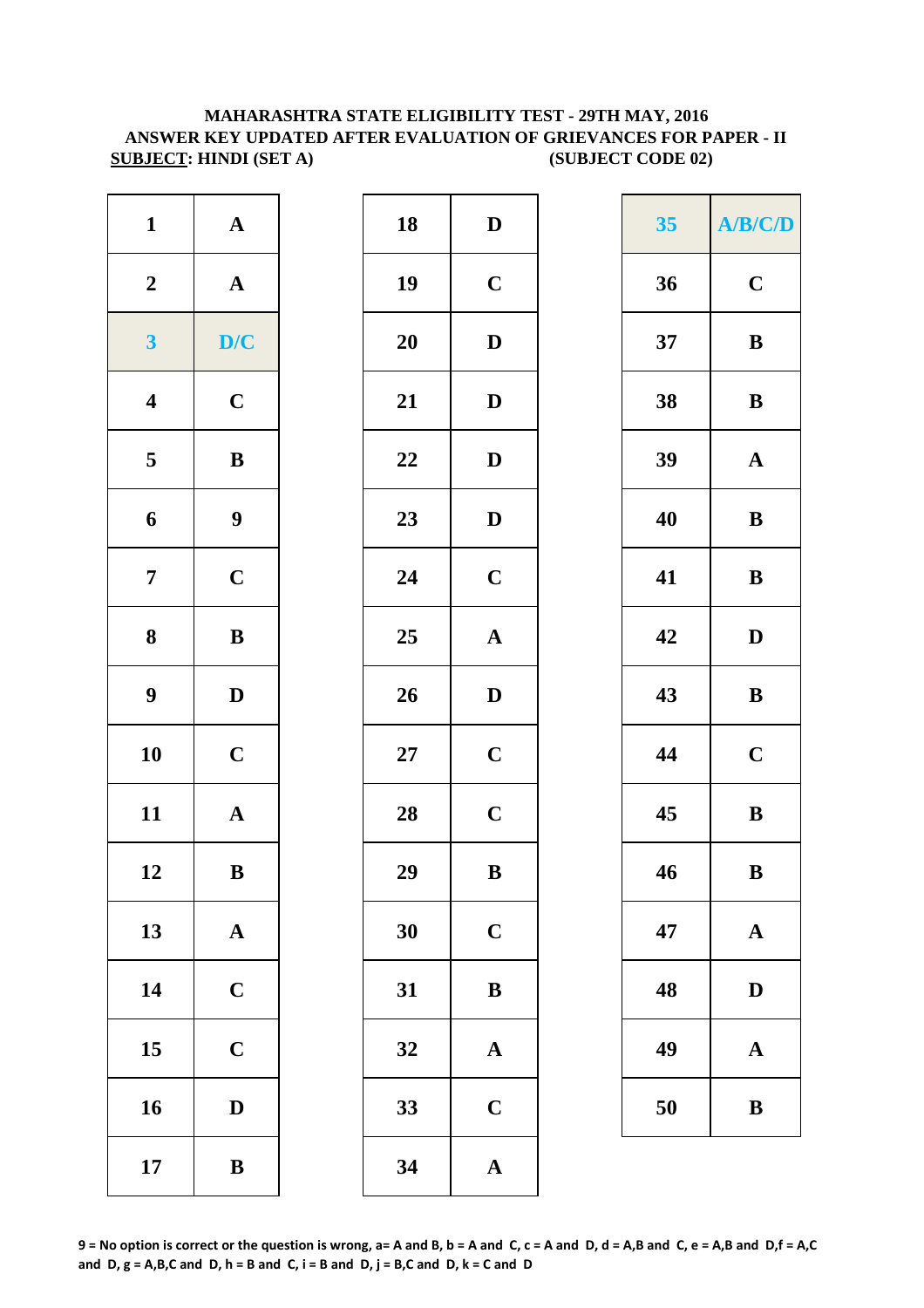**MAHARASHTRA STATE ELIGIBILITY TEST - 29TH MAY, 2016**
**ANSWER KEY UPDATED AFTER EVALUATION OF GRIEVANCES FOR PAPER - II**
**SUBJECT: HINDI (SET A) (SUBJECT CODE 02)**

| Q | Ans | Q | Ans | Q | Ans |
|---|---|---|---|---|---|
| 1 | A | 18 | D | 35 | A/B/C/D |
| 2 | A | 19 | C | 36 | C |
| 3 | D/C | 20 | D | 37 | B |
| 4 | C | 21 | D | 38 | B |
| 5 | B | 22 | D | 39 | A |
| 6 | 9 | 23 | D | 40 | B |
| 7 | C | 24 | C | 41 | B |
| 8 | B | 25 | A | 42 | D |
| 9 | D | 26 | D | 43 | B |
| 10 | C | 27 | C | 44 | C |
| 11 | A | 28 | C | 45 | B |
| 12 | B | 29 | B | 46 | B |
| 13 | A | 30 | C | 47 | A |
| 14 | C | 31 | B | 48 | D |
| 15 | C | 32 | A | 49 | A |
| 16 | D | 33 | C | 50 | B |
| 17 | B | 34 | A | | |

**9 = No option is correct or the question is wrong, a= A and B, b = A and C, c = A and D, d = A,B and C, e = A,B and D,f = A,C and D, g = A,B,C and D, h = B and C, i = B and D, j = B,C and D, k = C and D**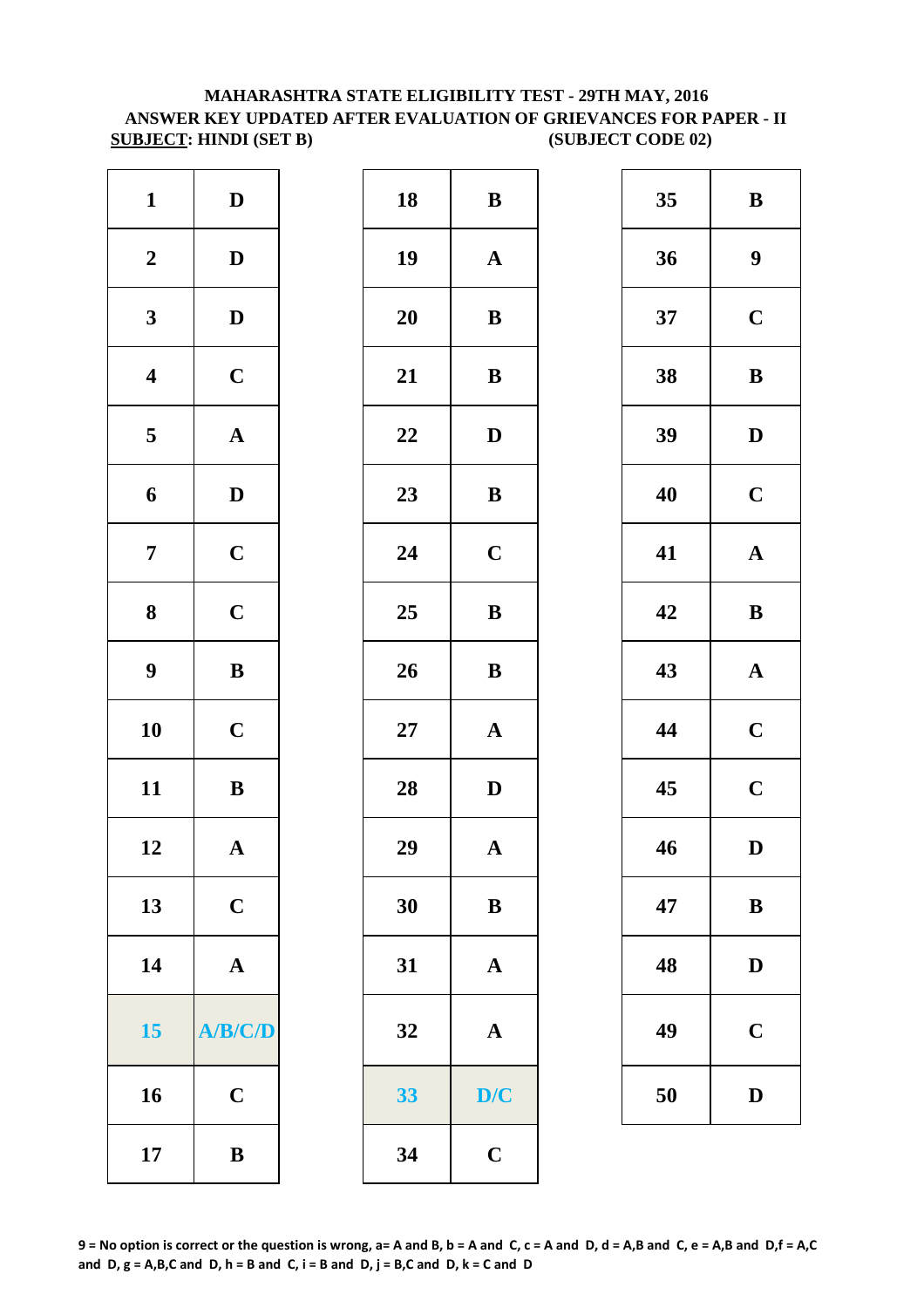**MAHARASHTRA STATE ELIGIBILITY TEST - 29TH MAY, 2016**
**ANSWER KEY UPDATED AFTER EVALUATION OF GRIEVANCES FOR PAPER - II**
**SUBJECT: HINDI (SET B)** **(SUBJECT CODE 02)**

| Q | Ans | Q | Ans | Q | Ans |
|---|---|---|---|---|---|
| 1 | D | 18 | B | 35 | B |
| 2 | D | 19 | A | 36 | 9 |
| 3 | D | 20 | B | 37 | C |
| 4 | C | 21 | B | 38 | B |
| 5 | A | 22 | D | 39 | D |
| 6 | D | 23 | B | 40 | C |
| 7 | C | 24 | C | 41 | A |
| 8 | C | 25 | B | 42 | B |
| 9 | B | 26 | B | 43 | A |
| 10 | C | 27 | A | 44 | C |
| 11 | B | 28 | D | 45 | C |
| 12 | A | 29 | A | 46 | D |
| 13 | C | 30 | B | 47 | B |
| 14 | A | 31 | A | 48 | D |
| 15 | A/B/C/D | 32 | A | 49 | C |
| 16 | C | 33 | D/C | 50 | D |
| 17 | B | 34 | C | | |

**9 = No option is correct or the question is wrong, a= A and B, b = A and C, c = A and D, d = A,B and C, e = A,B and D,f = A,C and D, g = A,B,C and D, h = B and C, i = B and D, j = B,C and D, k = C and D**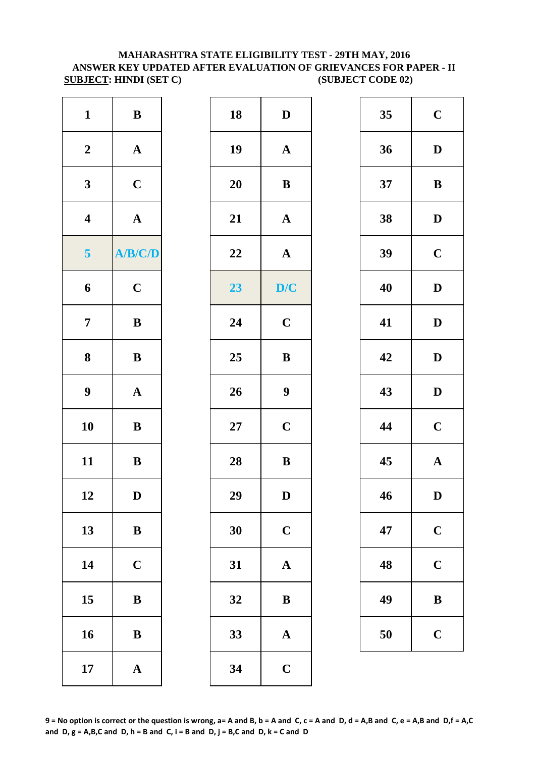**MAHARASHTRA STATE ELIGIBILITY TEST - 29TH MAY, 2016**
**ANSWER KEY UPDATED AFTER EVALUATION OF GRIEVANCES FOR PAPER - II**
**SUBJECT: HINDI (SET C)** **(SUBJECT CODE 02)**

| Q | Ans | Q | Ans | Q | Ans |
|---|---|---|---|---|---|
| 1 | B | 18 | D | 35 | C |
| 2 | A | 19 | A | 36 | D |
| 3 | C | 20 | B | 37 | B |
| 4 | A | 21 | A | 38 | D |
| 5 | A/B/C/D | 22 | A | 39 | C |
| 6 | C | 23 | D/C | 40 | D |
| 7 | B | 24 | C | 41 | D |
| 8 | B | 25 | B | 42 | D |
| 9 | A | 26 | 9 | 43 | D |
| 10 | B | 27 | C | 44 | C |
| 11 | B | 28 | B | 45 | A |
| 12 | D | 29 | D | 46 | D |
| 13 | B | 30 | C | 47 | C |
| 14 | C | 31 | A | 48 | C |
| 15 | B | 32 | B | 49 | B |
| 16 | B | 33 | A | 50 | C |
| 17 | A | 34 | C | | |

**9 = No option is correct or the question is wrong, a= A and B, b = A and C, c = A and D, d = A,B and C, e = A,B and D,f = A,C and D, g = A,B,C and D, h = B and C, i = B and D, j = B,C and D, k = C and D**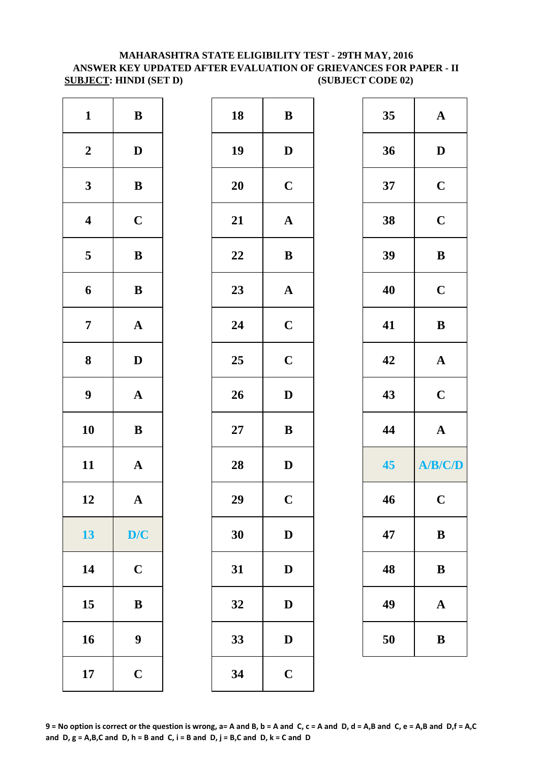**MAHARASHTRA STATE ELIGIBILITY TEST - 29TH MAY, 2016**
**ANSWER KEY UPDATED AFTER EVALUATION OF GRIEVANCES FOR PAPER - II**
**SUBJECT: HINDI (SET D) (SUBJECT CODE 02)**

| Q | Ans | Q | Ans | Q | Ans |
|---|---|---|---|---|---|
| 1 | B | 18 | B | 35 | A |
| 2 | D | 19 | D | 36 | D |
| 3 | B | 20 | C | 37 | C |
| 4 | C | 21 | A | 38 | C |
| 5 | B | 22 | B | 39 | B |
| 6 | B | 23 | A | 40 | C |
| 7 | A | 24 | C | 41 | B |
| 8 | D | 25 | C | 42 | A |
| 9 | A | 26 | D | 43 | C |
| 10 | B | 27 | B | 44 | A |
| 11 | A | 28 | D | 45 | A/B/C/D |
| 12 | A | 29 | C | 46 | C |
| 13 | D/C | 30 | D | 47 | B |
| 14 | C | 31 | D | 48 | B |
| 15 | B | 32 | D | 49 | A |
| 16 | 9 | 33 | D | 50 | B |
| 17 | C | 34 | C | | |

**9 = No option is correct or the question is wrong, a= A and B, b = A and C, c = A and D, d = A,B and C, e = A,B and D,f = A,C and D, g = A,B,C and D, h = B and C, i = B and D, j = B,C and D, k = C and D**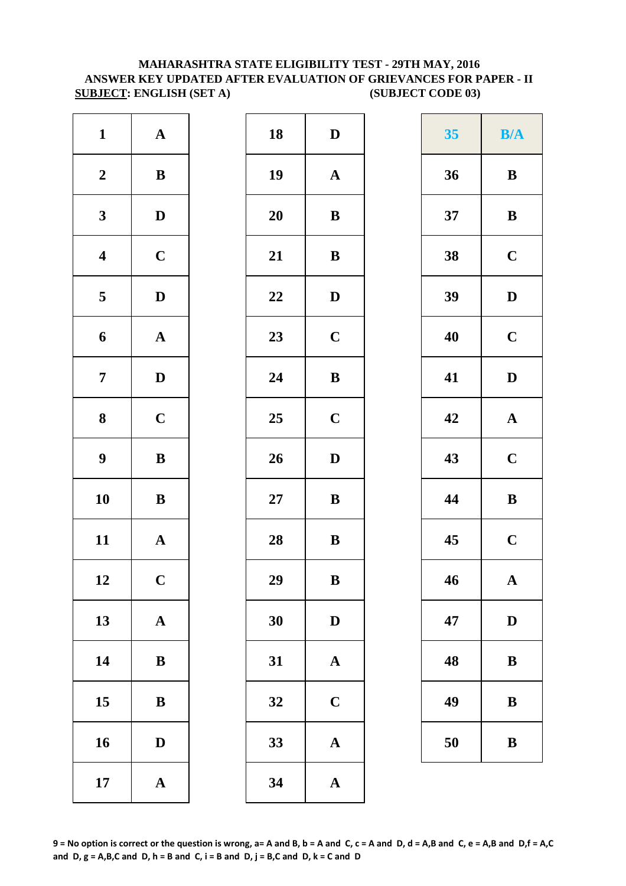**MAHARASHTRA STATE ELIGIBILITY TEST - 29TH MAY, 2016**
**ANSWER KEY UPDATED AFTER EVALUATION OF GRIEVANCES FOR PAPER - II**
**SUBJECT: ENGLISH (SET A) (SUBJECT CODE 03)**

| Q | Ans | Q | Ans | Q | Ans |
|---|---|---|---|---|---|
| 1 | A | 18 | D | 35 | B/A |
| 2 | B | 19 | A | 36 | B |
| 3 | D | 20 | B | 37 | B |
| 4 | C | 21 | B | 38 | C |
| 5 | D | 22 | D | 39 | D |
| 6 | A | 23 | C | 40 | C |
| 7 | D | 24 | B | 41 | D |
| 8 | C | 25 | C | 42 | A |
| 9 | B | 26 | D | 43 | C |
| 10 | B | 27 | B | 44 | B |
| 11 | A | 28 | B | 45 | C |
| 12 | C | 29 | B | 46 | A |
| 13 | A | 30 | D | 47 | D |
| 14 | B | 31 | A | 48 | B |
| 15 | B | 32 | C | 49 | B |
| 16 | D | 33 | A | 50 | B |
| 17 | A | 34 | A | | |

**9 = No option is correct or the question is wrong, a= A and B, b = A and C, c = A and D, d = A,B and C, e = A,B and D,f = A,C and D, g = A,B,C and D, h = B and C, i = B and D, j = B,C and D, k = C and D**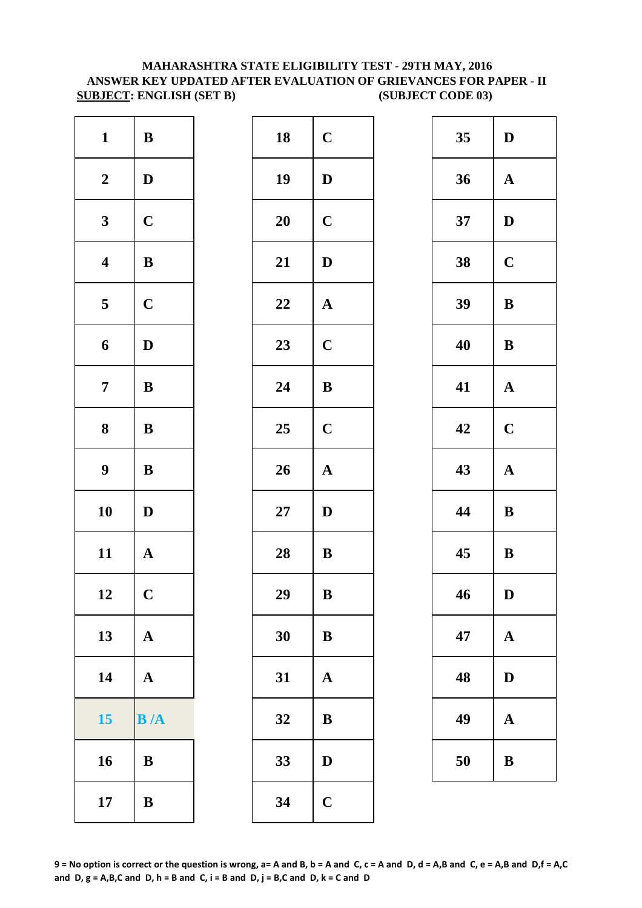**MAHARASHTRA STATE ELIGIBILITY TEST - 29TH MAY, 2016**
**ANSWER KEY UPDATED AFTER EVALUATION OF GRIEVANCES FOR PAPER - II**
**SUBJECT: ENGLISH (SET B)** **(SUBJECT CODE 03)**

| Q | Ans | Q | Ans | Q | Ans |
|---|---|---|---|---|---|
| 1 | B | 18 | C | 35 | D |
| 2 | D | 19 | D | 36 | A |
| 3 | C | 20 | C | 37 | D |
| 4 | B | 21 | D | 38 | C |
| 5 | C | 22 | A | 39 | B |
| 6 | D | 23 | C | 40 | B |
| 7 | B | 24 | B | 41 | A |
| 8 | B | 25 | C | 42 | C |
| 9 | B | 26 | A | 43 | A |
| 10 | D | 27 | D | 44 | B |
| 11 | A | 28 | B | 45 | B |
| 12 | C | 29 | B | 46 | D |
| 13 | A | 30 | B | 47 | A |
| 14 | A | 31 | A | 48 | D |
| 15 | B /A | 32 | B | 49 | A |
| 16 | B | 33 | D | 50 | B |
| 17 | B | 34 | C | | |

9 = No option is correct or the question is wrong, a= A and B, b = A and C, c = A and D, d = A,B and C, e = A,B and D,f = A,C and D, g = A,B,C and D, h = B and C, i = B and D, j = B,C and D, k = C and D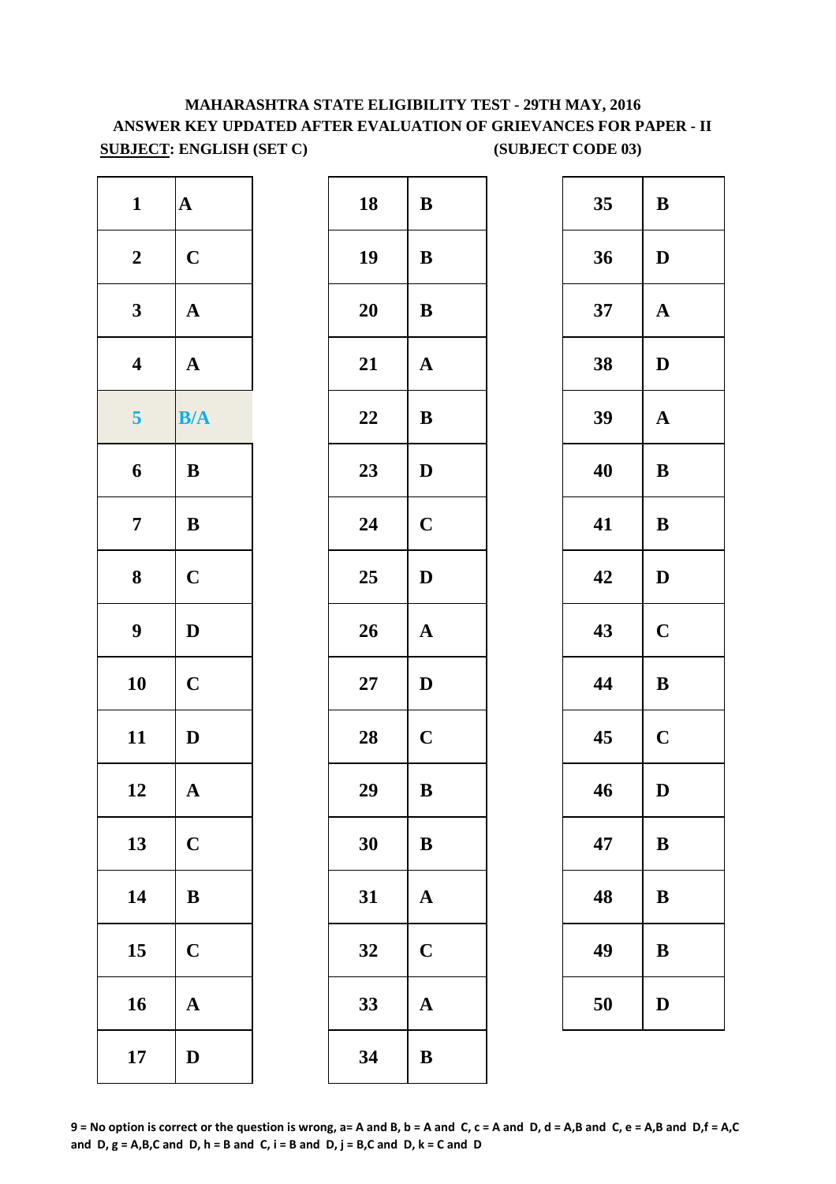**MAHARASHTRA STATE ELIGIBILITY TEST - 29TH MAY, 2016**
**ANSWER KEY UPDATED AFTER EVALUATION OF GRIEVANCES FOR PAPER - II**
**SUBJECT: ENGLISH (SET C) (SUBJECT CODE 03)**

| Q | Ans | Q | Ans | Q | Ans |
|---|---|---|---|---|---|
| 1 | A | 18 | B | 35 | B |
| 2 | C | 19 | B | 36 | D |
| 3 | A | 20 | B | 37 | A |
| 4 | A | 21 | A | 38 | D |
| 5 | B/A | 22 | B | 39 | A |
| 6 | B | 23 | D | 40 | B |
| 7 | B | 24 | C | 41 | B |
| 8 | C | 25 | D | 42 | D |
| 9 | D | 26 | A | 43 | C |
| 10 | C | 27 | D | 44 | B |
| 11 | D | 28 | C | 45 | C |
| 12 | A | 29 | B | 46 | D |
| 13 | C | 30 | B | 47 | B |
| 14 | B | 31 | A | 48 | B |
| 15 | C | 32 | C | 49 | B |
| 16 | A | 33 | A | 50 | D |
| 17 | D | 34 | B | | |

**9 = No option is correct or the question is wrong, a= A and B, b = A and C, c = A and D, d = A,B and C, e = A,B and D,f = A,C and D, g = A,B,C and D, h = B and C, i = B and D, j = B,C and D, k = C and D**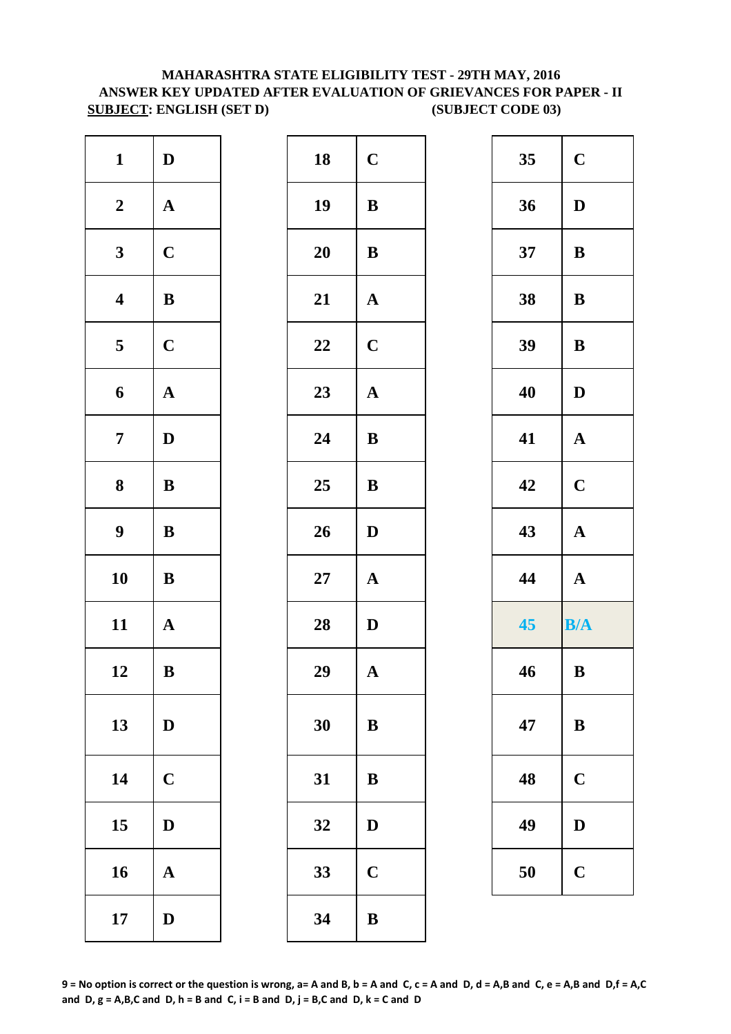**MAHARASHTRA STATE ELIGIBILITY TEST - 29TH MAY, 2016**
**ANSWER KEY UPDATED AFTER EVALUATION OF GRIEVANCES FOR PAPER - II**
**SUBJECT: ENGLISH (SET D) (SUBJECT CODE 03)**

| Q | Ans | Q | Ans | Q | Ans |
|---|---|---|---|---|---|
| 1 | D | 18 | C | 35 | C |
| 2 | A | 19 | B | 36 | D |
| 3 | C | 20 | B | 37 | B |
| 4 | B | 21 | A | 38 | B |
| 5 | C | 22 | C | 39 | B |
| 6 | A | 23 | A | 40 | D |
| 7 | D | 24 | B | 41 | A |
| 8 | B | 25 | B | 42 | C |
| 9 | B | 26 | D | 43 | A |
| 10 | B | 27 | A | 44 | A |
| 11 | A | 28 | D | 45 | B/A |
| 12 | B | 29 | A | 46 | B |
| 13 | D | 30 | B | 47 | B |
| 14 | C | 31 | B | 48 | C |
| 15 | D | 32 | D | 49 | D |
| 16 | A | 33 | C | 50 | C |
| 17 | D | 34 | B | | |

**9 = No option is correct or the question is wrong, a= A and B, b = A and C, c = A and D, d = A,B and C, e = A,B and D,f = A,C and D, g = A,B,C and D, h = B and C, i = B and D, j = B,C and D, k = C and D**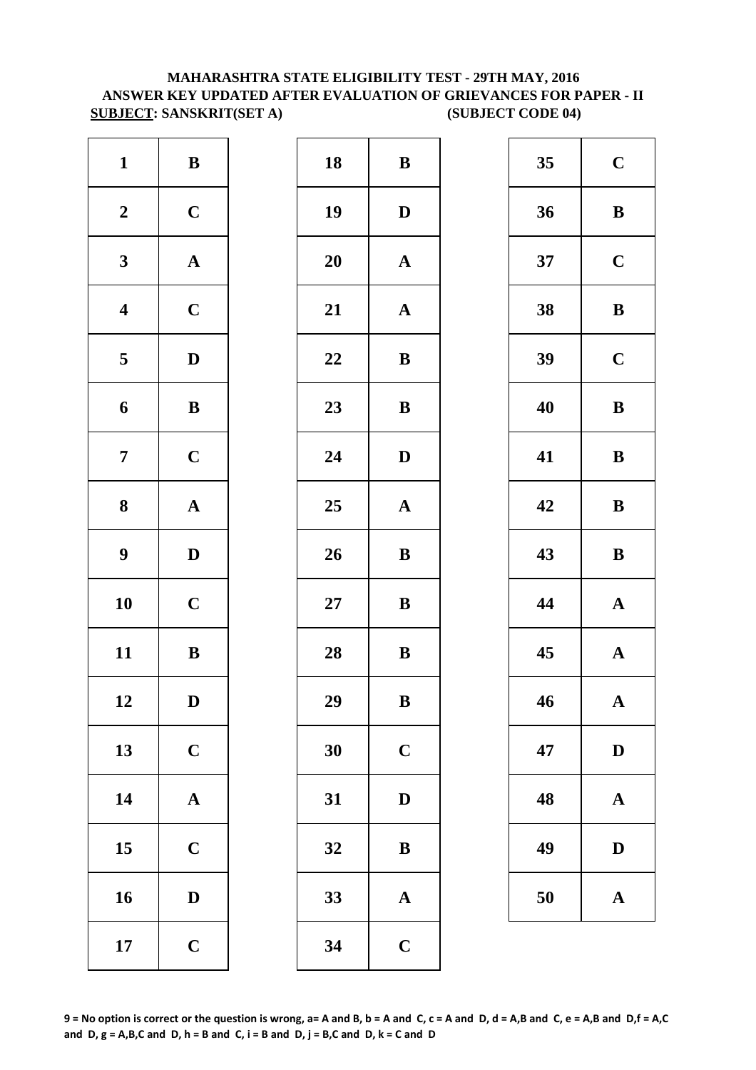**MAHARASHTRA STATE ELIGIBILITY TEST - 29TH MAY, 2016**
**ANSWER KEY UPDATED AFTER EVALUATION OF GRIEVANCES FOR PAPER - II**
**SUBJECT: SANSKRIT(SET A) (SUBJECT CODE 04)**

| Q | Ans |
|---|---|
| 1 | B |
| 2 | C |
| 3 | A |
| 4 | C |
| 5 | D |
| 6 | B |
| 7 | C |
| 8 | A |
| 9 | D |
| 10 | C |
| 11 | B |
| 12 | D |
| 13 | C |
| 14 | A |
| 15 | C |
| 16 | D |
| 17 | C |

| Q | Ans |
|---|---|
| 18 | B |
| 19 | D |
| 20 | A |
| 21 | A |
| 22 | B |
| 23 | B |
| 24 | D |
| 25 | A |
| 26 | B |
| 27 | B |
| 28 | B |
| 29 | B |
| 30 | C |
| 31 | D |
| 32 | B |
| 33 | A |
| 34 | C |

| Q | Ans |
|---|---|
| 35 | C |
| 36 | B |
| 37 | C |
| 38 | B |
| 39 | C |
| 40 | B |
| 41 | B |
| 42 | B |
| 43 | B |
| 44 | A |
| 45 | A |
| 46 | A |
| 47 | D |
| 48 | A |
| 49 | D |
| 50 | A |

**9 = No option is correct or the question is wrong, a= A and B, b = A and C, c = A and D, d = A,B and C, e = A,B and D,f = A,C and D, g = A,B,C and D, h = B and C, i = B and D, j = B,C and D, k = C and D**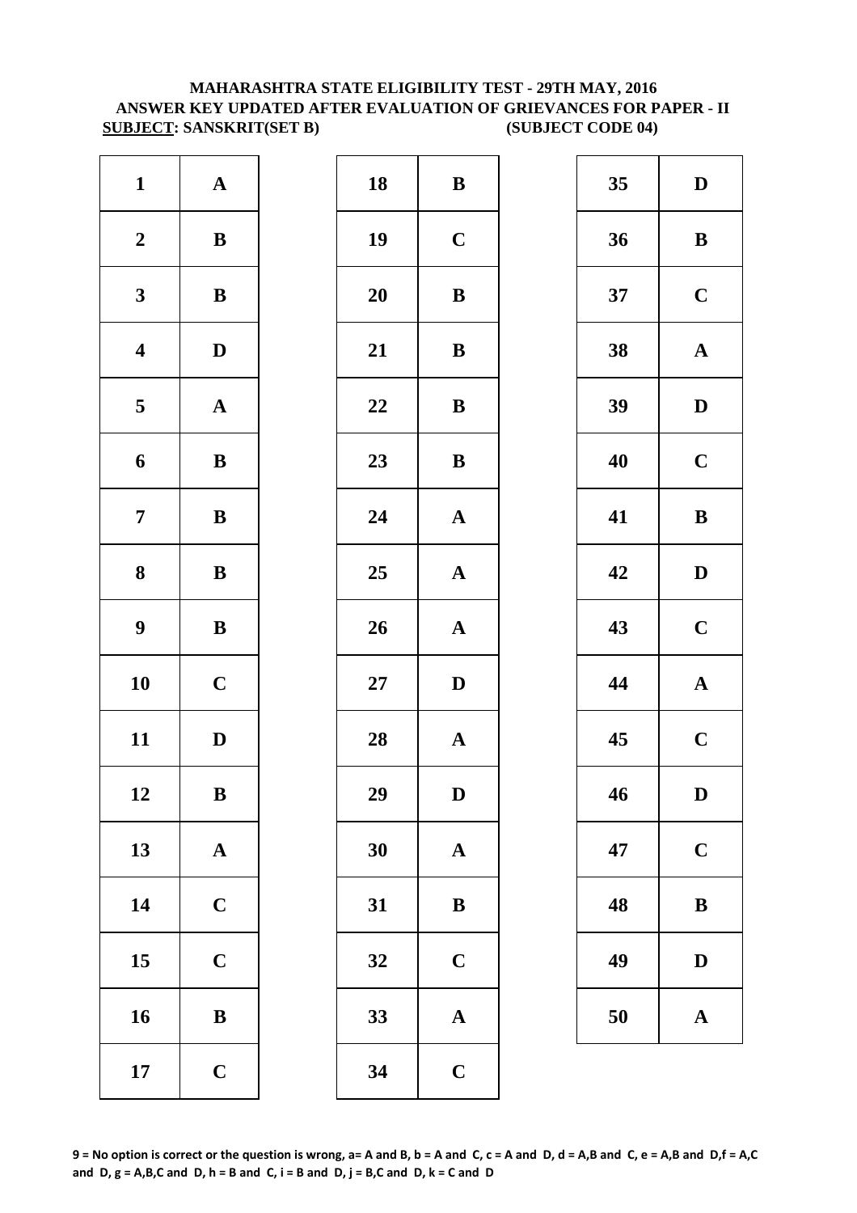**MAHARASHTRA STATE ELIGIBILITY TEST - 29TH MAY, 2016**
**ANSWER KEY UPDATED AFTER EVALUATION OF GRIEVANCES FOR PAPER - II**
**SUBJECT: SANSKRIT(SET B) (SUBJECT CODE 04)**

| Q | Ans | Q | Ans | Q | Ans |
|---|---|---|---|---|---|
| 1 | A | 18 | B | 35 | D |
| 2 | B | 19 | C | 36 | B |
| 3 | B | 20 | B | 37 | C |
| 4 | D | 21 | B | 38 | A |
| 5 | A | 22 | B | 39 | D |
| 6 | B | 23 | B | 40 | C |
| 7 | B | 24 | A | 41 | B |
| 8 | B | 25 | A | 42 | D |
| 9 | B | 26 | A | 43 | C |
| 10 | C | 27 | D | 44 | A |
| 11 | D | 28 | A | 45 | C |
| 12 | B | 29 | D | 46 | D |
| 13 | A | 30 | A | 47 | C |
| 14 | C | 31 | B | 48 | B |
| 15 | C | 32 | C | 49 | D |
| 16 | B | 33 | A | 50 | A |
| 17 | C | 34 | C | | |

**9 = No option is correct or the question is wrong, a= A and B, b = A and C, c = A and D, d = A,B and C, e = A,B and D,f = A,C and D, g = A,B,C and D, h = B and C, i = B and D, j = B,C and D, k = C and D**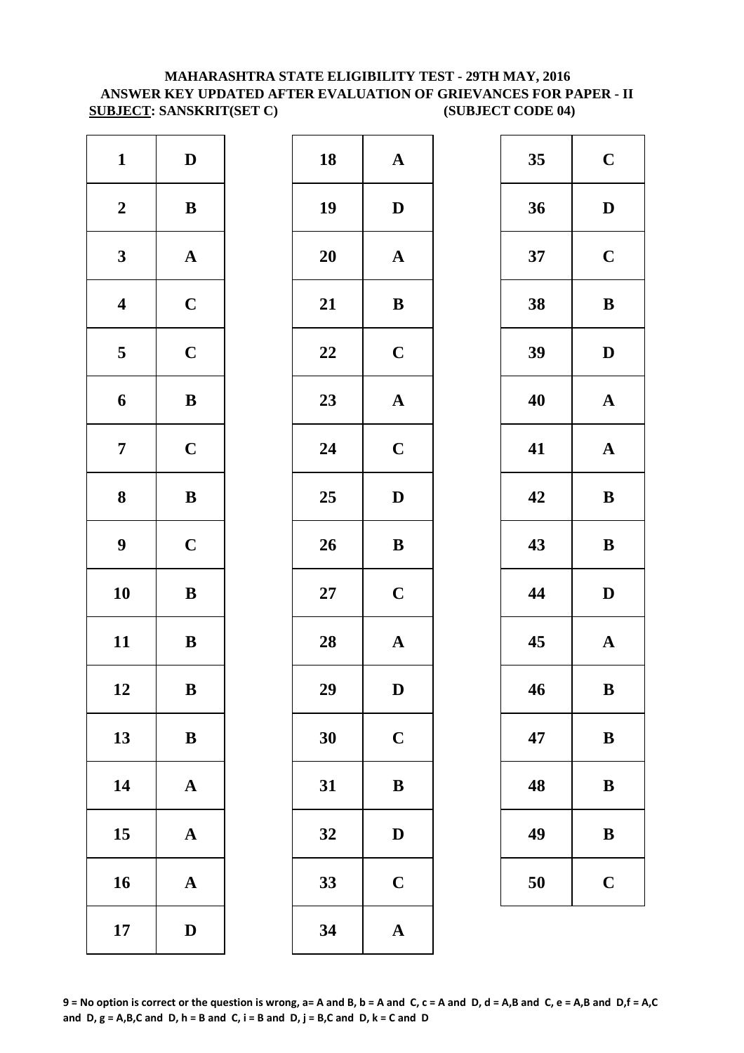# MAHARASHTRA STATE ELIGIBILITY TEST - 29TH MAY, 2016
## ANSWER KEY UPDATED AFTER EVALUATION OF GRIEVANCES FOR PAPER - II

**SUBJECT: SANSKRIT(SET C)** **(SUBJECT CODE 04)**

| Q | Ans |
|---|---|
| 1 | D |
| 2 | B |
| 3 | A |
| 4 | C |
| 5 | C |
| 6 | B |
| 7 | C |
| 8 | B |
| 9 | C |
| 10 | B |
| 11 | B |
| 12 | B |
| 13 | B |
| 14 | A |
| 15 | A |
| 16 | A |
| 17 | D |
| 18 | A |
| 19 | D |
| 20 | A |
| 21 | B |
| 22 | C |
| 23 | A |
| 24 | C |
| 25 | D |
| 26 | B |
| 27 | C |
| 28 | A |
| 29 | D |
| 30 | C |
| 31 | B |
| 32 | D |
| 33 | C |
| 34 | A |
| 35 | C |
| 36 | D |
| 37 | C |
| 38 | B |
| 39 | D |
| 40 | A |
| 41 | A |
| 42 | B |
| 43 | B |
| 44 | D |
| 45 | A |
| 46 | B |
| 47 | B |
| 48 | B |
| 49 | B |
| 50 | C |

**9 = No option is correct or the question is wrong, a= A and B, b = A and C, c = A and D, d = A,B and C, e = A,B and D,f = A,C and D, g = A,B,C and D, h = B and C, i = B and D, j = B,C and D, k = C and D**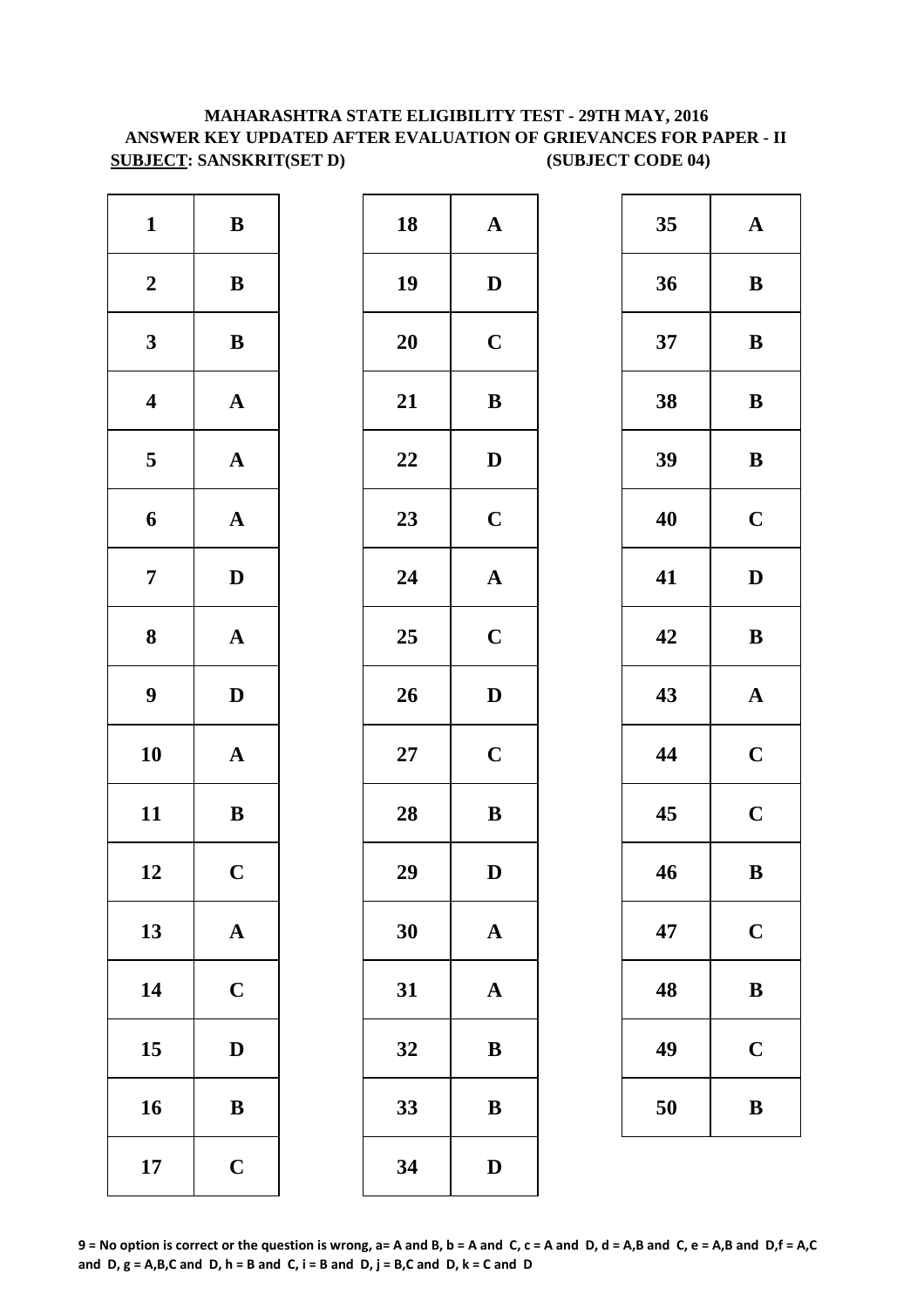**MAHARASHTRA STATE ELIGIBILITY TEST - 29TH MAY, 2016**
**ANSWER KEY UPDATED AFTER EVALUATION OF GRIEVANCES FOR PAPER - II**
**SUBJECT: SANSKRIT(SET D)** **(SUBJECT CODE 04)**

| Q | Ans | Q | Ans | Q | Ans |
|---|---|---|---|---|---|
| 1 | B | 18 | A | 35 | A |
| 2 | B | 19 | D | 36 | B |
| 3 | B | 20 | C | 37 | B |
| 4 | A | 21 | B | 38 | B |
| 5 | A | 22 | D | 39 | B |
| 6 | A | 23 | C | 40 | C |
| 7 | D | 24 | A | 41 | D |
| 8 | A | 25 | C | 42 | B |
| 9 | D | 26 | D | 43 | A |
| 10 | A | 27 | C | 44 | C |
| 11 | B | 28 | B | 45 | C |
| 12 | C | 29 | D | 46 | B |
| 13 | A | 30 | A | 47 | C |
| 14 | C | 31 | A | 48 | B |
| 15 | D | 32 | B | 49 | C |
| 16 | B | 33 | B | 50 | B |
| 17 | C | 34 | D | | |

**9 = No option is correct or the question is wrong, a= A and B, b = A and C, c = A and D, d = A,B and C, e = A,B and D,f = A,C and D, g = A,B,C and D, h = B and C, i = B and D, j = B,C and D, k = C and D**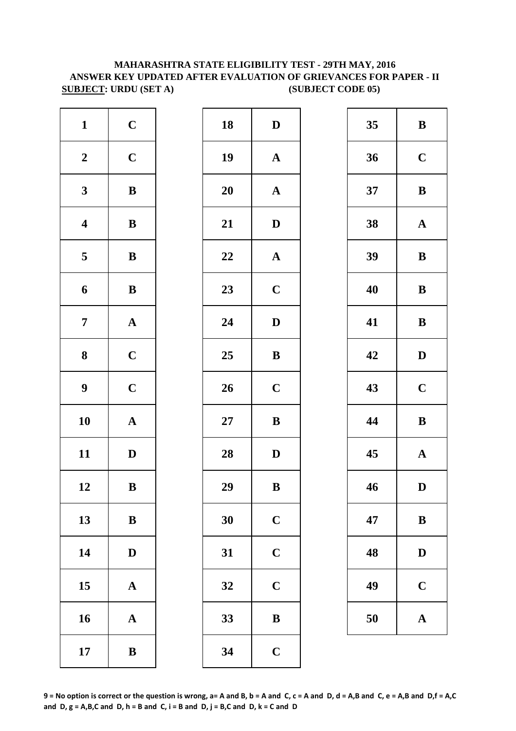**MAHARASHTRA STATE ELIGIBILITY TEST - 29TH MAY, 2016**
**ANSWER KEY UPDATED AFTER EVALUATION OF GRIEVANCES FOR PAPER - II**
**SUBJECT: URDU (SET A) (SUBJECT CODE 05)**

| Q | Ans | Q | Ans | Q | Ans |
|---|---|---|---|---|---|
| 1 | C | 18 | D | 35 | B |
| 2 | C | 19 | A | 36 | C |
| 3 | B | 20 | A | 37 | B |
| 4 | B | 21 | D | 38 | A |
| 5 | B | 22 | A | 39 | B |
| 6 | B | 23 | C | 40 | B |
| 7 | A | 24 | D | 41 | B |
| 8 | C | 25 | B | 42 | D |
| 9 | C | 26 | C | 43 | C |
| 10 | A | 27 | B | 44 | B |
| 11 | D | 28 | D | 45 | A |
| 12 | B | 29 | B | 46 | D |
| 13 | B | 30 | C | 47 | B |
| 14 | D | 31 | C | 48 | D |
| 15 | A | 32 | C | 49 | C |
| 16 | A | 33 | B | 50 | A |
| 17 | B | 34 | C | | |

**9 = No option is correct or the question is wrong, a= A and B, b = A and C, c = A and D, d = A,B and C, e = A,B and D,f = A,C and D, g = A,B,C and D, h = B and C, i = B and D, j = B,C and D, k = C and D**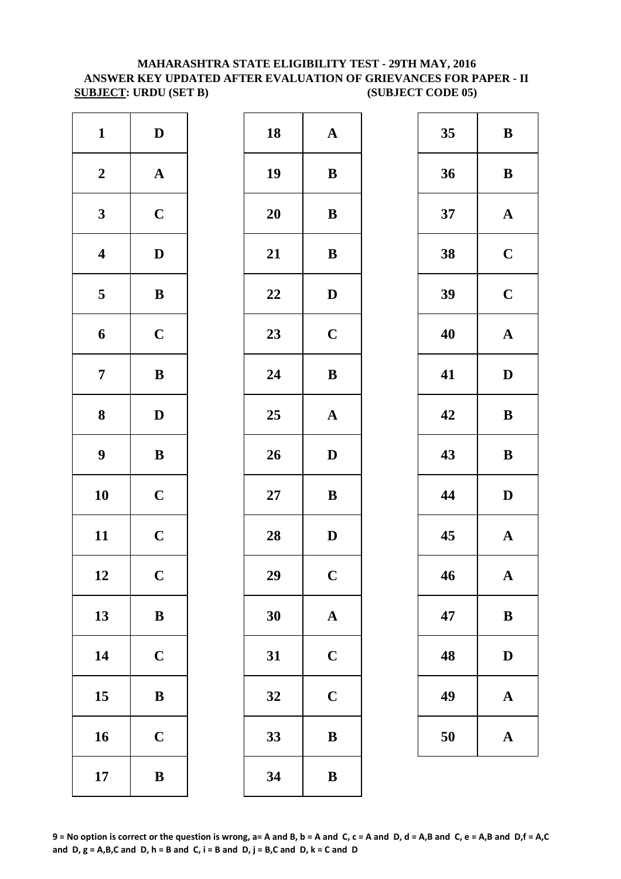**MAHARASHTRA STATE ELIGIBILITY TEST - 29TH MAY, 2016**
**ANSWER KEY UPDATED AFTER EVALUATION OF GRIEVANCES FOR PAPER - II**
**SUBJECT: URDU (SET B) (SUBJECT CODE 05)**

| Q | Ans | Q | Ans | Q | Ans |
|---|---|---|---|---|---|
| 1 | D | 18 | A | 35 | B |
| 2 | A | 19 | B | 36 | B |
| 3 | C | 20 | B | 37 | A |
| 4 | D | 21 | B | 38 | C |
| 5 | B | 22 | D | 39 | C |
| 6 | C | 23 | C | 40 | A |
| 7 | B | 24 | B | 41 | D |
| 8 | D | 25 | A | 42 | B |
| 9 | B | 26 | D | 43 | B |
| 10 | C | 27 | B | 44 | D |
| 11 | C | 28 | D | 45 | A |
| 12 | C | 29 | C | 46 | A |
| 13 | B | 30 | A | 47 | B |
| 14 | C | 31 | C | 48 | D |
| 15 | B | 32 | C | 49 | A |
| 16 | C | 33 | B | 50 | A |
| 17 | B | 34 | B | | |

**9 = No option is correct or the question is wrong, a= A and B, b = A and C, c = A and D, d = A,B and C, e = A,B and D,f = A,C and D, g = A,B,C and D, h = B and C, i = B and D, j = B,C and D, k = C and D**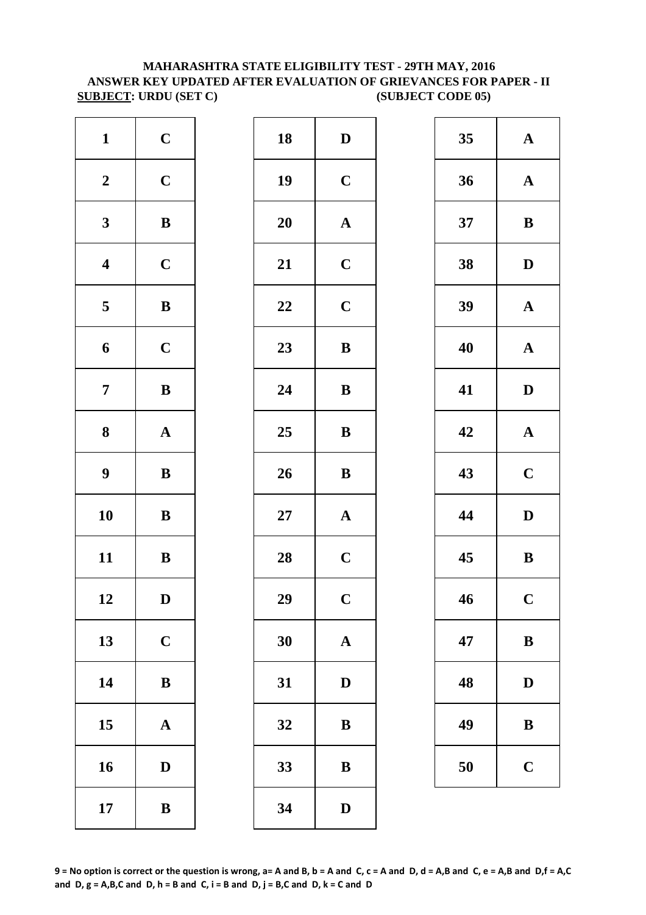**MAHARASHTRA STATE ELIGIBILITY TEST - 29TH MAY, 2016**
**ANSWER KEY UPDATED AFTER EVALUATION OF GRIEVANCES FOR PAPER - II**
**SUBJECT: URDU (SET C)** **(SUBJECT CODE 05)**

| Q | Ans | Q | Ans | Q | Ans |
|---|---|---|---|---|---|
| 1 | C | 18 | D | 35 | A |
| 2 | C | 19 | C | 36 | A |
| 3 | B | 20 | A | 37 | B |
| 4 | C | 21 | C | 38 | D |
| 5 | B | 22 | C | 39 | A |
| 6 | C | 23 | B | 40 | A |
| 7 | B | 24 | B | 41 | D |
| 8 | A | 25 | B | 42 | A |
| 9 | B | 26 | B | 43 | C |
| 10 | B | 27 | A | 44 | D |
| 11 | B | 28 | C | 45 | B |
| 12 | D | 29 | C | 46 | C |
| 13 | C | 30 | A | 47 | B |
| 14 | B | 31 | D | 48 | D |
| 15 | A | 32 | B | 49 | B |
| 16 | D | 33 | B | 50 | C |
| 17 | B | 34 | D | | |

**9 = No option is correct or the question is wrong, a= A and B, b = A and C, c = A and D, d = A,B and C, e = A,B and D,f = A,C and D, g = A,B,C and D, h = B and C, i = B and D, j = B,C and D, k = C and D**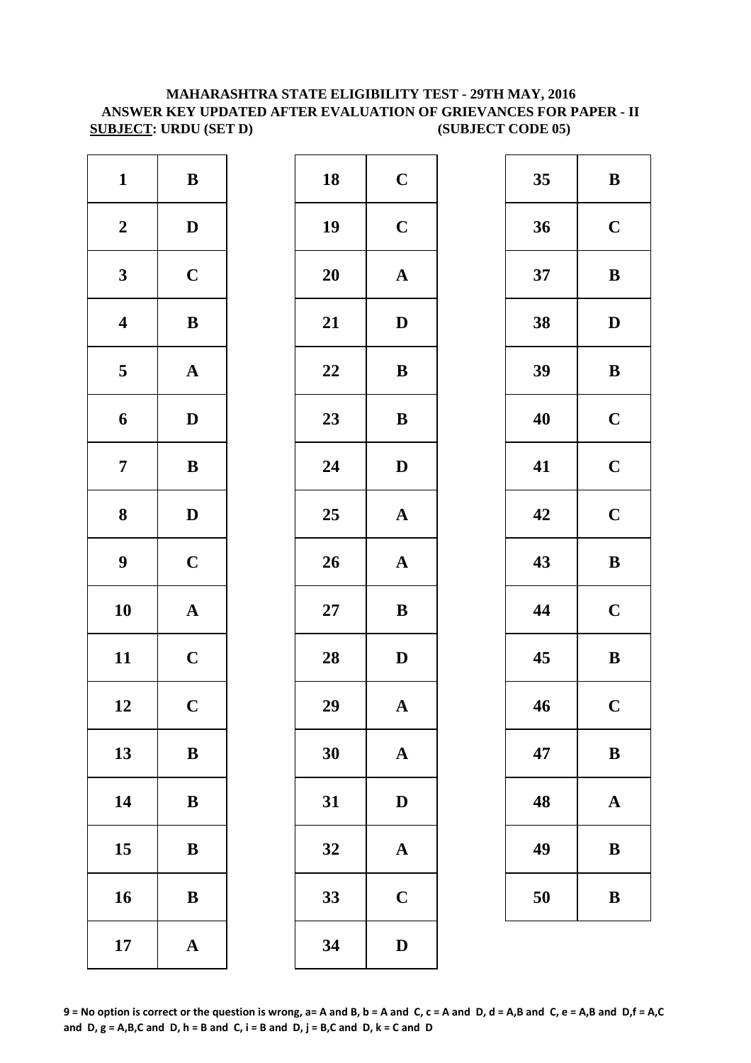**MAHARASHTRA STATE ELIGIBILITY TEST - 29TH MAY, 2016**
**ANSWER KEY UPDATED AFTER EVALUATION OF GRIEVANCES FOR PAPER - II**
**SUBJECT: URDU (SET D) (SUBJECT CODE 05)**

| Q | Ans | Q | Ans | Q | Ans |
|---|---|---|---|---|---|
| 1 | B | 18 | C | 35 | B |
| 2 | D | 19 | C | 36 | C |
| 3 | C | 20 | A | 37 | B |
| 4 | B | 21 | D | 38 | D |
| 5 | A | 22 | B | 39 | B |
| 6 | D | 23 | B | 40 | C |
| 7 | B | 24 | D | 41 | C |
| 8 | D | 25 | A | 42 | C |
| 9 | C | 26 | A | 43 | B |
| 10 | A | 27 | B | 44 | C |
| 11 | C | 28 | D | 45 | B |
| 12 | C | 29 | A | 46 | C |
| 13 | B | 30 | A | 47 | B |
| 14 | B | 31 | D | 48 | A |
| 15 | B | 32 | A | 49 | B |
| 16 | B | 33 | C | 50 | B |
| 17 | A | 34 | D | | |

**9 = No option is correct or the question is wrong, a= A and B, b = A and C, c = A and D, d = A,B and C, e = A,B and D,f = A,C and D, g = A,B,C and D, h = B and C, i = B and D, j = B,C and D, k = C and D**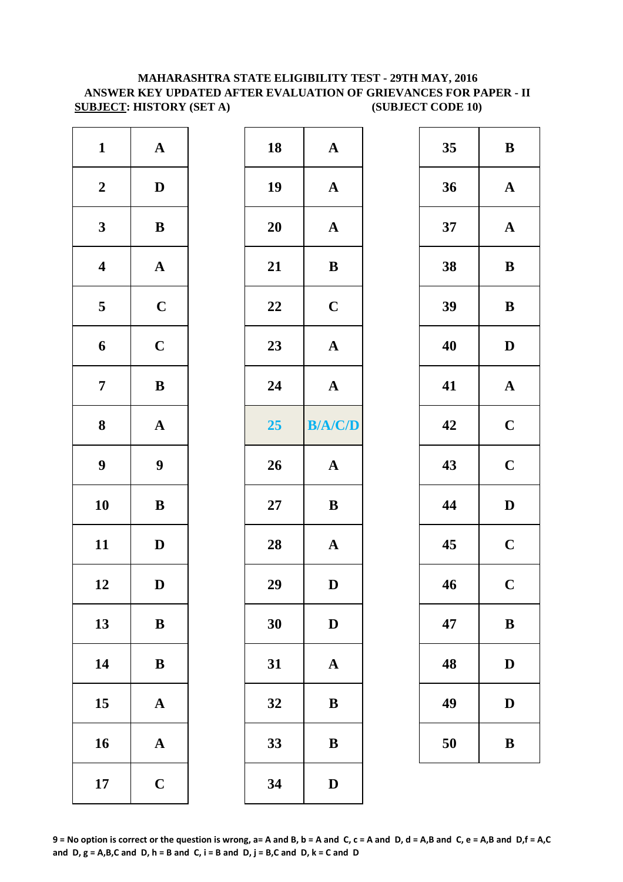**MAHARASHTRA STATE ELIGIBILITY TEST - 29TH MAY, 2016**
**ANSWER KEY UPDATED AFTER EVALUATION OF GRIEVANCES FOR PAPER - II**
**SUBJECT: HISTORY (SET A) (SUBJECT CODE 10)**

| Q | Ans |
|---|---|
| 1 | A |
| 2 | D |
| 3 | B |
| 4 | A |
| 5 | C |
| 6 | C |
| 7 | B |
| 8 | A |
| 9 | 9 |
| 10 | B |
| 11 | D |
| 12 | D |
| 13 | B |
| 14 | B |
| 15 | A |
| 16 | A |
| 17 | C |
| 18 | A |
| 19 | A |
| 20 | A |
| 21 | B |
| 22 | C |
| 23 | A |
| 24 | A |
| 25 | B/A/C/D |
| 26 | A |
| 27 | B |
| 28 | A |
| 29 | D |
| 30 | D |
| 31 | A |
| 32 | B |
| 33 | B |
| 34 | D |
| 35 | B |
| 36 | A |
| 37 | A |
| 38 | B |
| 39 | B |
| 40 | D |
| 41 | A |
| 42 | C |
| 43 | C |
| 44 | D |
| 45 | C |
| 46 | C |
| 47 | B |
| 48 | D |
| 49 | D |
| 50 | B |

**9 = No option is correct or the question is wrong, a= A and B, b = A and C, c = A and D, d = A,B and C, e = A,B and D,f = A,C and D, g = A,B,C and D, h = B and C, i = B and D, j = B,C and D, k = C and D**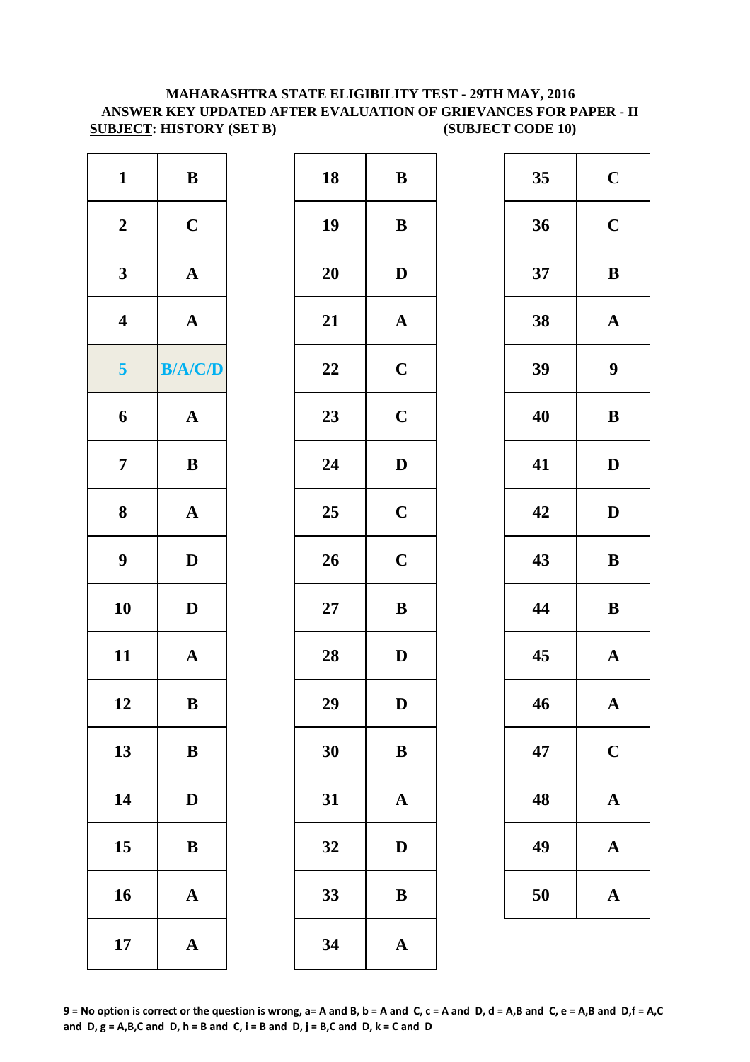**MAHARASHTRA STATE ELIGIBILITY TEST - 29TH MAY, 2016**
**ANSWER KEY UPDATED AFTER EVALUATION OF GRIEVANCES FOR PAPER - II**
**SUBJECT: HISTORY (SET B) (SUBJECT CODE 10)**

| Q | Ans | Q | Ans | Q | Ans |
|---|---|---|---|---|---|
| 1 | B | 18 | B | 35 | C |
| 2 | C | 19 | B | 36 | C |
| 3 | A | 20 | D | 37 | B |
| 4 | A | 21 | A | 38 | A |
| 5 | B/A/C/D | 22 | C | 39 | 9 |
| 6 | A | 23 | C | 40 | B |
| 7 | B | 24 | D | 41 | D |
| 8 | A | 25 | C | 42 | D |
| 9 | D | 26 | C | 43 | B |
| 10 | D | 27 | B | 44 | B |
| 11 | A | 28 | D | 45 | A |
| 12 | B | 29 | D | 46 | A |
| 13 | B | 30 | B | 47 | C |
| 14 | D | 31 | A | 48 | A |
| 15 | B | 32 | D | 49 | A |
| 16 | A | 33 | B | 50 | A |
| 17 | A | 34 | A | | |

**9 = No option is correct or the question is wrong, a= A and B, b = A and C, c = A and D, d = A,B and C, e = A,B and D,f = A,C and D, g = A,B,C and D, h = B and C, i = B and D, j = B,C and D, k = C and D**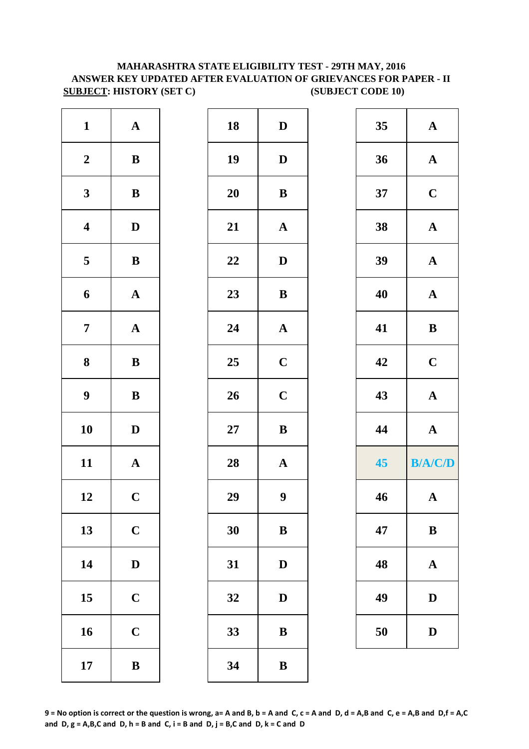**MAHARASHTRA STATE ELIGIBILITY TEST - 29TH MAY, 2016**

**ANSWER KEY UPDATED AFTER EVALUATION OF GRIEVANCES FOR PAPER - II**

**SUBJECT: HISTORY (SET C) (SUBJECT CODE 10)**

| Q | Ans | Q | Ans | Q | Ans |
|---|---|---|---|---|---|
| 1 | A | 18 | D | 35 | A |
| 2 | B | 19 | D | 36 | A |
| 3 | B | 20 | B | 37 | C |
| 4 | D | 21 | A | 38 | A |
| 5 | B | 22 | D | 39 | A |
| 6 | A | 23 | B | 40 | A |
| 7 | A | 24 | A | 41 | B |
| 8 | B | 25 | C | 42 | C |
| 9 | B | 26 | C | 43 | A |
| 10 | D | 27 | B | 44 | A |
| 11 | A | 28 | A | 45 | B/A/C/D |
| 12 | C | 29 | 9 | 46 | A |
| 13 | C | 30 | B | 47 | B |
| 14 | D | 31 | D | 48 | A |
| 15 | C | 32 | D | 49 | D |
| 16 | C | 33 | B | 50 | D |
| 17 | B | 34 | B | | |

**9 = No option is correct or the question is wrong, a= A and B, b = A and C, c = A and D, d = A,B and C, e = A,B and D,f = A,C and D, g = A,B,C and D, h = B and C, i = B and D, j = B,C and D, k = C and D**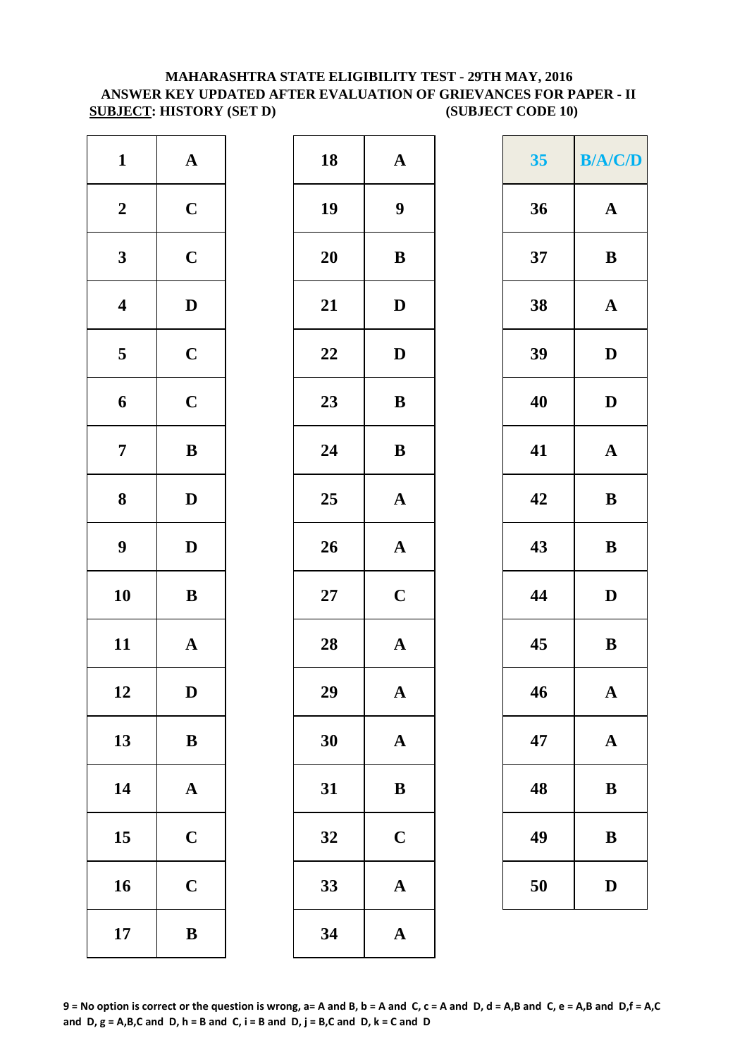**MAHARASHTRA STATE ELIGIBILITY TEST - 29TH MAY, 2016**
**ANSWER KEY UPDATED AFTER EVALUATION OF GRIEVANCES FOR PAPER - II**
**SUBJECT: HISTORY (SET D) (SUBJECT CODE 10)**

| Q | Ans | Q | Ans | Q | Ans |
|---|---|---|---|---|---|
| 1 | A | 18 | A | 35 | B/A/C/D |
| 2 | C | 19 | 9 | 36 | A |
| 3 | C | 20 | B | 37 | B |
| 4 | D | 21 | D | 38 | A |
| 5 | C | 22 | D | 39 | D |
| 6 | C | 23 | B | 40 | D |
| 7 | B | 24 | B | 41 | A |
| 8 | D | 25 | A | 42 | B |
| 9 | D | 26 | A | 43 | B |
| 10 | B | 27 | C | 44 | D |
| 11 | A | 28 | A | 45 | B |
| 12 | D | 29 | A | 46 | A |
| 13 | B | 30 | A | 47 | A |
| 14 | A | 31 | B | 48 | B |
| 15 | C | 32 | C | 49 | B |
| 16 | C | 33 | A | 50 | D |
| 17 | B | 34 | A | | |

**9 = No option is correct or the question is wrong, a= A and B, b = A and C, c = A and D, d = A,B and C, e = A,B and D,f = A,C and D, g = A,B,C and D, h = B and C, i = B and D, j = B,C and D, k = C and D**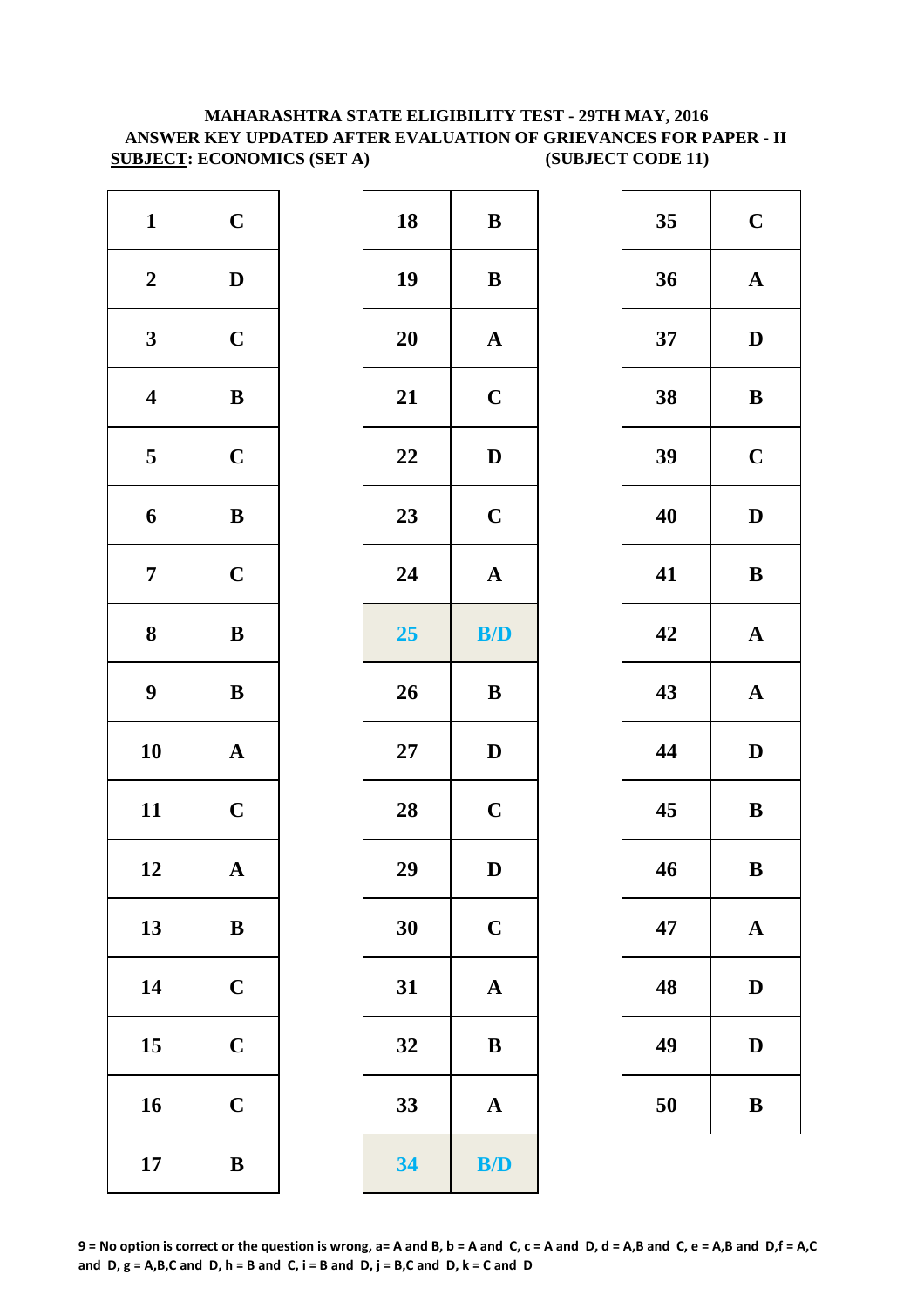**MAHARASHTRA STATE ELIGIBILITY TEST - 29TH MAY, 2016**
**ANSWER KEY UPDATED AFTER EVALUATION OF GRIEVANCES FOR PAPER - II**
**SUBJECT: ECONOMICS (SET A) (SUBJECT CODE 11)**

| Q | Ans | Q | Ans | Q | Ans |
|---|---|---|---|---|---|
| 1 | C | 18 | B | 35 | C |
| 2 | D | 19 | B | 36 | A |
| 3 | C | 20 | A | 37 | D |
| 4 | B | 21 | C | 38 | B |
| 5 | C | 22 | D | 39 | C |
| 6 | B | 23 | C | 40 | D |
| 7 | C | 24 | A | 41 | B |
| 8 | B | 25 | B/D | 42 | A |
| 9 | B | 26 | B | 43 | A |
| 10 | A | 27 | D | 44 | D |
| 11 | C | 28 | C | 45 | B |
| 12 | A | 29 | D | 46 | B |
| 13 | B | 30 | C | 47 | A |
| 14 | C | 31 | A | 48 | D |
| 15 | C | 32 | B | 49 | D |
| 16 | C | 33 | A | 50 | B |
| 17 | B | 34 | B/D | | |

**9 = No option is correct or the question is wrong, a= A and B, b = A and C, c = A and D, d = A,B and C, e = A,B and D,f = A,C and D, g = A,B,C and D, h = B and C, i = B and D, j = B,C and D, k = C and D**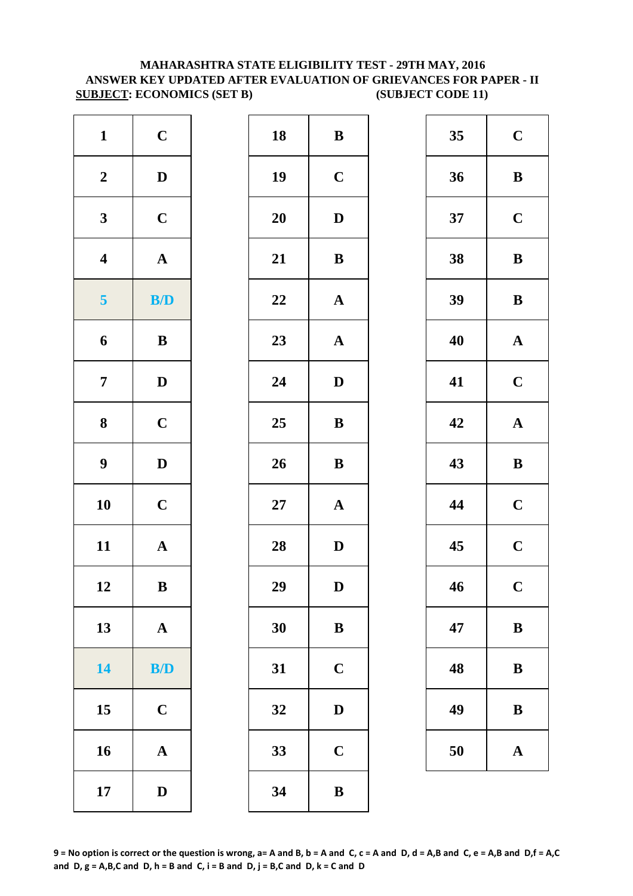**MAHARASHTRA STATE ELIGIBILITY TEST - 29TH MAY, 2016**
**ANSWER KEY UPDATED AFTER EVALUATION OF GRIEVANCES FOR PAPER - II**
**SUBJECT: ECONOMICS (SET B) (SUBJECT CODE 11)**

| Q | Ans | Q | Ans | Q | Ans |
|---|---|---|---|---|---|
| 1 | C | 18 | B | 35 | C |
| 2 | D | 19 | C | 36 | B |
| 3 | C | 20 | D | 37 | C |
| 4 | A | 21 | B | 38 | B |
| 5 | B/D | 22 | A | 39 | B |
| 6 | B | 23 | A | 40 | A |
| 7 | D | 24 | D | 41 | C |
| 8 | C | 25 | B | 42 | A |
| 9 | D | 26 | B | 43 | B |
| 10 | C | 27 | A | 44 | C |
| 11 | A | 28 | D | 45 | C |
| 12 | B | 29 | D | 46 | C |
| 13 | A | 30 | B | 47 | B |
| 14 | B/D | 31 | C | 48 | B |
| 15 | C | 32 | D | 49 | B |
| 16 | A | 33 | C | 50 | A |
| 17 | D | 34 | B | | |

**9 = No option is correct or the question is wrong, a= A and B, b = A and C, c = A and D, d = A,B and C, e = A,B and D,f = A,C and D, g = A,B,C and D, h = B and C, i = B and D, j = B,C and D, k = C and D**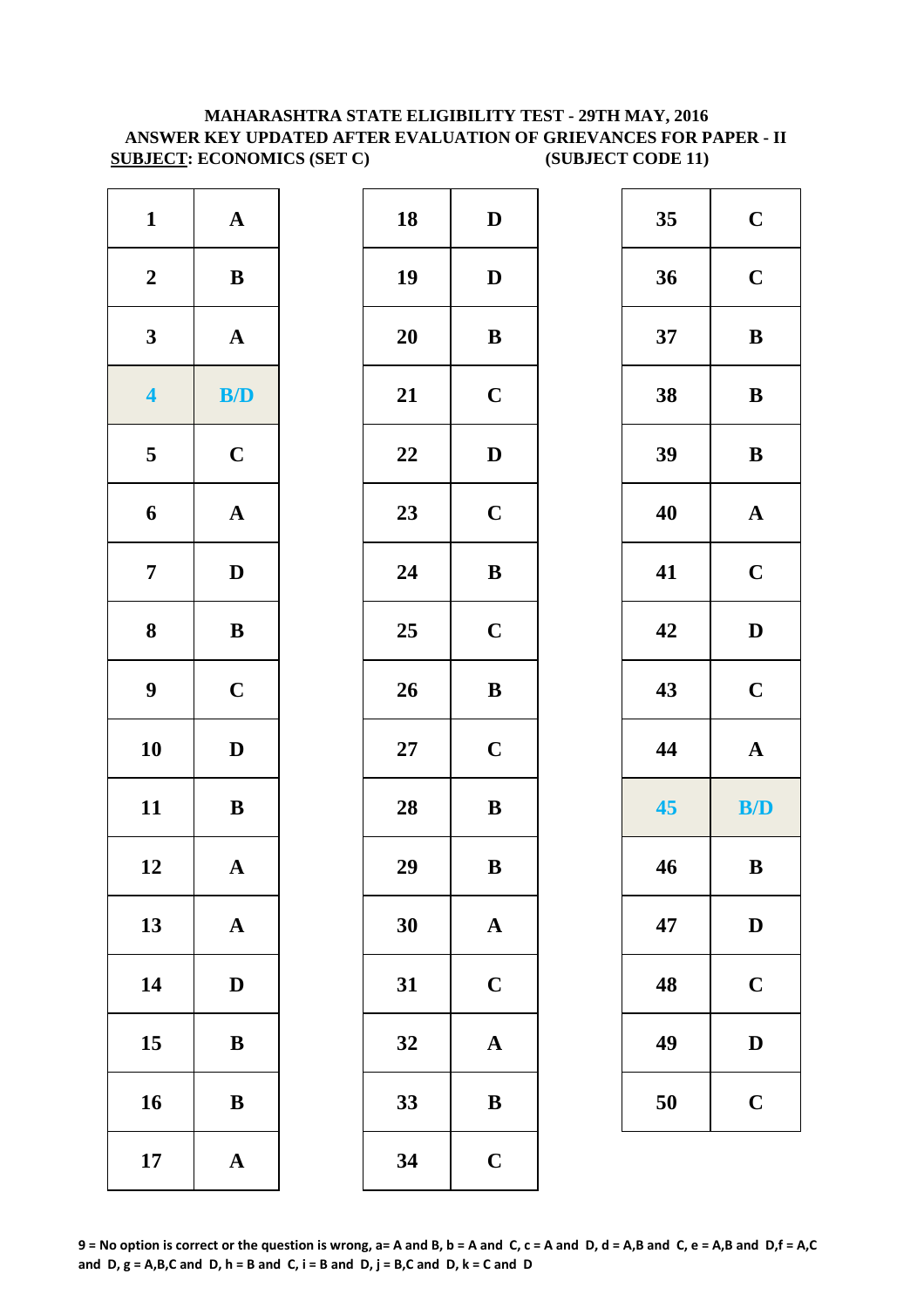**MAHARASHTRA STATE ELIGIBILITY TEST - 29TH MAY, 2016**
**ANSWER KEY UPDATED AFTER EVALUATION OF GRIEVANCES FOR PAPER - II**
**SUBJECT: ECONOMICS (SET C) (SUBJECT CODE 11)**

| Q | Ans | Q | Ans | Q | Ans |
|---|---|---|---|---|---|
| 1 | A | 18 | D | 35 | C |
| 2 | B | 19 | D | 36 | C |
| 3 | A | 20 | B | 37 | B |
| 4 | B/D | 21 | C | 38 | B |
| 5 | C | 22 | D | 39 | B |
| 6 | A | 23 | C | 40 | A |
| 7 | D | 24 | B | 41 | C |
| 8 | B | 25 | C | 42 | D |
| 9 | C | 26 | B | 43 | C |
| 10 | D | 27 | C | 44 | A |
| 11 | B | 28 | B | 45 | B/D |
| 12 | A | 29 | B | 46 | B |
| 13 | A | 30 | A | 47 | D |
| 14 | D | 31 | C | 48 | C |
| 15 | B | 32 | A | 49 | D |
| 16 | B | 33 | B | 50 | C |
| 17 | A | 34 | C | | |

**9 = No option is correct or the question is wrong, a= A and B, b = A and C, c = A and D, d = A,B and C, e = A,B and D,f = A,C and D, g = A,B,C and D, h = B and C, i = B and D, j = B,C and D, k = C and D**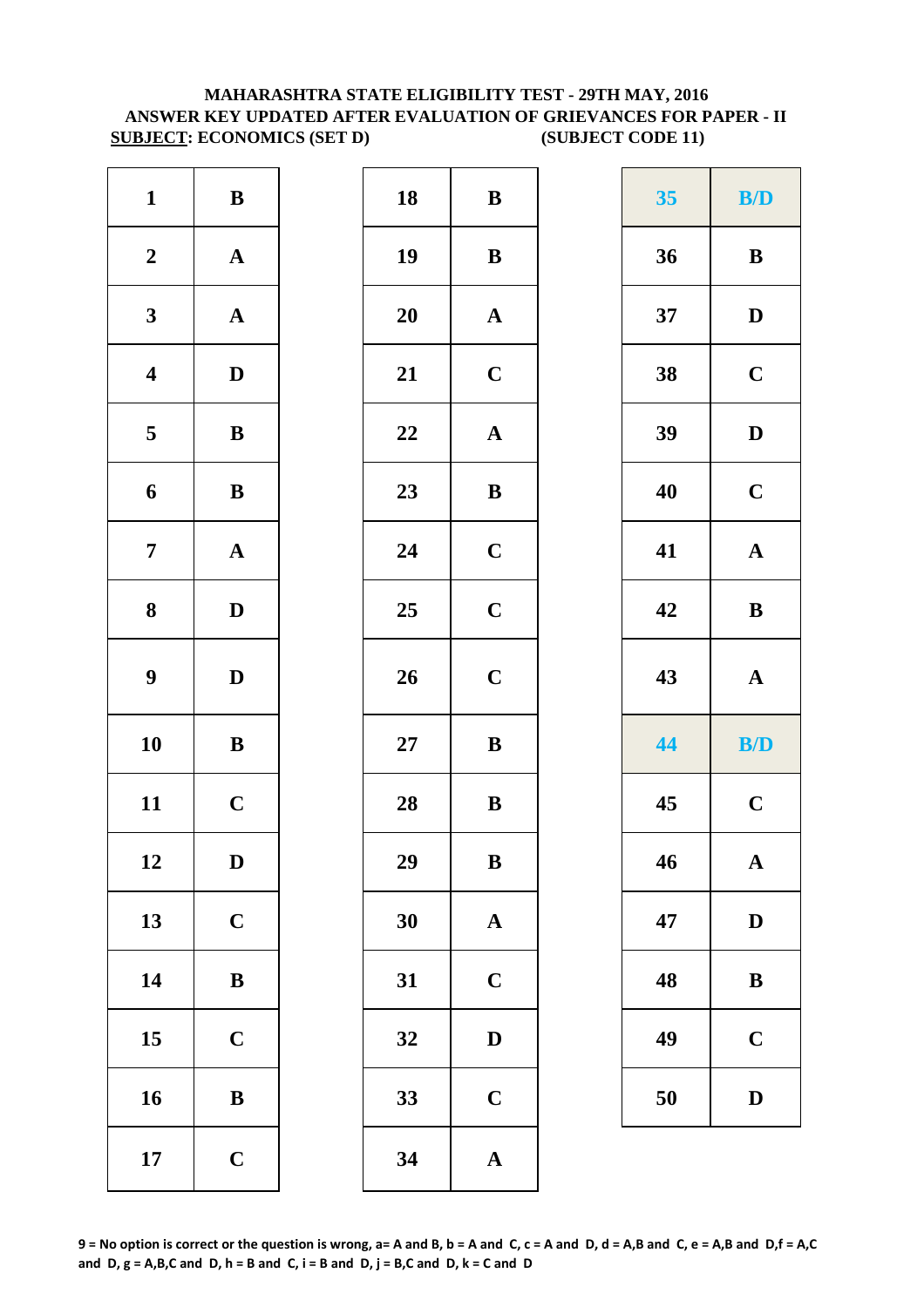**MAHARASHTRA STATE ELIGIBILITY TEST - 29TH MAY, 2016**
**ANSWER KEY UPDATED AFTER EVALUATION OF GRIEVANCES FOR PAPER - II**
**SUBJECT: ECONOMICS (SET D) (SUBJECT CODE 11)**

| Q | Ans | Q | Ans | Q | Ans |
|---|---|---|---|---|---|
| 1 | B | 18 | B | 35 | B/D |
| 2 | A | 19 | B | 36 | B |
| 3 | A | 20 | A | 37 | D |
| 4 | D | 21 | C | 38 | C |
| 5 | B | 22 | A | 39 | D |
| 6 | B | 23 | B | 40 | C |
| 7 | A | 24 | C | 41 | A |
| 8 | D | 25 | C | 42 | B |
| 9 | D | 26 | C | 43 | A |
| 10 | B | 27 | B | 44 | B/D |
| 11 | C | 28 | B | 45 | C |
| 12 | D | 29 | B | 46 | A |
| 13 | C | 30 | A | 47 | D |
| 14 | B | 31 | C | 48 | B |
| 15 | C | 32 | D | 49 | C |
| 16 | B | 33 | C | 50 | D |
| 17 | C | 34 | A | | |

**9 = No option is correct or the question is wrong, a= A and B, b = A and C, c = A and D, d = A,B and C, e = A,B and D,f = A,C and D, g = A,B,C and D, h = B and C, i = B and D, j = B,C and D, k = C and D**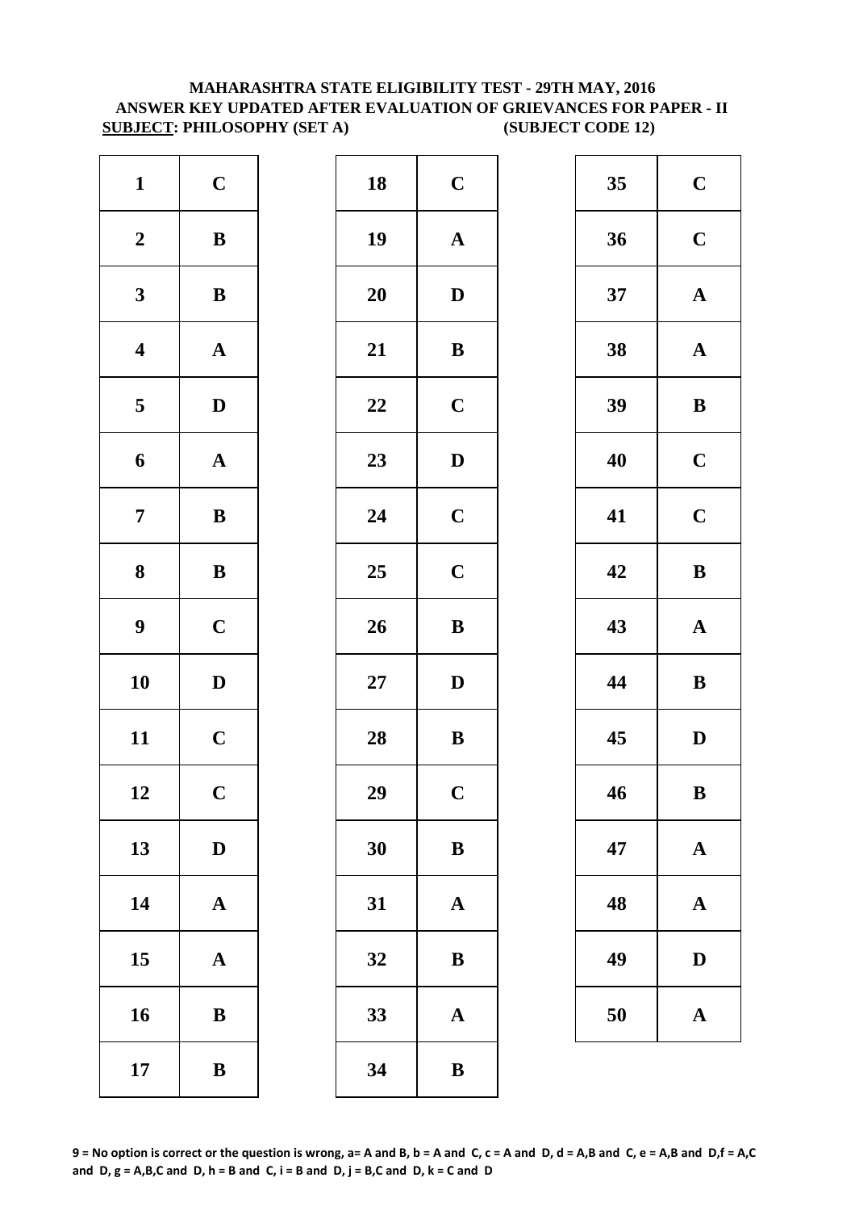**MAHARASHTRA STATE ELIGIBILITY TEST - 29TH MAY, 2016**
**ANSWER KEY UPDATED AFTER EVALUATION OF GRIEVANCES FOR PAPER - II**
**SUBJECT: PHILOSOPHY (SET A) (SUBJECT CODE 12)**

| Q | Ans | Q | Ans | Q | Ans |
|---|---|---|---|---|---|
| 1 | C | 18 | C | 35 | C |
| 2 | B | 19 | A | 36 | C |
| 3 | B | 20 | D | 37 | A |
| 4 | A | 21 | B | 38 | A |
| 5 | D | 22 | C | 39 | B |
| 6 | A | 23 | D | 40 | C |
| 7 | B | 24 | C | 41 | C |
| 8 | B | 25 | C | 42 | B |
| 9 | C | 26 | B | 43 | A |
| 10 | D | 27 | D | 44 | B |
| 11 | C | 28 | B | 45 | D |
| 12 | C | 29 | C | 46 | B |
| 13 | D | 30 | B | 47 | A |
| 14 | A | 31 | A | 48 | A |
| 15 | A | 32 | B | 49 | D |
| 16 | B | 33 | A | 50 | A |
| 17 | B | 34 | B | | |

**9 = No option is correct or the question is wrong, a= A and B, b = A and C, c = A and D, d = A,B and C, e = A,B and D,f = A,C and D, g = A,B,C and D, h = B and C, i = B and D, j = B,C and D, k = C and D**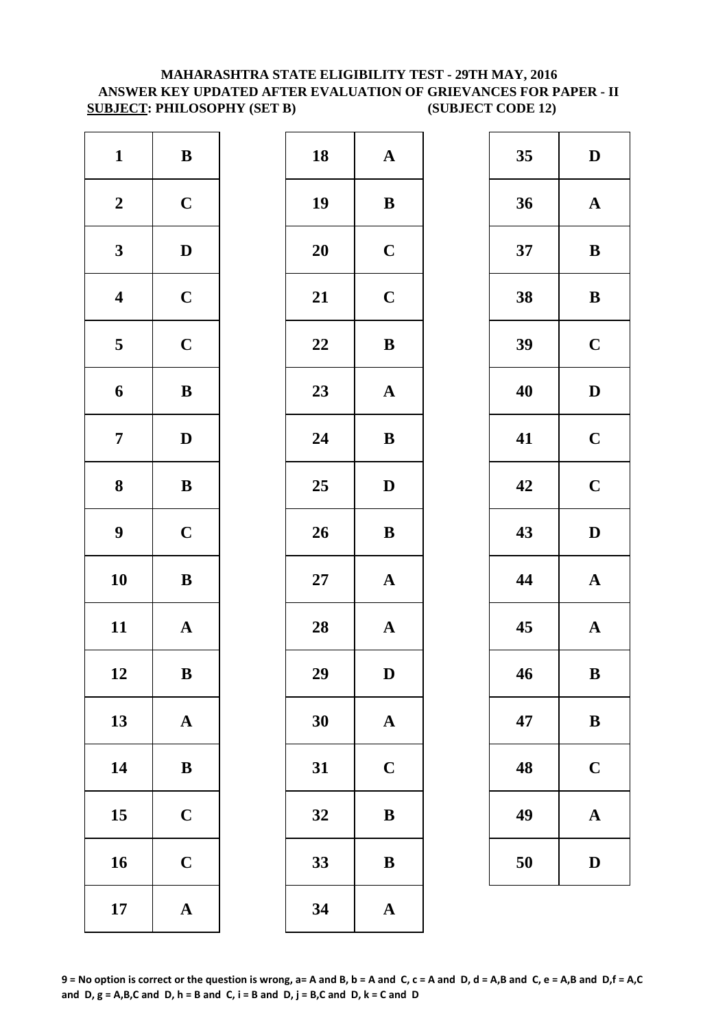# MAHARASHTRA STATE ELIGIBILITY TEST - 29TH MAY, 2016
## ANSWER KEY UPDATED AFTER EVALUATION OF GRIEVANCES FOR PAPER - II
**SUBJECT: PHILOSOPHY (SET B)** **(SUBJECT CODE 12)**

| Q | Ans | Q | Ans | Q | Ans |
|---|---|---|---|---|---|
| 1 | B | 18 | A | 35 | D |
| 2 | C | 19 | B | 36 | A |
| 3 | D | 20 | C | 37 | B |
| 4 | C | 21 | C | 38 | B |
| 5 | C | 22 | B | 39 | C |
| 6 | B | 23 | A | 40 | D |
| 7 | D | 24 | B | 41 | C |
| 8 | B | 25 | D | 42 | C |
| 9 | C | 26 | B | 43 | D |
| 10 | B | 27 | A | 44 | A |
| 11 | A | 28 | A | 45 | A |
| 12 | B | 29 | D | 46 | B |
| 13 | A | 30 | A | 47 | B |
| 14 | B | 31 | C | 48 | C |
| 15 | C | 32 | B | 49 | A |
| 16 | C | 33 | B | 50 | D |
| 17 | A | 34 | A | | |

**9 = No option is correct or the question is wrong, a= A and B, b = A and C, c = A and D, d = A,B and C, e = A,B and D,f = A,C and D, g = A,B,C and D, h = B and C, i = B and D, j = B,C and D, k = C and D**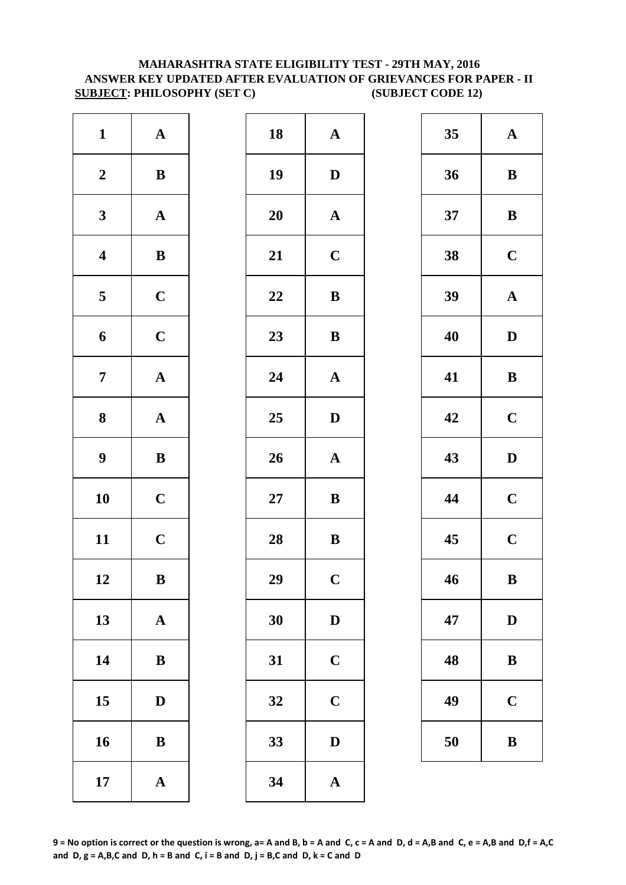**MAHARASHTRA STATE ELIGIBILITY TEST - 29TH MAY, 2016**
**ANSWER KEY UPDATED AFTER EVALUATION OF GRIEVANCES FOR PAPER - II**
**SUBJECT: PHILOSOPHY (SET C) (SUBJECT CODE 12)**

| Q | Ans | | Q | Ans | | Q | Ans |
|---|---|---|---|---|---|---|---|
| 1 | A | | 18 | A | | 35 | A |
| 2 | B | | 19 | D | | 36 | B |
| 3 | A | | 20 | A | | 37 | B |
| 4 | B | | 21 | C | | 38 | C |
| 5 | C | | 22 | B | | 39 | A |
| 6 | C | | 23 | B | | 40 | D |
| 7 | A | | 24 | A | | 41 | B |
| 8 | A | | 25 | D | | 42 | C |
| 9 | B | | 26 | A | | 43 | D |
| 10 | C | | 27 | B | | 44 | C |
| 11 | C | | 28 | B | | 45 | C |
| 12 | B | | 29 | C | | 46 | B |
| 13 | A | | 30 | D | | 47 | D |
| 14 | B | | 31 | C | | 48 | B |
| 15 | D | | 32 | C | | 49 | C |
| 16 | B | | 33 | D | | 50 | B |
| 17 | A | | 34 | A | | | |

**9 = No option is correct or the question is wrong, a= A and B, b = A and C, c = A and D, d = A,B and C, e = A,B and D,f = A,C and D, g = A,B,C and D, h = B and C, i = B and D, j = B,C and D, k = C and D**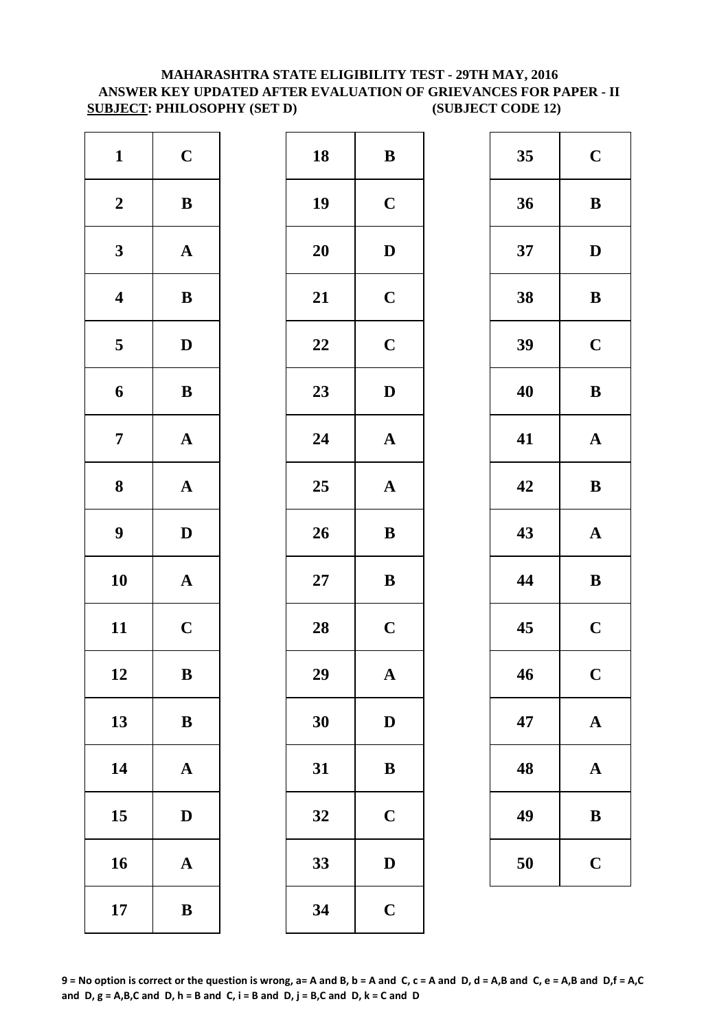**MAHARASHTRA STATE ELIGIBILITY TEST - 29TH MAY, 2016**
**ANSWER KEY UPDATED AFTER EVALUATION OF GRIEVANCES FOR PAPER - II**
**SUBJECT: PHILOSOPHY (SET D) (SUBJECT CODE 12)**

| Q | Ans | Q | Ans | Q | Ans |
|---|---|---|---|---|---|
| 1 | C | 18 | B | 35 | C |
| 2 | B | 19 | C | 36 | B |
| 3 | A | 20 | D | 37 | D |
| 4 | B | 21 | C | 38 | B |
| 5 | D | 22 | C | 39 | C |
| 6 | B | 23 | D | 40 | B |
| 7 | A | 24 | A | 41 | A |
| 8 | A | 25 | A | 42 | B |
| 9 | D | 26 | B | 43 | A |
| 10 | A | 27 | B | 44 | B |
| 11 | C | 28 | C | 45 | C |
| 12 | B | 29 | A | 46 | C |
| 13 | B | 30 | D | 47 | A |
| 14 | A | 31 | B | 48 | A |
| 15 | D | 32 | C | 49 | B |
| 16 | A | 33 | D | 50 | C |
| 17 | B | 34 | C | | |

**9 = No option is correct or the question is wrong, a= A and B, b = A and C, c = A and D, d = A,B and C, e = A,B and D,f = A,C and D, g = A,B,C and D, h = B and C, i = B and D, j = B,C and D, k = C and D**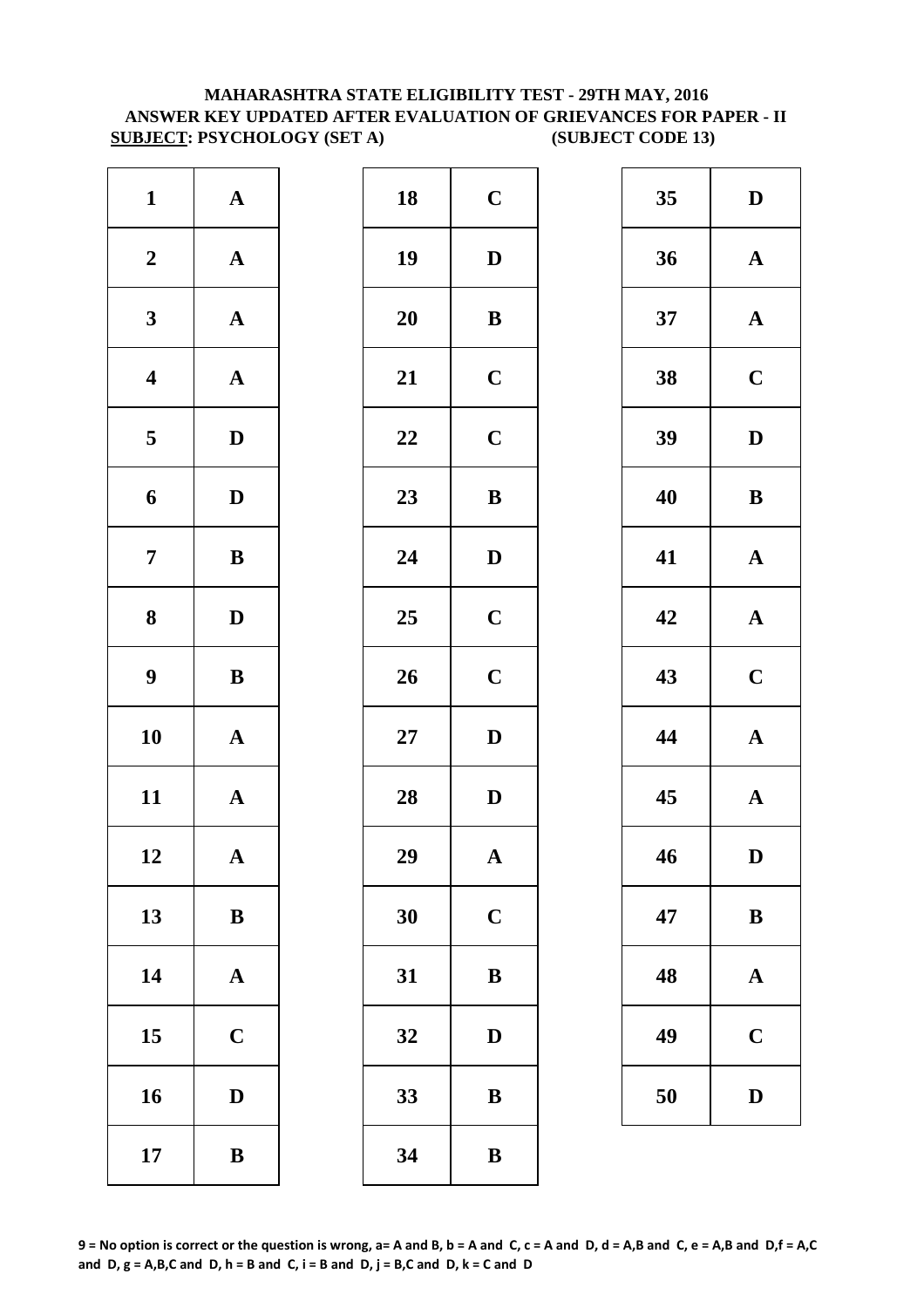**MAHARASHTRA STATE ELIGIBILITY TEST - 29TH MAY, 2016**
**ANSWER KEY UPDATED AFTER EVALUATION OF GRIEVANCES FOR PAPER - II**
**SUBJECT: PSYCHOLOGY (SET A) (SUBJECT CODE 13)**

| Q | Ans | Q | Ans | Q | Ans |
|---|---|---|---|---|---|
| 1 | A | 18 | C | 35 | D |
| 2 | A | 19 | D | 36 | A |
| 3 | A | 20 | B | 37 | A |
| 4 | A | 21 | C | 38 | C |
| 5 | D | 22 | C | 39 | D |
| 6 | D | 23 | B | 40 | B |
| 7 | B | 24 | D | 41 | A |
| 8 | D | 25 | C | 42 | A |
| 9 | B | 26 | C | 43 | C |
| 10 | A | 27 | D | 44 | A |
| 11 | A | 28 | D | 45 | A |
| 12 | A | 29 | A | 46 | D |
| 13 | B | 30 | C | 47 | B |
| 14 | A | 31 | B | 48 | A |
| 15 | C | 32 | D | 49 | C |
| 16 | D | 33 | B | 50 | D |
| 17 | B | 34 | B | | |

**9 = No option is correct or the question is wrong, a= A and B, b = A and C, c = A and D, d = A,B and C, e = A,B and D,f = A,C and D, g = A,B,C and D, h = B and C, i = B and D, j = B,C and D, k = C and D**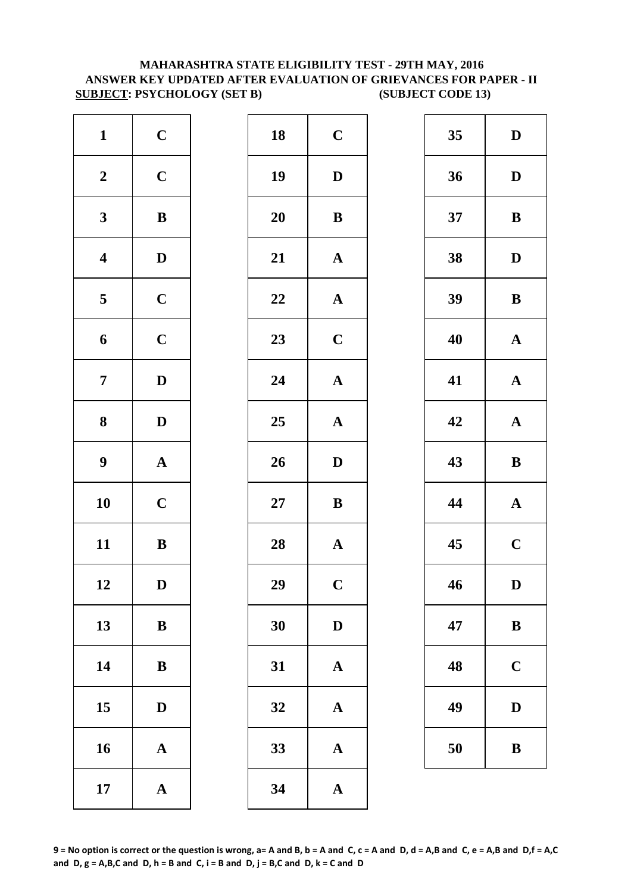**MAHARASHTRA STATE ELIGIBILITY TEST - 29TH MAY, 2016**
**ANSWER KEY UPDATED AFTER EVALUATION OF GRIEVANCES FOR PAPER - II**
**SUBJECT: PSYCHOLOGY (SET B) (SUBJECT CODE 13)**

| Q | Ans | Q | Ans | Q | Ans |
|---|---|---|---|---|---|
| 1 | C | 18 | C | 35 | D |
| 2 | C | 19 | D | 36 | D |
| 3 | B | 20 | B | 37 | B |
| 4 | D | 21 | A | 38 | D |
| 5 | C | 22 | A | 39 | B |
| 6 | C | 23 | C | 40 | A |
| 7 | D | 24 | A | 41 | A |
| 8 | D | 25 | A | 42 | A |
| 9 | A | 26 | D | 43 | B |
| 10 | C | 27 | B | 44 | A |
| 11 | B | 28 | A | 45 | C |
| 12 | D | 29 | C | 46 | D |
| 13 | B | 30 | D | 47 | B |
| 14 | B | 31 | A | 48 | C |
| 15 | D | 32 | A | 49 | D |
| 16 | A | 33 | A | 50 | B |
| 17 | A | 34 | A | | |

**9 = No option is correct or the question is wrong, a= A and B, b = A and C, c = A and D, d = A,B and C, e = A,B and D,f = A,C and D, g = A,B,C and D, h = B and C, i = B and D, j = B,C and D, k = C and D**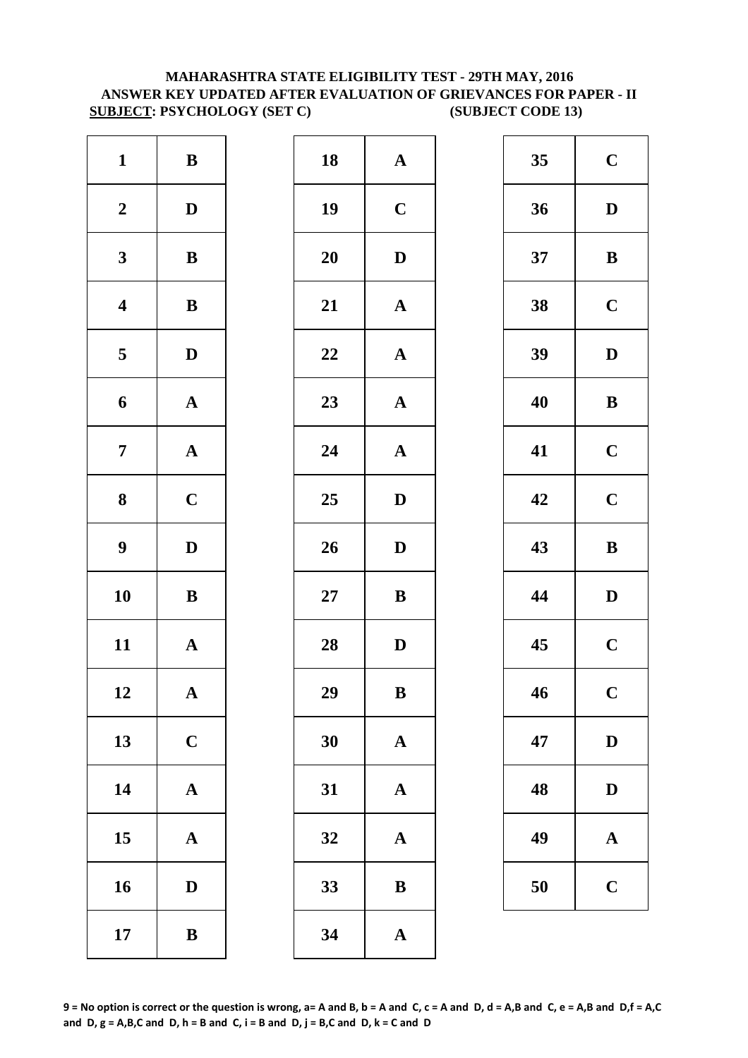**MAHARASHTRA STATE ELIGIBILITY TEST - 29TH MAY, 2016**
**ANSWER KEY UPDATED AFTER EVALUATION OF GRIEVANCES FOR PAPER - II**
**SUBJECT: PSYCHOLOGY (SET C) (SUBJECT CODE 13)**

| Q | Ans | Q | Ans | Q | Ans |
|---|---|---|---|---|---|
| 1 | B | 18 | A | 35 | C |
| 2 | D | 19 | C | 36 | D |
| 3 | B | 20 | D | 37 | B |
| 4 | B | 21 | A | 38 | C |
| 5 | D | 22 | A | 39 | D |
| 6 | A | 23 | A | 40 | B |
| 7 | A | 24 | A | 41 | C |
| 8 | C | 25 | D | 42 | C |
| 9 | D | 26 | D | 43 | B |
| 10 | B | 27 | B | 44 | D |
| 11 | A | 28 | D | 45 | C |
| 12 | A | 29 | B | 46 | C |
| 13 | C | 30 | A | 47 | D |
| 14 | A | 31 | A | 48 | D |
| 15 | A | 32 | A | 49 | A |
| 16 | D | 33 | B | 50 | C |
| 17 | B | 34 | A | | |

**9 = No option is correct or the question is wrong, a= A and B, b = A and C, c = A and D, d = A,B and C, e = A,B and D,f = A,C and D, g = A,B,C and D, h = B and C, i = B and D, j = B,C and D, k = C and D**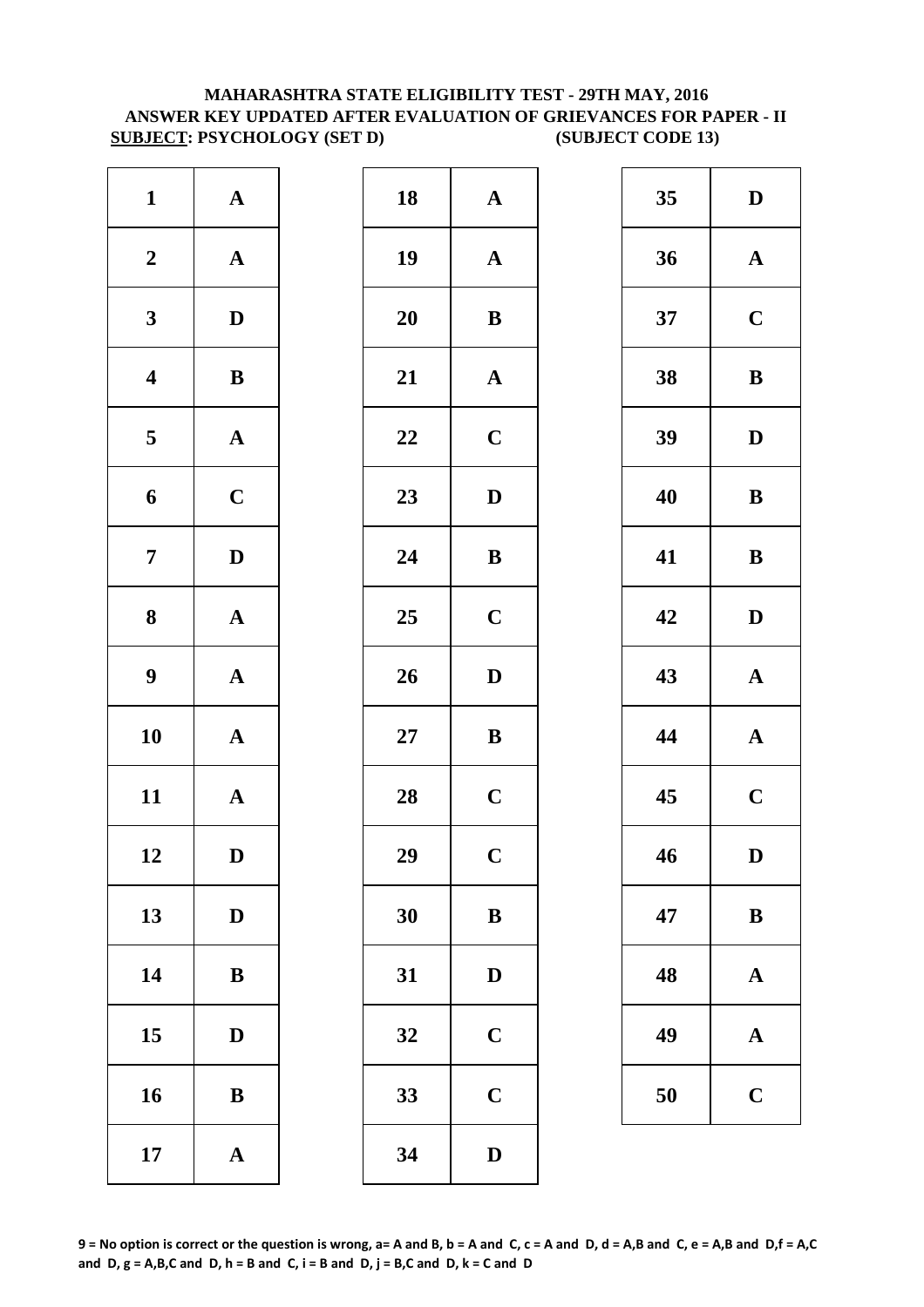**MAHARASHTRA STATE ELIGIBILITY TEST - 29TH MAY, 2016**
**ANSWER KEY UPDATED AFTER EVALUATION OF GRIEVANCES FOR PAPER - II**
**SUBJECT: PSYCHOLOGY (SET D) (SUBJECT CODE 13)**

| Q | Ans | Q | Ans | Q | Ans |
|---|---|---|---|---|---|
| 1 | A | 18 | A | 35 | D |
| 2 | A | 19 | A | 36 | A |
| 3 | D | 20 | B | 37 | C |
| 4 | B | 21 | A | 38 | B |
| 5 | A | 22 | C | 39 | D |
| 6 | C | 23 | D | 40 | B |
| 7 | D | 24 | B | 41 | B |
| 8 | A | 25 | C | 42 | D |
| 9 | A | 26 | D | 43 | A |
| 10 | A | 27 | B | 44 | A |
| 11 | A | 28 | C | 45 | C |
| 12 | D | 29 | C | 46 | D |
| 13 | D | 30 | B | 47 | B |
| 14 | B | 31 | D | 48 | A |
| 15 | D | 32 | C | 49 | A |
| 16 | B | 33 | C | 50 | C |
| 17 | A | 34 | D | | |

**9 = No option is correct or the question is wrong, a= A and B, b = A and C, c = A and D, d = A,B and C, e = A,B and D, f = A,C and D, g = A,B,C and D, h = B and C, i = B and D, j = B,C and D, k = C and D**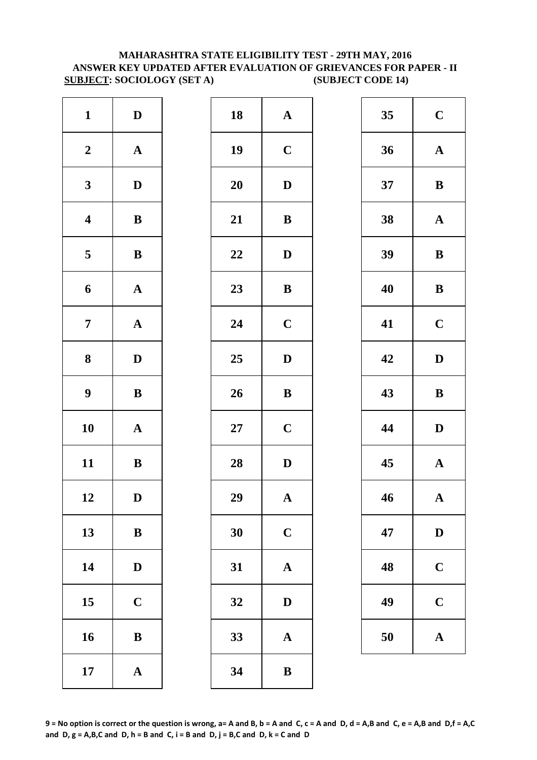**MAHARASHTRA STATE ELIGIBILITY TEST - 29TH MAY, 2016**
**ANSWER KEY UPDATED AFTER EVALUATION OF GRIEVANCES FOR PAPER - II**
**SUBJECT: SOCIOLOGY (SET A) (SUBJECT CODE 14)**

| Q | Ans | Q | Ans | Q | Ans |
|---|---|---|---|---|---|
| 1 | D | 18 | A | 35 | C |
| 2 | A | 19 | C | 36 | A |
| 3 | D | 20 | D | 37 | B |
| 4 | B | 21 | B | 38 | A |
| 5 | B | 22 | D | 39 | B |
| 6 | A | 23 | B | 40 | B |
| 7 | A | 24 | C | 41 | C |
| 8 | D | 25 | D | 42 | D |
| 9 | B | 26 | B | 43 | B |
| 10 | A | 27 | C | 44 | D |
| 11 | B | 28 | D | 45 | A |
| 12 | D | 29 | A | 46 | A |
| 13 | B | 30 | C | 47 | D |
| 14 | D | 31 | A | 48 | C |
| 15 | C | 32 | D | 49 | C |
| 16 | B | 33 | A | 50 | A |
| 17 | A | 34 | B | | |

**9 = No option is correct or the question is wrong, a= A and B, b = A and C, c = A and D, d = A,B and C, e = A,B and D,f = A,C and D, g = A,B,C and D, h = B and C, i = B and D, j = B,C and D, k = C and D**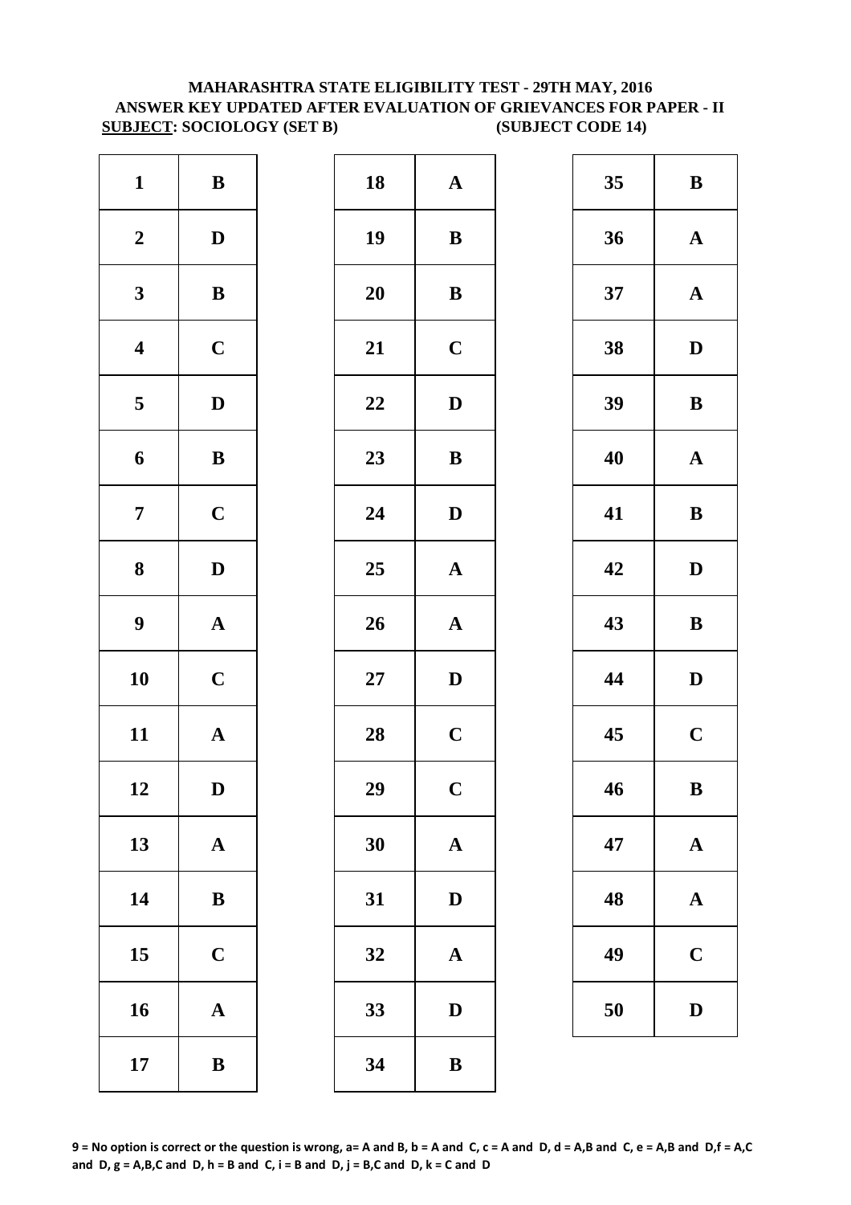**MAHARASHTRA STATE ELIGIBILITY TEST - 29TH MAY, 2016**
**ANSWER KEY UPDATED AFTER EVALUATION OF GRIEVANCES FOR PAPER - II**
**SUBJECT: SOCIOLOGY (SET B) (SUBJECT CODE 14)**

| Q | Ans | Q | Ans | Q | Ans |
|---|---|---|---|---|---|
| 1 | B | 18 | A | 35 | B |
| 2 | D | 19 | B | 36 | A |
| 3 | B | 20 | B | 37 | A |
| 4 | C | 21 | C | 38 | D |
| 5 | D | 22 | D | 39 | B |
| 6 | B | 23 | B | 40 | A |
| 7 | C | 24 | D | 41 | B |
| 8 | D | 25 | A | 42 | D |
| 9 | A | 26 | A | 43 | B |
| 10 | C | 27 | D | 44 | D |
| 11 | A | 28 | C | 45 | C |
| 12 | D | 29 | C | 46 | B |
| 13 | A | 30 | A | 47 | A |
| 14 | B | 31 | D | 48 | A |
| 15 | C | 32 | A | 49 | C |
| 16 | A | 33 | D | 50 | D |
| 17 | B | 34 | B | | |

**9 = No option is correct or the question is wrong, a= A and B, b = A and C, c = A and D, d = A,B and C, e = A,B and D,f = A,C and D, g = A,B,C and D, h = B and C, i = B and D, j = B,C and D, k = C and D**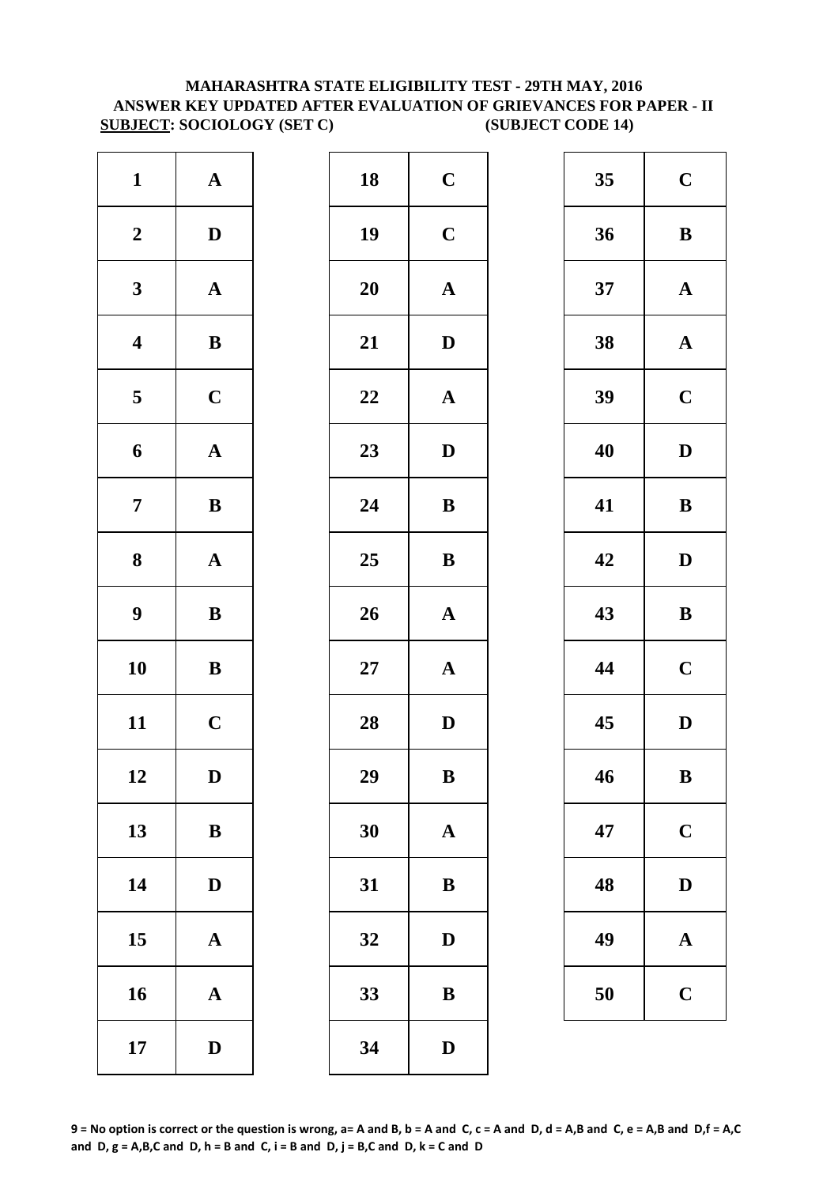**MAHARASHTRA STATE ELIGIBILITY TEST - 29TH MAY, 2016**
**ANSWER KEY UPDATED AFTER EVALUATION OF GRIEVANCES FOR PAPER - II**
**SUBJECT: SOCIOLOGY (SET C) (SUBJECT CODE 14)**

| Q | Ans | Q | Ans | Q | Ans |
|---|---|---|---|---|---|
| 1 | A | 18 | C | 35 | C |
| 2 | D | 19 | C | 36 | B |
| 3 | A | 20 | A | 37 | A |
| 4 | B | 21 | D | 38 | A |
| 5 | C | 22 | A | 39 | C |
| 6 | A | 23 | D | 40 | D |
| 7 | B | 24 | B | 41 | B |
| 8 | A | 25 | B | 42 | D |
| 9 | B | 26 | A | 43 | B |
| 10 | B | 27 | A | 44 | C |
| 11 | C | 28 | D | 45 | D |
| 12 | D | 29 | B | 46 | B |
| 13 | B | 30 | A | 47 | C |
| 14 | D | 31 | B | 48 | D |
| 15 | A | 32 | D | 49 | A |
| 16 | A | 33 | B | 50 | C |
| 17 | D | 34 | D | | |

**9 = No option is correct or the question is wrong, a= A and B, b = A and C, c = A and D, d = A,B and C, e = A,B and D,f = A,C and D, g = A,B,C and D, h = B and C, i = B and D, j = B,C and D, k = C and D**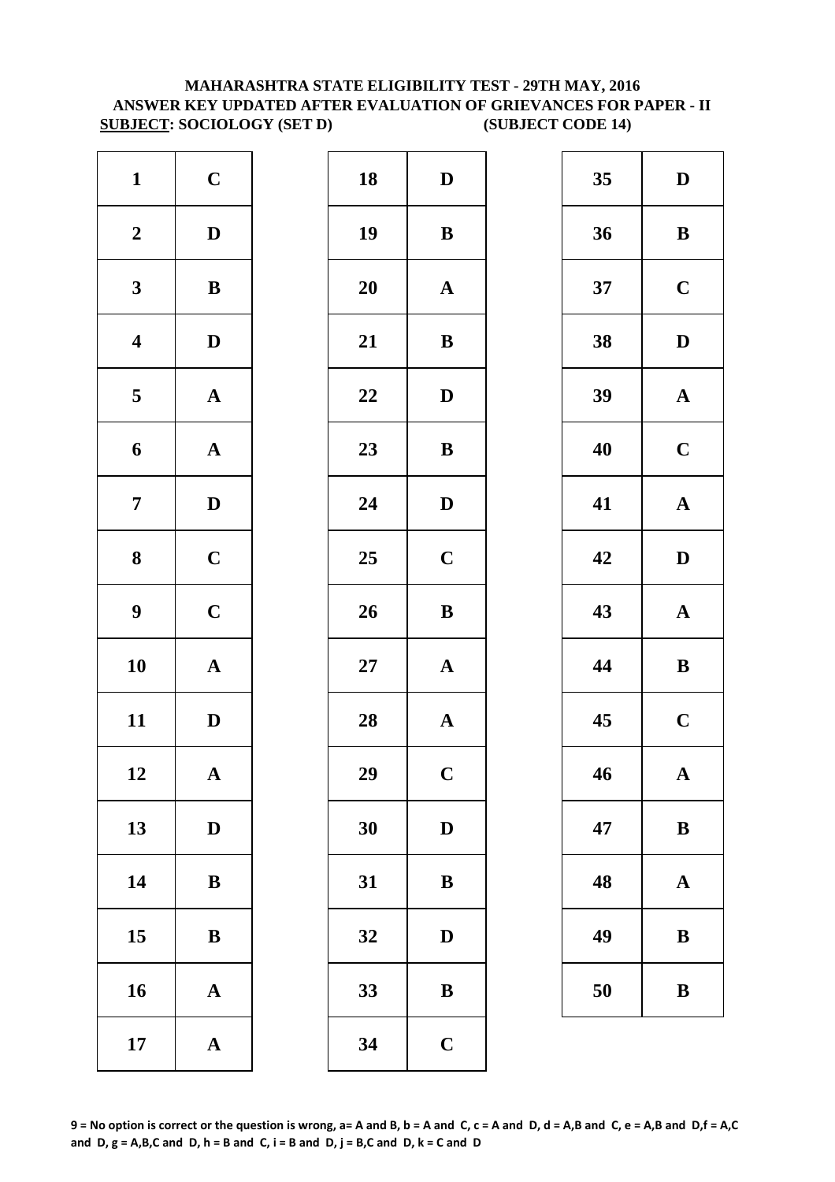# MAHARASHTRA STATE ELIGIBILITY TEST - 29TH MAY, 2016
## ANSWER KEY UPDATED AFTER EVALUATION OF GRIEVANCES FOR PAPER - II

**SUBJECT: SOCIOLOGY (SET D)** **(SUBJECT CODE 14)**

| Q | Ans | Q | Ans | Q | Ans |
|---|---|---|---|---|---|
| 1 | C | 18 | D | 35 | D |
| 2 | D | 19 | B | 36 | B |
| 3 | B | 20 | A | 37 | C |
| 4 | D | 21 | B | 38 | D |
| 5 | A | 22 | D | 39 | A |
| 6 | A | 23 | B | 40 | C |
| 7 | D | 24 | D | 41 | A |
| 8 | C | 25 | C | 42 | D |
| 9 | C | 26 | B | 43 | A |
| 10 | A | 27 | A | 44 | B |
| 11 | D | 28 | A | 45 | C |
| 12 | A | 29 | C | 46 | A |
| 13 | D | 30 | D | 47 | B |
| 14 | B | 31 | B | 48 | A |
| 15 | B | 32 | D | 49 | B |
| 16 | A | 33 | B | 50 | B |
| 17 | A | 34 | C | | |

**9 = No option is correct or the question is wrong, a= A and B, b = A and C, c = A and D, d = A,B and C, e = A,B and D,f = A,C and D, g = A,B,C and D, h = B and C, i = B and D, j = B,C and D, k = C and D**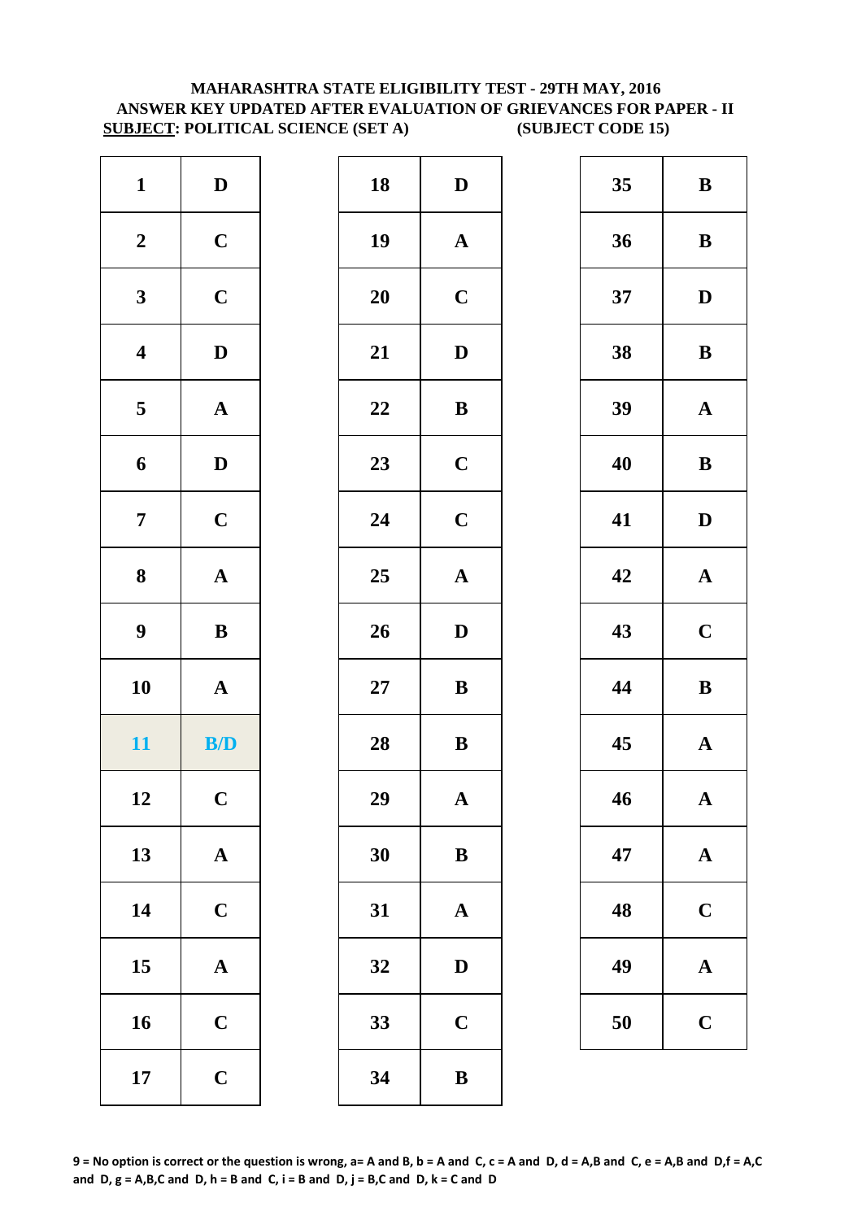**MAHARASHTRA STATE ELIGIBILITY TEST - 29TH MAY, 2016**
**ANSWER KEY UPDATED AFTER EVALUATION OF GRIEVANCES FOR PAPER - II**
**SUBJECT: POLITICAL SCIENCE (SET A) (SUBJECT CODE 15)**

| Q | Ans | Q | Ans | Q | Ans |
|---|---|---|---|---|---|
| 1 | D | 18 | D | 35 | B |
| 2 | C | 19 | A | 36 | B |
| 3 | C | 20 | C | 37 | D |
| 4 | D | 21 | D | 38 | B |
| 5 | A | 22 | B | 39 | A |
| 6 | D | 23 | C | 40 | B |
| 7 | C | 24 | C | 41 | D |
| 8 | A | 25 | A | 42 | A |
| 9 | B | 26 | D | 43 | C |
| 10 | A | 27 | B | 44 | B |
| 11 | B/D | 28 | B | 45 | A |
| 12 | C | 29 | A | 46 | A |
| 13 | A | 30 | B | 47 | A |
| 14 | C | 31 | A | 48 | C |
| 15 | A | 32 | D | 49 | A |
| 16 | C | 33 | C | 50 | C |
| 17 | C | 34 | B | | |

**9 = No option is correct or the question is wrong, a= A and B, b = A and C, c = A and D, d = A,B and C, e = A,B and D,f = A,C and D, g = A,B,C and D, h = B and C, i = B and D, j = B,C and D, k = C and D**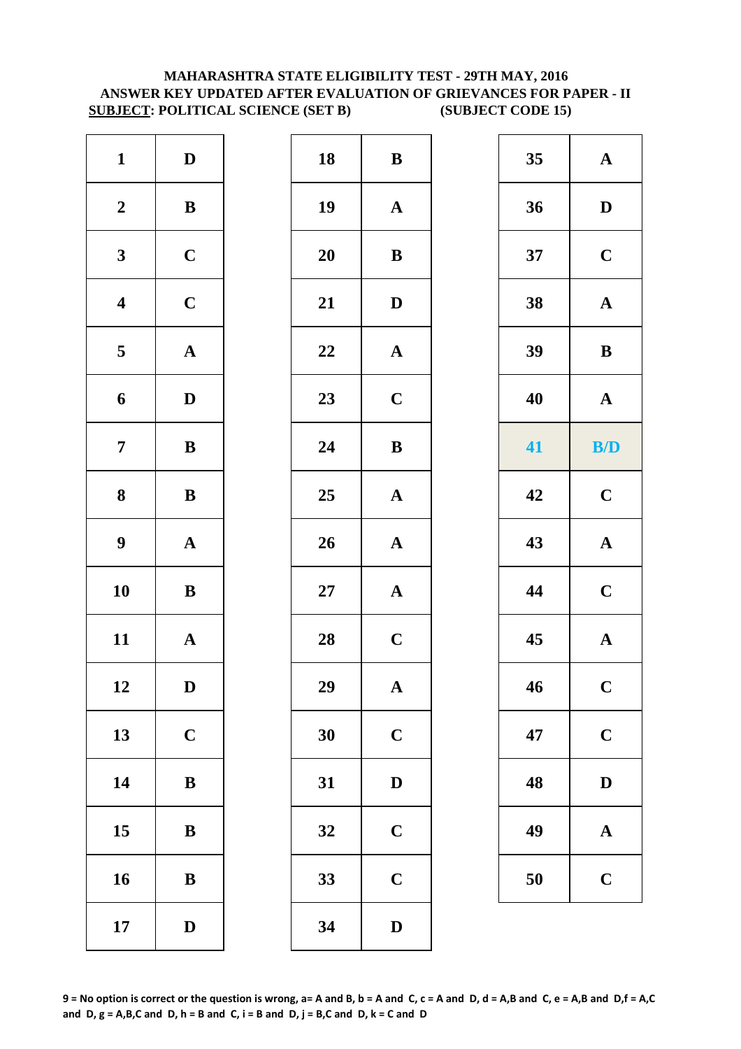**MAHARASHTRA STATE ELIGIBILITY TEST - 29TH MAY, 2016**
**ANSWER KEY UPDATED AFTER EVALUATION OF GRIEVANCES FOR PAPER - II**
**SUBJECT: POLITICAL SCIENCE (SET B) (SUBJECT CODE 15)**

| Q | Ans | Q | Ans | Q | Ans |
|---|---|---|---|---|---|
| 1 | D | 18 | B | 35 | A |
| 2 | B | 19 | A | 36 | D |
| 3 | C | 20 | B | 37 | C |
| 4 | C | 21 | D | 38 | A |
| 5 | A | 22 | A | 39 | B |
| 6 | D | 23 | C | 40 | A |
| 7 | B | 24 | B | 41 | B/D |
| 8 | B | 25 | A | 42 | C |
| 9 | A | 26 | A | 43 | A |
| 10 | B | 27 | A | 44 | C |
| 11 | A | 28 | C | 45 | A |
| 12 | D | 29 | A | 46 | C |
| 13 | C | 30 | C | 47 | C |
| 14 | B | 31 | D | 48 | D |
| 15 | B | 32 | C | 49 | A |
| 16 | B | 33 | C | 50 | C |
| 17 | D | 34 | D | | |

**9 = No option is correct or the question is wrong, a= A and B, b = A and C, c = A and D, d = A,B and C, e = A,B and D,f = A,C and D, g = A,B,C and D, h = B and C, i = B and D, j = B,C and D, k = C and D**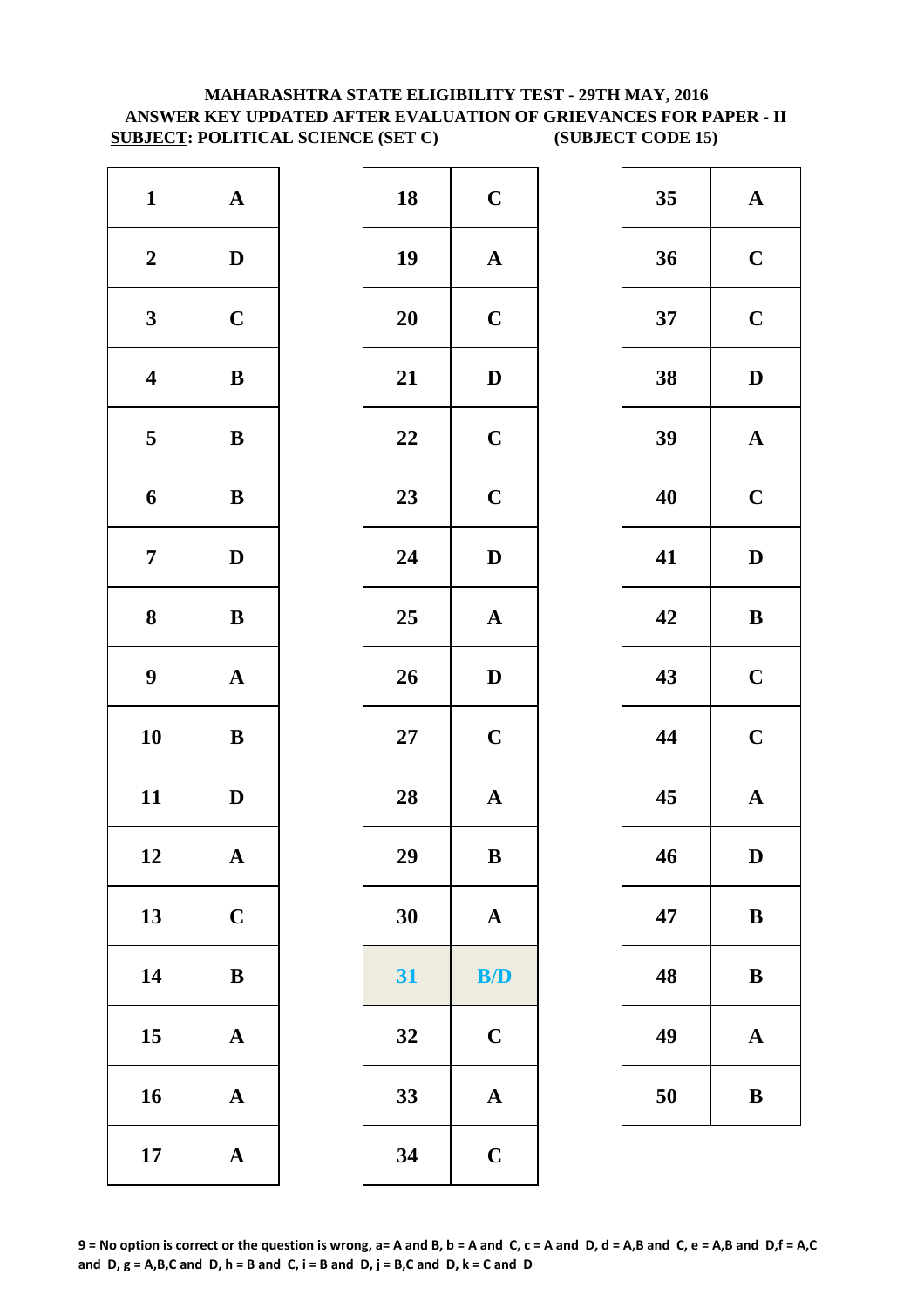**MAHARASHTRA STATE ELIGIBILITY TEST - 29TH MAY, 2016**
**ANSWER KEY UPDATED AFTER EVALUATION OF GRIEVANCES FOR PAPER - II**
**SUBJECT: POLITICAL SCIENCE (SET C) (SUBJECT CODE 15)**

| Q | Ans | Q | Ans | Q | Ans |
|---|---|---|---|---|---|
| 1 | A | 18 | C | 35 | A |
| 2 | D | 19 | A | 36 | C |
| 3 | C | 20 | C | 37 | C |
| 4 | B | 21 | D | 38 | D |
| 5 | B | 22 | C | 39 | A |
| 6 | B | 23 | C | 40 | C |
| 7 | D | 24 | D | 41 | D |
| 8 | B | 25 | A | 42 | B |
| 9 | A | 26 | D | 43 | C |
| 10 | B | 27 | C | 44 | C |
| 11 | D | 28 | A | 45 | A |
| 12 | A | 29 | B | 46 | D |
| 13 | C | 30 | A | 47 | B |
| 14 | B | 31 | B/D | 48 | B |
| 15 | A | 32 | C | 49 | A |
| 16 | A | 33 | A | 50 | B |
| 17 | A | 34 | C | | |

**9 = No option is correct or the question is wrong, a= A and B, b = A and C, c = A and D, d = A,B and C, e = A,B and D,f = A,C and D, g = A,B,C and D, h = B and C, i = B and D, j = B,C and D, k = C and D**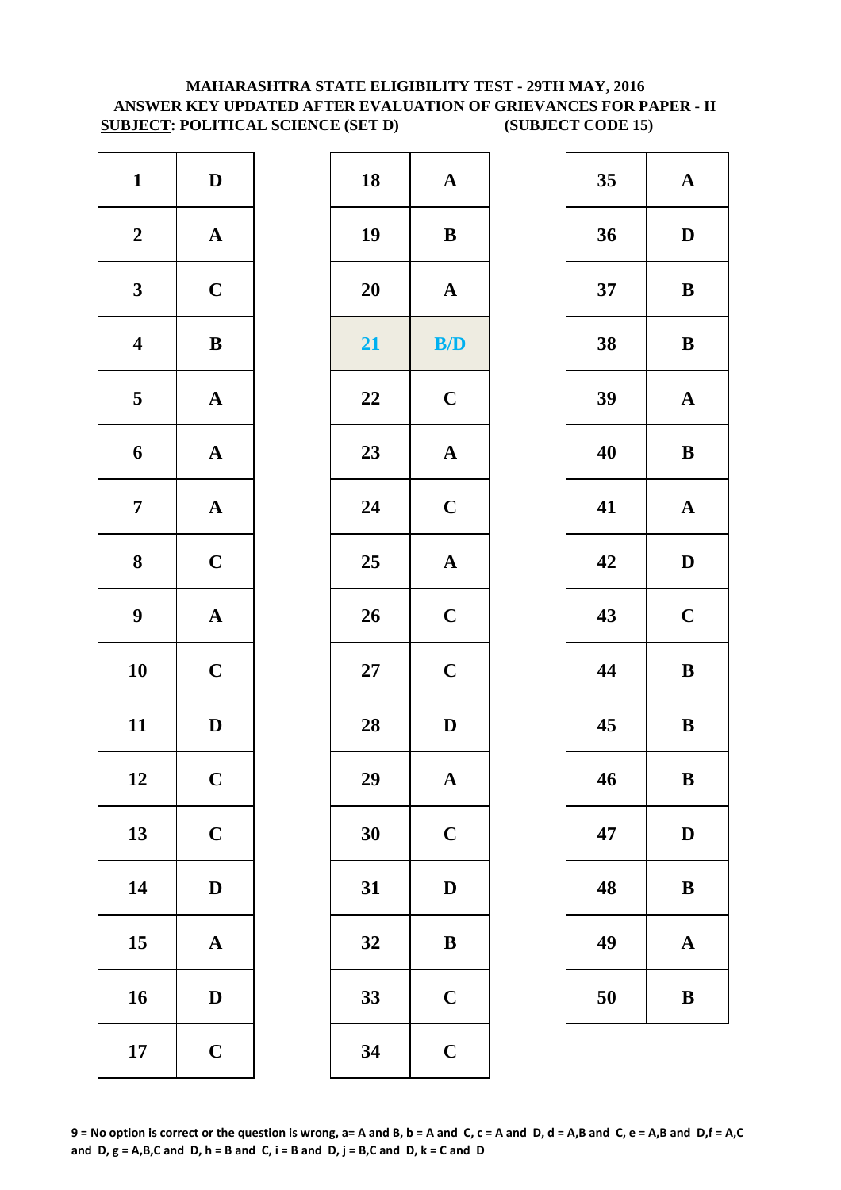**MAHARASHTRA STATE ELIGIBILITY TEST - 29TH MAY, 2016**
**ANSWER KEY UPDATED AFTER EVALUATION OF GRIEVANCES FOR PAPER - II**
**SUBJECT: POLITICAL SCIENCE (SET D) (SUBJECT CODE 15)**

| Q | Ans | Q | Ans | Q | Ans |
|---|---|---|---|---|---|
| 1 | D | 18 | A | 35 | A |
| 2 | A | 19 | B | 36 | D |
| 3 | C | 20 | A | 37 | B |
| 4 | B | 21 | B/D | 38 | B |
| 5 | A | 22 | C | 39 | A |
| 6 | A | 23 | A | 40 | B |
| 7 | A | 24 | C | 41 | A |
| 8 | C | 25 | A | 42 | D |
| 9 | A | 26 | C | 43 | C |
| 10 | C | 27 | C | 44 | B |
| 11 | D | 28 | D | 45 | B |
| 12 | C | 29 | A | 46 | B |
| 13 | C | 30 | C | 47 | D |
| 14 | D | 31 | D | 48 | B |
| 15 | A | 32 | B | 49 | A |
| 16 | D | 33 | C | 50 | B |
| 17 | C | 34 | C | | |

**9 = No option is correct or the question is wrong, a= A and B, b = A and C, c = A and D, d = A,B and C, e = A,B and D,f = A,C and D, g = A,B,C and D, h = B and C, i = B and D, j = B,C and D, k = C and D**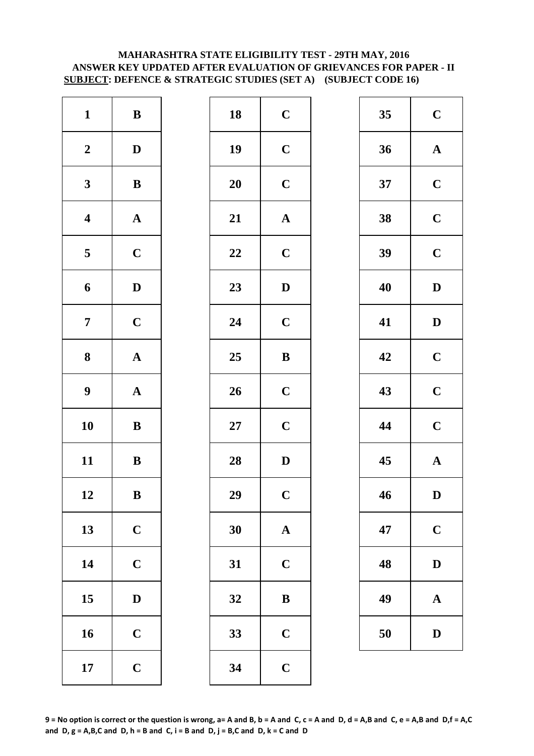**MAHARASHTRA STATE ELIGIBILITY TEST - 29TH MAY, 2016**
**ANSWER KEY UPDATED AFTER EVALUATION OF GRIEVANCES FOR PAPER - II**
**SUBJECT: DEFENCE & STRATEGIC STUDIES (SET A) (SUBJECT CODE 16)**

| Q | Ans | Q | Ans | Q | Ans |
|---|---|---|---|---|---|
| 1 | B | 18 | C | 35 | C |
| 2 | D | 19 | C | 36 | A |
| 3 | B | 20 | C | 37 | C |
| 4 | A | 21 | A | 38 | C |
| 5 | C | 22 | C | 39 | C |
| 6 | D | 23 | D | 40 | D |
| 7 | C | 24 | C | 41 | D |
| 8 | A | 25 | B | 42 | C |
| 9 | A | 26 | C | 43 | C |
| 10 | B | 27 | C | 44 | C |
| 11 | B | 28 | D | 45 | A |
| 12 | B | 29 | C | 46 | D |
| 13 | C | 30 | A | 47 | C |
| 14 | C | 31 | C | 48 | D |
| 15 | D | 32 | B | 49 | A |
| 16 | C | 33 | C | 50 | D |
| 17 | C | 34 | C | | |

**9 = No option is correct or the question is wrong, a= A and B, b = A and C, c = A and D, d = A,B and C, e = A,B and D,f = A,C and D, g = A,B,C and D, h = B and C, i = B and D, j = B,C and D, k = C and D**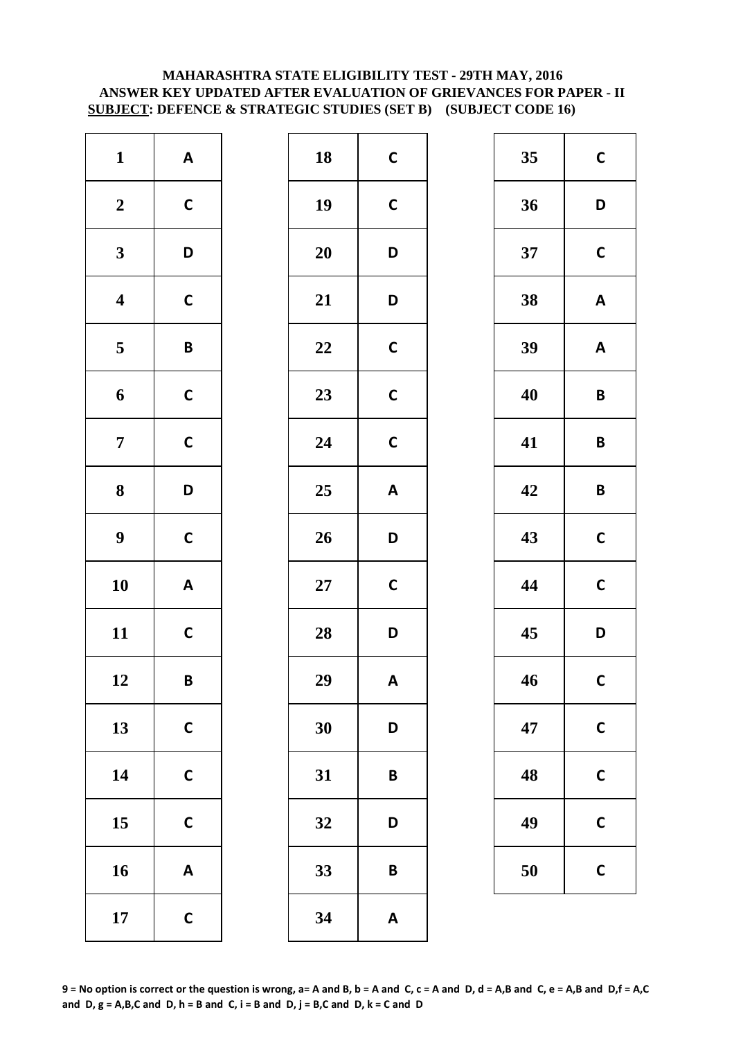**MAHARASHTRA STATE ELIGIBILITY TEST - 29TH MAY, 2016**
**ANSWER KEY UPDATED AFTER EVALUATION OF GRIEVANCES FOR PAPER - II**
**SUBJECT: DEFENCE & STRATEGIC STUDIES (SET B) (SUBJECT CODE 16)**

| Q | Ans | Q | Ans | Q | Ans |
|---|---|---|---|---|---|
| 1 | A | 18 | C | 35 | C |
| 2 | C | 19 | C | 36 | D |
| 3 | D | 20 | D | 37 | C |
| 4 | C | 21 | D | 38 | A |
| 5 | B | 22 | C | 39 | A |
| 6 | C | 23 | C | 40 | B |
| 7 | C | 24 | C | 41 | B |
| 8 | D | 25 | A | 42 | B |
| 9 | C | 26 | D | 43 | C |
| 10 | A | 27 | C | 44 | C |
| 11 | C | 28 | D | 45 | D |
| 12 | B | 29 | A | 46 | C |
| 13 | C | 30 | D | 47 | C |
| 14 | C | 31 | B | 48 | C |
| 15 | C | 32 | D | 49 | C |
| 16 | A | 33 | B | 50 | C |
| 17 | C | 34 | A | | |

**9 = No option is correct or the question is wrong, a= A and B, b = A and C, c = A and D, d = A,B and C, e = A,B and D,f = A,C and D, g = A,B,C and D, h = B and C, i = B and D, j = B,C and D, k = C and D**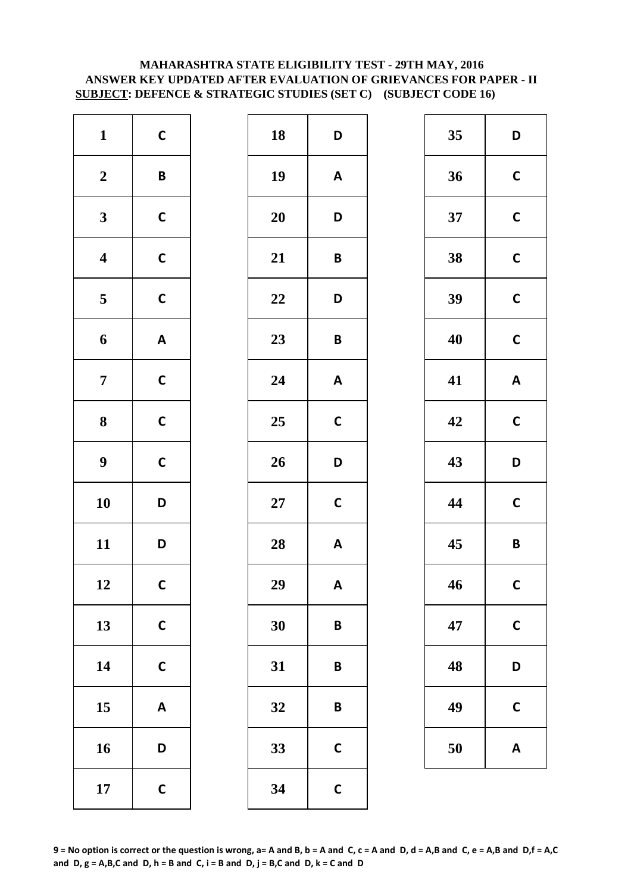**MAHARASHTRA STATE ELIGIBILITY TEST - 29TH MAY, 2016**
**ANSWER KEY UPDATED AFTER EVALUATION OF GRIEVANCES FOR PAPER - II**
**SUBJECT: DEFENCE & STRATEGIC STUDIES (SET C) (SUBJECT CODE 16)**

| Q | Ans | Q | Ans | Q | Ans |
|---|---|---|---|---|---|
| 1 | C | 18 | D | 35 | D |
| 2 | B | 19 | A | 36 | C |
| 3 | C | 20 | D | 37 | C |
| 4 | C | 21 | B | 38 | C |
| 5 | C | 22 | D | 39 | C |
| 6 | A | 23 | B | 40 | C |
| 7 | C | 24 | A | 41 | A |
| 8 | C | 25 | C | 42 | C |
| 9 | C | 26 | D | 43 | D |
| 10 | D | 27 | C | 44 | C |
| 11 | D | 28 | A | 45 | B |
| 12 | C | 29 | A | 46 | C |
| 13 | C | 30 | B | 47 | C |
| 14 | C | 31 | B | 48 | D |
| 15 | A | 32 | B | 49 | C |
| 16 | D | 33 | C | 50 | A |
| 17 | C | 34 | C | | |

**9 = No option is correct or the question is wrong, a= A and B, b = A and C, c = A and D, d = A,B and C, e = A,B and D,f = A,C and D, g = A,B,C and D, h = B and C, i = B and D, j = B,C and D, k = C and D**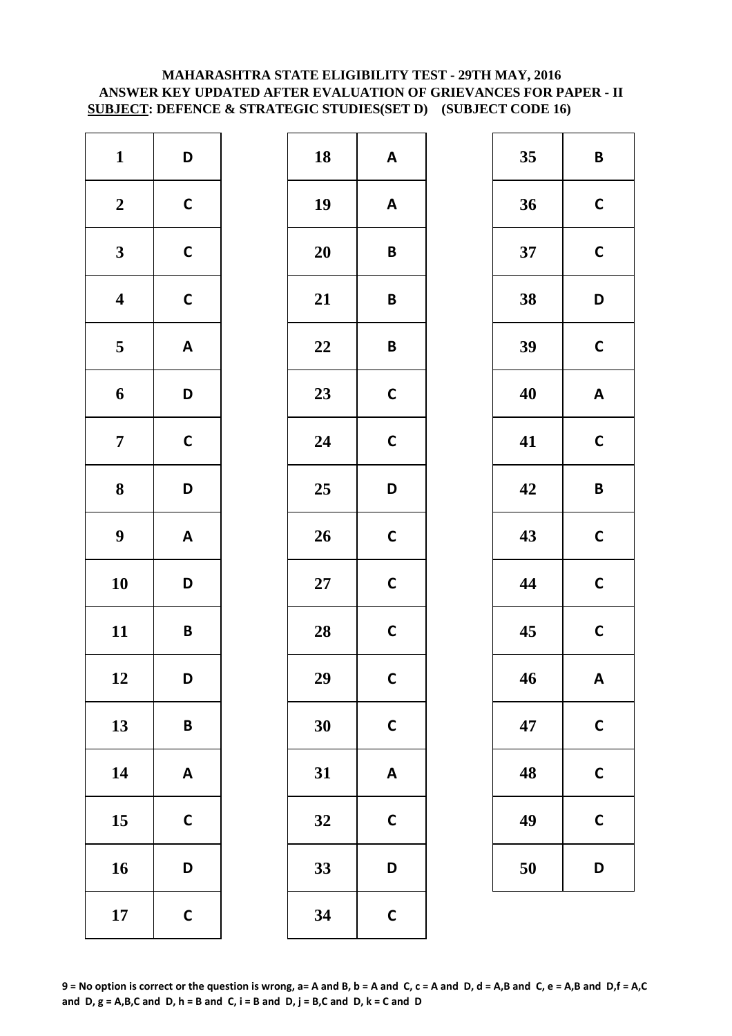**MAHARASHTRA STATE ELIGIBILITY TEST - 29TH MAY, 2016**
**ANSWER KEY UPDATED AFTER EVALUATION OF GRIEVANCES FOR PAPER - II**
**SUBJECT: DEFENCE & STRATEGIC STUDIES(SET D) (SUBJECT CODE 16)**

| Q | Ans | Q | Ans | Q | Ans |
|---|---|---|---|---|---|
| 1 | D | 18 | A | 35 | B |
| 2 | C | 19 | A | 36 | C |
| 3 | C | 20 | B | 37 | C |
| 4 | C | 21 | B | 38 | D |
| 5 | A | 22 | B | 39 | C |
| 6 | D | 23 | C | 40 | A |
| 7 | C | 24 | C | 41 | C |
| 8 | D | 25 | D | 42 | B |
| 9 | A | 26 | C | 43 | C |
| 10 | D | 27 | C | 44 | C |
| 11 | B | 28 | C | 45 | C |
| 12 | D | 29 | C | 46 | A |
| 13 | B | 30 | C | 47 | C |
| 14 | A | 31 | A | 48 | C |
| 15 | C | 32 | C | 49 | C |
| 16 | D | 33 | D | 50 | D |
| 17 | C | 34 | C | | |

**9 = No option is correct or the question is wrong, a= A and B, b = A and C, c = A and D, d = A,B and C, e = A,B and D,f = A,C and D, g = A,B,C and D, h = B and C, i = B and D, j = B,C and D, k = C and D**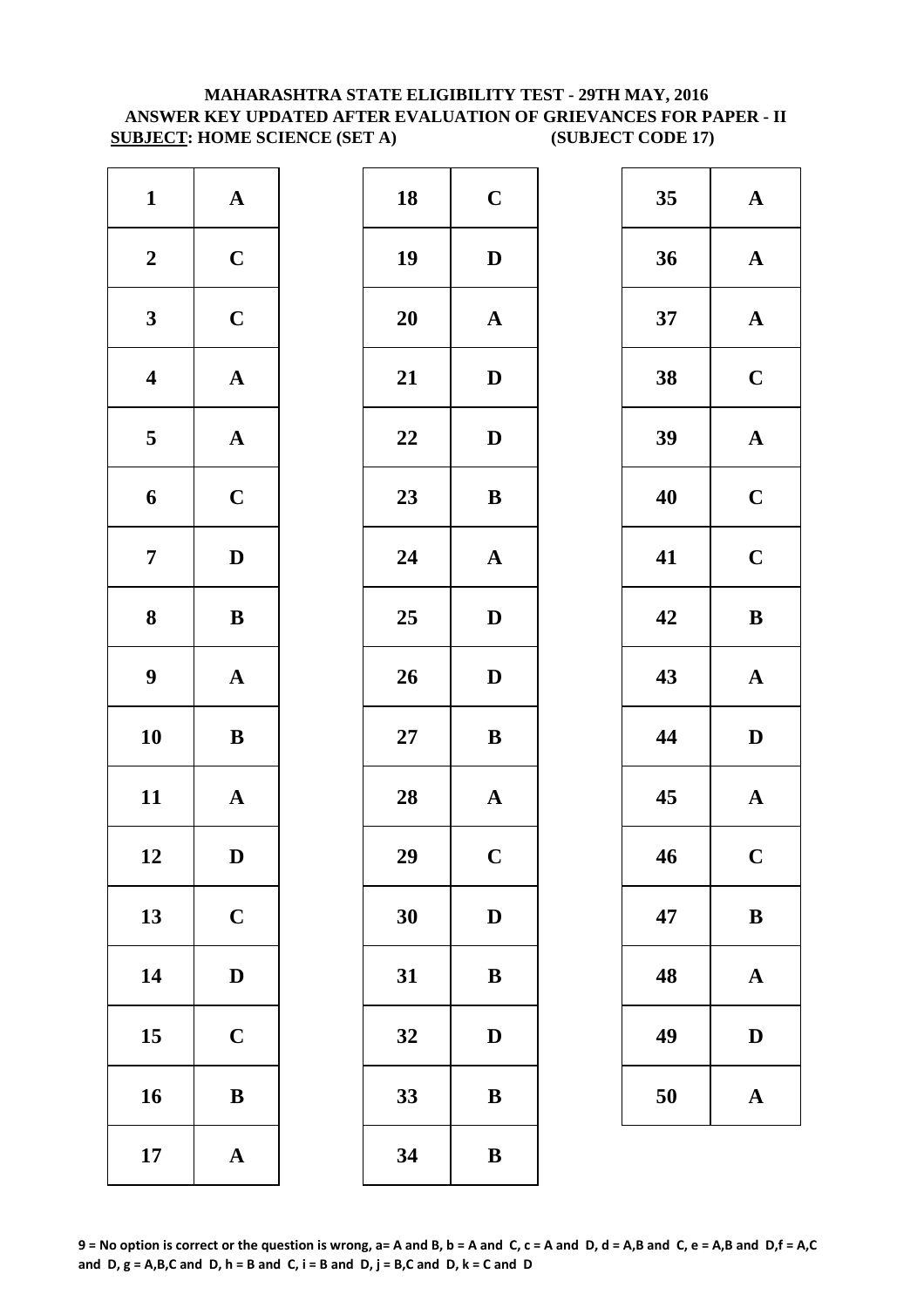**MAHARASHTRA STATE ELIGIBILITY TEST - 29TH MAY, 2016**
**ANSWER KEY UPDATED AFTER EVALUATION OF GRIEVANCES FOR PAPER - II**
**SUBJECT: HOME SCIENCE (SET A) (SUBJECT CODE 17)**

| Q | Ans | Q | Ans | Q | Ans |
|---|---|---|---|---|---|
| 1 | A | 18 | C | 35 | A |
| 2 | C | 19 | D | 36 | A |
| 3 | C | 20 | A | 37 | A |
| 4 | A | 21 | D | 38 | C |
| 5 | A | 22 | D | 39 | A |
| 6 | C | 23 | B | 40 | C |
| 7 | D | 24 | A | 41 | C |
| 8 | B | 25 | D | 42 | B |
| 9 | A | 26 | D | 43 | A |
| 10 | B | 27 | B | 44 | D |
| 11 | A | 28 | A | 45 | A |
| 12 | D | 29 | C | 46 | C |
| 13 | C | 30 | D | 47 | B |
| 14 | D | 31 | B | 48 | A |
| 15 | C | 32 | D | 49 | D |
| 16 | B | 33 | B | 50 | A |
| 17 | A | 34 | B | | |

**9 = No option is correct or the question is wrong, a= A and B, b = A and C, c = A and D, d = A,B and C, e = A,B and D,f = A,C and D, g = A,B,C and D, h = B and C, i = B and D, j = B,C and D, k = C and D**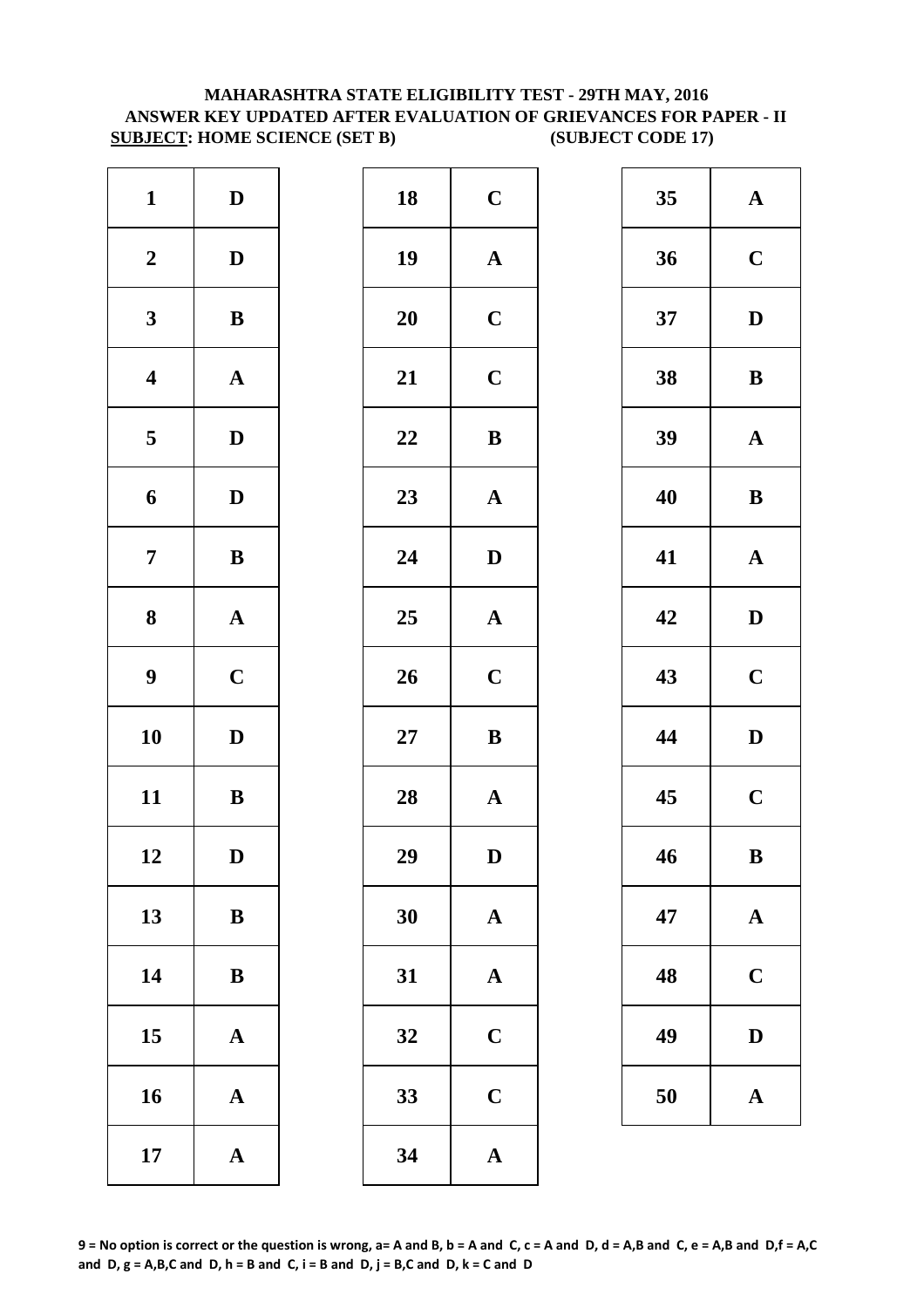**MAHARASHTRA STATE ELIGIBILITY TEST - 29TH MAY, 2016**
**ANSWER KEY UPDATED AFTER EVALUATION OF GRIEVANCES FOR PAPER - II**
**SUBJECT: HOME SCIENCE (SET B) (SUBJECT CODE 17)**

| Q | Ans | Q | Ans | Q | Ans |
|---|---|---|---|---|---|
| 1 | D | 18 | C | 35 | A |
| 2 | D | 19 | A | 36 | C |
| 3 | B | 20 | C | 37 | D |
| 4 | A | 21 | C | 38 | B |
| 5 | D | 22 | B | 39 | A |
| 6 | D | 23 | A | 40 | B |
| 7 | B | 24 | D | 41 | A |
| 8 | A | 25 | A | 42 | D |
| 9 | C | 26 | C | 43 | C |
| 10 | D | 27 | B | 44 | D |
| 11 | B | 28 | A | 45 | C |
| 12 | D | 29 | D | 46 | B |
| 13 | B | 30 | A | 47 | A |
| 14 | B | 31 | A | 48 | C |
| 15 | A | 32 | C | 49 | D |
| 16 | A | 33 | C | 50 | A |
| 17 | A | 34 | A | | |

**9 = No option is correct or the question is wrong, a= A and B, b = A and C, c = A and D, d = A,B and C, e = A,B and D,f = A,C and D, g = A,B,C and D, h = B and C, i = B and D, j = B,C and D, k = C and D**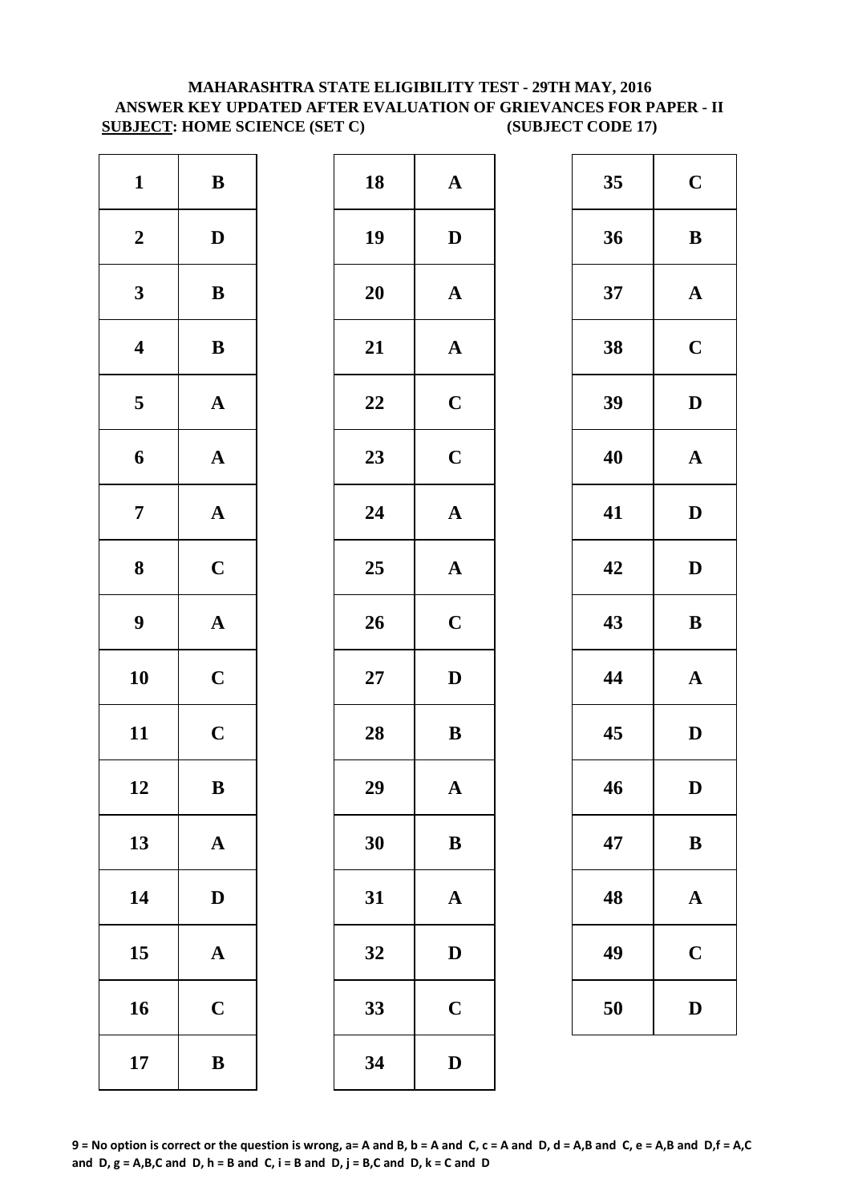**MAHARASHTRA STATE ELIGIBILITY TEST - 29TH MAY, 2016**
**ANSWER KEY UPDATED AFTER EVALUATION OF GRIEVANCES FOR PAPER - II**
**SUBJECT: HOME SCIENCE (SET C) (SUBJECT CODE 17)**

| Q | Ans | Q | Ans | Q | Ans |
|---|---|---|---|---|---|
| 1 | B | 18 | A | 35 | C |
| 2 | D | 19 | D | 36 | B |
| 3 | B | 20 | A | 37 | A |
| 4 | B | 21 | A | 38 | C |
| 5 | A | 22 | C | 39 | D |
| 6 | A | 23 | C | 40 | A |
| 7 | A | 24 | A | 41 | D |
| 8 | C | 25 | A | 42 | D |
| 9 | A | 26 | C | 43 | B |
| 10 | C | 27 | D | 44 | A |
| 11 | C | 28 | B | 45 | D |
| 12 | B | 29 | A | 46 | D |
| 13 | A | 30 | B | 47 | B |
| 14 | D | 31 | A | 48 | A |
| 15 | A | 32 | D | 49 | C |
| 16 | C | 33 | C | 50 | D |
| 17 | B | 34 | D | | |

**9 = No option is correct or the question is wrong, a= A and B, b = A and C, c = A and D, d = A,B and C, e = A,B and D,f = A,C and D, g = A,B,C and D, h = B and C, i = B and D, j = B,C and D, k = C and D**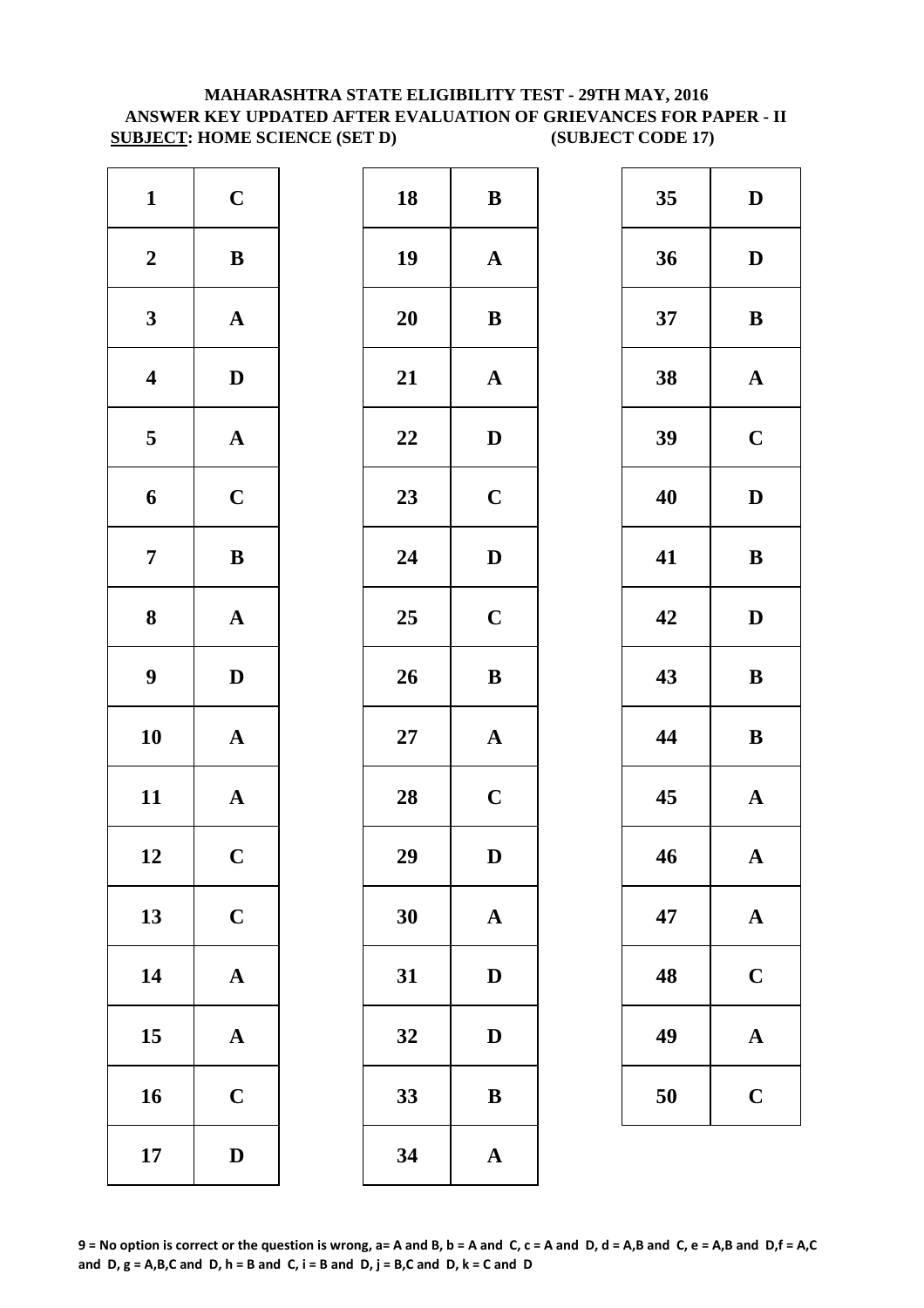# MAHARASHTRA STATE ELIGIBILITY TEST - 29TH MAY, 2016

## ANSWER KEY UPDATED AFTER EVALUATION OF GRIEVANCES FOR PAPER - II

**SUBJECT: HOME SCIENCE (SET D)** **(SUBJECT CODE 17)**

| Q | Ans | Q | Ans | Q | Ans |
|---|---|---|---|---|---|
| 1 | C | 18 | B | 35 | D |
| 2 | B | 19 | A | 36 | D |
| 3 | A | 20 | B | 37 | B |
| 4 | D | 21 | A | 38 | A |
| 5 | A | 22 | D | 39 | C |
| 6 | C | 23 | C | 40 | D |
| 7 | B | 24 | D | 41 | B |
| 8 | A | 25 | C | 42 | D |
| 9 | D | 26 | B | 43 | B |
| 10 | A | 27 | A | 44 | B |
| 11 | A | 28 | C | 45 | A |
| 12 | C | 29 | D | 46 | A |
| 13 | C | 30 | A | 47 | A |
| 14 | A | 31 | D | 48 | C |
| 15 | A | 32 | D | 49 | A |
| 16 | C | 33 | B | 50 | C |
| 17 | D | 34 | A | | |

**9 = No option is correct or the question is wrong, a= A and B, b = A and C, c = A and D, d = A,B and C, e = A,B and D,f = A,C and D, g = A,B,C and D, h = B and C, i = B and D, j = B,C and D, k = C and D**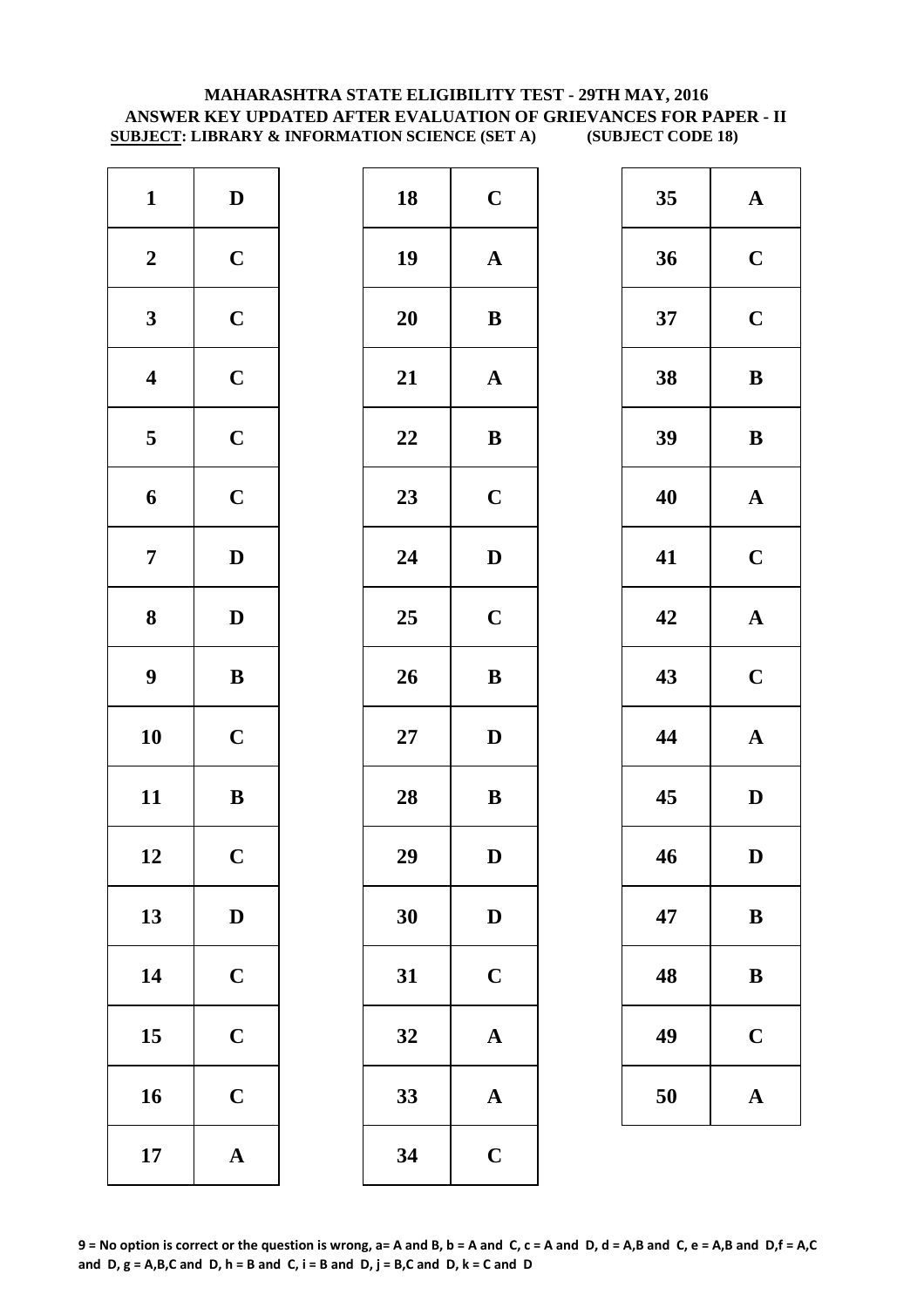# MAHARASHTRA STATE ELIGIBILITY TEST - 29TH MAY, 2016
## ANSWER KEY UPDATED AFTER EVALUATION OF GRIEVANCES FOR PAPER - II
**SUBJECT: LIBRARY & INFORMATION SCIENCE (SET A) (SUBJECT CODE 18)**

| Q | Ans | Q | Ans | Q | Ans |
|---|---|---|---|---|---|
| 1 | D | 18 | C | 35 | A |
| 2 | C | 19 | A | 36 | C |
| 3 | C | 20 | B | 37 | C |
| 4 | C | 21 | A | 38 | B |
| 5 | C | 22 | B | 39 | B |
| 6 | C | 23 | C | 40 | A |
| 7 | D | 24 | D | 41 | C |
| 8 | D | 25 | C | 42 | A |
| 9 | B | 26 | B | 43 | C |
| 10 | C | 27 | D | 44 | A |
| 11 | B | 28 | B | 45 | D |
| 12 | C | 29 | D | 46 | D |
| 13 | D | 30 | D | 47 | B |
| 14 | C | 31 | C | 48 | B |
| 15 | C | 32 | A | 49 | C |
| 16 | C | 33 | A | 50 | A |
| 17 | A | 34 | C | | |

**9 = No option is correct or the question is wrong, a= A and B, b = A and C, c = A and D, d = A,B and C, e = A,B and D,f = A,C and D, g = A,B,C and D, h = B and C, i = B and D, j = B,C and D, k = C and D**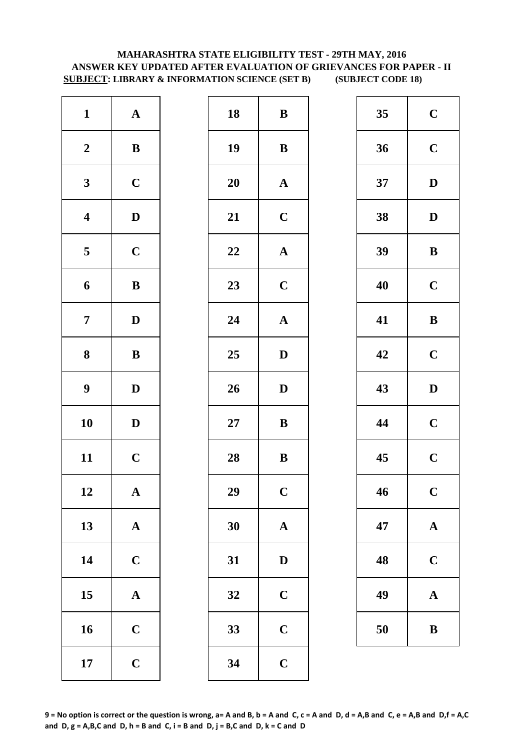**MAHARASHTRA STATE ELIGIBILITY TEST - 29TH MAY, 2016**
**ANSWER KEY UPDATED AFTER EVALUATION OF GRIEVANCES FOR PAPER - II**
**SUBJECT: LIBRARY & INFORMATION SCIENCE (SET B) (SUBJECT CODE 18)**

| Q | Ans | Q | Ans | Q | Ans |
|---|---|---|---|---|---|
| 1 | A | 18 | B | 35 | C |
| 2 | B | 19 | B | 36 | C |
| 3 | C | 20 | A | 37 | D |
| 4 | D | 21 | C | 38 | D |
| 5 | C | 22 | A | 39 | B |
| 6 | B | 23 | C | 40 | C |
| 7 | D | 24 | A | 41 | B |
| 8 | B | 25 | D | 42 | C |
| 9 | D | 26 | D | 43 | D |
| 10 | D | 27 | B | 44 | C |
| 11 | C | 28 | B | 45 | C |
| 12 | A | 29 | C | 46 | C |
| 13 | A | 30 | A | 47 | A |
| 14 | C | 31 | D | 48 | C |
| 15 | A | 32 | C | 49 | A |
| 16 | C | 33 | C | 50 | B |
| 17 | C | 34 | C | | |

**9 = No option is correct or the question is wrong, a= A and B, b = A and C, c = A and D, d = A,B and C, e = A,B and D,f = A,C and D, g = A,B,C and D, h = B and C, i = B and D, j = B,C and D, k = C and D**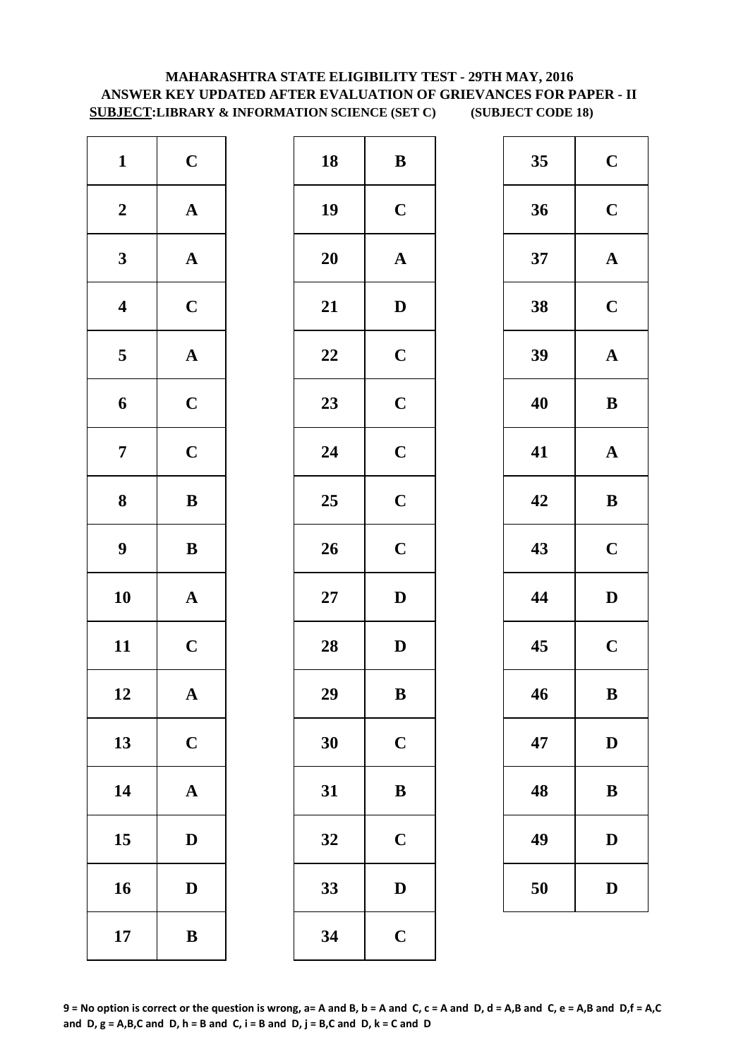# MAHARASHTRA STATE ELIGIBILITY TEST - 29TH MAY, 2016
## ANSWER KEY UPDATED AFTER EVALUATION OF GRIEVANCES FOR PAPER - II
**SUBJECT:LIBRARY & INFORMATION SCIENCE (SET C) (SUBJECT CODE 18)**

| Q | Ans | Q | Ans | Q | Ans |
|---|---|---|---|---|---|
| 1 | C | 18 | B | 35 | C |
| 2 | A | 19 | C | 36 | C |
| 3 | A | 20 | A | 37 | A |
| 4 | C | 21 | D | 38 | C |
| 5 | A | 22 | C | 39 | A |
| 6 | C | 23 | C | 40 | B |
| 7 | C | 24 | C | 41 | A |
| 8 | B | 25 | C | 42 | B |
| 9 | B | 26 | C | 43 | C |
| 10 | A | 27 | D | 44 | D |
| 11 | C | 28 | D | 45 | C |
| 12 | A | 29 | B | 46 | B |
| 13 | C | 30 | C | 47 | D |
| 14 | A | 31 | B | 48 | B |
| 15 | D | 32 | C | 49 | D |
| 16 | D | 33 | D | 50 | D |
| 17 | B | 34 | C | | |

**9 = No option is correct or the question is wrong, a= A and B, b = A and C, c = A and D, d = A,B and C, e = A,B and D,f = A,C and D, g = A,B,C and D, h = B and C, i = B and D, j = B,C and D, k = C and D**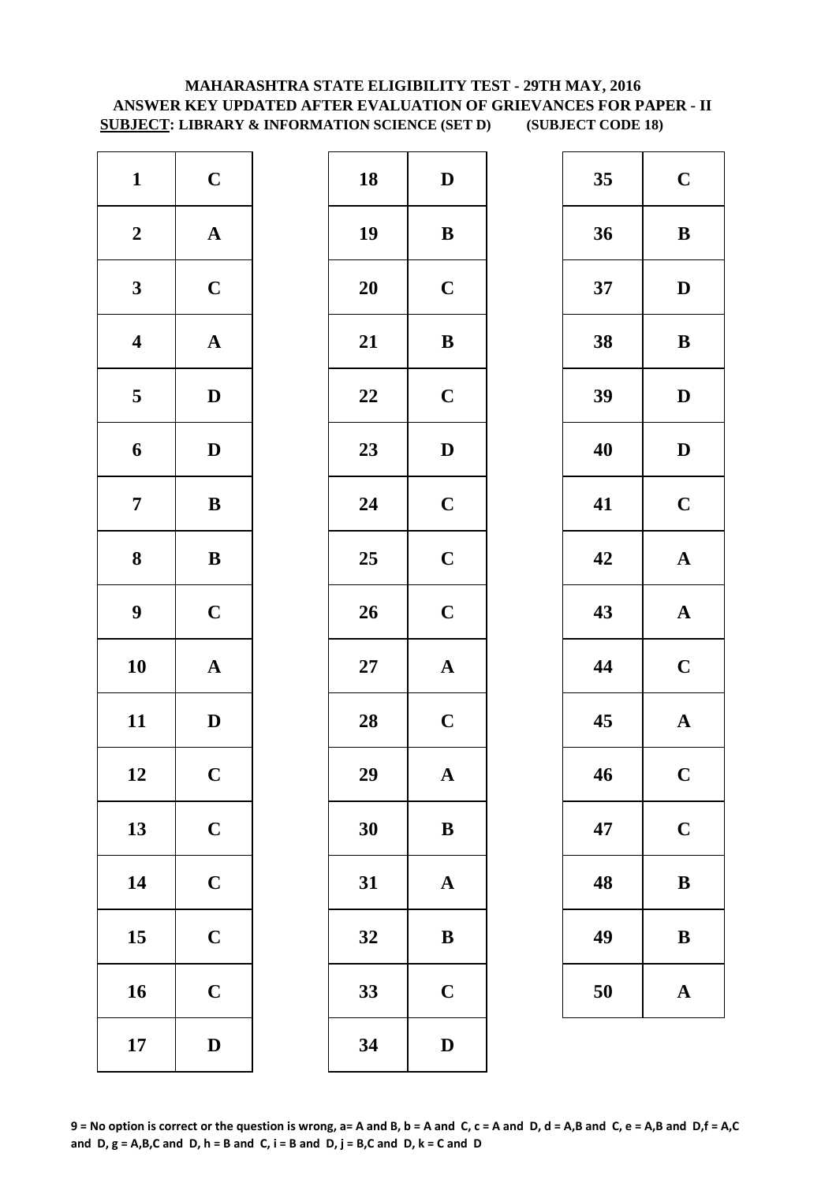**MAHARASHTRA STATE ELIGIBILITY TEST - 29TH MAY, 2016**
**ANSWER KEY UPDATED AFTER EVALUATION OF GRIEVANCES FOR PAPER - II**
**SUBJECT: LIBRARY & INFORMATION SCIENCE (SET D) (SUBJECT CODE 18)**

| Q | Ans | Q | Ans | Q | Ans |
|---|---|---|---|---|---|
| 1 | C | 18 | D | 35 | C |
| 2 | A | 19 | B | 36 | B |
| 3 | C | 20 | C | 37 | D |
| 4 | A | 21 | B | 38 | B |
| 5 | D | 22 | C | 39 | D |
| 6 | D | 23 | D | 40 | D |
| 7 | B | 24 | C | 41 | C |
| 8 | B | 25 | C | 42 | A |
| 9 | C | 26 | C | 43 | A |
| 10 | A | 27 | A | 44 | C |
| 11 | D | 28 | C | 45 | A |
| 12 | C | 29 | A | 46 | C |
| 13 | C | 30 | B | 47 | C |
| 14 | C | 31 | A | 48 | B |
| 15 | C | 32 | B | 49 | B |
| 16 | C | 33 | C | 50 | A |
| 17 | D | 34 | D | | |

**9 = No option is correct or the question is wrong, a= A and B, b = A and C, c = A and D, d = A,B and C, e = A,B and D,f = A,C and D, g = A,B,C and D, h = B and C, i = B and D, j = B,C and D, k = C and D**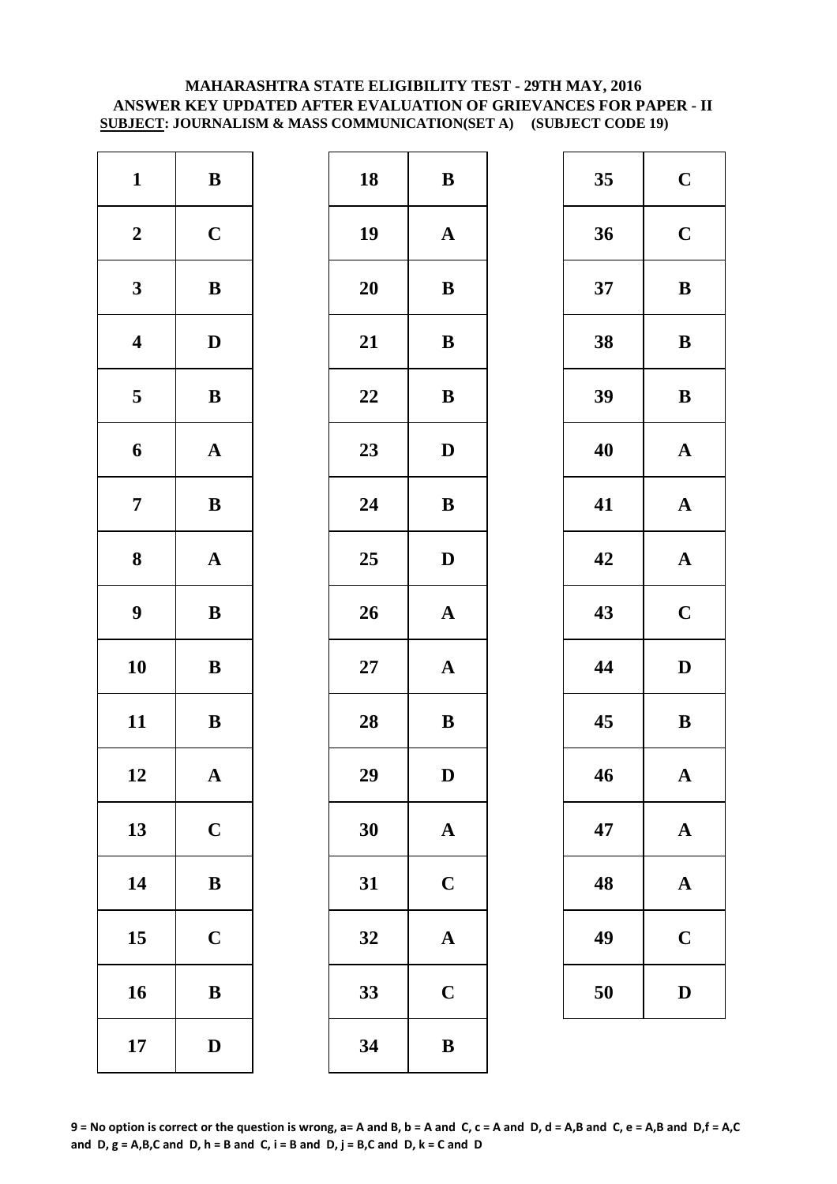**MAHARASHTRA STATE ELIGIBILITY TEST - 29TH MAY, 2016**
**ANSWER KEY UPDATED AFTER EVALUATION OF GRIEVANCES FOR PAPER - II**
**SUBJECT: JOURNALISM & MASS COMMUNICATION(SET A) (SUBJECT CODE 19)**

| Q | Ans | Q | Ans | Q | Ans |
|---|---|---|---|---|---|
| 1 | B | 18 | B | 35 | C |
| 2 | C | 19 | A | 36 | C |
| 3 | B | 20 | B | 37 | B |
| 4 | D | 21 | B | 38 | B |
| 5 | B | 22 | B | 39 | B |
| 6 | A | 23 | D | 40 | A |
| 7 | B | 24 | B | 41 | A |
| 8 | A | 25 | D | 42 | A |
| 9 | B | 26 | A | 43 | C |
| 10 | B | 27 | A | 44 | D |
| 11 | B | 28 | B | 45 | B |
| 12 | A | 29 | D | 46 | A |
| 13 | C | 30 | A | 47 | A |
| 14 | B | 31 | C | 48 | A |
| 15 | C | 32 | A | 49 | C |
| 16 | B | 33 | C | 50 | D |
| 17 | D | 34 | B | | |

**9 = No option is correct or the question is wrong, a= A and B, b = A and C, c = A and D, d = A,B and C, e = A,B and D,f = A,C and D, g = A,B,C and D, h = B and C, i = B and D, j = B,C and D, k = C and D**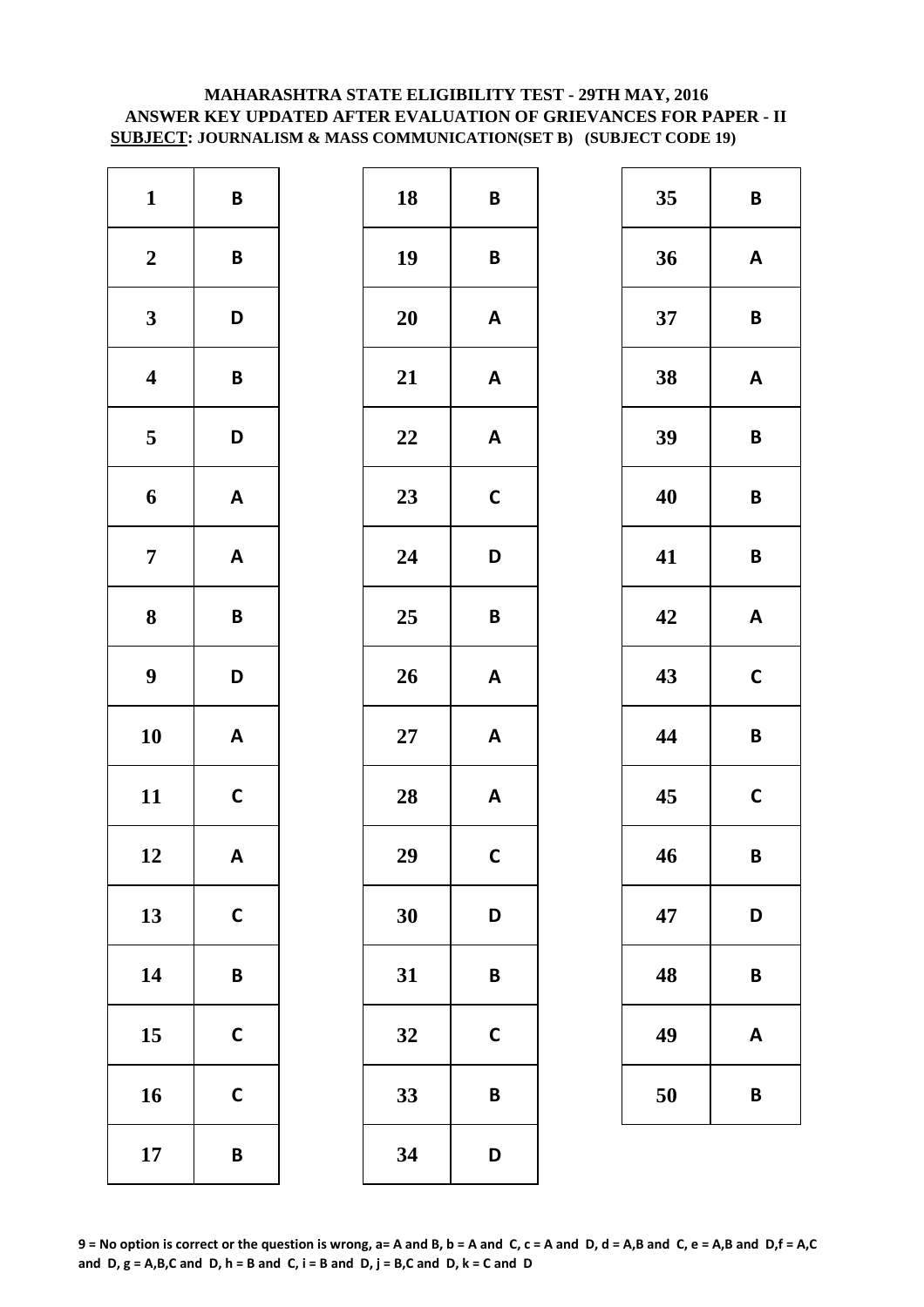# MAHARASHTRA STATE ELIGIBILITY TEST - 29TH MAY, 2016
## ANSWER KEY UPDATED AFTER EVALUATION OF GRIEVANCES FOR PAPER - II
### SUBJECT: JOURNALISM & MASS COMMUNICATION(SET B) (SUBJECT CODE 19)

| Q | Ans |
|---|---|
| 1 | B |
| 2 | B |
| 3 | D |
| 4 | B |
| 5 | D |
| 6 | A |
| 7 | A |
| 8 | B |
| 9 | D |
| 10 | A |
| 11 | C |
| 12 | A |
| 13 | C |
| 14 | B |
| 15 | C |
| 16 | C |
| 17 | B |

| Q | Ans |
|---|---|
| 18 | B |
| 19 | B |
| 20 | A |
| 21 | A |
| 22 | A |
| 23 | C |
| 24 | D |
| 25 | B |
| 26 | A |
| 27 | A |
| 28 | A |
| 29 | C |
| 30 | D |
| 31 | B |
| 32 | C |
| 33 | B |
| 34 | D |

| Q | Ans |
|---|---|
| 35 | B |
| 36 | A |
| 37 | B |
| 38 | A |
| 39 | B |
| 40 | B |
| 41 | B |
| 42 | A |
| 43 | C |
| 44 | B |
| 45 | C |
| 46 | B |
| 47 | D |
| 48 | B |
| 49 | A |
| 50 | B |

**9 = No option is correct or the question is wrong, a= A and B, b = A and C, c = A and D, d = A,B and C, e = A,B and D,f = A,C and D, g = A,B,C and D, h = B and C, i = B and D, j = B,C and D, k = C and D**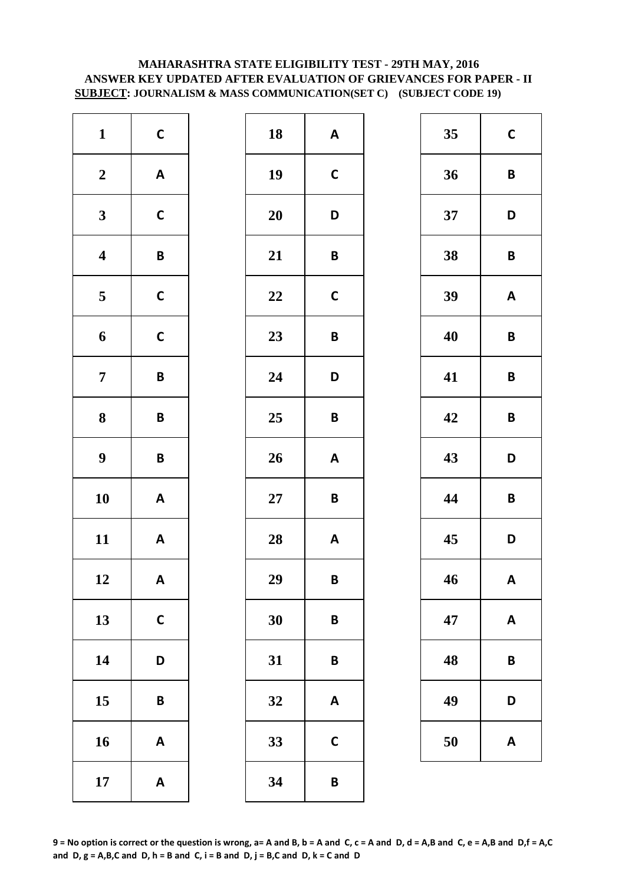**MAHARASHTRA STATE ELIGIBILITY TEST - 29TH MAY, 2016**
**ANSWER KEY UPDATED AFTER EVALUATION OF GRIEVANCES FOR PAPER - II**
**SUBJECT: JOURNALISM & MASS COMMUNICATION(SET C) (SUBJECT CODE 19)**

| Q | Ans | Q | Ans | Q | Ans |
|---|---|---|---|---|---|
| 1 | C | 18 | A | 35 | C |
| 2 | A | 19 | C | 36 | B |
| 3 | C | 20 | D | 37 | D |
| 4 | B | 21 | B | 38 | B |
| 5 | C | 22 | C | 39 | A |
| 6 | C | 23 | B | 40 | B |
| 7 | B | 24 | D | 41 | B |
| 8 | B | 25 | B | 42 | B |
| 9 | B | 26 | A | 43 | D |
| 10 | A | 27 | B | 44 | B |
| 11 | A | 28 | A | 45 | D |
| 12 | A | 29 | B | 46 | A |
| 13 | C | 30 | B | 47 | A |
| 14 | D | 31 | B | 48 | B |
| 15 | B | 32 | A | 49 | D |
| 16 | A | 33 | C | 50 | A |
| 17 | A | 34 | B | | |

**9 = No option is correct or the question is wrong, a= A and B, b = A and C, c = A and D, d = A,B and C, e = A,B and D,f = A,C and D, g = A,B,C and D, h = B and C, i = B and D, j = B,C and D, k = C and D**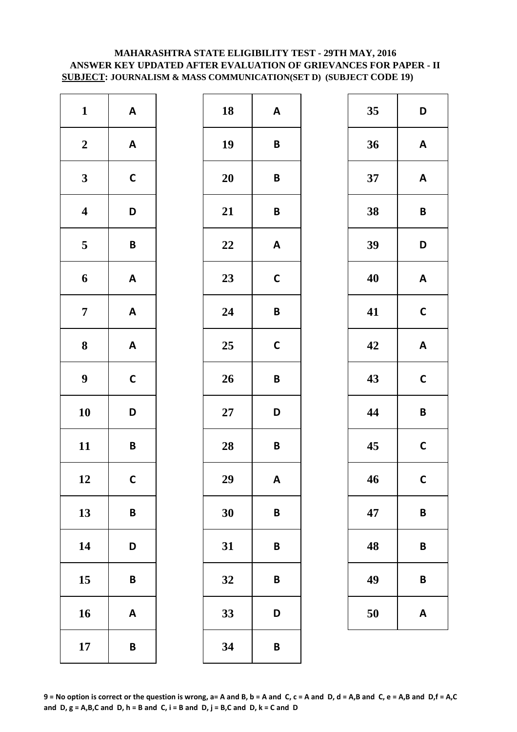# MAHARASHTRA STATE ELIGIBILITY TEST - 29TH MAY, 2016
## ANSWER KEY UPDATED AFTER EVALUATION OF GRIEVANCES FOR PAPER - II
**SUBJECT: JOURNALISM & MASS COMMUNICATION(SET D) (SUBJECT CODE 19)**

| Q | Ans | Q | Ans | Q | Ans |
|---|---|---|---|---|---|
| 1 | A | 18 | A | 35 | D |
| 2 | A | 19 | B | 36 | A |
| 3 | C | 20 | B | 37 | A |
| 4 | D | 21 | B | 38 | B |
| 5 | B | 22 | A | 39 | D |
| 6 | A | 23 | C | 40 | A |
| 7 | A | 24 | B | 41 | C |
| 8 | A | 25 | C | 42 | A |
| 9 | C | 26 | B | 43 | C |
| 10 | D | 27 | D | 44 | B |
| 11 | B | 28 | B | 45 | C |
| 12 | C | 29 | A | 46 | C |
| 13 | B | 30 | B | 47 | B |
| 14 | D | 31 | B | 48 | B |
| 15 | B | 32 | B | 49 | B |
| 16 | A | 33 | D | 50 | A |
| 17 | B | 34 | B | | |

**9 = No option is correct or the question is wrong, a= A and B, b = A and C, c = A and D, d = A,B and C, e = A,B and D,f = A,C and D, g = A,B,C and D, h = B and C, i = B and D, j = B,C and D, k = C and D**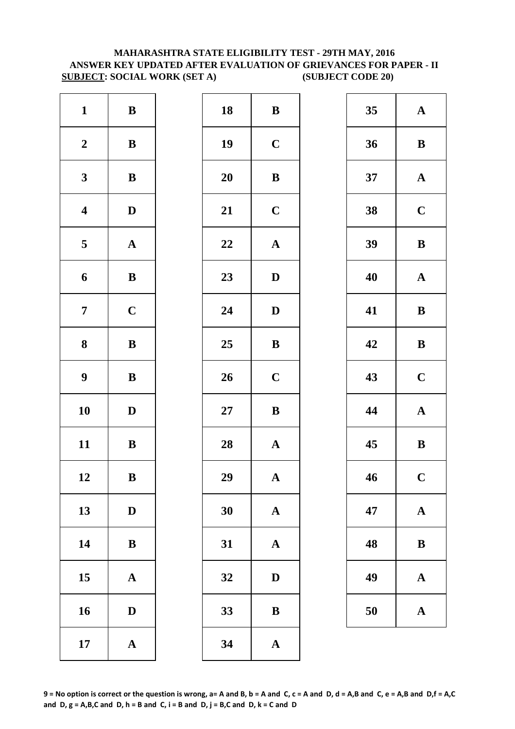**MAHARASHTRA STATE ELIGIBILITY TEST - 29TH MAY, 2016**
**ANSWER KEY UPDATED AFTER EVALUATION OF GRIEVANCES FOR PAPER - II**
**SUBJECT: SOCIAL WORK (SET A) (SUBJECT CODE 20)**

| Q | Ans | Q | Ans | Q | Ans |
|---|---|---|---|---|---|
| 1 | B | 18 | B | 35 | A |
| 2 | B | 19 | C | 36 | B |
| 3 | B | 20 | B | 37 | A |
| 4 | D | 21 | C | 38 | C |
| 5 | A | 22 | A | 39 | B |
| 6 | B | 23 | D | 40 | A |
| 7 | C | 24 | D | 41 | B |
| 8 | B | 25 | B | 42 | B |
| 9 | B | 26 | C | 43 | C |
| 10 | D | 27 | B | 44 | A |
| 11 | B | 28 | A | 45 | B |
| 12 | B | 29 | A | 46 | C |
| 13 | D | 30 | A | 47 | A |
| 14 | B | 31 | A | 48 | B |
| 15 | A | 32 | D | 49 | A |
| 16 | D | 33 | B | 50 | A |
| 17 | A | 34 | A | | |

**9 = No option is correct or the question is wrong, a= A and B, b = A and C, c = A and D, d = A,B and C, e = A,B and D,f = A,C and D, g = A,B,C and D, h = B and C, i = B and D, j = B,C and D, k = C and D**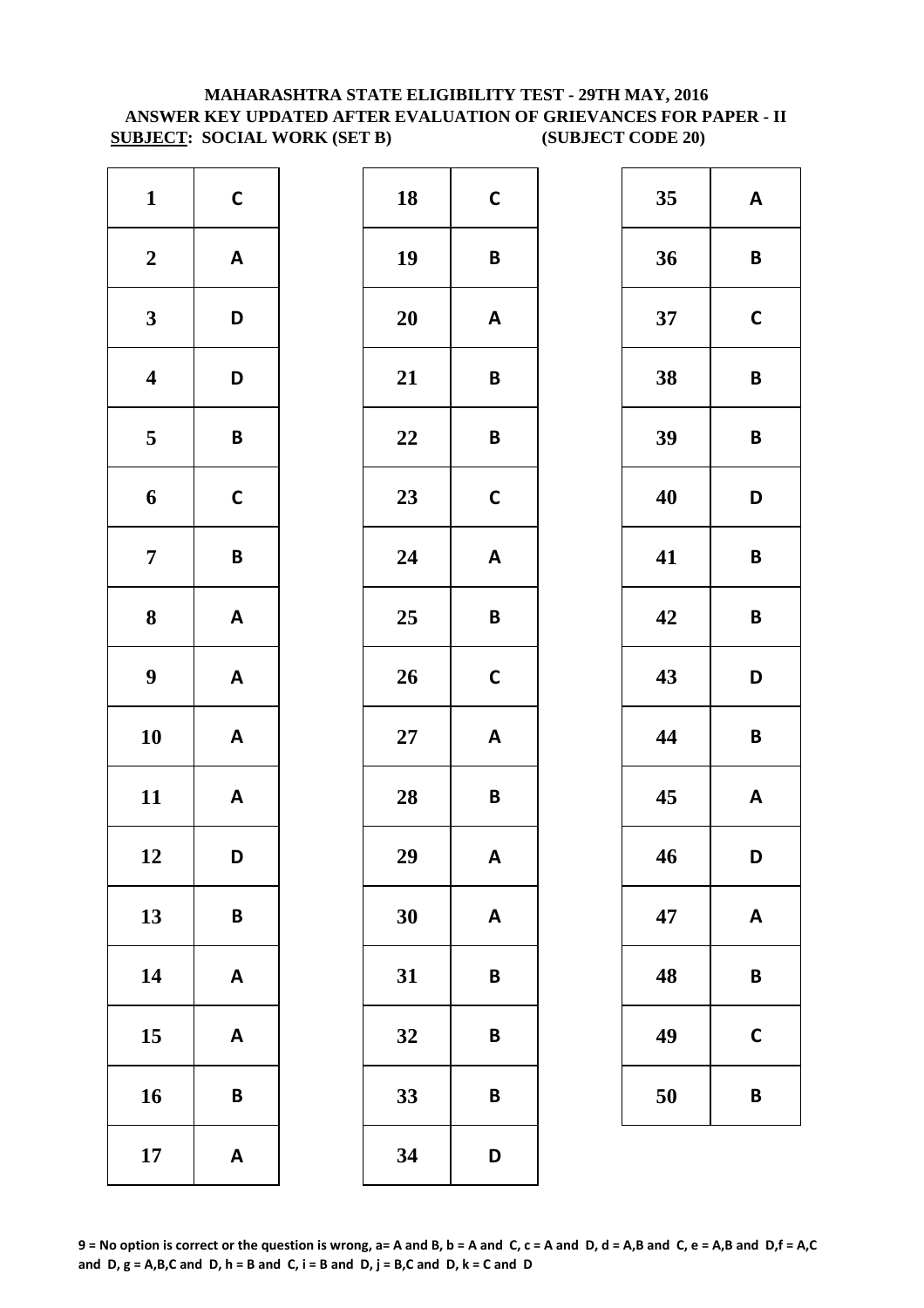**MAHARASHTRA STATE ELIGIBILITY TEST - 29TH MAY, 2016**
**ANSWER KEY UPDATED AFTER EVALUATION OF GRIEVANCES FOR PAPER - II**
**SUBJECT: SOCIAL WORK (SET B) (SUBJECT CODE 20)**

| Q | Ans | Q | Ans | Q | Ans |
|---|---|---|---|---|---|
| 1 | C | 18 | C | 35 | A |
| 2 | A | 19 | B | 36 | B |
| 3 | D | 20 | A | 37 | C |
| 4 | D | 21 | B | 38 | B |
| 5 | B | 22 | B | 39 | B |
| 6 | C | 23 | C | 40 | D |
| 7 | B | 24 | A | 41 | B |
| 8 | A | 25 | B | 42 | B |
| 9 | A | 26 | C | 43 | D |
| 10 | A | 27 | A | 44 | B |
| 11 | A | 28 | B | 45 | A |
| 12 | D | 29 | A | 46 | D |
| 13 | B | 30 | A | 47 | A |
| 14 | A | 31 | B | 48 | B |
| 15 | A | 32 | B | 49 | C |
| 16 | B | 33 | B | 50 | B |
| 17 | A | 34 | D | | |

**9 = No option is correct or the question is wrong, a= A and B, b = A and C, c = A and D, d = A,B and C, e = A,B and D, f = A,C and D, g = A,B,C and D, h = B and C, i = B and D, j = B,C and D, k = C and D**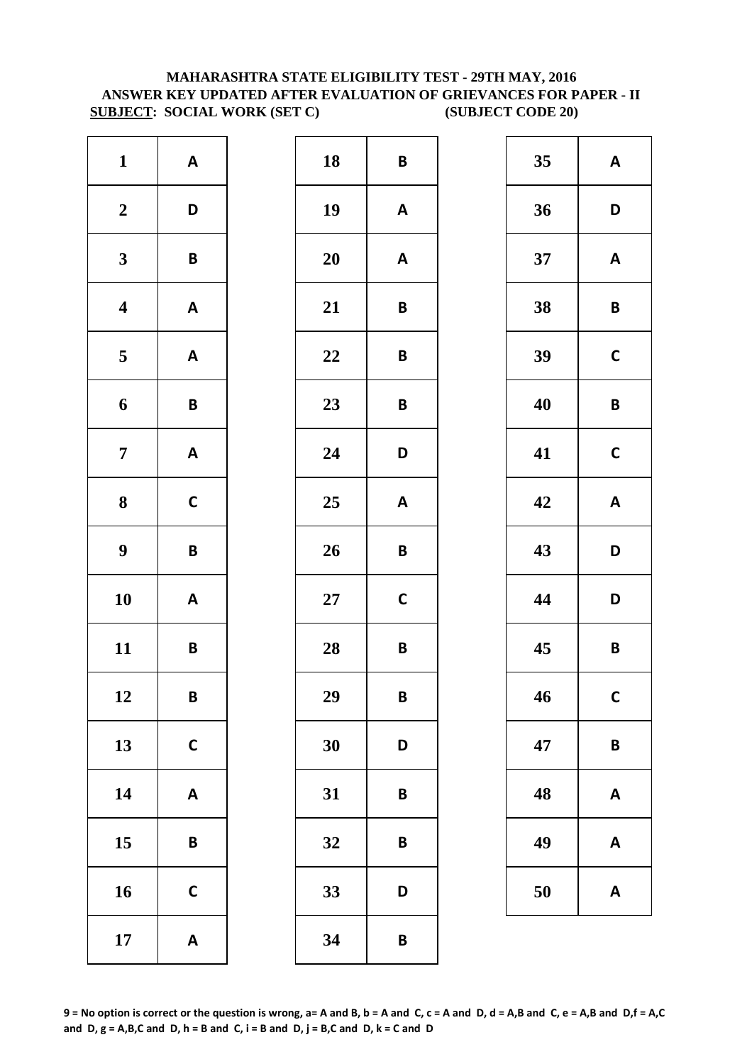**MAHARASHTRA STATE ELIGIBILITY TEST - 29TH MAY, 2016**
**ANSWER KEY UPDATED AFTER EVALUATION OF GRIEVANCES FOR PAPER - II**
**SUBJECT: SOCIAL WORK (SET C) (SUBJECT CODE 20)**

| Q | Ans | Q | Ans | Q | Ans |
|---|---|---|---|---|---|
| 1 | A | 18 | B | 35 | A |
| 2 | D | 19 | A | 36 | D |
| 3 | B | 20 | A | 37 | A |
| 4 | A | 21 | B | 38 | B |
| 5 | A | 22 | B | 39 | C |
| 6 | B | 23 | B | 40 | B |
| 7 | A | 24 | D | 41 | C |
| 8 | C | 25 | A | 42 | A |
| 9 | B | 26 | B | 43 | D |
| 10 | A | 27 | C | 44 | D |
| 11 | B | 28 | B | 45 | B |
| 12 | B | 29 | B | 46 | C |
| 13 | C | 30 | D | 47 | B |
| 14 | A | 31 | B | 48 | A |
| 15 | B | 32 | B | 49 | A |
| 16 | C | 33 | D | 50 | A |
| 17 | A | 34 | B | | |

**9 = No option is correct or the question is wrong, a= A and B, b = A and C, c = A and D, d = A,B and C, e = A,B and D,f = A,C and D, g = A,B,C and D, h = B and C, i = B and D, j = B,C and D, k = C and D**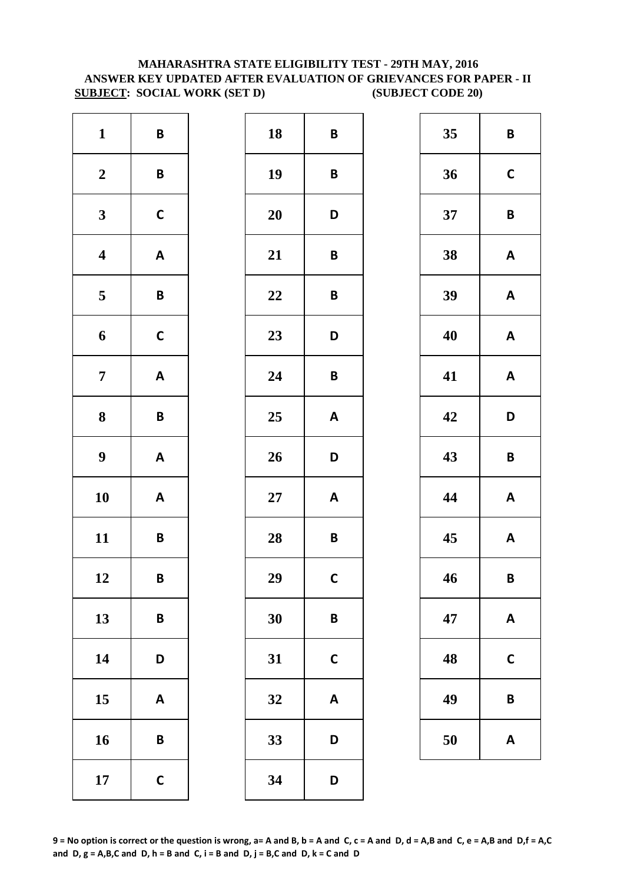# MAHARASHTRA STATE ELIGIBILITY TEST - 29TH MAY, 2016
## ANSWER KEY UPDATED AFTER EVALUATION OF GRIEVANCES FOR PAPER - II
**SUBJECT: SOCIAL WORK (SET D) (SUBJECT CODE 20)**

| Q | Ans | Q | Ans | Q | Ans |
|---|---|---|---|---|---|
| 1 | B | 18 | B | 35 | B |
| 2 | B | 19 | B | 36 | C |
| 3 | C | 20 | D | 37 | B |
| 4 | A | 21 | B | 38 | A |
| 5 | B | 22 | B | 39 | A |
| 6 | C | 23 | D | 40 | A |
| 7 | A | 24 | B | 41 | A |
| 8 | B | 25 | A | 42 | D |
| 9 | A | 26 | D | 43 | B |
| 10 | A | 27 | A | 44 | A |
| 11 | B | 28 | B | 45 | A |
| 12 | B | 29 | C | 46 | B |
| 13 | B | 30 | B | 47 | A |
| 14 | D | 31 | C | 48 | C |
| 15 | A | 32 | A | 49 | B |
| 16 | B | 33 | D | 50 | A |
| 17 | C | 34 | D | | |

**9 = No option is correct or the question is wrong, a= A and B, b = A and C, c = A and D, d = A,B and C, e = A,B and D,f = A,C and D, g = A,B,C and D, h = B and C, i = B and D, j = B,C and D, k = C and D**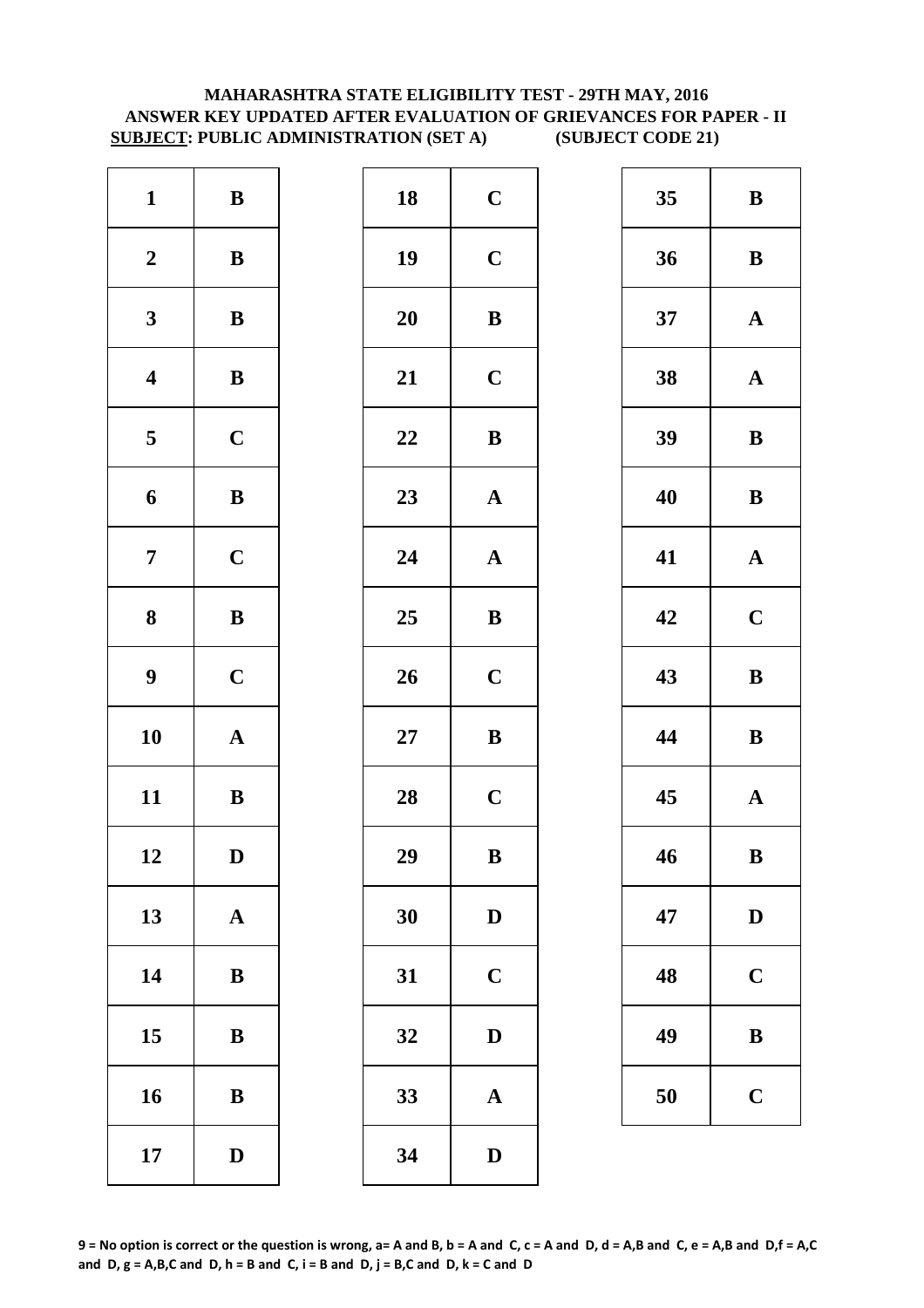**MAHARASHTRA STATE ELIGIBILITY TEST - 29TH MAY, 2016**
**ANSWER KEY UPDATED AFTER EVALUATION OF GRIEVANCES FOR PAPER - II**
**SUBJECT: PUBLIC ADMINISTRATION (SET A) (SUBJECT CODE 21)**

| Q | Ans | Q | Ans | Q | Ans |
|---|---|---|---|---|---|
| 1 | B | 18 | C | 35 | B |
| 2 | B | 19 | C | 36 | B |
| 3 | B | 20 | B | 37 | A |
| 4 | B | 21 | C | 38 | A |
| 5 | C | 22 | B | 39 | B |
| 6 | B | 23 | A | 40 | B |
| 7 | C | 24 | A | 41 | A |
| 8 | B | 25 | B | 42 | C |
| 9 | C | 26 | C | 43 | B |
| 10 | A | 27 | B | 44 | B |
| 11 | B | 28 | C | 45 | A |
| 12 | D | 29 | B | 46 | B |
| 13 | A | 30 | D | 47 | D |
| 14 | B | 31 | C | 48 | C |
| 15 | B | 32 | D | 49 | B |
| 16 | B | 33 | A | 50 | C |
| 17 | D | 34 | D | | |

**9 = No option is correct or the question is wrong, a= A and B, b = A and C, c = A and D, d = A,B and C, e = A,B and D,f = A,C and D, g = A,B,C and D, h = B and C, i = B and D, j = B,C and D, k = C and D**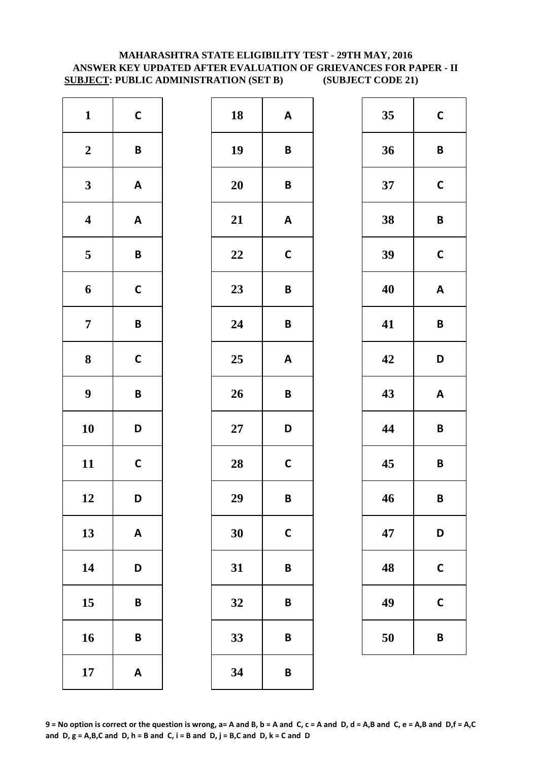**MAHARASHTRA STATE ELIGIBILITY TEST - 29TH MAY, 2016**
**ANSWER KEY UPDATED AFTER EVALUATION OF GRIEVANCES FOR PAPER - II**
**SUBJECT: PUBLIC ADMINISTRATION (SET B) (SUBJECT CODE 21)**

| Q | Ans | Q | Ans | Q | Ans |
|---|---|---|---|---|---|
| 1 | C | 18 | A | 35 | C |
| 2 | B | 19 | B | 36 | B |
| 3 | A | 20 | B | 37 | C |
| 4 | A | 21 | A | 38 | B |
| 5 | B | 22 | C | 39 | C |
| 6 | C | 23 | B | 40 | A |
| 7 | B | 24 | B | 41 | B |
| 8 | C | 25 | A | 42 | D |
| 9 | B | 26 | B | 43 | A |
| 10 | D | 27 | D | 44 | B |
| 11 | C | 28 | C | 45 | B |
| 12 | D | 29 | B | 46 | B |
| 13 | A | 30 | C | 47 | D |
| 14 | D | 31 | B | 48 | C |
| 15 | B | 32 | B | 49 | C |
| 16 | B | 33 | B | 50 | B |
| 17 | A | 34 | B | | |

**9 = No option is correct or the question is wrong, a= A and B, b = A and C, c = A and D, d = A,B and C, e = A,B and D,f = A,C and D, g = A,B,C and D, h = B and C, i = B and D, j = B,C and D, k = C and D**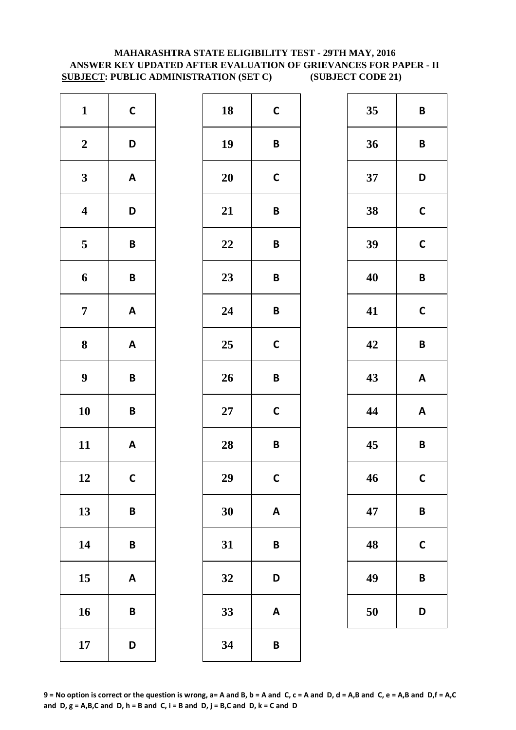**MAHARASHTRA STATE ELIGIBILITY TEST - 29TH MAY, 2016**
**ANSWER KEY UPDATED AFTER EVALUATION OF GRIEVANCES FOR PAPER - II**
**SUBJECT: PUBLIC ADMINISTRATION (SET C) (SUBJECT CODE 21)**

| Q | Ans |
|---|---|
| 1 | C |
| 2 | D |
| 3 | A |
| 4 | D |
| 5 | B |
| 6 | B |
| 7 | A |
| 8 | A |
| 9 | B |
| 10 | B |
| 11 | A |
| 12 | C |
| 13 | B |
| 14 | B |
| 15 | A |
| 16 | B |
| 17 | D |

| Q | Ans |
|---|---|
| 18 | C |
| 19 | B |
| 20 | C |
| 21 | B |
| 22 | B |
| 23 | B |
| 24 | B |
| 25 | C |
| 26 | B |
| 27 | C |
| 28 | B |
| 29 | C |
| 30 | A |
| 31 | B |
| 32 | D |
| 33 | A |
| 34 | B |

| Q | Ans |
|---|---|
| 35 | B |
| 36 | B |
| 37 | D |
| 38 | C |
| 39 | C |
| 40 | B |
| 41 | C |
| 42 | B |
| 43 | A |
| 44 | A |
| 45 | B |
| 46 | C |
| 47 | B |
| 48 | C |
| 49 | B |
| 50 | D |

**9 = No option is correct or the question is wrong, a= A and B, b = A and C, c = A and D, d = A,B and C, e = A,B and D,f = A,C and D, g = A,B,C and D, h = B and C, i = B and D, j = B,C and D, k = C and D**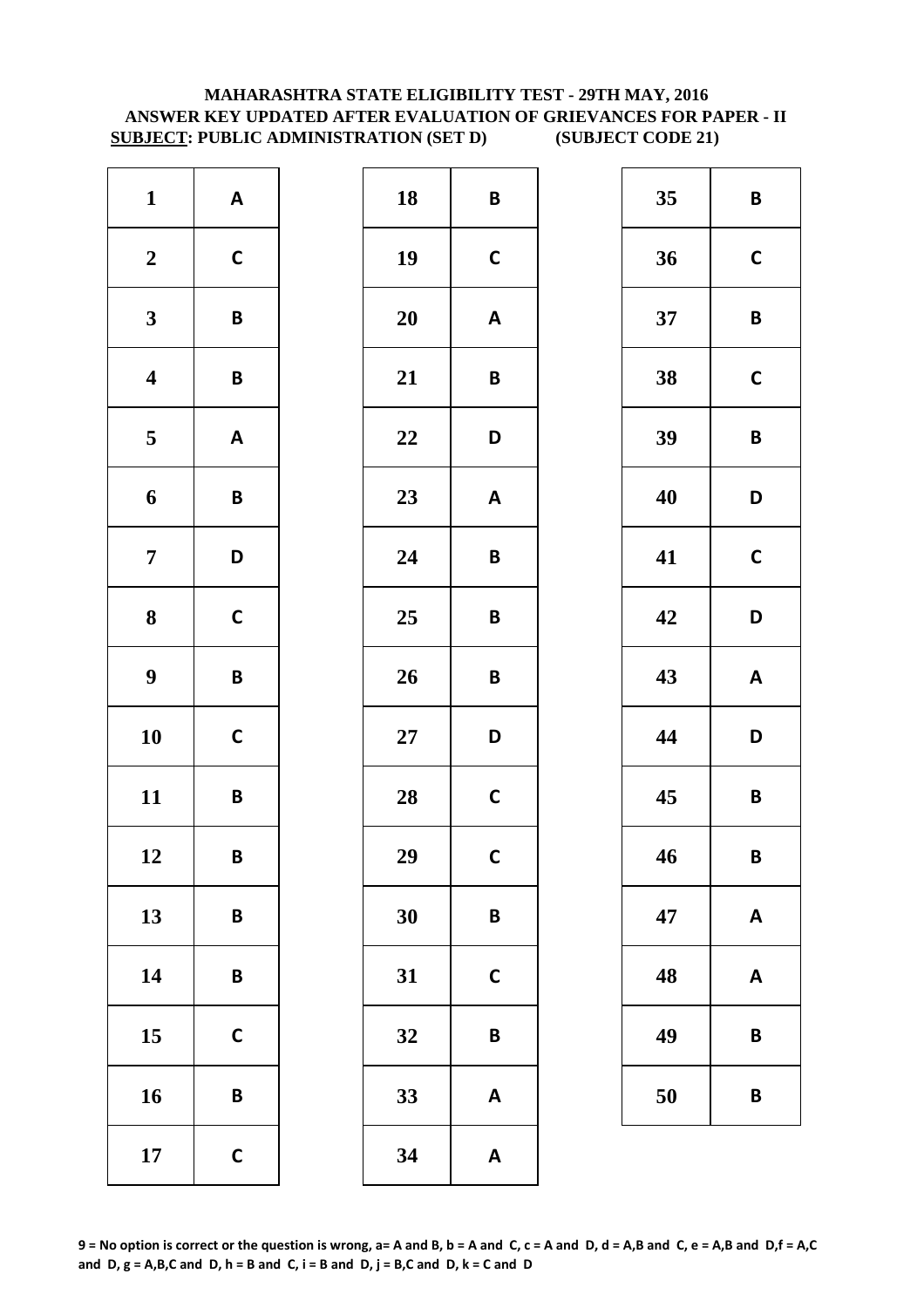# MAHARASHTRA STATE ELIGIBILITY TEST - 29TH MAY, 2016
## ANSWER KEY UPDATED AFTER EVALUATION OF GRIEVANCES FOR PAPER - II
**SUBJECT: PUBLIC ADMINISTRATION (SET D) (SUBJECT CODE 21)**

| Q | Ans | Q | Ans | Q | Ans |
|---|---|---|---|---|---|
| 1 | A | 18 | B | 35 | B |
| 2 | C | 19 | C | 36 | C |
| 3 | B | 20 | A | 37 | B |
| 4 | B | 21 | B | 38 | C |
| 5 | A | 22 | D | 39 | B |
| 6 | B | 23 | A | 40 | D |
| 7 | D | 24 | B | 41 | C |
| 8 | C | 25 | B | 42 | D |
| 9 | B | 26 | B | 43 | A |
| 10 | C | 27 | D | 44 | D |
| 11 | B | 28 | C | 45 | B |
| 12 | B | 29 | C | 46 | B |
| 13 | B | 30 | B | 47 | A |
| 14 | B | 31 | C | 48 | A |
| 15 | C | 32 | B | 49 | B |
| 16 | B | 33 | A | 50 | B |
| 17 | C | 34 | A | | |

**9 = No option is correct or the question is wrong, a= A and B, b = A and C, c = A and D, d = A,B and C, e = A,B and D, f = A,C and D, g = A,B,C and D, h = B and C, i = B and D, j = B,C and D, k = C and D**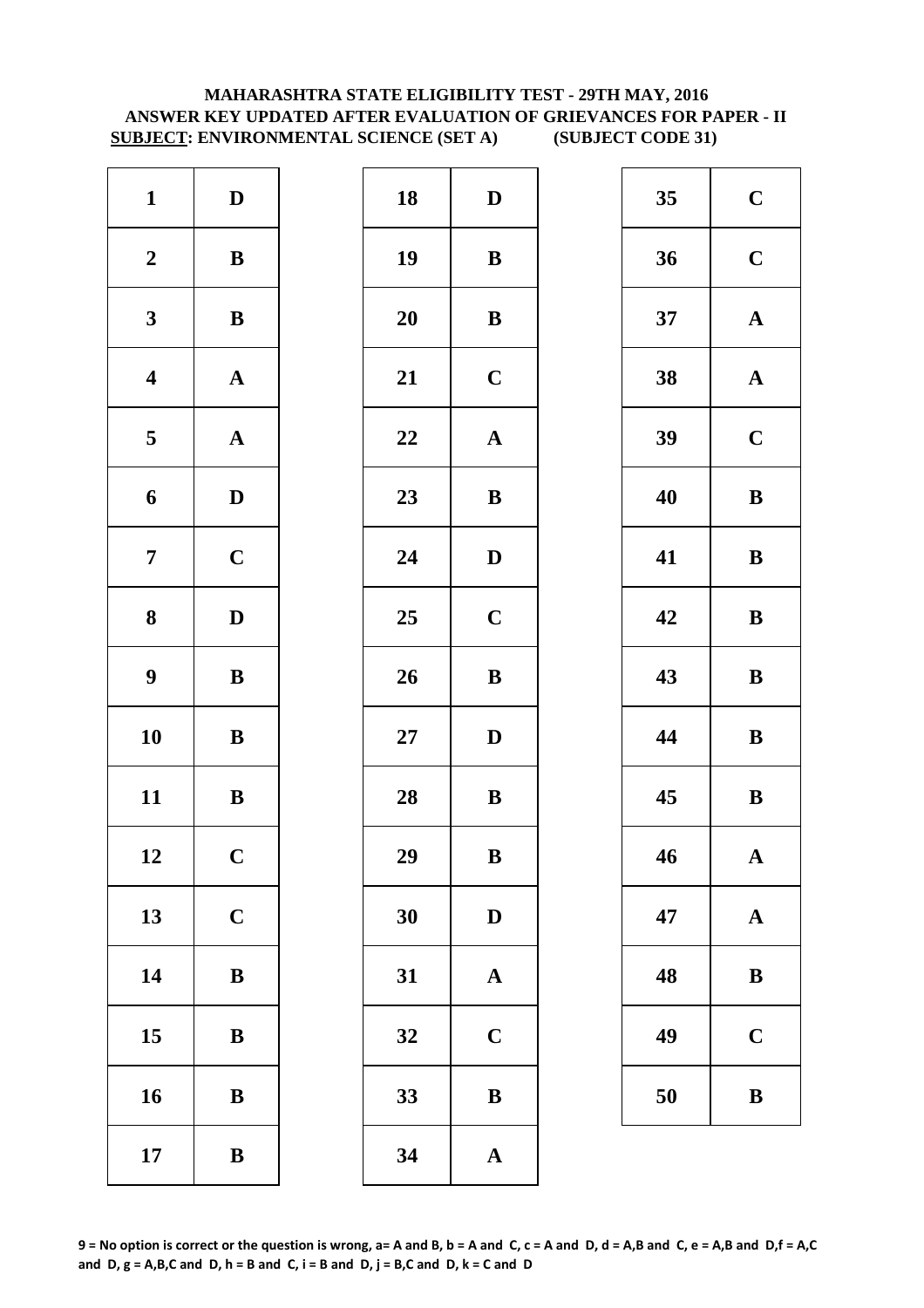# MAHARASHTRA STATE ELIGIBILITY TEST - 29TH MAY, 2016
## ANSWER KEY UPDATED AFTER EVALUATION OF GRIEVANCES FOR PAPER - II
**SUBJECT: ENVIRONMENTAL SCIENCE (SET A) (SUBJECT CODE 31)**

| Q | Ans | Q | Ans | Q | Ans |
|---|---|---|---|---|---|
| 1 | D | 18 | D | 35 | C |
| 2 | B | 19 | B | 36 | C |
| 3 | B | 20 | B | 37 | A |
| 4 | A | 21 | C | 38 | A |
| 5 | A | 22 | A | 39 | C |
| 6 | D | 23 | B | 40 | B |
| 7 | C | 24 | D | 41 | B |
| 8 | D | 25 | C | 42 | B |
| 9 | B | 26 | B | 43 | B |
| 10 | B | 27 | D | 44 | B |
| 11 | B | 28 | B | 45 | B |
| 12 | C | 29 | B | 46 | A |
| 13 | C | 30 | D | 47 | A |
| 14 | B | 31 | A | 48 | B |
| 15 | B | 32 | C | 49 | C |
| 16 | B | 33 | B | 50 | B |
| 17 | B | 34 | A | | |

**9 = No option is correct or the question is wrong, a= A and B, b = A and C, c = A and D, d = A,B and C, e = A,B and D,f = A,C and D, g = A,B,C and D, h = B and C, i = B and D, j = B,C and D, k = C and D**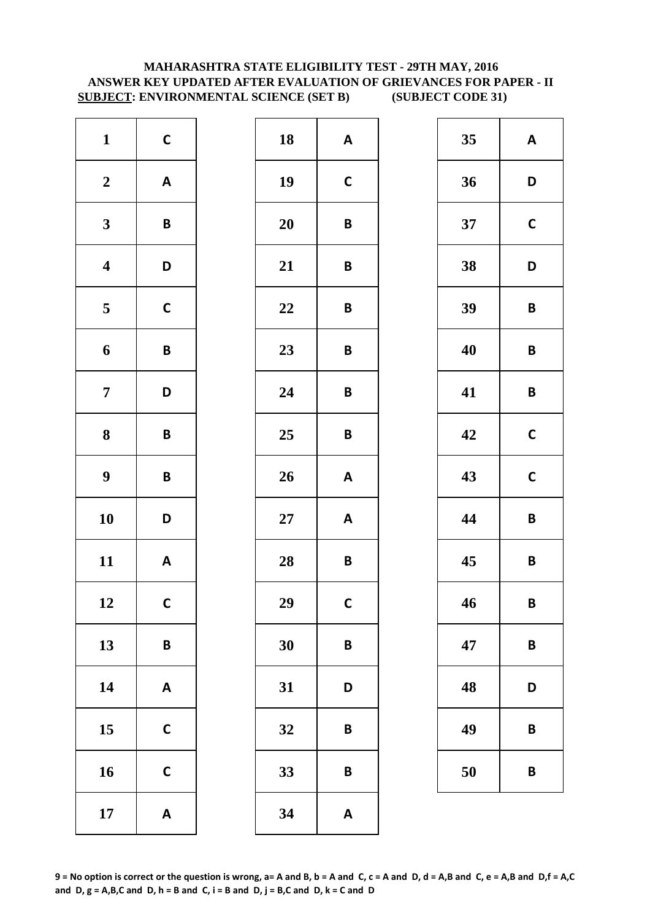**MAHARASHTRA STATE ELIGIBILITY TEST - 29TH MAY, 2016**
**ANSWER KEY UPDATED AFTER EVALUATION OF GRIEVANCES FOR PAPER - II**
**SUBJECT: ENVIRONMENTAL SCIENCE (SET B) (SUBJECT CODE 31)**

| Q | Ans | Q | Ans | Q | Ans |
|---|---|---|---|---|---|
| 1 | C | 18 | A | 35 | A |
| 2 | A | 19 | C | 36 | D |
| 3 | B | 20 | B | 37 | C |
| 4 | D | 21 | B | 38 | D |
| 5 | C | 22 | B | 39 | B |
| 6 | B | 23 | B | 40 | B |
| 7 | D | 24 | B | 41 | B |
| 8 | B | 25 | B | 42 | C |
| 9 | B | 26 | A | 43 | C |
| 10 | D | 27 | A | 44 | B |
| 11 | A | 28 | B | 45 | B |
| 12 | C | 29 | C | 46 | B |
| 13 | B | 30 | B | 47 | B |
| 14 | A | 31 | D | 48 | D |
| 15 | C | 32 | B | 49 | B |
| 16 | C | 33 | B | 50 | B |
| 17 | A | 34 | A | | |

**9 = No option is correct or the question is wrong, a= A and B, b = A and C, c = A and D, d = A,B and C, e = A,B and D,f = A,C and D, g = A,B,C and D, h = B and C, i = B and D, j = B,C and D, k = C and D**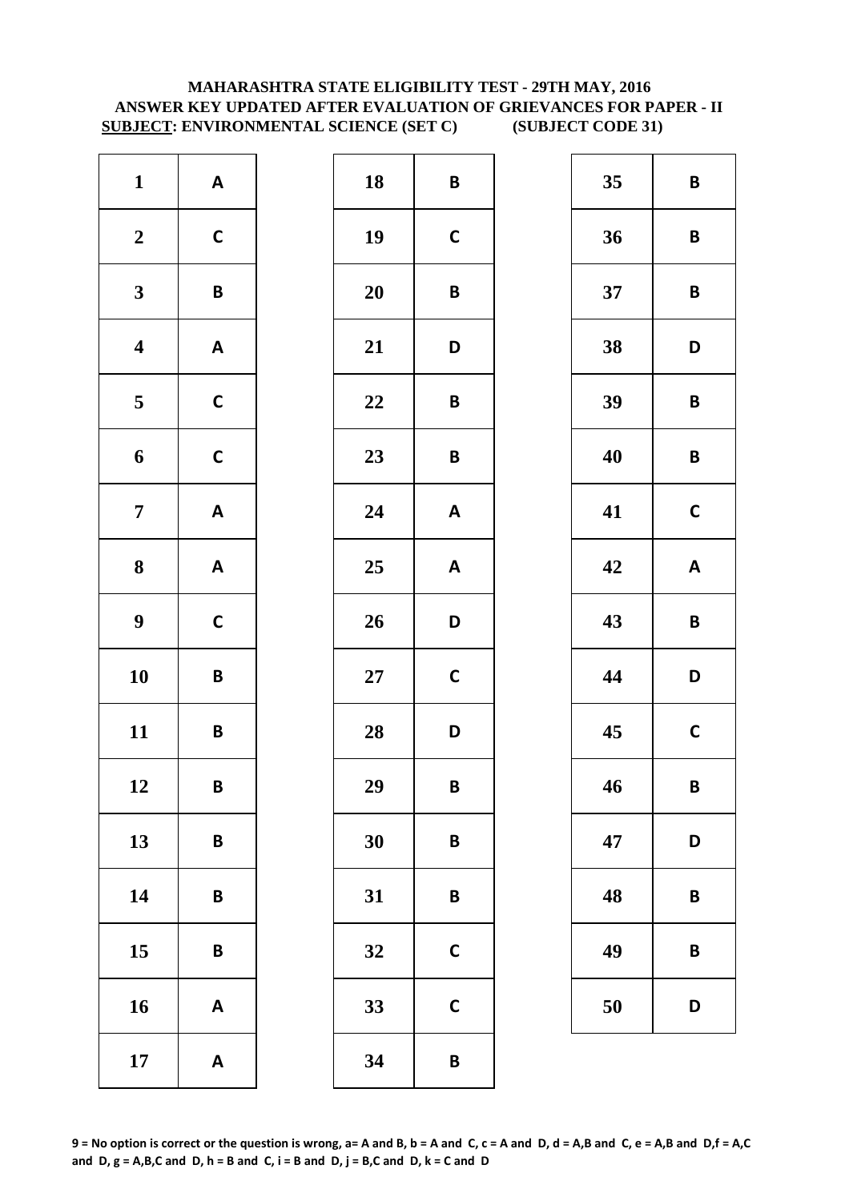# MAHARASHTRA STATE ELIGIBILITY TEST - 29TH MAY, 2016
## ANSWER KEY UPDATED AFTER EVALUATION OF GRIEVANCES FOR PAPER - II
**SUBJECT: ENVIRONMENTAL SCIENCE (SET C) (SUBJECT CODE 31)**

| Q | Ans | Q | Ans | Q | Ans |
|---|---|---|---|---|---|
| 1 | A | 18 | B | 35 | B |
| 2 | C | 19 | C | 36 | B |
| 3 | B | 20 | B | 37 | B |
| 4 | A | 21 | D | 38 | D |
| 5 | C | 22 | B | 39 | B |
| 6 | C | 23 | B | 40 | B |
| 7 | A | 24 | A | 41 | C |
| 8 | A | 25 | A | 42 | A |
| 9 | C | 26 | D | 43 | B |
| 10 | B | 27 | C | 44 | D |
| 11 | B | 28 | D | 45 | C |
| 12 | B | 29 | B | 46 | B |
| 13 | B | 30 | B | 47 | D |
| 14 | B | 31 | B | 48 | B |
| 15 | B | 32 | C | 49 | B |
| 16 | A | 33 | C | 50 | D |
| 17 | A | 34 | B | | |

**9 = No option is correct or the question is wrong, a= A and B, b = A and C, c = A and D, d = A,B and C, e = A,B and D,f = A,C and D, g = A,B,C and D, h = B and C, i = B and D, j = B,C and D, k = C and D**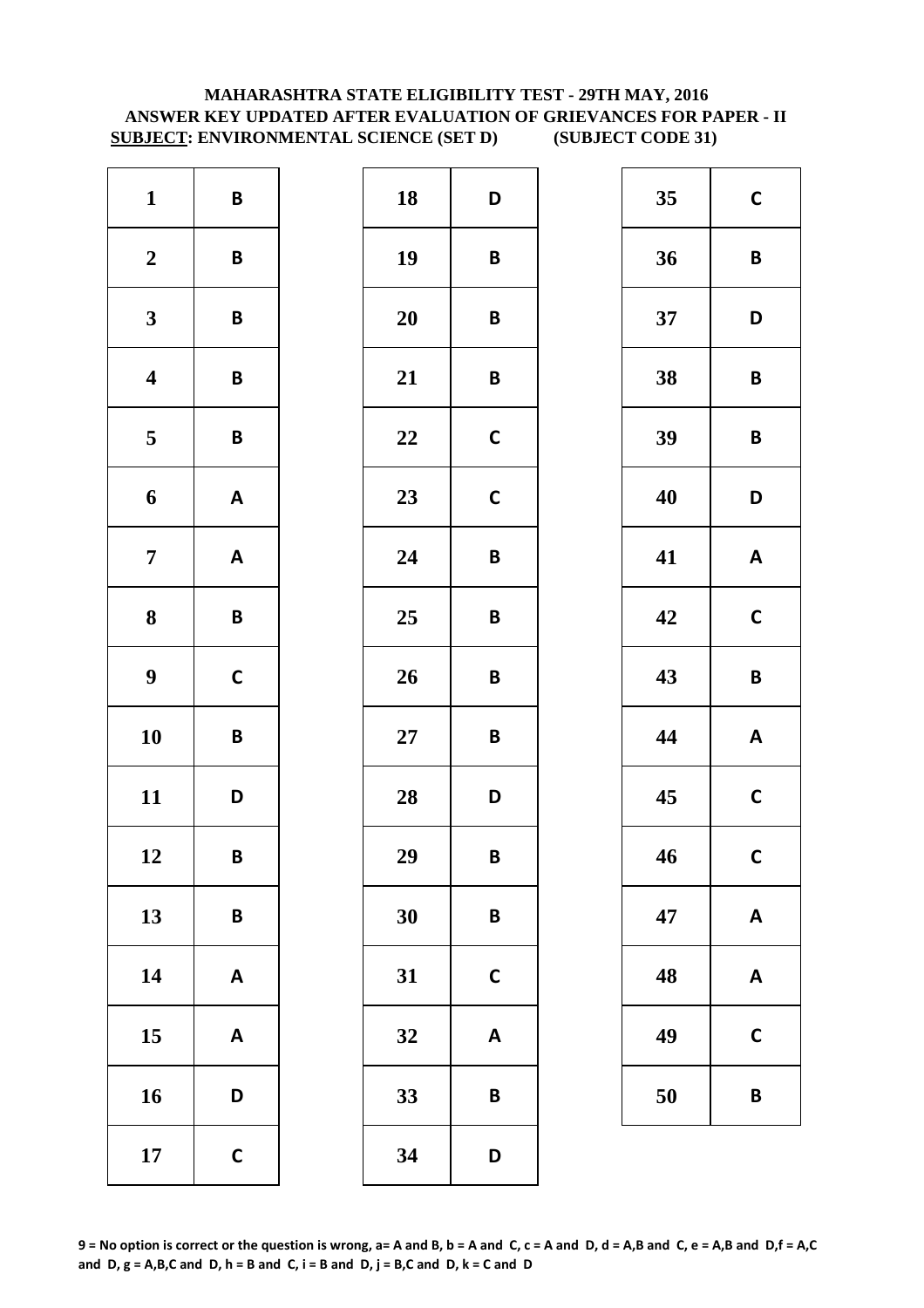# MAHARASHTRA STATE ELIGIBILITY TEST - 29TH MAY, 2016
## ANSWER KEY UPDATED AFTER EVALUATION OF GRIEVANCES FOR PAPER - II
**SUBJECT: ENVIRONMENTAL SCIENCE (SET D) (SUBJECT CODE 31)**

| Q | Ans | Q | Ans | Q | Ans |
|---|---|---|---|---|---|
| 1 | B | 18 | D | 35 | C |
| 2 | B | 19 | B | 36 | B |
| 3 | B | 20 | B | 37 | D |
| 4 | B | 21 | B | 38 | B |
| 5 | B | 22 | C | 39 | B |
| 6 | A | 23 | C | 40 | D |
| 7 | A | 24 | B | 41 | A |
| 8 | B | 25 | B | 42 | C |
| 9 | C | 26 | B | 43 | B |
| 10 | B | 27 | B | 44 | A |
| 11 | D | 28 | D | 45 | C |
| 12 | B | 29 | B | 46 | C |
| 13 | B | 30 | B | 47 | A |
| 14 | A | 31 | C | 48 | A |
| 15 | A | 32 | A | 49 | C |
| 16 | D | 33 | B | 50 | B |
| 17 | C | 34 | D | | |

**9 = No option is correct or the question is wrong, a= A and B, b = A and C, c = A and D, d = A,B and C, e = A,B and D,f = A,C and D, g = A,B,C and D, h = B and C, i = B and D, j = B,C and D, k = C and D**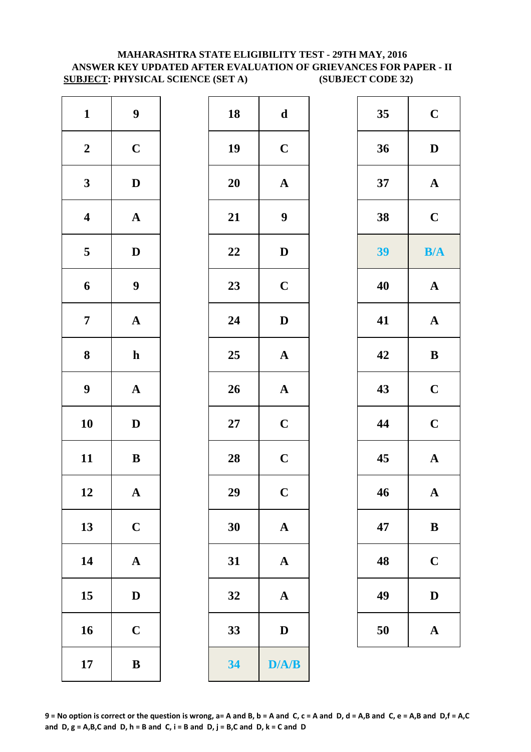**MAHARASHTRA STATE ELIGIBILITY TEST - 29TH MAY, 2016**
**ANSWER KEY UPDATED AFTER EVALUATION OF GRIEVANCES FOR PAPER - II**
**SUBJECT: PHYSICAL SCIENCE (SET A) (SUBJECT CODE 32)**

| Q | Ans | Q | Ans | Q | Ans |
|---|---|---|---|---|---|
| 1 | 9 | 18 | d | 35 | C |
| 2 | C | 19 | C | 36 | D |
| 3 | D | 20 | A | 37 | A |
| 4 | A | 21 | 9 | 38 | C |
| 5 | D | 22 | D | 39 | B/A |
| 6 | 9 | 23 | C | 40 | A |
| 7 | A | 24 | D | 41 | A |
| 8 | h | 25 | A | 42 | B |
| 9 | A | 26 | A | 43 | C |
| 10 | D | 27 | C | 44 | C |
| 11 | B | 28 | C | 45 | A |
| 12 | A | 29 | C | 46 | A |
| 13 | C | 30 | A | 47 | B |
| 14 | A | 31 | A | 48 | C |
| 15 | D | 32 | A | 49 | D |
| 16 | C | 33 | D | 50 | A |
| 17 | B | 34 | D/A/B | | |

**9 = No option is correct or the question is wrong, a= A and B, b = A and C, c = A and D, d = A,B and C, e = A,B and D,f = A,C and D, g = A,B,C and D, h = B and C, i = B and D, j = B,C and D, k = C and D**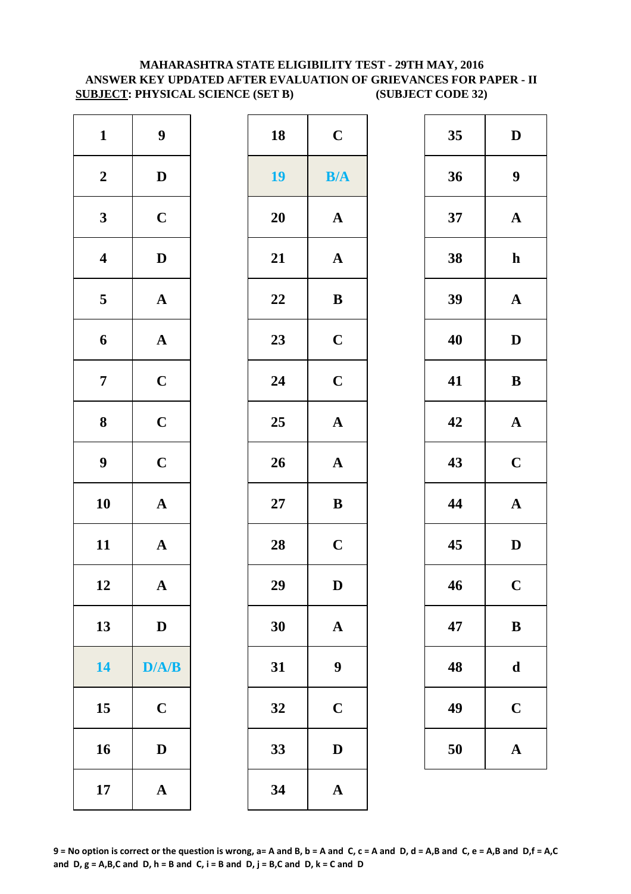**MAHARASHTRA STATE ELIGIBILITY TEST - 29TH MAY, 2016**
**ANSWER KEY UPDATED AFTER EVALUATION OF GRIEVANCES FOR PAPER - II**
**SUBJECT: PHYSICAL SCIENCE (SET B) (SUBJECT CODE 32)**

| Q | Ans | Q | Ans | Q | Ans |
|---|---|---|---|---|---|
| 1 | 9 | 18 | C | 35 | D |
| 2 | D | 19 | B/A | 36 | 9 |
| 3 | C | 20 | A | 37 | A |
| 4 | D | 21 | A | 38 | h |
| 5 | A | 22 | B | 39 | A |
| 6 | A | 23 | C | 40 | D |
| 7 | C | 24 | C | 41 | B |
| 8 | C | 25 | A | 42 | A |
| 9 | C | 26 | A | 43 | C |
| 10 | A | 27 | B | 44 | A |
| 11 | A | 28 | C | 45 | D |
| 12 | A | 29 | D | 46 | C |
| 13 | D | 30 | A | 47 | B |
| 14 | D/A/B | 31 | 9 | 48 | d |
| 15 | C | 32 | C | 49 | C |
| 16 | D | 33 | D | 50 | A |
| 17 | A | 34 | A | | |

**9 = No option is correct or the question is wrong, a= A and B, b = A and C, c = A and D, d = A,B and C, e = A,B and D,f = A,C and D, g = A,B,C and D, h = B and C, i = B and D, j = B,C and D, k = C and D**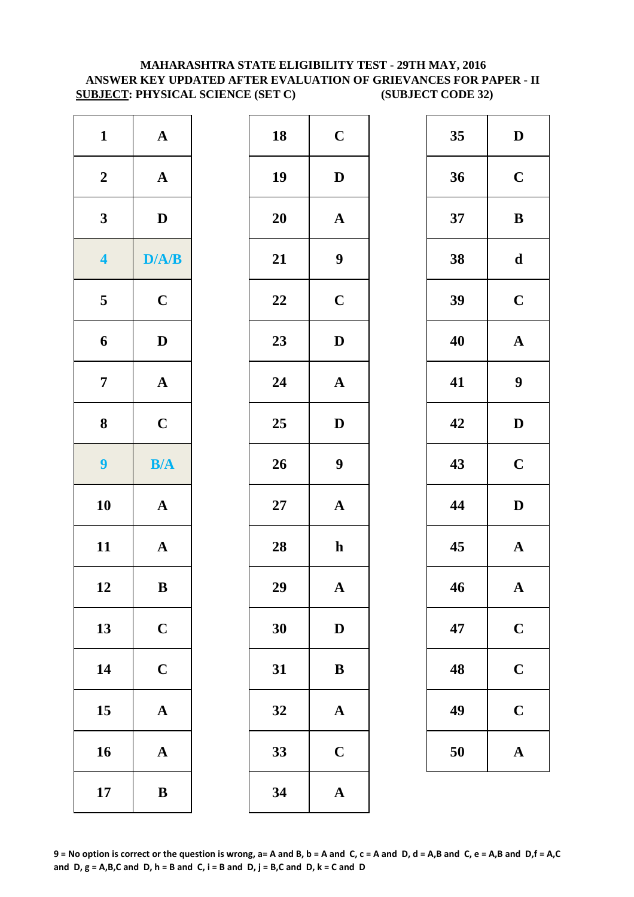**MAHARASHTRA STATE ELIGIBILITY TEST - 29TH MAY, 2016**
**ANSWER KEY UPDATED AFTER EVALUATION OF GRIEVANCES FOR PAPER - II**
**SUBJECT: PHYSICAL SCIENCE (SET C) (SUBJECT CODE 32)**

| Q | Ans | Q | Ans | Q | Ans |
|---|---|---|---|---|---|
| 1 | A | 18 | C | 35 | D |
| 2 | A | 19 | D | 36 | C |
| 3 | D | 20 | A | 37 | B |
| 4 | D/A/B | 21 | 9 | 38 | d |
| 5 | C | 22 | C | 39 | C |
| 6 | D | 23 | D | 40 | A |
| 7 | A | 24 | A | 41 | 9 |
| 8 | C | 25 | D | 42 | D |
| 9 | B/A | 26 | 9 | 43 | C |
| 10 | A | 27 | A | 44 | D |
| 11 | A | 28 | h | 45 | A |
| 12 | B | 29 | A | 46 | A |
| 13 | C | 30 | D | 47 | C |
| 14 | C | 31 | B | 48 | C |
| 15 | A | 32 | A | 49 | C |
| 16 | A | 33 | C | 50 | A |
| 17 | B | 34 | A | | |

**9 = No option is correct or the question is wrong, a= A and B, b = A and C, c = A and D, d = A,B and C, e = A,B and D,f = A,C and D, g = A,B,C and D, h = B and C, i = B and D, j = B,C and D, k = C and D**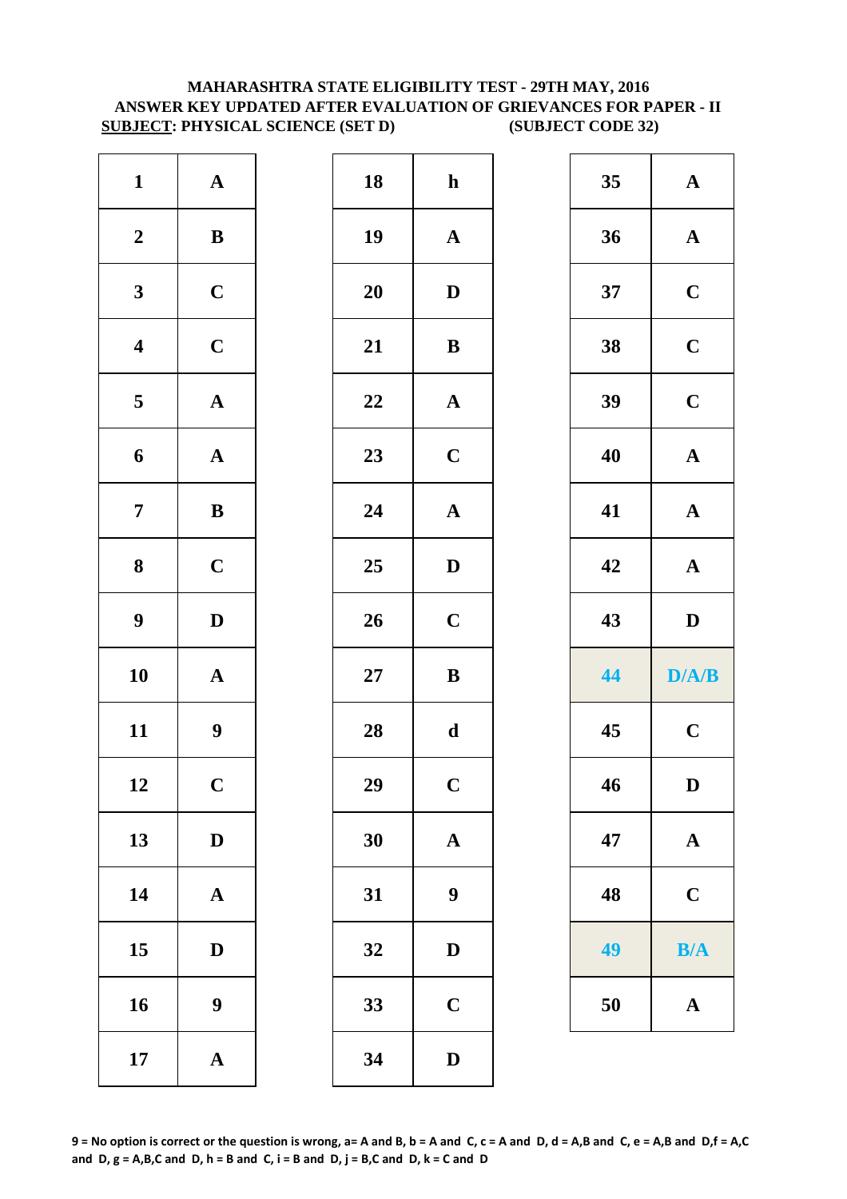**MAHARASHTRA STATE ELIGIBILITY TEST - 29TH MAY, 2016**
**ANSWER KEY UPDATED AFTER EVALUATION OF GRIEVANCES FOR PAPER - II**
**SUBJECT: PHYSICAL SCIENCE (SET D) (SUBJECT CODE 32)**

| Q | Ans | Q | Ans | Q | Ans |
|---|---|---|---|---|---|
| 1 | A | 18 | h | 35 | A |
| 2 | B | 19 | A | 36 | A |
| 3 | C | 20 | D | 37 | C |
| 4 | C | 21 | B | 38 | C |
| 5 | A | 22 | A | 39 | C |
| 6 | A | 23 | C | 40 | A |
| 7 | B | 24 | A | 41 | A |
| 8 | C | 25 | D | 42 | A |
| 9 | D | 26 | C | 43 | D |
| 10 | A | 27 | B | 44 | D/A/B |
| 11 | 9 | 28 | d | 45 | C |
| 12 | C | 29 | C | 46 | D |
| 13 | D | 30 | A | 47 | A |
| 14 | A | 31 | 9 | 48 | C |
| 15 | D | 32 | D | 49 | B/A |
| 16 | 9 | 33 | C | 50 | A |
| 17 | A | 34 | D | | |

**9 = No option is correct or the question is wrong, a= A and B, b = A and C, c = A and D, d = A,B and C, e = A,B and D,f = A,C and D, g = A,B,C and D, h = B and C, i = B and D, j = B,C and D, k = C and D**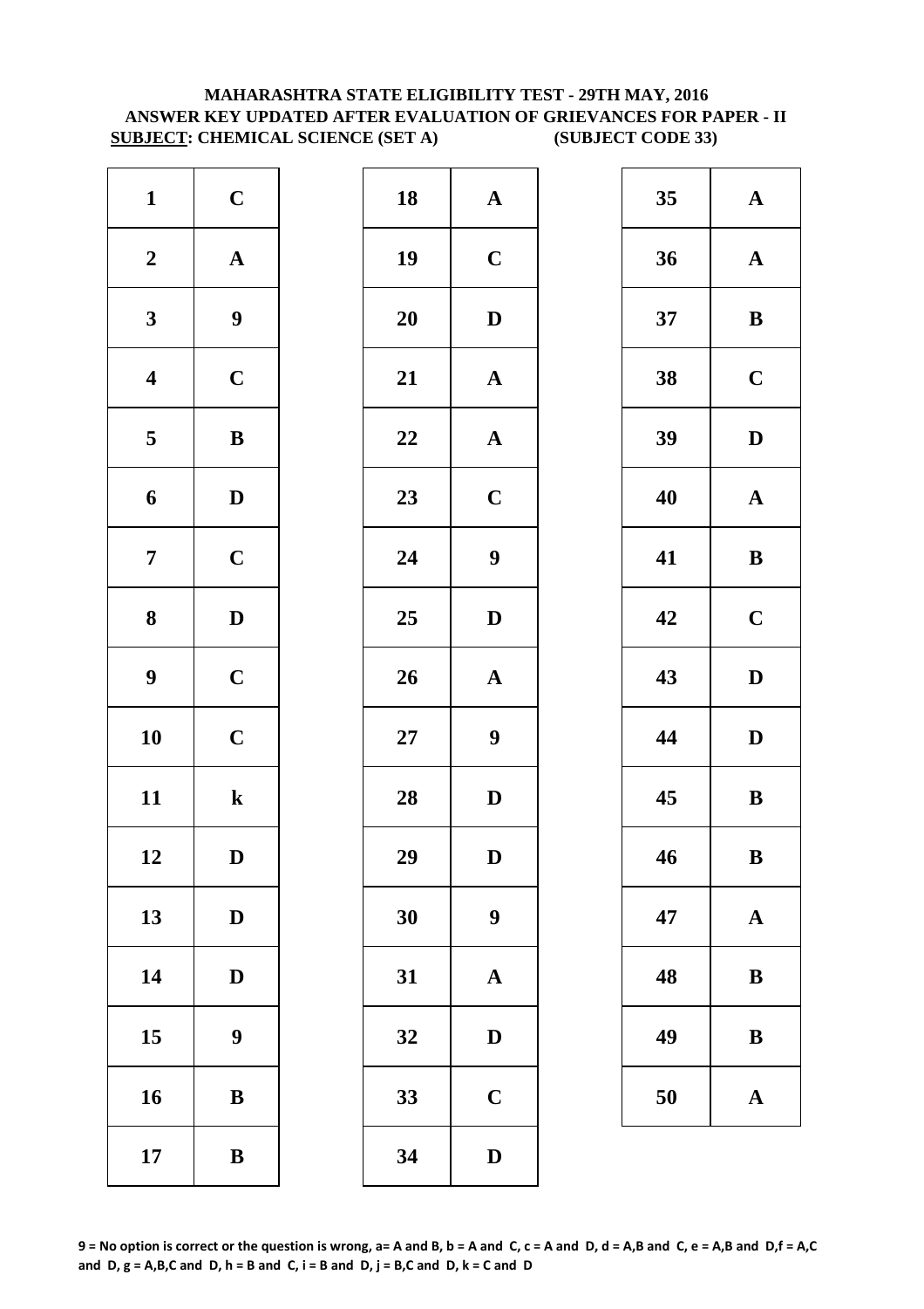# MAHARASHTRA STATE ELIGIBILITY TEST - 29TH MAY, 2016
## ANSWER KEY UPDATED AFTER EVALUATION OF GRIEVANCES FOR PAPER - II
**SUBJECT: CHEMICAL SCIENCE (SET A) (SUBJECT CODE 33)**

| Q | Ans | Q | Ans | Q | Ans |
|---|---|---|---|---|---|
| 1 | C | 18 | A | 35 | A |
| 2 | A | 19 | C | 36 | A |
| 3 | 9 | 20 | D | 37 | B |
| 4 | C | 21 | A | 38 | C |
| 5 | B | 22 | A | 39 | D |
| 6 | D | 23 | C | 40 | A |
| 7 | C | 24 | 9 | 41 | B |
| 8 | D | 25 | D | 42 | C |
| 9 | C | 26 | A | 43 | D |
| 10 | C | 27 | 9 | 44 | D |
| 11 | k | 28 | D | 45 | B |
| 12 | D | 29 | D | 46 | B |
| 13 | D | 30 | 9 | 47 | A |
| 14 | D | 31 | A | 48 | B |
| 15 | 9 | 32 | D | 49 | B |
| 16 | B | 33 | C | 50 | A |
| 17 | B | 34 | D | | |

**9 = No option is correct or the question is wrong, a= A and B, b = A and C, c = A and D, d = A,B and C, e = A,B and D,f = A,C and D, g = A,B,C and D, h = B and C, i = B and D, j = B,C and D, k = C and D**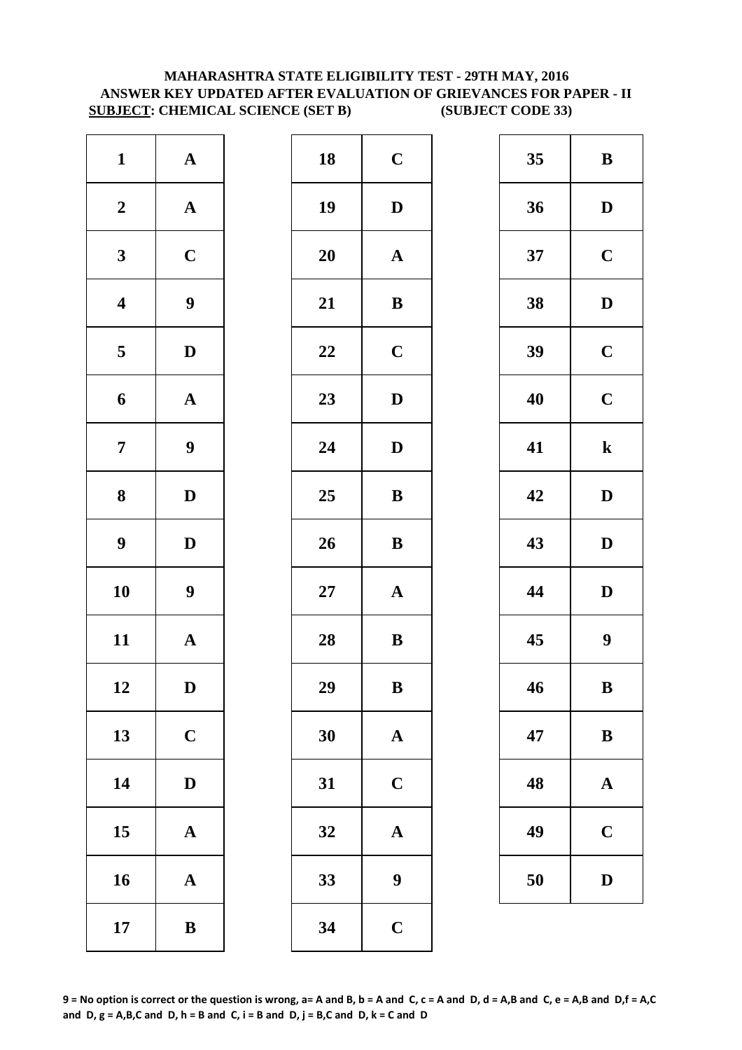**MAHARASHTRA STATE ELIGIBILITY TEST - 29TH MAY, 2016**
**ANSWER KEY UPDATED AFTER EVALUATION OF GRIEVANCES FOR PAPER - II**
**SUBJECT: CHEMICAL SCIENCE (SET B) (SUBJECT CODE 33)**

| Q | Ans | Q | Ans | Q | Ans |
|---|---|---|---|---|---|
| 1 | A | 18 | C | 35 | B |
| 2 | A | 19 | D | 36 | D |
| 3 | C | 20 | A | 37 | C |
| 4 | 9 | 21 | B | 38 | D |
| 5 | D | 22 | C | 39 | C |
| 6 | A | 23 | D | 40 | C |
| 7 | 9 | 24 | D | 41 | k |
| 8 | D | 25 | B | 42 | D |
| 9 | D | 26 | B | 43 | D |
| 10 | 9 | 27 | A | 44 | D |
| 11 | A | 28 | B | 45 | 9 |
| 12 | D | 29 | B | 46 | B |
| 13 | C | 30 | A | 47 | B |
| 14 | D | 31 | C | 48 | A |
| 15 | A | 32 | A | 49 | C |
| 16 | A | 33 | 9 | 50 | D |
| 17 | B | 34 | C | | |

**9 = No option is correct or the question is wrong, a= A and B, b = A and C, c = A and D, d = A,B and C, e = A,B and D,f = A,C and D, g = A,B,C and D, h = B and C, i = B and D, j = B,C and D, k = C and D**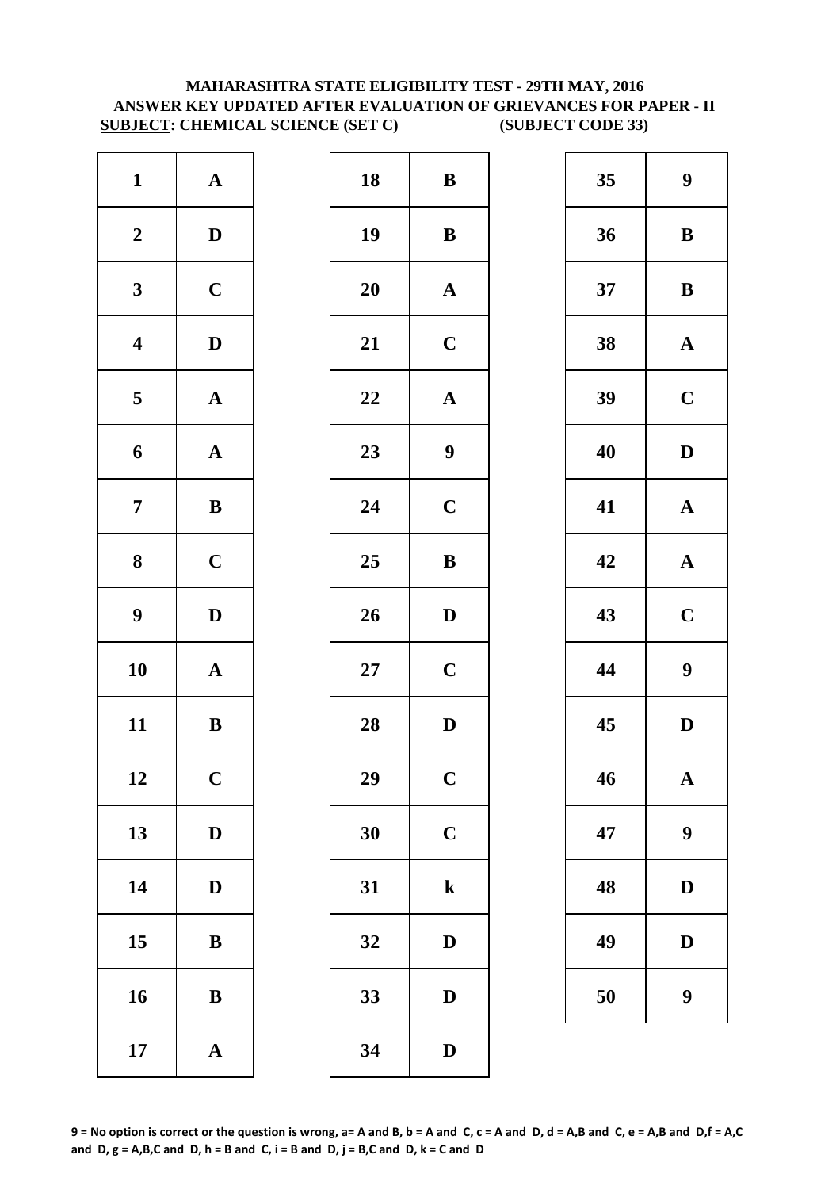**MAHARASHTRA STATE ELIGIBILITY TEST - 29TH MAY, 2016**
**ANSWER KEY UPDATED AFTER EVALUATION OF GRIEVANCES FOR PAPER - II**
**SUBJECT: CHEMICAL SCIENCE (SET C) (SUBJECT CODE 33)**

| Q | Ans | Q | Ans | Q | Ans |
|---|---|---|---|---|---|
| 1 | A | 18 | B | 35 | 9 |
| 2 | D | 19 | B | 36 | B |
| 3 | C | 20 | A | 37 | B |
| 4 | D | 21 | C | 38 | A |
| 5 | A | 22 | A | 39 | C |
| 6 | A | 23 | 9 | 40 | D |
| 7 | B | 24 | C | 41 | A |
| 8 | C | 25 | B | 42 | A |
| 9 | D | 26 | D | 43 | C |
| 10 | A | 27 | C | 44 | 9 |
| 11 | B | 28 | D | 45 | D |
| 12 | C | 29 | C | 46 | A |
| 13 | D | 30 | C | 47 | 9 |
| 14 | D | 31 | k | 48 | D |
| 15 | B | 32 | D | 49 | D |
| 16 | B | 33 | D | 50 | 9 |
| 17 | A | 34 | D | | |

**9 = No option is correct or the question is wrong, a= A and B, b = A and C, c = A and D, d = A,B and C, e = A,B and D,f = A,C and D, g = A,B,C and D, h = B and C, i = B and D, j = B,C and D, k = C and D**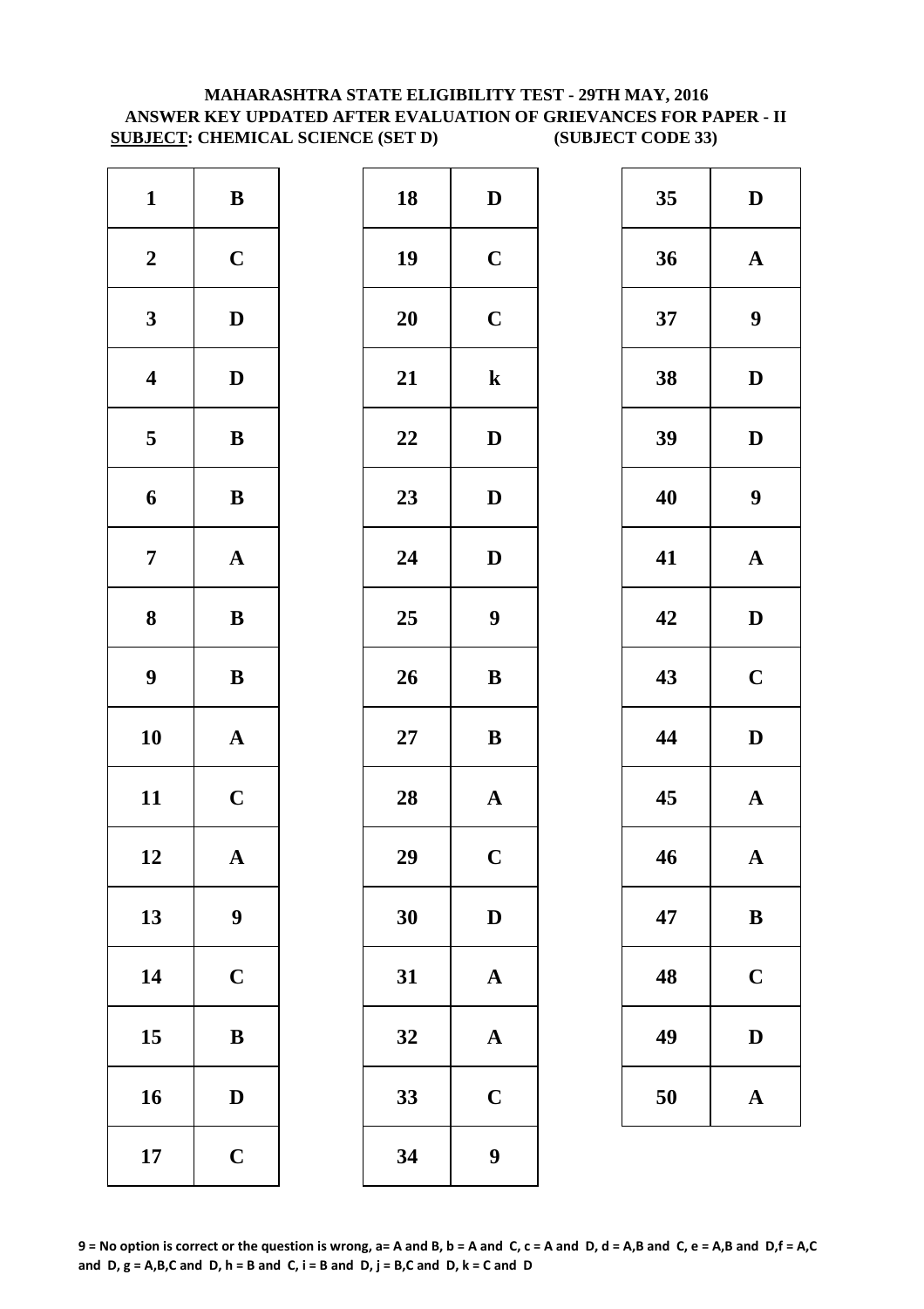# MAHARASHTRA STATE ELIGIBILITY TEST - 29TH MAY, 2016
## ANSWER KEY UPDATED AFTER EVALUATION OF GRIEVANCES FOR PAPER - II
**SUBJECT: CHEMICAL SCIENCE (SET D)** (SUBJECT CODE 33)

| Q | Ans | Q | Ans | Q | Ans |
|---|---|---|---|---|---|
| 1 | B | 18 | D | 35 | D |
| 2 | C | 19 | C | 36 | A |
| 3 | D | 20 | C | 37 | 9 |
| 4 | D | 21 | k | 38 | D |
| 5 | B | 22 | D | 39 | D |
| 6 | B | 23 | D | 40 | 9 |
| 7 | A | 24 | D | 41 | A |
| 8 | B | 25 | 9 | 42 | D |
| 9 | B | 26 | B | 43 | C |
| 10 | A | 27 | B | 44 | D |
| 11 | C | 28 | A | 45 | A |
| 12 | A | 29 | C | 46 | A |
| 13 | 9 | 30 | D | 47 | B |
| 14 | C | 31 | A | 48 | C |
| 15 | B | 32 | A | 49 | D |
| 16 | D | 33 | C | 50 | A |
| 17 | C | 34 | 9 | | |

**9 = No option is correct or the question is wrong, a= A and B, b = A and C, c = A and D, d = A,B and C, e = A,B and D,f = A,C and D, g = A,B,C and D, h = B and C, i = B and D, j = B,C and D, k = C and D**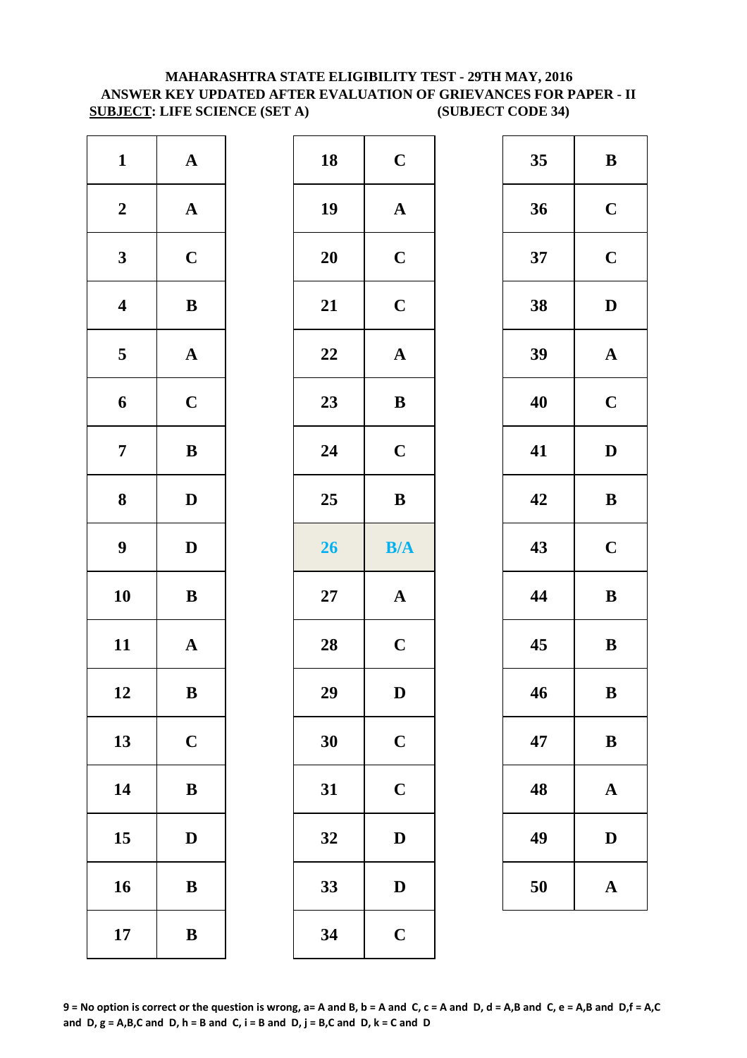**MAHARASHTRA STATE ELIGIBILITY TEST - 29TH MAY, 2016**
**ANSWER KEY UPDATED AFTER EVALUATION OF GRIEVANCES FOR PAPER - II**
**SUBJECT: LIFE SCIENCE (SET A) (SUBJECT CODE 34)**

| Q | Ans | Q | Ans | Q | Ans |
|---|---|---|---|---|---|
| 1 | A | 18 | C | 35 | B |
| 2 | A | 19 | A | 36 | C |
| 3 | C | 20 | C | 37 | C |
| 4 | B | 21 | C | 38 | D |
| 5 | A | 22 | A | 39 | A |
| 6 | C | 23 | B | 40 | C |
| 7 | B | 24 | C | 41 | D |
| 8 | D | 25 | B | 42 | B |
| 9 | D | 26 | B/A | 43 | C |
| 10 | B | 27 | A | 44 | B |
| 11 | A | 28 | C | 45 | B |
| 12 | B | 29 | D | 46 | B |
| 13 | C | 30 | C | 47 | B |
| 14 | B | 31 | C | 48 | A |
| 15 | D | 32 | D | 49 | D |
| 16 | B | 33 | D | 50 | A |
| 17 | B | 34 | C | | |

**9 = No option is correct or the question is wrong, a= A and B, b = A and C, c = A and D, d = A,B and C, e = A,B and D,f = A,C and D, g = A,B,C and D, h = B and C, i = B and D, j = B,C and D, k = C and D**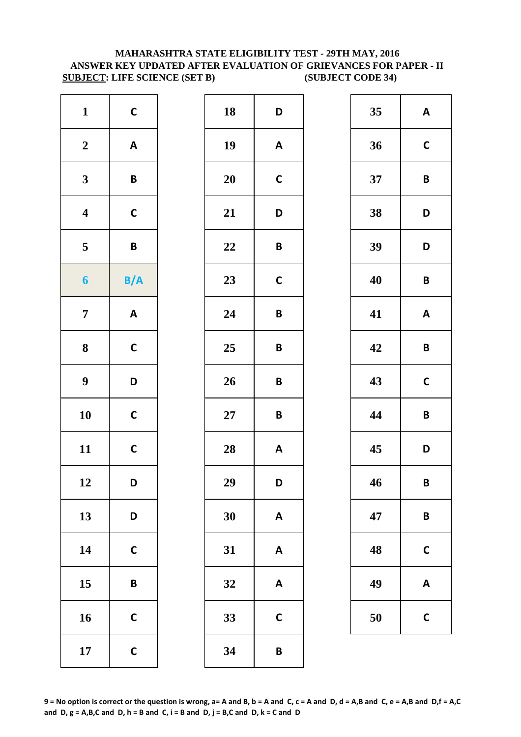**MAHARASHTRA STATE ELIGIBILITY TEST - 29TH MAY, 2016**
**ANSWER KEY UPDATED AFTER EVALUATION OF GRIEVANCES FOR PAPER - II**
**SUBJECT: LIFE SCIENCE (SET B) (SUBJECT CODE 34)**

| Q | Ans | Q | Ans | Q | Ans |
|---|---|---|---|---|---|
| 1 | C | 18 | D | 35 | A |
| 2 | A | 19 | A | 36 | C |
| 3 | B | 20 | C | 37 | B |
| 4 | C | 21 | D | 38 | D |
| 5 | B | 22 | B | 39 | D |
| 6 | B/A | 23 | C | 40 | B |
| 7 | A | 24 | B | 41 | A |
| 8 | C | 25 | B | 42 | B |
| 9 | D | 26 | B | 43 | C |
| 10 | C | 27 | B | 44 | B |
| 11 | C | 28 | A | 45 | D |
| 12 | D | 29 | D | 46 | B |
| 13 | D | 30 | A | 47 | B |
| 14 | C | 31 | A | 48 | C |
| 15 | B | 32 | A | 49 | A |
| 16 | C | 33 | C | 50 | C |
| 17 | C | 34 | B | | |

**9 = No option is correct or the question is wrong, a= A and B, b = A and C, c = A and D, d = A,B and C, e = A,B and D,f = A,C and D, g = A,B,C and D, h = B and C, i = B and D, j = B,C and D, k = C and D**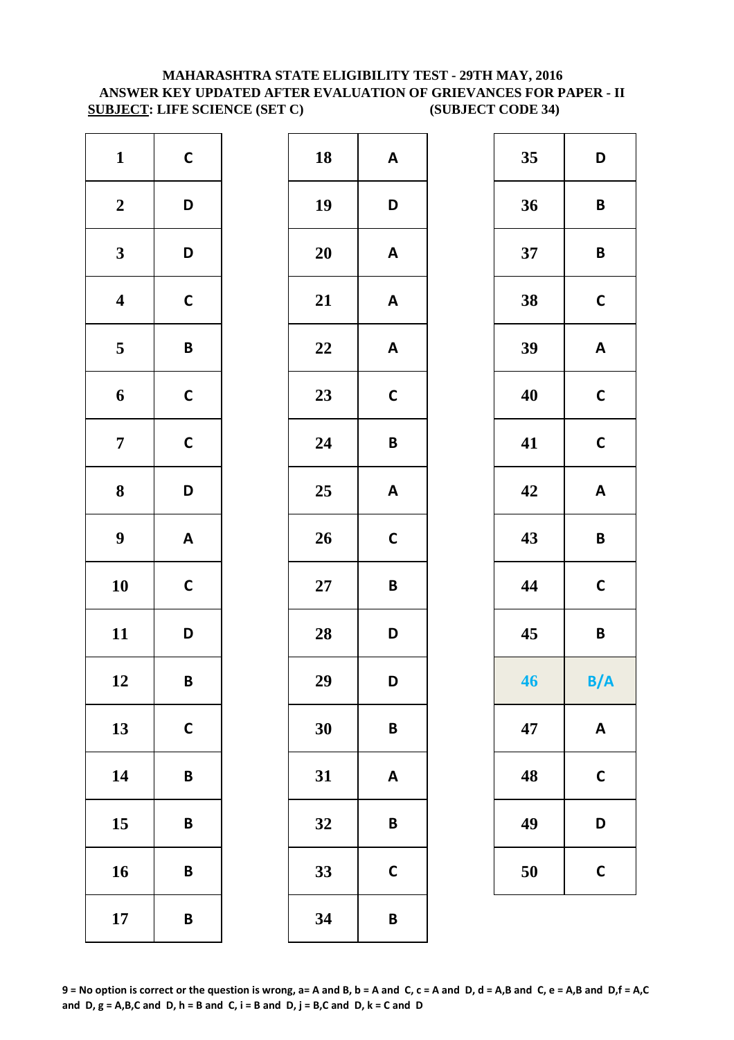# MAHARASHTRA STATE ELIGIBILITY TEST - 29TH MAY, 2016

## ANSWER KEY UPDATED AFTER EVALUATION OF GRIEVANCES FOR PAPER - II

**SUBJECT: LIFE SCIENCE (SET C) (SUBJECT CODE 34)**

| Q | Ans | Q | Ans | Q | Ans |
|---|---|---|---|---|---|
| 1 | C | 18 | A | 35 | D |
| 2 | D | 19 | D | 36 | B |
| 3 | D | 20 | A | 37 | B |
| 4 | C | 21 | A | 38 | C |
| 5 | B | 22 | A | 39 | A |
| 6 | C | 23 | C | 40 | C |
| 7 | C | 24 | B | 41 | C |
| 8 | D | 25 | A | 42 | A |
| 9 | A | 26 | C | 43 | B |
| 10 | C | 27 | B | 44 | C |
| 11 | D | 28 | D | 45 | B |
| 12 | B | 29 | D | 46 | B/A |
| 13 | C | 30 | B | 47 | A |
| 14 | B | 31 | A | 48 | C |
| 15 | B | 32 | B | 49 | D |
| 16 | B | 33 | C | 50 | C |
| 17 | B | 34 | B | | |

**9 = No option is correct or the question is wrong, a= A and B, b = A and C, c = A and D, d = A,B and C, e = A,B and D,f = A,C and D, g = A,B,C and D, h = B and C, i = B and D, j = B,C and D, k = C and D**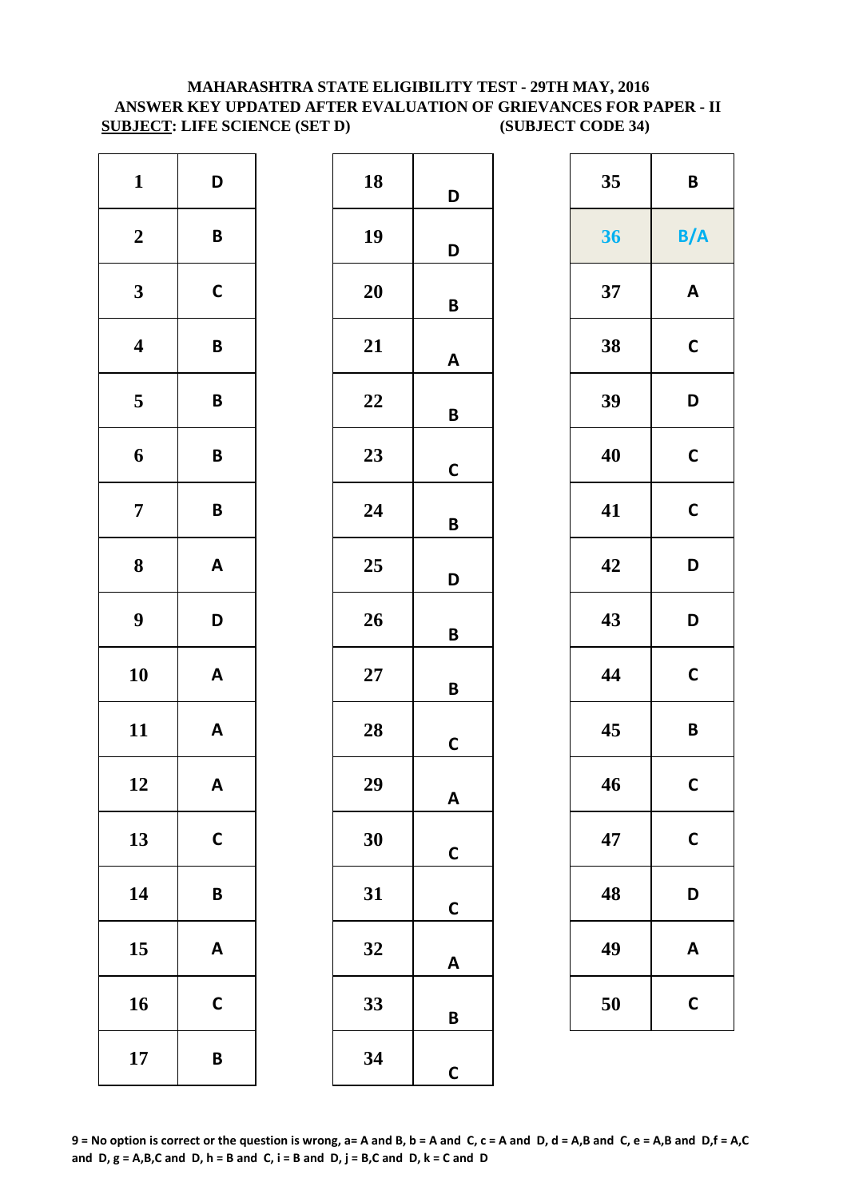**MAHARASHTRA STATE ELIGIBILITY TEST - 29TH MAY, 2016**
**ANSWER KEY UPDATED AFTER EVALUATION OF GRIEVANCES FOR PAPER - II**
**SUBJECT: LIFE SCIENCE (SET D) (SUBJECT CODE 34)**

| Q | Ans | Q | Ans | Q | Ans |
|---|---|---|---|---|---|
| 1 | D | 18 | D | 35 | B |
| 2 | B | 19 | D | 36 | B/A |
| 3 | C | 20 | B | 37 | A |
| 4 | B | 21 | A | 38 | C |
| 5 | B | 22 | B | 39 | D |
| 6 | B | 23 | C | 40 | C |
| 7 | B | 24 | B | 41 | C |
| 8 | A | 25 | D | 42 | D |
| 9 | D | 26 | B | 43 | D |
| 10 | A | 27 | B | 44 | C |
| 11 | A | 28 | C | 45 | B |
| 12 | A | 29 | A | 46 | C |
| 13 | C | 30 | C | 47 | C |
| 14 | B | 31 | C | 48 | D |
| 15 | A | 32 | A | 49 | A |
| 16 | C | 33 | B | 50 | C |
| 17 | B | 34 | C | | |

**9 = No option is correct or the question is wrong, a= A and B, b = A and C, c = A and D, d = A,B and C, e = A,B and D,f = A,C and D, g = A,B,C and D, h = B and C, i = B and D, j = B,C and D, k = C and D**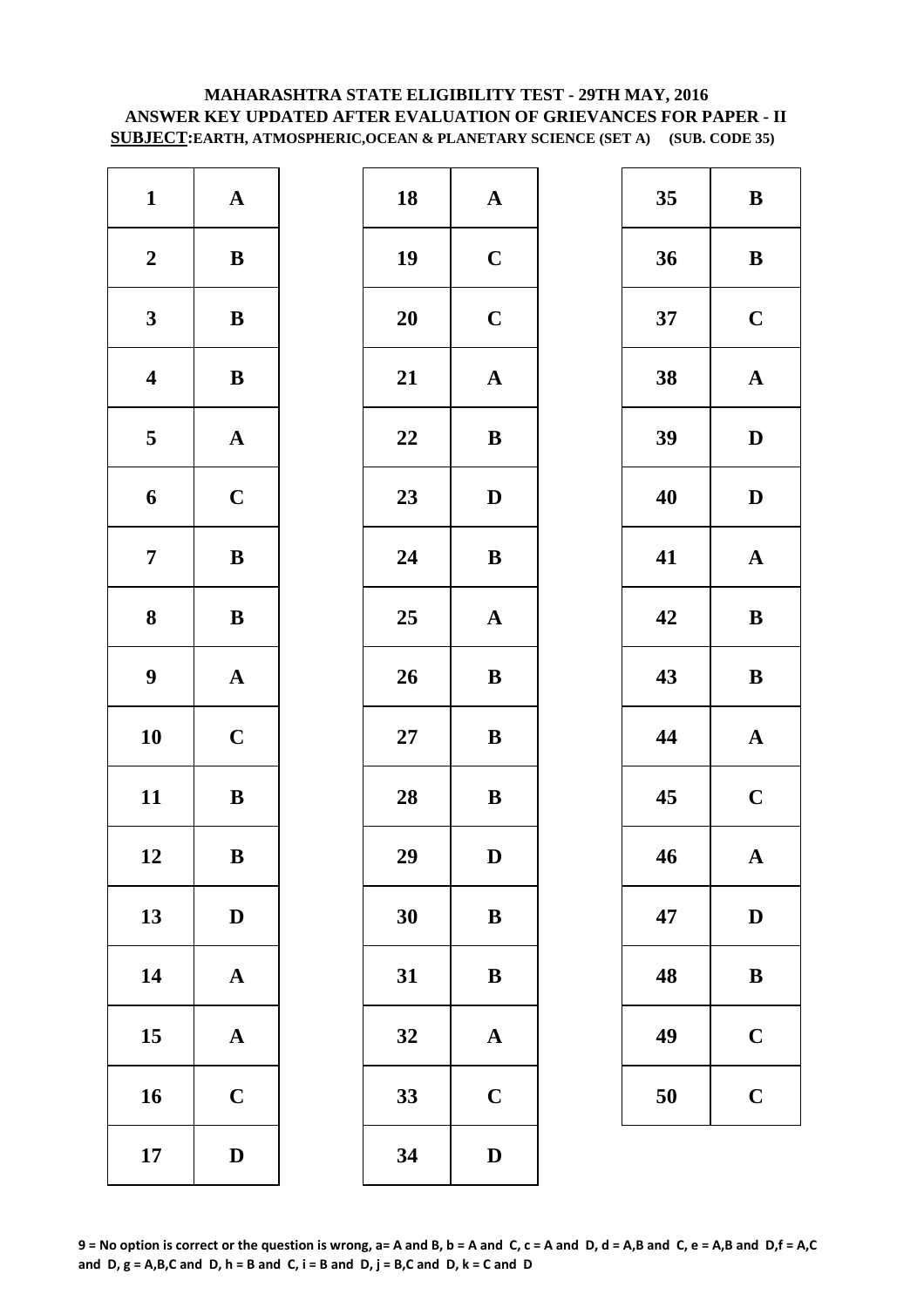# MAHARASHTRA STATE ELIGIBILITY TEST - 29TH MAY, 2016
## ANSWER KEY UPDATED AFTER EVALUATION OF GRIEVANCES FOR PAPER - II
**SUBJECT:EARTH, ATMOSPHERIC,OCEAN & PLANETARY SCIENCE (SET A) (SUB. CODE 35)**

| Q | Ans | Q | Ans | Q | Ans |
|---|---|---|---|---|---|
| 1 | A | 18 | A | 35 | B |
| 2 | B | 19 | C | 36 | B |
| 3 | B | 20 | C | 37 | C |
| 4 | B | 21 | A | 38 | A |
| 5 | A | 22 | B | 39 | D |
| 6 | C | 23 | D | 40 | D |
| 7 | B | 24 | B | 41 | A |
| 8 | B | 25 | A | 42 | B |
| 9 | A | 26 | B | 43 | B |
| 10 | C | 27 | B | 44 | A |
| 11 | B | 28 | B | 45 | C |
| 12 | B | 29 | D | 46 | A |
| 13 | D | 30 | B | 47 | D |
| 14 | A | 31 | B | 48 | B |
| 15 | A | 32 | A | 49 | C |
| 16 | C | 33 | C | 50 | C |
| 17 | D | 34 | D | | |

**9 = No option is correct or the question is wrong, a= A and B, b = A and C, c = A and D, d = A,B and C, e = A,B and D,f = A,C and D, g = A,B,C and D, h = B and C, i = B and D, j = B,C and D, k = C and D**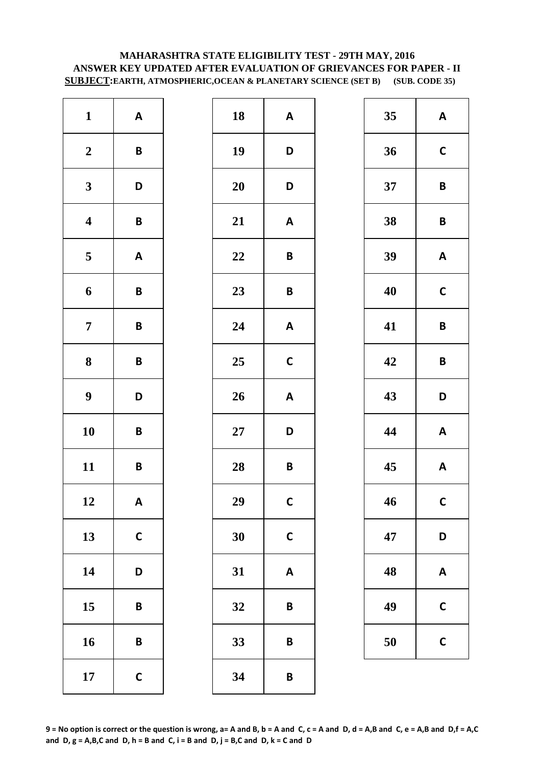**MAHARASHTRA STATE ELIGIBILITY TEST - 29TH MAY, 2016**
**ANSWER KEY UPDATED AFTER EVALUATION OF GRIEVANCES FOR PAPER - II**
**SUBJECT:EARTH, ATMOSPHERIC,OCEAN & PLANETARY SCIENCE (SET B) (SUB. CODE 35)**

| Q | Ans | Q | Ans | Q | Ans |
|---|---|---|---|---|---|
| 1 | A | 18 | A | 35 | A |
| 2 | B | 19 | D | 36 | C |
| 3 | D | 20 | D | 37 | B |
| 4 | B | 21 | A | 38 | B |
| 5 | A | 22 | B | 39 | A |
| 6 | B | 23 | B | 40 | C |
| 7 | B | 24 | A | 41 | B |
| 8 | B | 25 | C | 42 | B |
| 9 | D | 26 | A | 43 | D |
| 10 | B | 27 | D | 44 | A |
| 11 | B | 28 | B | 45 | A |
| 12 | A | 29 | C | 46 | C |
| 13 | C | 30 | C | 47 | D |
| 14 | D | 31 | A | 48 | A |
| 15 | B | 32 | B | 49 | C |
| 16 | B | 33 | B | 50 | C |
| 17 | C | 34 | B | | |

**9 = No option is correct or the question is wrong, a= A and B, b = A and C, c = A and D, d = A,B and C, e = A,B and D,f = A,C and D, g = A,B,C and D, h = B and C, i = B and D, j = B,C and D, k = C and D**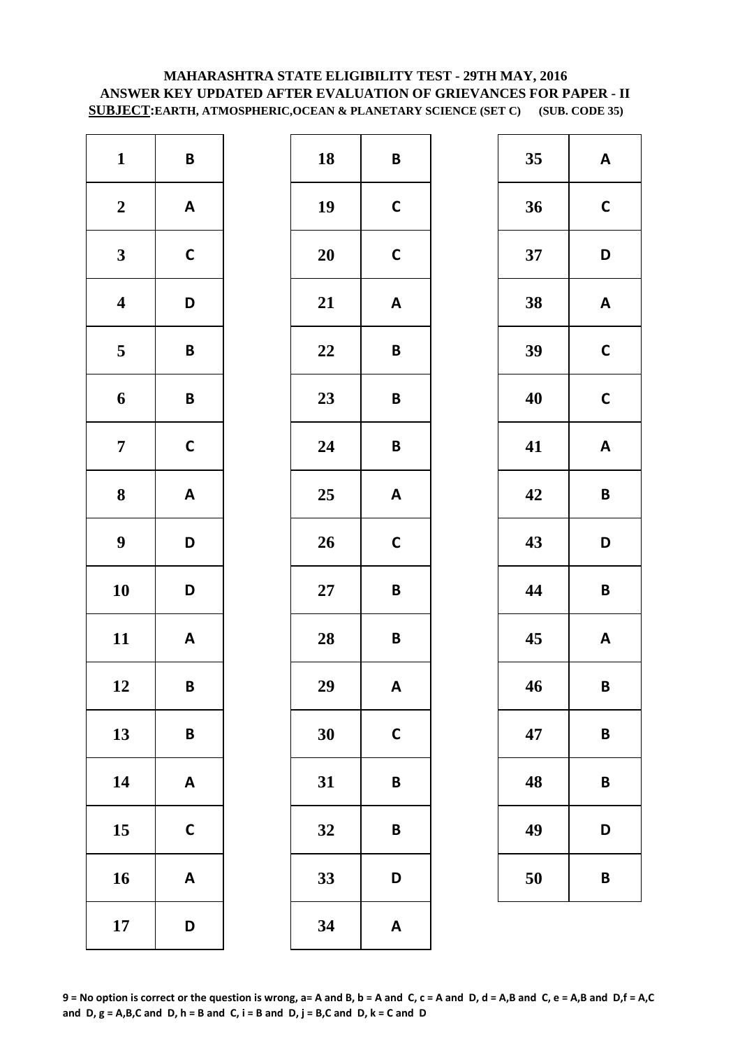# MAHARASHTRA STATE ELIGIBILITY TEST - 29TH MAY, 2016
## ANSWER KEY UPDATED AFTER EVALUATION OF GRIEVANCES FOR PAPER - II
**SUBJECT:EARTH, ATMOSPHERIC,OCEAN & PLANETARY SCIENCE (SET C) (SUB. CODE 35)**

| Q | Ans | Q | Ans | Q | Ans |
|---|---|---|---|---|---|
| 1 | B | 18 | B | 35 | A |
| 2 | A | 19 | C | 36 | C |
| 3 | C | 20 | C | 37 | D |
| 4 | D | 21 | A | 38 | A |
| 5 | B | 22 | B | 39 | C |
| 6 | B | 23 | B | 40 | C |
| 7 | C | 24 | B | 41 | A |
| 8 | A | 25 | A | 42 | B |
| 9 | D | 26 | C | 43 | D |
| 10 | D | 27 | B | 44 | B |
| 11 | A | 28 | B | 45 | A |
| 12 | B | 29 | A | 46 | B |
| 13 | B | 30 | C | 47 | B |
| 14 | A | 31 | B | 48 | B |
| 15 | C | 32 | B | 49 | D |
| 16 | A | 33 | D | 50 | B |
| 17 | D | 34 | A | | |

**9 = No option is correct or the question is wrong, a= A and B, b = A and C, c = A and D, d = A,B and C, e = A,B and D,f = A,C and D, g = A,B,C and D, h = B and C, i = B and D, j = B,C and D, k = C and D**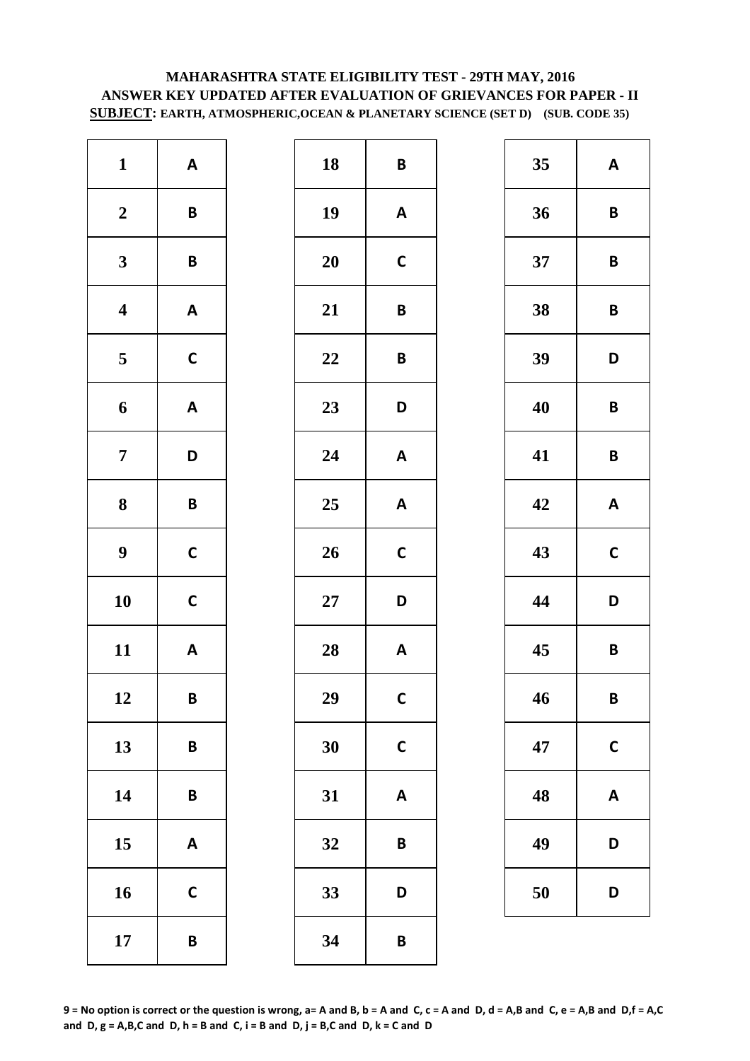# MAHARASHTRA STATE ELIGIBILITY TEST - 29TH MAY, 2016
## ANSWER KEY UPDATED AFTER EVALUATION OF GRIEVANCES FOR PAPER - II
**SUBJECT: EARTH, ATMOSPHERIC,OCEAN & PLANETARY SCIENCE (SET D) (SUB. CODE 35)**

| Q | Ans | Q | Ans | Q | Ans |
|---|---|---|---|---|---|
| 1 | A | 18 | B | 35 | A |
| 2 | B | 19 | A | 36 | B |
| 3 | B | 20 | C | 37 | B |
| 4 | A | 21 | B | 38 | B |
| 5 | C | 22 | B | 39 | D |
| 6 | A | 23 | D | 40 | B |
| 7 | D | 24 | A | 41 | B |
| 8 | B | 25 | A | 42 | A |
| 9 | C | 26 | C | 43 | C |
| 10 | C | 27 | D | 44 | D |
| 11 | A | 28 | A | 45 | B |
| 12 | B | 29 | C | 46 | B |
| 13 | B | 30 | C | 47 | C |
| 14 | B | 31 | A | 48 | A |
| 15 | A | 32 | B | 49 | D |
| 16 | C | 33 | D | 50 | D |
| 17 | B | 34 | B | | |

**9 = No option is correct or the question is wrong, a= A and B, b = A and C, c = A and D, d = A,B and C, e = A,B and D,f = A,C and D, g = A,B,C and D, h = B and C, i = B and D, j = B,C and D, k = C and D**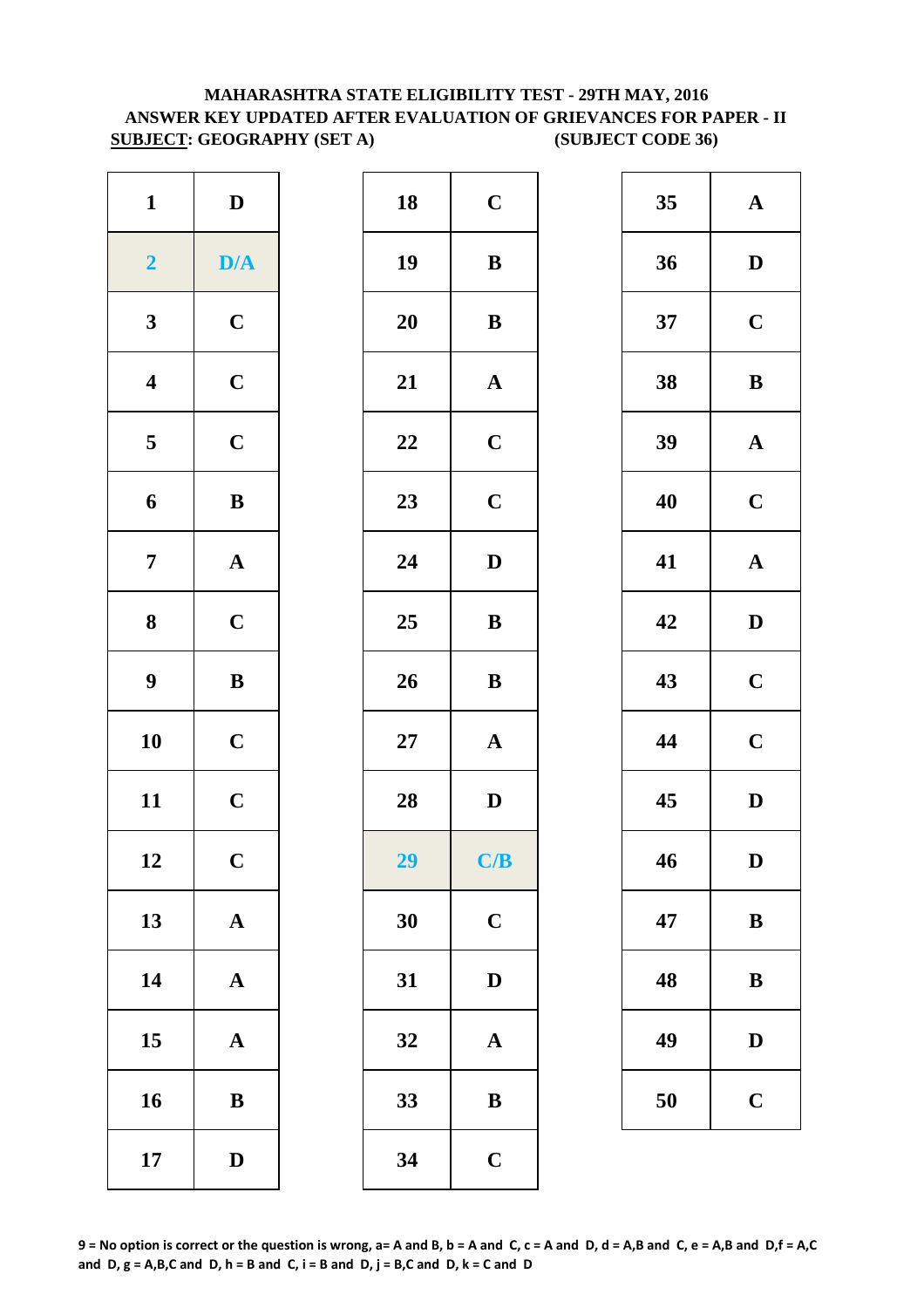**MAHARASHTRA STATE ELIGIBILITY TEST - 29TH MAY, 2016**
**ANSWER KEY UPDATED AFTER EVALUATION OF GRIEVANCES FOR PAPER - II**
**SUBJECT: GEOGRAPHY (SET A) (SUBJECT CODE 36)**

| Q | Ans | Q | Ans | Q | Ans |
|---|---|---|---|---|---|
| 1 | D | 18 | C | 35 | A |
| 2 | D/A | 19 | B | 36 | D |
| 3 | C | 20 | B | 37 | C |
| 4 | C | 21 | A | 38 | B |
| 5 | C | 22 | C | 39 | A |
| 6 | B | 23 | C | 40 | C |
| 7 | A | 24 | D | 41 | A |
| 8 | C | 25 | B | 42 | D |
| 9 | B | 26 | B | 43 | C |
| 10 | C | 27 | A | 44 | C |
| 11 | C | 28 | D | 45 | D |
| 12 | C | 29 | C/B | 46 | D |
| 13 | A | 30 | C | 47 | B |
| 14 | A | 31 | D | 48 | B |
| 15 | A | 32 | A | 49 | D |
| 16 | B | 33 | B | 50 | C |
| 17 | D | 34 | C | | |

**9 = No option is correct or the question is wrong, a= A and B, b = A and C, c = A and D, d = A,B and C, e = A,B and D,f = A,C and D, g = A,B,C and D, h = B and C, i = B and D, j = B,C and D, k = C and D**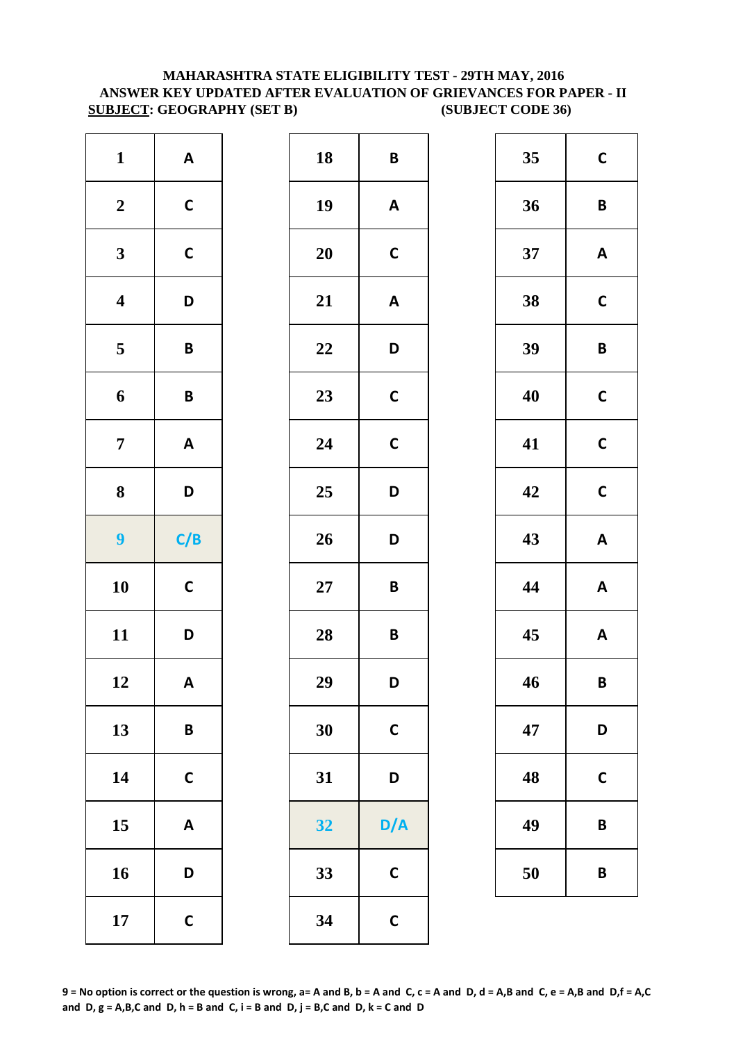**MAHARASHTRA STATE ELIGIBILITY TEST - 29TH MAY, 2016**
**ANSWER KEY UPDATED AFTER EVALUATION OF GRIEVANCES FOR PAPER - II**
**SUBJECT: GEOGRAPHY (SET B) (SUBJECT CODE 36)**

| Q | Ans | Q | Ans | Q | Ans |
|---|---|---|---|---|---|
| 1 | A | 18 | B | 35 | C |
| 2 | C | 19 | A | 36 | B |
| 3 | C | 20 | C | 37 | A |
| 4 | D | 21 | A | 38 | C |
| 5 | B | 22 | D | 39 | B |
| 6 | B | 23 | C | 40 | C |
| 7 | A | 24 | C | 41 | C |
| 8 | D | 25 | D | 42 | C |
| 9 | C/B | 26 | D | 43 | A |
| 10 | C | 27 | B | 44 | A |
| 11 | D | 28 | B | 45 | A |
| 12 | A | 29 | D | 46 | B |
| 13 | B | 30 | C | 47 | D |
| 14 | C | 31 | D | 48 | C |
| 15 | A | 32 | D/A | 49 | B |
| 16 | D | 33 | C | 50 | B |
| 17 | C | 34 | C | | |

**9 = No option is correct or the question is wrong, a= A and B, b = A and C, c = A and D, d = A,B and C, e = A,B and D,f = A,C and D, g = A,B,C and D, h = B and C, i = B and D, j = B,C and D, k = C and D**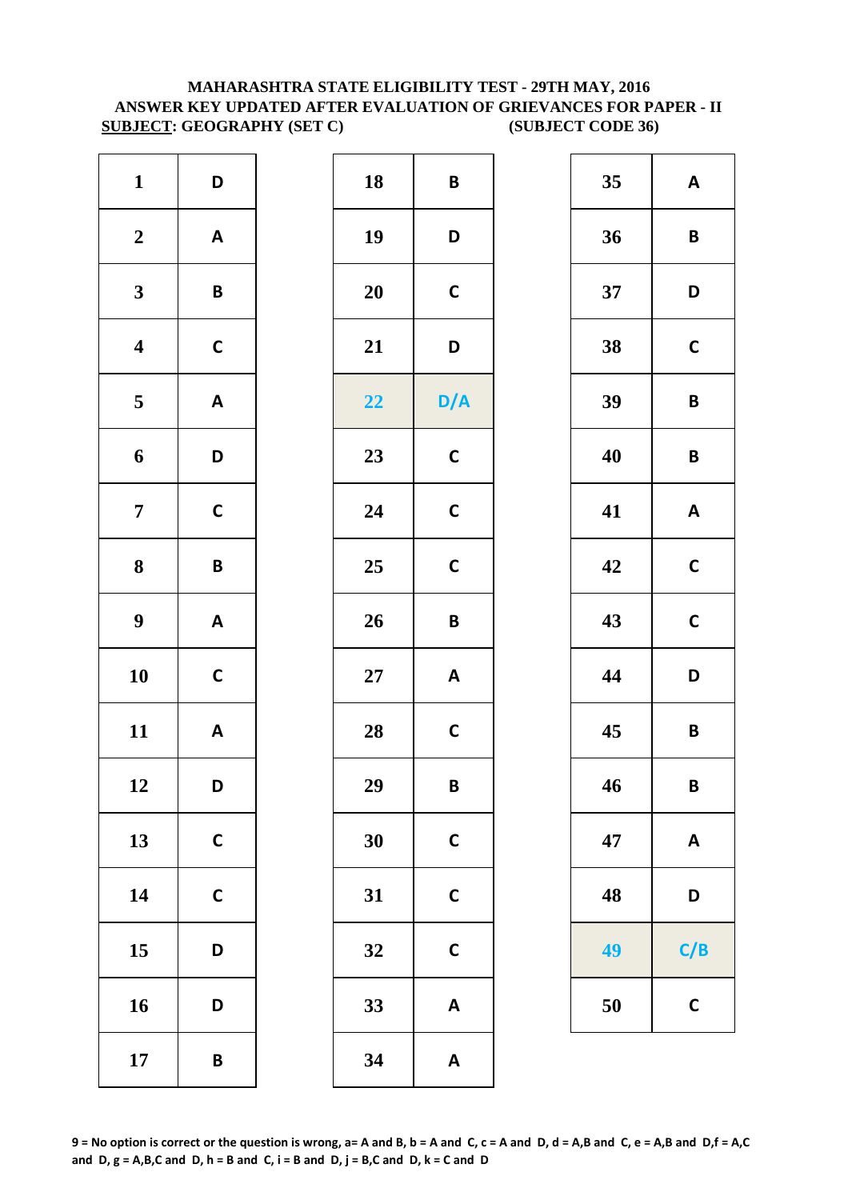**MAHARASHTRA STATE ELIGIBILITY TEST - 29TH MAY, 2016**
**ANSWER KEY UPDATED AFTER EVALUATION OF GRIEVANCES FOR PAPER - II**
**SUBJECT: GEOGRAPHY (SET C) (SUBJECT CODE 36)**

| Q | Ans | Q | Ans | Q | Ans |
|---|---|---|---|---|---|
| 1 | D | 18 | B | 35 | A |
| 2 | A | 19 | D | 36 | B |
| 3 | B | 20 | C | 37 | D |
| 4 | C | 21 | D | 38 | C |
| 5 | A | 22 | D/A | 39 | B |
| 6 | D | 23 | C | 40 | B |
| 7 | C | 24 | C | 41 | A |
| 8 | B | 25 | C | 42 | C |
| 9 | A | 26 | B | 43 | C |
| 10 | C | 27 | A | 44 | D |
| 11 | A | 28 | C | 45 | B |
| 12 | D | 29 | B | 46 | B |
| 13 | C | 30 | C | 47 | A |
| 14 | C | 31 | C | 48 | D |
| 15 | D | 32 | C | 49 | C/B |
| 16 | D | 33 | A | 50 | C |
| 17 | B | 34 | A | | |

**9 = No option is correct or the question is wrong, a= A and B, b = A and C, c = A and D, d = A,B and C, e = A,B and D,f = A,C and D, g = A,B,C and D, h = B and C, i = B and D, j = B,C and D, k = C and D**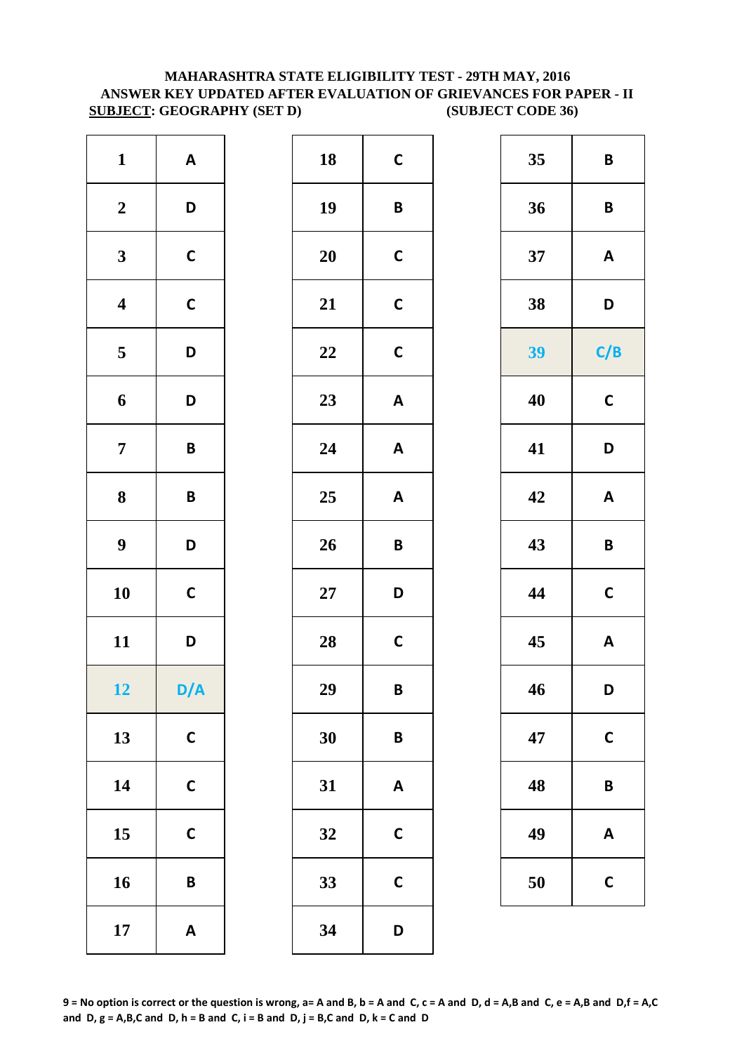**MAHARASHTRA STATE ELIGIBILITY TEST - 29TH MAY, 2016**
**ANSWER KEY UPDATED AFTER EVALUATION OF GRIEVANCES FOR PAPER - II**
**SUBJECT: GEOGRAPHY (SET D) (SUBJECT CODE 36)**

| Q | Ans | Q | Ans | Q | Ans |
|---|---|---|---|---|---|
| 1 | A | 18 | C | 35 | B |
| 2 | D | 19 | B | 36 | B |
| 3 | C | 20 | C | 37 | A |
| 4 | C | 21 | C | 38 | D |
| 5 | D | 22 | C | 39 | C/B |
| 6 | D | 23 | A | 40 | C |
| 7 | B | 24 | A | 41 | D |
| 8 | B | 25 | A | 42 | A |
| 9 | D | 26 | B | 43 | B |
| 10 | C | 27 | D | 44 | C |
| 11 | D | 28 | C | 45 | A |
| 12 | D/A | 29 | B | 46 | D |
| 13 | C | 30 | B | 47 | C |
| 14 | C | 31 | A | 48 | B |
| 15 | C | 32 | C | 49 | A |
| 16 | B | 33 | C | 50 | C |
| 17 | A | 34 | D | | |

**9 = No option is correct or the question is wrong, a= A and B, b = A and C, c = A and D, d = A,B and C, e = A,B and D,f = A,C and D, g = A,B,C and D, h = B and C, i = B and D, j = B,C and D, k = C and D**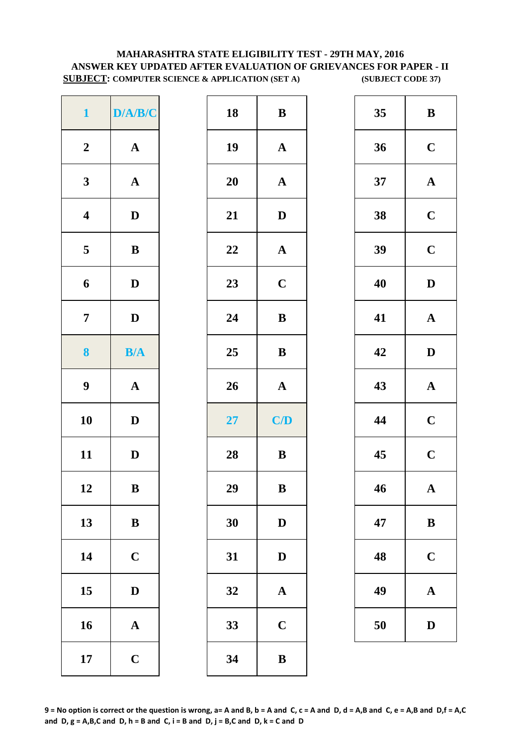**MAHARASHTRA STATE ELIGIBILITY TEST - 29TH MAY, 2016**
**ANSWER KEY UPDATED AFTER EVALUATION OF GRIEVANCES FOR PAPER - II**
**SUBJECT: COMPUTER SCIENCE & APPLICATION (SET A)** **(SUBJECT CODE 37)**

| Q | Ans | Q | Ans | Q | Ans |
|---|---|---|---|---|---|
| 1 | D/A/B/C | 18 | B | 35 | B |
| 2 | A | 19 | A | 36 | C |
| 3 | A | 20 | A | 37 | A |
| 4 | D | 21 | D | 38 | C |
| 5 | B | 22 | A | 39 | C |
| 6 | D | 23 | C | 40 | D |
| 7 | D | 24 | B | 41 | A |
| 8 | B/A | 25 | B | 42 | D |
| 9 | A | 26 | A | 43 | A |
| 10 | D | 27 | C/D | 44 | C |
| 11 | D | 28 | B | 45 | C |
| 12 | B | 29 | B | 46 | A |
| 13 | B | 30 | D | 47 | B |
| 14 | C | 31 | D | 48 | C |
| 15 | D | 32 | A | 49 | A |
| 16 | A | 33 | C | 50 | D |
| 17 | C | 34 | B | | |

**9 = No option is correct or the question is wrong, a= A and B, b = A and C, c = A and D, d = A,B and C, e = A,B and D,f = A,C and D, g = A,B,C and D, h = B and C, i = B and D, j = B,C and D, k = C and D**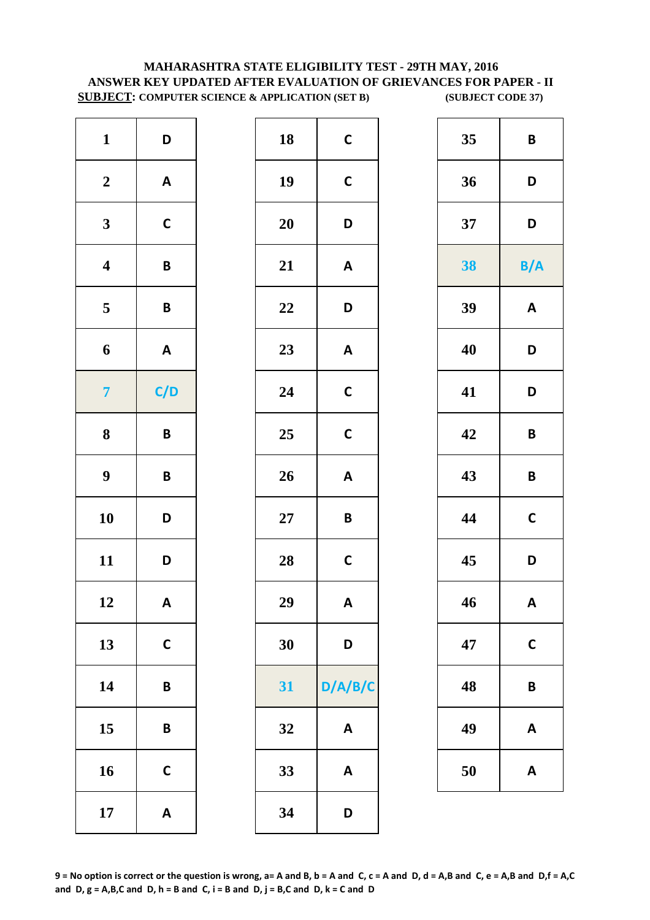**MAHARASHTRA STATE ELIGIBILITY TEST - 29TH MAY, 2016**
**ANSWER KEY UPDATED AFTER EVALUATION OF GRIEVANCES FOR PAPER - II**
**SUBJECT: COMPUTER SCIENCE & APPLICATION (SET B)** **(SUBJECT CODE 37)**

| Q | Ans | Q | Ans | Q | Ans |
|---|---|---|---|---|---|
| 1 | D | 18 | C | 35 | B |
| 2 | A | 19 | C | 36 | D |
| 3 | C | 20 | D | 37 | D |
| 4 | B | 21 | A | 38 | B/A |
| 5 | B | 22 | D | 39 | A |
| 6 | A | 23 | A | 40 | D |
| 7 | C/D | 24 | C | 41 | D |
| 8 | B | 25 | C | 42 | B |
| 9 | B | 26 | A | 43 | B |
| 10 | D | 27 | B | 44 | C |
| 11 | D | 28 | C | 45 | D |
| 12 | A | 29 | A | 46 | A |
| 13 | C | 30 | D | 47 | C |
| 14 | B | 31 | D/A/B/C | 48 | B |
| 15 | B | 32 | A | 49 | A |
| 16 | C | 33 | A | 50 | A |
| 17 | A | 34 | D | | |

**9 = No option is correct or the question is wrong, a= A and B, b = A and C, c = A and D, d = A,B and C, e = A,B and D,f = A,C and D, g = A,B,C and D, h = B and C, i = B and D, j = B,C and D, k = C and D**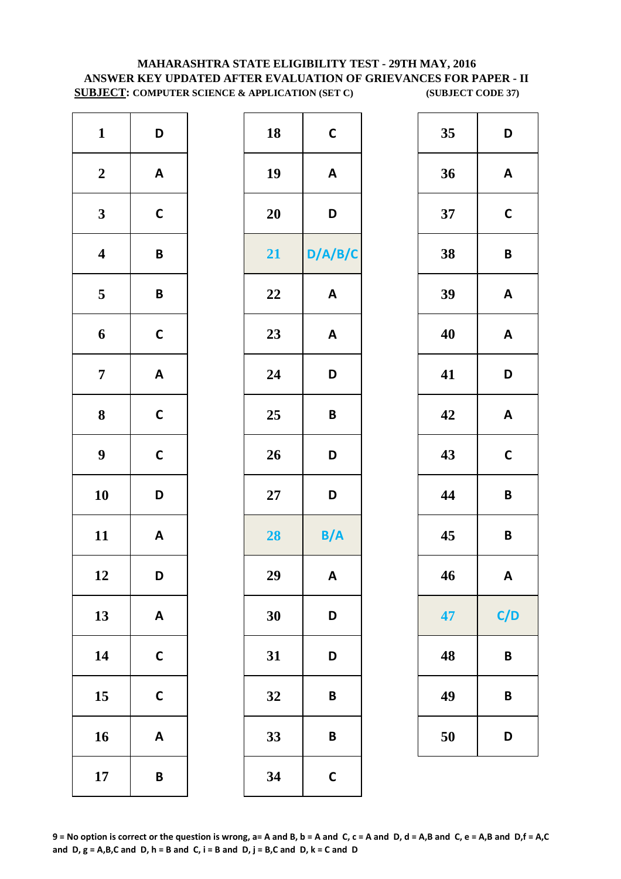**MAHARASHTRA STATE ELIGIBILITY TEST - 29TH MAY, 2016**
**ANSWER KEY UPDATED AFTER EVALUATION OF GRIEVANCES FOR PAPER - II**
**SUBJECT: COMPUTER SCIENCE & APPLICATION (SET C)** **(SUBJECT CODE 37)**

| | | | | | |
|---|---|---|---|---|---|
| 1 | D | 18 | C | 35 | D |
| 2 | A | 19 | A | 36 | A |
| 3 | C | 20 | D | 37 | C |
| 4 | B | 21 | D/A/B/C | 38 | B |
| 5 | B | 22 | A | 39 | A |
| 6 | C | 23 | A | 40 | A |
| 7 | A | 24 | D | 41 | D |
| 8 | C | 25 | B | 42 | A |
| 9 | C | 26 | D | 43 | C |
| 10 | D | 27 | D | 44 | B |
| 11 | A | 28 | B/A | 45 | B |
| 12 | D | 29 | A | 46 | A |
| 13 | A | 30 | D | 47 | C/D |
| 14 | C | 31 | D | 48 | B |
| 15 | C | 32 | B | 49 | B |
| 16 | A | 33 | B | 50 | D |
| 17 | B | 34 | C | | |

**9 = No option is correct or the question is wrong, a= A and B, b = A and C, c = A and D, d = A,B and C, e = A,B and D,f = A,C and D, g = A,B,C and D, h = B and C, i = B and D, j = B,C and D, k = C and D**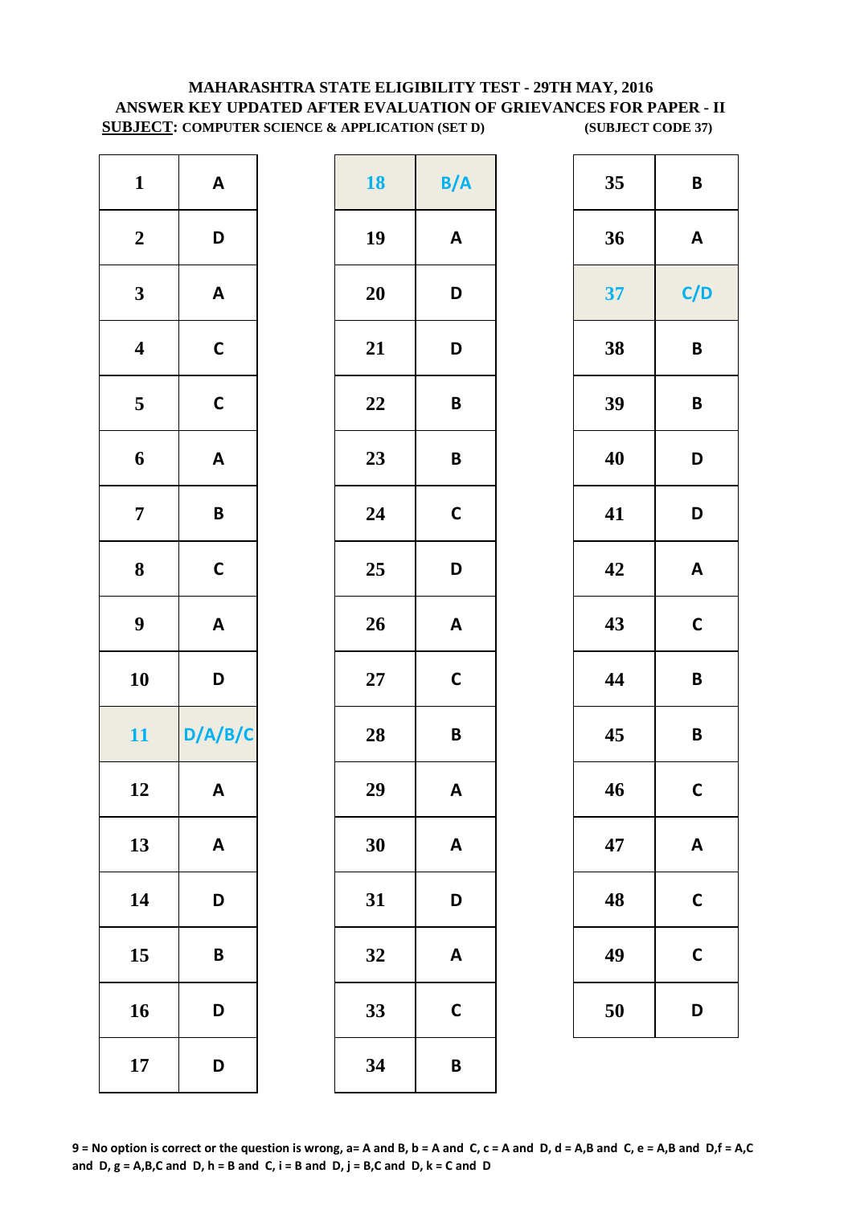**MAHARASHTRA STATE ELIGIBILITY TEST - 29TH MAY, 2016**
**ANSWER KEY UPDATED AFTER EVALUATION OF GRIEVANCES FOR PAPER - II**
**SUBJECT: COMPUTER SCIENCE & APPLICATION (SET D)** **(SUBJECT CODE 37)**

| Q | Ans | Q | Ans | Q | Ans |
|---|---|---|---|---|---|
| 1 | A | 18 | B/A | 35 | B |
| 2 | D | 19 | A | 36 | A |
| 3 | A | 20 | D | 37 | C/D |
| 4 | C | 21 | D | 38 | B |
| 5 | C | 22 | B | 39 | B |
| 6 | A | 23 | B | 40 | D |
| 7 | B | 24 | C | 41 | D |
| 8 | C | 25 | D | 42 | A |
| 9 | A | 26 | A | 43 | C |
| 10 | D | 27 | C | 44 | B |
| 11 | D/A/B/C | 28 | B | 45 | B |
| 12 | A | 29 | A | 46 | C |
| 13 | A | 30 | A | 47 | A |
| 14 | D | 31 | D | 48 | C |
| 15 | B | 32 | A | 49 | C |
| 16 | D | 33 | C | 50 | D |
| 17 | D | 34 | B | | |

9 = No option is correct or the question is wrong, a= A and B, b = A and C, c = A and D, d = A,B and C, e = A,B and D,f = A,C and D, g = A,B,C and D, h = B and C, i = B and D, j = B,C and D, k = C and D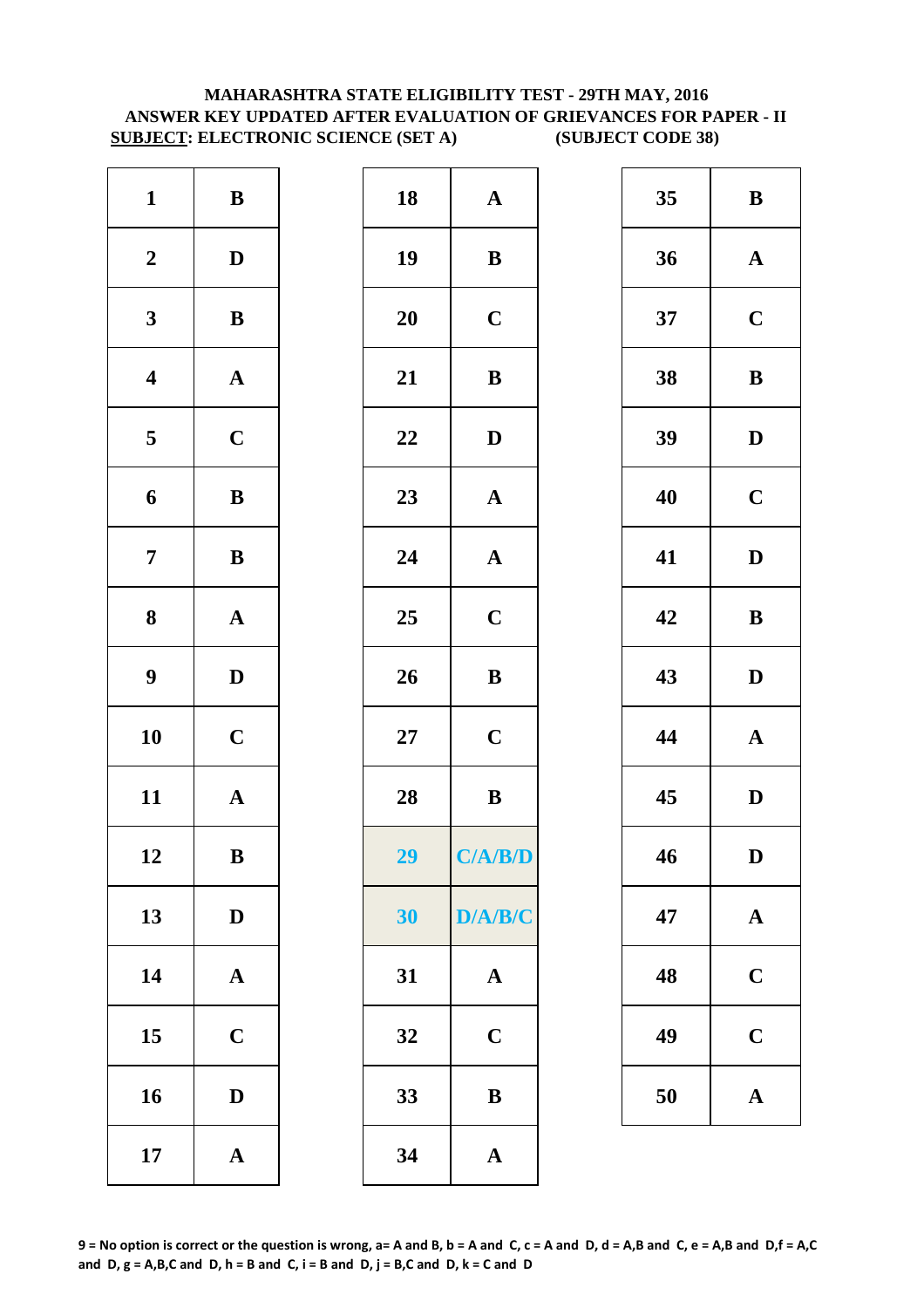**MAHARASHTRA STATE ELIGIBILITY TEST - 29TH MAY, 2016**
**ANSWER KEY UPDATED AFTER EVALUATION OF GRIEVANCES FOR PAPER - II**
**SUBJECT: ELECTRONIC SCIENCE (SET A) (SUBJECT CODE 38)**

| Q | Ans | Q | Ans | Q | Ans |
|---|---|---|---|---|---|
| 1 | B | 18 | A | 35 | B |
| 2 | D | 19 | B | 36 | A |
| 3 | B | 20 | C | 37 | C |
| 4 | A | 21 | B | 38 | B |
| 5 | C | 22 | D | 39 | D |
| 6 | B | 23 | A | 40 | C |
| 7 | B | 24 | A | 41 | D |
| 8 | A | 25 | C | 42 | B |
| 9 | D | 26 | B | 43 | D |
| 10 | C | 27 | C | 44 | A |
| 11 | A | 28 | B | 45 | D |
| 12 | B | 29 | C/A/B/D | 46 | D |
| 13 | D | 30 | D/A/B/C | 47 | A |
| 14 | A | 31 | A | 48 | C |
| 15 | C | 32 | C | 49 | C |
| 16 | D | 33 | B | 50 | A |
| 17 | A | 34 | A | | |

**9 = No option is correct or the question is wrong, a= A and B, b = A and C, c = A and D, d = A,B and C, e = A,B and D,f = A,C and D, g = A,B,C and D, h = B and C, i = B and D, j = B,C and D, k = C and D**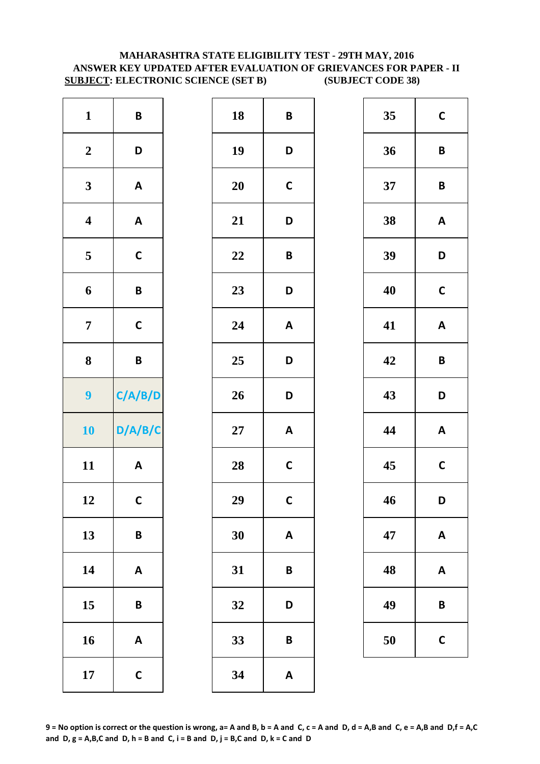**MAHARASHTRA STATE ELIGIBILITY TEST - 29TH MAY, 2016**

**ANSWER KEY UPDATED AFTER EVALUATION OF GRIEVANCES FOR PAPER - II**

**SUBJECT: ELECTRONIC SCIENCE (SET B) (SUBJECT CODE 38)**

| Q | Ans | Q | Ans | Q | Ans |
|---|---|---|---|---|---|
| 1 | B | 18 | B | 35 | C |
| 2 | D | 19 | D | 36 | B |
| 3 | A | 20 | C | 37 | B |
| 4 | A | 21 | D | 38 | A |
| 5 | C | 22 | B | 39 | D |
| 6 | B | 23 | D | 40 | C |
| 7 | C | 24 | A | 41 | A |
| 8 | B | 25 | D | 42 | B |
| 9 | C/A/B/D | 26 | D | 43 | D |
| 10 | D/A/B/C | 27 | A | 44 | A |
| 11 | A | 28 | C | 45 | C |
| 12 | C | 29 | C | 46 | D |
| 13 | B | 30 | A | 47 | A |
| 14 | A | 31 | B | 48 | A |
| 15 | B | 32 | D | 49 | B |
| 16 | A | 33 | B | 50 | C |
| 17 | C | 34 | A | | |

**9 = No option is correct or the question is wrong, a= A and B, b = A and C, c = A and D, d = A,B and C, e = A,B and D,f = A,C and D, g = A,B,C and D, h = B and C, i = B and D, j = B,C and D, k = C and D**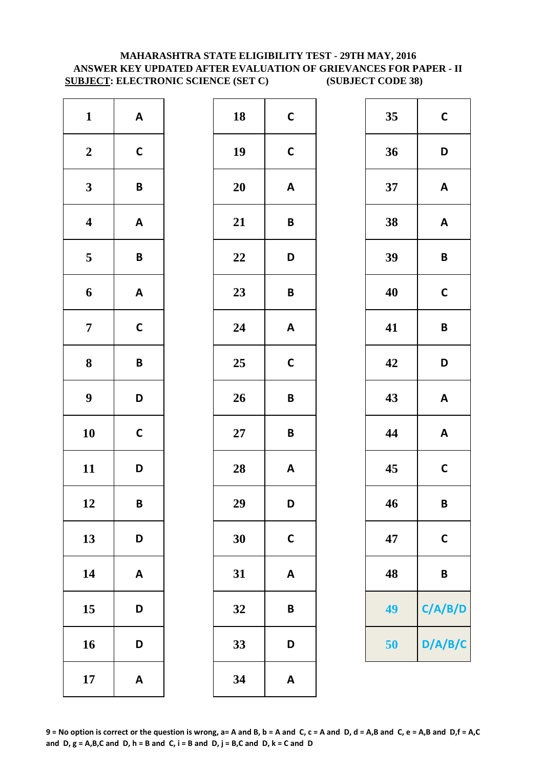**MAHARASHTRA STATE ELIGIBILITY TEST - 29TH MAY, 2016**
**ANSWER KEY UPDATED AFTER EVALUATION OF GRIEVANCES FOR PAPER - II**
**SUBJECT: ELECTRONIC SCIENCE (SET C) (SUBJECT CODE 38)**

| Q | Ans | Q | Ans | Q | Ans |
|---|---|---|---|---|---|
| 1 | A | 18 | C | 35 | C |
| 2 | C | 19 | C | 36 | D |
| 3 | B | 20 | A | 37 | A |
| 4 | A | 21 | B | 38 | A |
| 5 | B | 22 | D | 39 | B |
| 6 | A | 23 | B | 40 | C |
| 7 | C | 24 | A | 41 | B |
| 8 | B | 25 | C | 42 | D |
| 9 | D | 26 | B | 43 | A |
| 10 | C | 27 | B | 44 | A |
| 11 | D | 28 | A | 45 | C |
| 12 | B | 29 | D | 46 | B |
| 13 | D | 30 | C | 47 | C |
| 14 | A | 31 | A | 48 | B |
| 15 | D | 32 | B | 49 | C/A/B/D |
| 16 | D | 33 | D | 50 | D/A/B/C |
| 17 | A | 34 | A | | |

**9 = No option is correct or the question is wrong, a= A and B, b = A and C, c = A and D, d = A,B and C, e = A,B and D,f = A,C and D, g = A,B,C and D, h = B and C, i = B and D, j = B,C and D, k = C and D**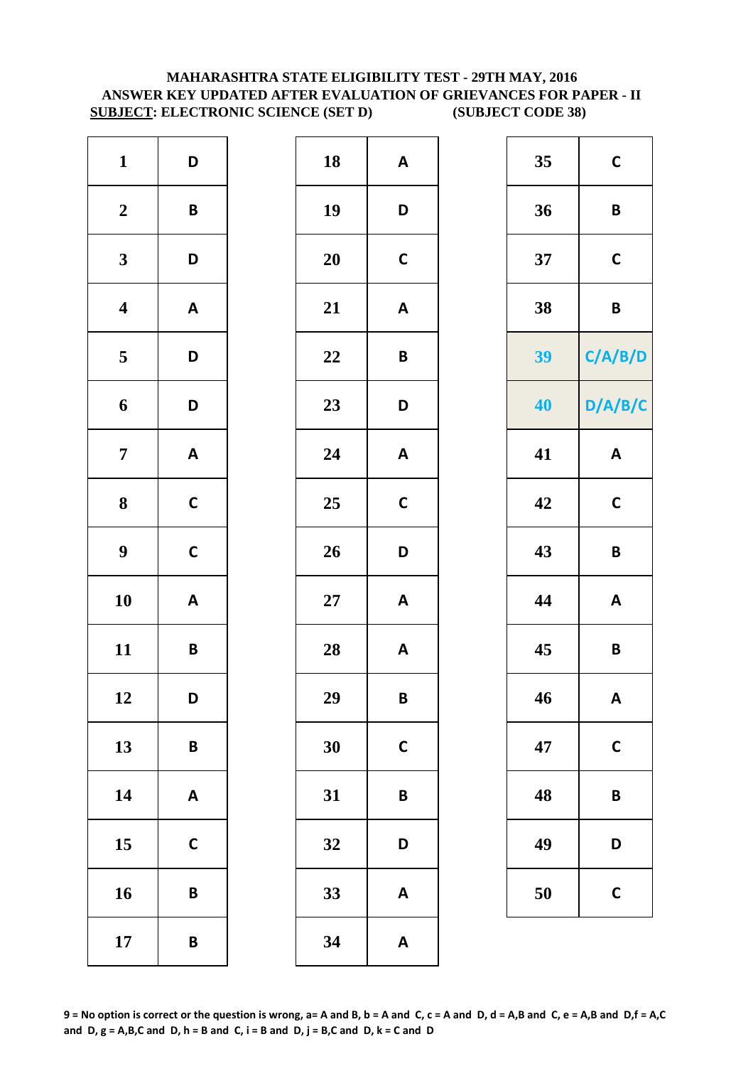**MAHARASHTRA STATE ELIGIBILITY TEST - 29TH MAY, 2016**
**ANSWER KEY UPDATED AFTER EVALUATION OF GRIEVANCES FOR PAPER - II**
**SUBJECT: ELECTRONIC SCIENCE (SET D) (SUBJECT CODE 38)**

| Q | Ans | Q | Ans | Q | Ans |
|---|---|---|---|---|---|
| 1 | D | 18 | A | 35 | C |
| 2 | B | 19 | D | 36 | B |
| 3 | D | 20 | C | 37 | C |
| 4 | A | 21 | A | 38 | B |
| 5 | D | 22 | B | 39 | C/A/B/D |
| 6 | D | 23 | D | 40 | D/A/B/C |
| 7 | A | 24 | A | 41 | A |
| 8 | C | 25 | C | 42 | C |
| 9 | C | 26 | D | 43 | B |
| 10 | A | 27 | A | 44 | A |
| 11 | B | 28 | A | 45 | B |
| 12 | D | 29 | B | 46 | A |
| 13 | B | 30 | C | 47 | C |
| 14 | A | 31 | B | 48 | B |
| 15 | C | 32 | D | 49 | D |
| 16 | B | 33 | A | 50 | C |
| 17 | B | 34 | A | | |

**9 = No option is correct or the question is wrong, a= A and B, b = A and C, c = A and D, d = A,B and C, e = A,B and D,f = A,C and D, g = A,B,C and D, h = B and C, i = B and D, j = B,C and D, k = C and D**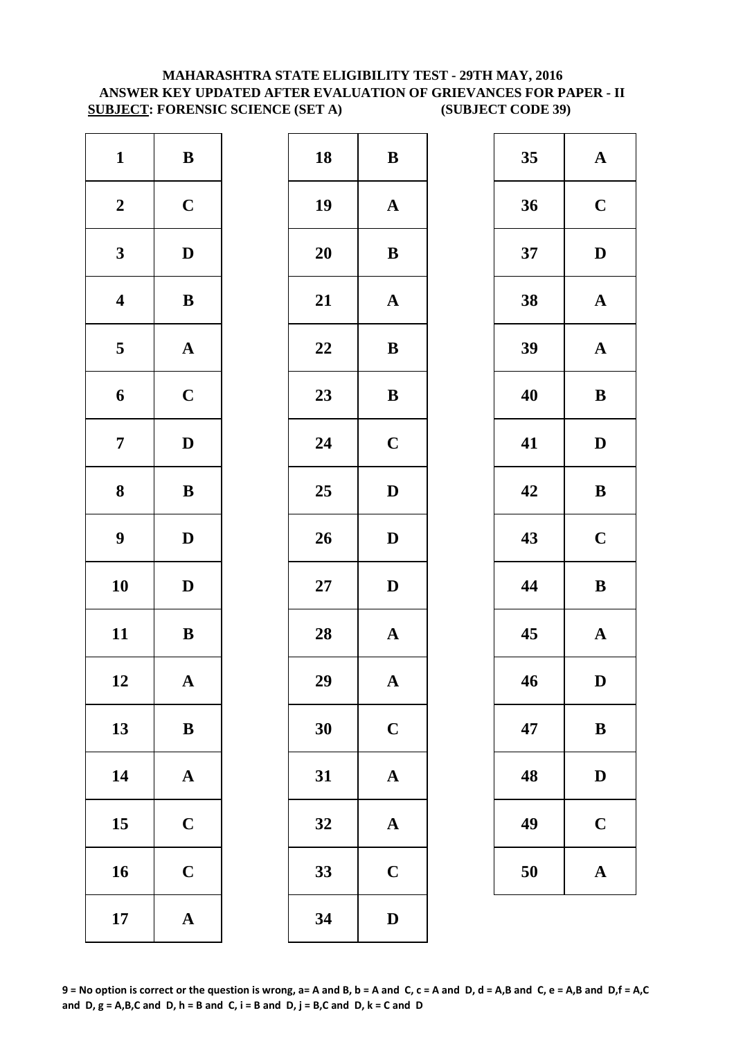**MAHARASHTRA STATE ELIGIBILITY TEST - 29TH MAY, 2016**
**ANSWER KEY UPDATED AFTER EVALUATION OF GRIEVANCES FOR PAPER - II**
**SUBJECT: FORENSIC SCIENCE (SET A) (SUBJECT CODE 39)**

| Q | Ans | Q | Ans | Q | Ans |
|---|---|---|---|---|---|
| 1 | B | 18 | B | 35 | A |
| 2 | C | 19 | A | 36 | C |
| 3 | D | 20 | B | 37 | D |
| 4 | B | 21 | A | 38 | A |
| 5 | A | 22 | B | 39 | A |
| 6 | C | 23 | B | 40 | B |
| 7 | D | 24 | C | 41 | D |
| 8 | B | 25 | D | 42 | B |
| 9 | D | 26 | D | 43 | C |
| 10 | D | 27 | D | 44 | B |
| 11 | B | 28 | A | 45 | A |
| 12 | A | 29 | A | 46 | D |
| 13 | B | 30 | C | 47 | B |
| 14 | A | 31 | A | 48 | D |
| 15 | C | 32 | A | 49 | C |
| 16 | C | 33 | C | 50 | A |
| 17 | A | 34 | D | | |

**9 = No option is correct or the question is wrong, a= A and B, b = A and C, c = A and D, d = A,B and C, e = A,B and D,f = A,C and D, g = A,B,C and D, h = B and C, i = B and D, j = B,C and D, k = C and D**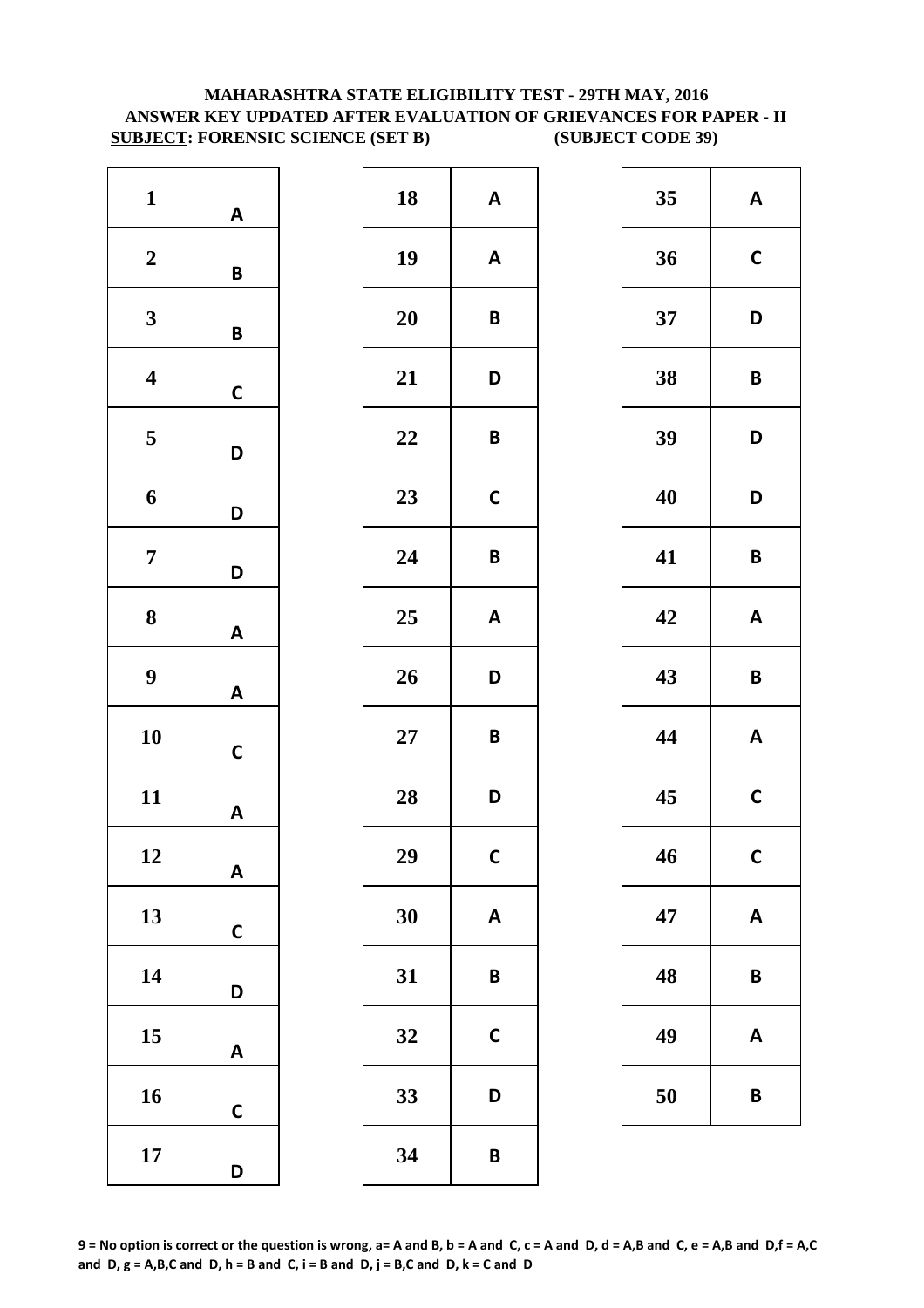**MAHARASHTRA STATE ELIGIBILITY TEST - 29TH MAY, 2016**
**ANSWER KEY UPDATED AFTER EVALUATION OF GRIEVANCES FOR PAPER - II**
**SUBJECT: FORENSIC SCIENCE (SET B) (SUBJECT CODE 39)**

| Q | Ans | Q | Ans | Q | Ans |
|---|---|---|---|---|---|
| 1 | A | 18 | A | 35 | A |
| 2 | B | 19 | A | 36 | C |
| 3 | B | 20 | B | 37 | D |
| 4 | C | 21 | D | 38 | B |
| 5 | D | 22 | B | 39 | D |
| 6 | D | 23 | C | 40 | D |
| 7 | D | 24 | B | 41 | B |
| 8 | A | 25 | A | 42 | A |
| 9 | A | 26 | D | 43 | B |
| 10 | C | 27 | B | 44 | A |
| 11 | A | 28 | D | 45 | C |
| 12 | A | 29 | C | 46 | C |
| 13 | C | 30 | A | 47 | A |
| 14 | D | 31 | B | 48 | B |
| 15 | A | 32 | C | 49 | A |
| 16 | C | 33 | D | 50 | B |
| 17 | D | 34 | B | | |

**9 = No option is correct or the question is wrong, a= A and B, b = A and C, c = A and D, d = A,B and C, e = A,B and D,f = A,C and D, g = A,B,C and D, h = B and C, i = B and D, j = B,C and D, k = C and D**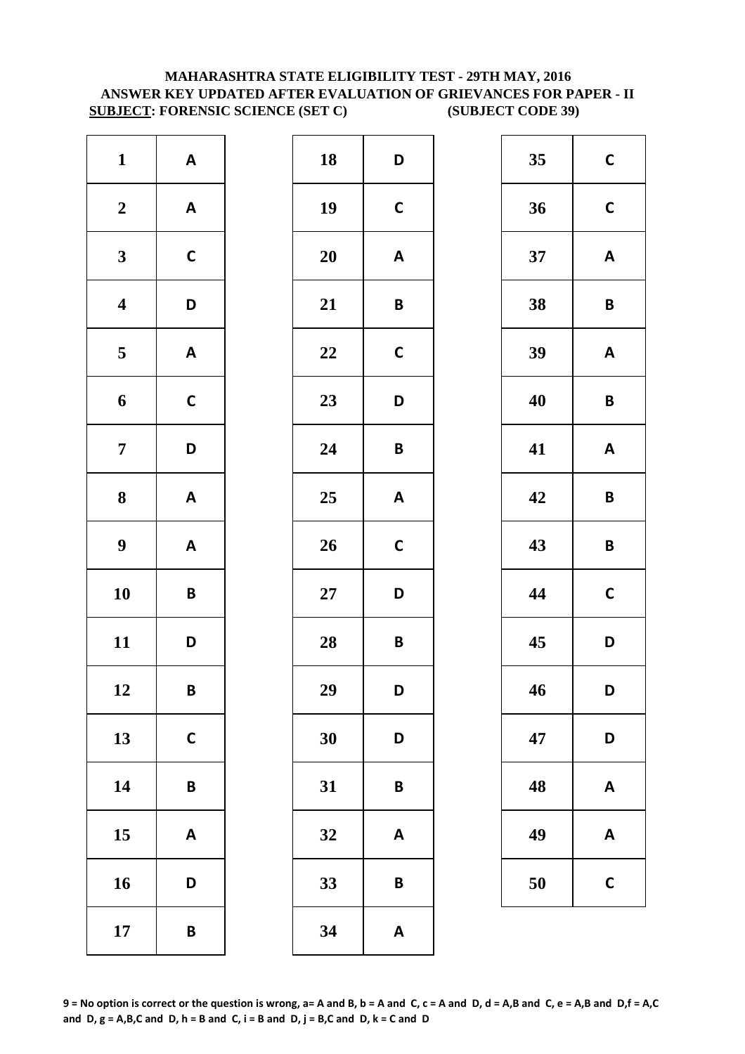**MAHARASHTRA STATE ELIGIBILITY TEST - 29TH MAY, 2016**
**ANSWER KEY UPDATED AFTER EVALUATION OF GRIEVANCES FOR PAPER - II**
**SUBJECT: FORENSIC SCIENCE (SET C) (SUBJECT CODE 39)**

| Q | Ans | Q | Ans | Q | Ans |
|---|---|---|---|---|---|
| 1 | A | 18 | D | 35 | C |
| 2 | A | 19 | C | 36 | C |
| 3 | C | 20 | A | 37 | A |
| 4 | D | 21 | B | 38 | B |
| 5 | A | 22 | C | 39 | A |
| 6 | C | 23 | D | 40 | B |
| 7 | D | 24 | B | 41 | A |
| 8 | A | 25 | A | 42 | B |
| 9 | A | 26 | C | 43 | B |
| 10 | B | 27 | D | 44 | C |
| 11 | D | 28 | B | 45 | D |
| 12 | B | 29 | D | 46 | D |
| 13 | C | 30 | D | 47 | D |
| 14 | B | 31 | B | 48 | A |
| 15 | A | 32 | A | 49 | A |
| 16 | D | 33 | B | 50 | C |
| 17 | B | 34 | A | | |

**9 = No option is correct or the question is wrong, a= A and B, b = A and C, c = A and D, d = A,B and C, e = A,B and D,f = A,C and D, g = A,B,C and D, h = B and C, i = B and D, j = B,C and D, k = C and D**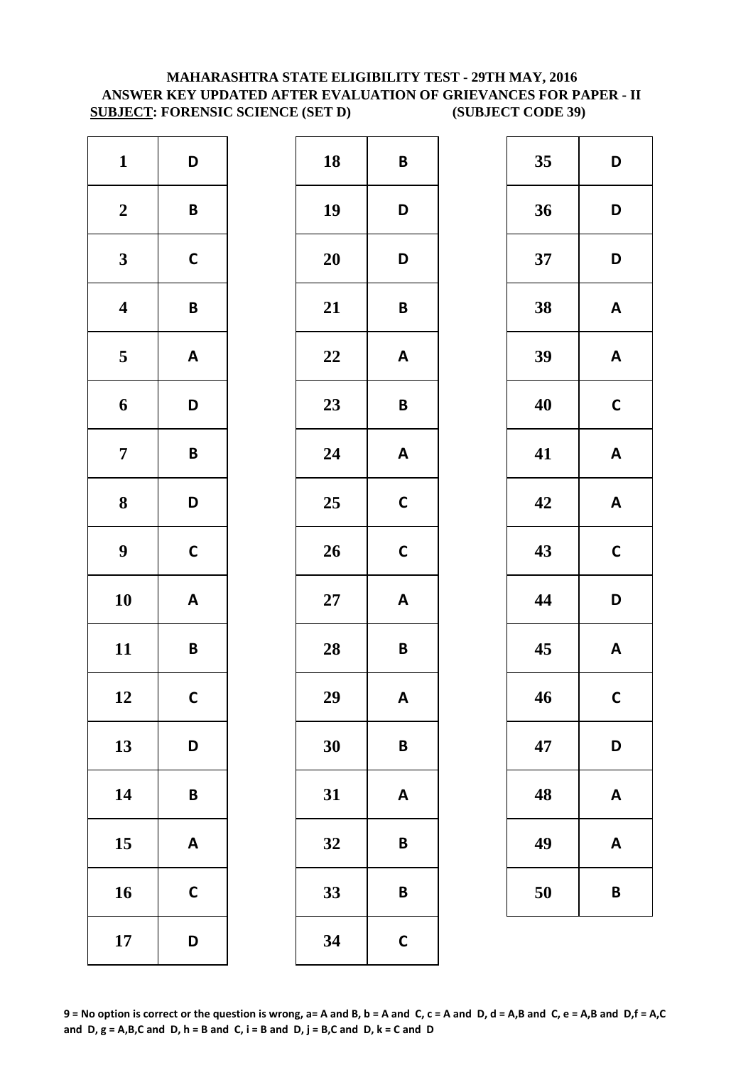**MAHARASHTRA STATE ELIGIBILITY TEST - 29TH MAY, 2016**
**ANSWER KEY UPDATED AFTER EVALUATION OF GRIEVANCES FOR PAPER - II**
**SUBJECT: FORENSIC SCIENCE (SET D) (SUBJECT CODE 39)**

| Q | Ans |
|---|---|
| 1 | D |
| 2 | B |
| 3 | C |
| 4 | B |
| 5 | A |
| 6 | D |
| 7 | B |
| 8 | D |
| 9 | C |
| 10 | A |
| 11 | B |
| 12 | C |
| 13 | D |
| 14 | B |
| 15 | A |
| 16 | C |
| 17 | D |
| 18 | B |
| 19 | D |
| 20 | D |
| 21 | B |
| 22 | A |
| 23 | B |
| 24 | A |
| 25 | C |
| 26 | C |
| 27 | A |
| 28 | B |
| 29 | A |
| 30 | B |
| 31 | A |
| 32 | B |
| 33 | B |
| 34 | C |
| 35 | D |
| 36 | D |
| 37 | D |
| 38 | A |
| 39 | A |
| 40 | C |
| 41 | A |
| 42 | A |
| 43 | C |
| 44 | D |
| 45 | A |
| 46 | C |
| 47 | D |
| 48 | A |
| 49 | A |
| 50 | B |

**9 = No option is correct or the question is wrong, a= A and B, b = A and C, c = A and D, d = A,B and C, e = A,B and D,f = A,C and D, g = A,B,C and D, h = B and C, i = B and D, j = B,C and D, k = C and D**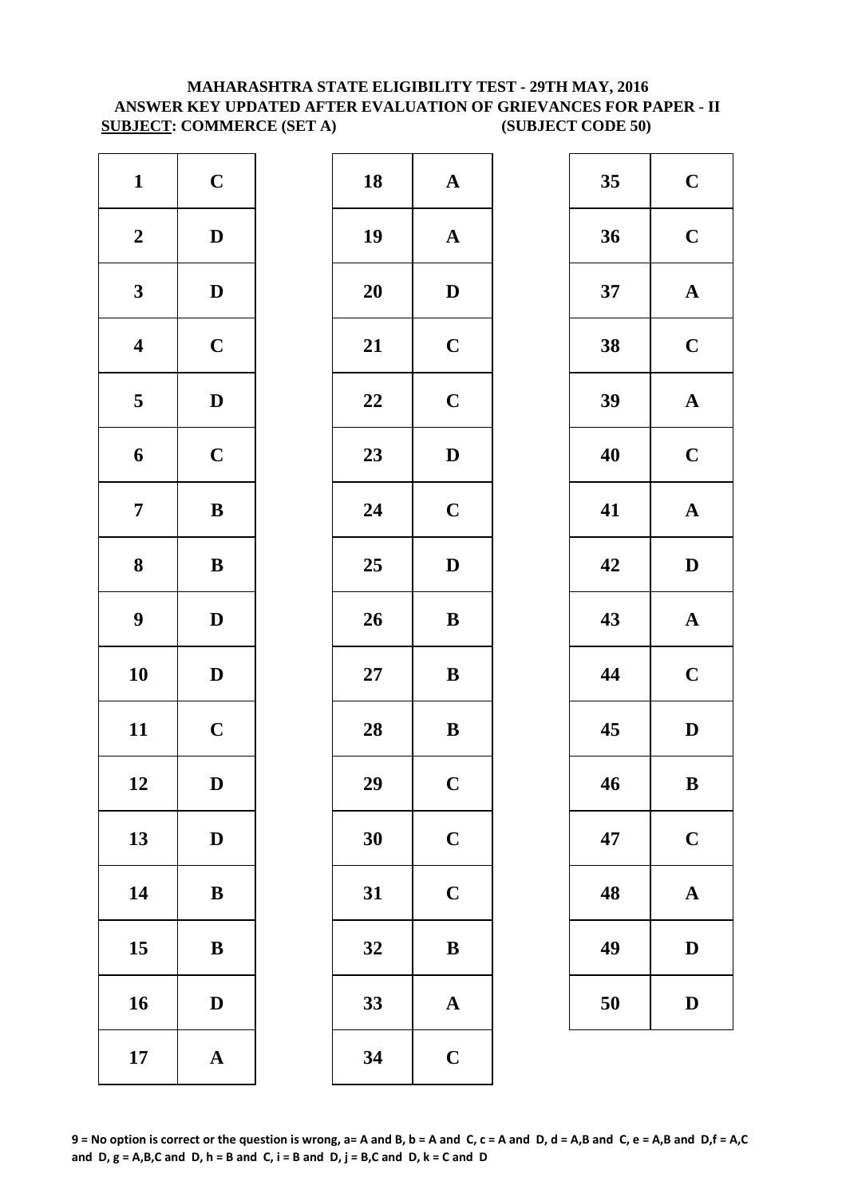**MAHARASHTRA STATE ELIGIBILITY TEST - 29TH MAY, 2016**
**ANSWER KEY UPDATED AFTER EVALUATION OF GRIEVANCES FOR PAPER - II**
**SUBJECT: COMMERCE (SET A) (SUBJECT CODE 50)**

| Q | Ans | Q | Ans | Q | Ans |
|---|---|---|---|---|---|
| 1 | C | 18 | A | 35 | C |
| 2 | D | 19 | A | 36 | C |
| 3 | D | 20 | D | 37 | A |
| 4 | C | 21 | C | 38 | C |
| 5 | D | 22 | C | 39 | A |
| 6 | C | 23 | D | 40 | C |
| 7 | B | 24 | C | 41 | A |
| 8 | B | 25 | D | 42 | D |
| 9 | D | 26 | B | 43 | A |
| 10 | D | 27 | B | 44 | C |
| 11 | C | 28 | B | 45 | D |
| 12 | D | 29 | C | 46 | B |
| 13 | D | 30 | C | 47 | C |
| 14 | B | 31 | C | 48 | A |
| 15 | B | 32 | B | 49 | D |
| 16 | D | 33 | A | 50 | D |
| 17 | A | 34 | C | | |

**9 = No option is correct or the question is wrong, a= A and B, b = A and C, c = A and D, d = A,B and C, e = A,B and D,f = A,C and D, g = A,B,C and D, h = B and C, i = B and D, j = B,C and D, k = C and D**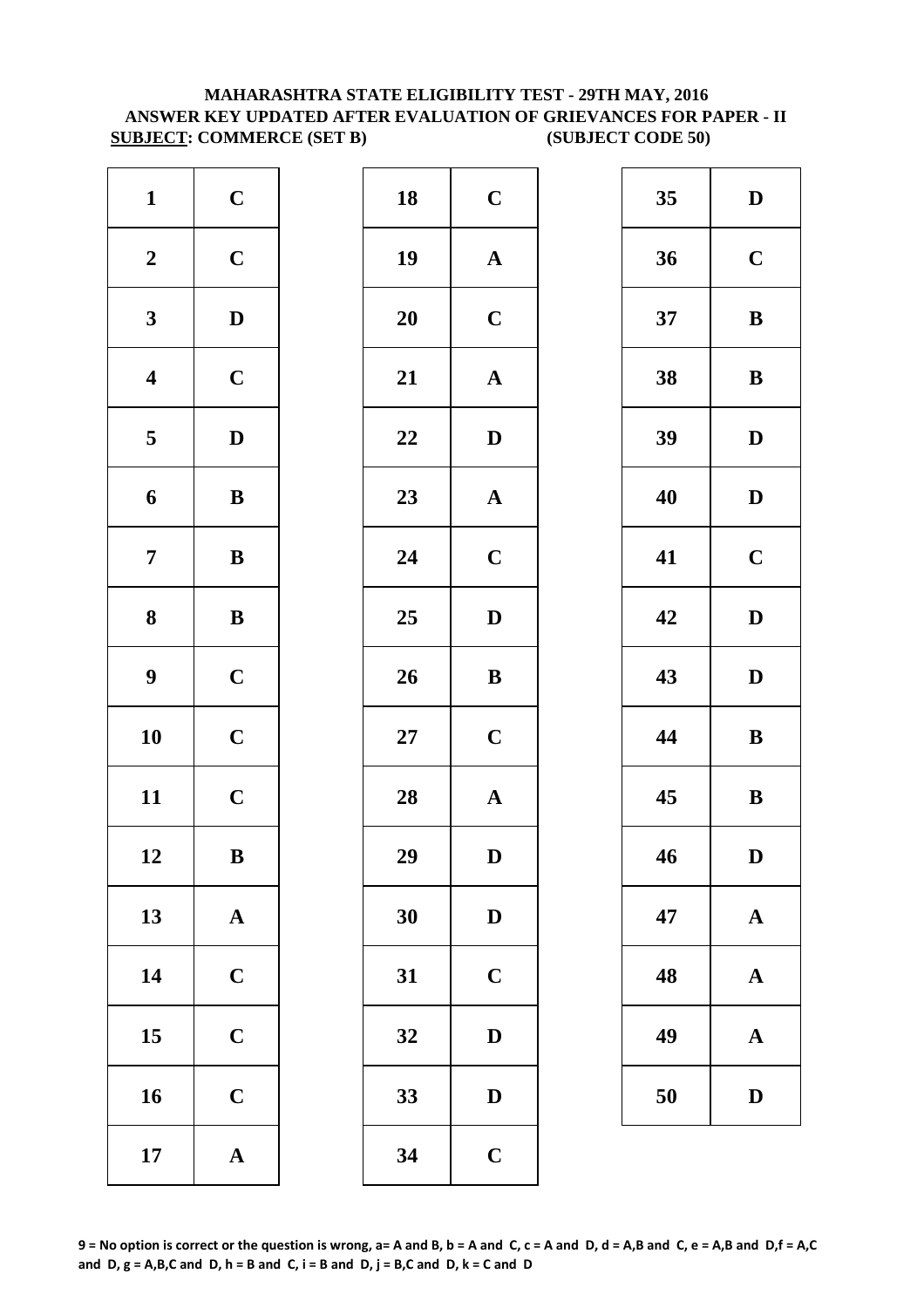**MAHARASHTRA STATE ELIGIBILITY TEST - 29TH MAY, 2016**
**ANSWER KEY UPDATED AFTER EVALUATION OF GRIEVANCES FOR PAPER - II**
**SUBJECT: COMMERCE (SET B) (SUBJECT CODE 50)**

| Q | Ans | Q | Ans | Q | Ans |
|---|---|---|---|---|---|
| 1 | C | 18 | C | 35 | D |
| 2 | C | 19 | A | 36 | C |
| 3 | D | 20 | C | 37 | B |
| 4 | C | 21 | A | 38 | B |
| 5 | D | 22 | D | 39 | D |
| 6 | B | 23 | A | 40 | D |
| 7 | B | 24 | C | 41 | C |
| 8 | B | 25 | D | 42 | D |
| 9 | C | 26 | B | 43 | D |
| 10 | C | 27 | C | 44 | B |
| 11 | C | 28 | A | 45 | B |
| 12 | B | 29 | D | 46 | D |
| 13 | A | 30 | D | 47 | A |
| 14 | C | 31 | C | 48 | A |
| 15 | C | 32 | D | 49 | A |
| 16 | C | 33 | D | 50 | D |
| 17 | A | 34 | C | | |

**9 = No option is correct or the question is wrong, a= A and B, b = A and C, c = A and D, d = A,B and C, e = A,B and D,f = A,C and D, g = A,B,C and D, h = B and C, i = B and D, j = B,C and D, k = C and D**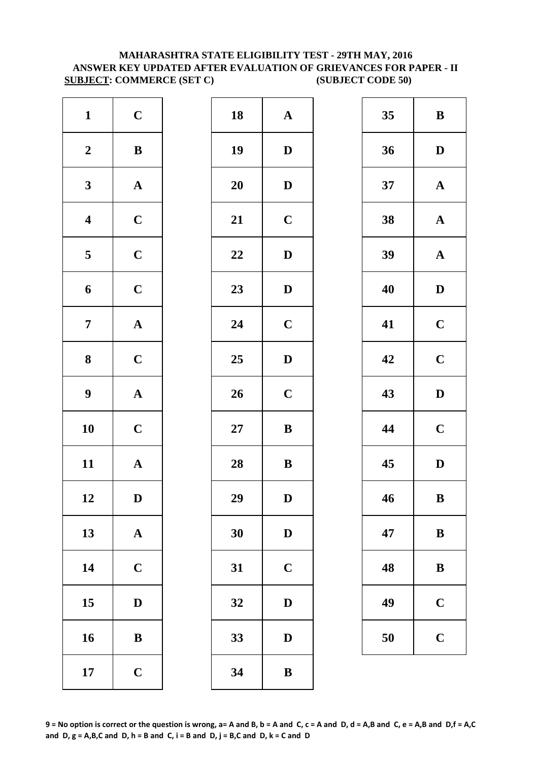**MAHARASHTRA STATE ELIGIBILITY TEST - 29TH MAY, 2016**
**ANSWER KEY UPDATED AFTER EVALUATION OF GRIEVANCES FOR PAPER - II**
**SUBJECT: COMMERCE (SET C) (SUBJECT CODE 50)**

| Q | Ans | Q | Ans | Q | Ans |
|---|---|---|---|---|---|
| 1 | C | 18 | A | 35 | B |
| 2 | B | 19 | D | 36 | D |
| 3 | A | 20 | D | 37 | A |
| 4 | C | 21 | C | 38 | A |
| 5 | C | 22 | D | 39 | A |
| 6 | C | 23 | D | 40 | D |
| 7 | A | 24 | C | 41 | C |
| 8 | C | 25 | D | 42 | C |
| 9 | A | 26 | C | 43 | D |
| 10 | C | 27 | B | 44 | C |
| 11 | A | 28 | B | 45 | D |
| 12 | D | 29 | D | 46 | B |
| 13 | A | 30 | D | 47 | B |
| 14 | C | 31 | C | 48 | B |
| 15 | D | 32 | D | 49 | C |
| 16 | B | 33 | D | 50 | C |
| 17 | C | 34 | B | | |

**9 = No option is correct or the question is wrong, a= A and B, b = A and C, c = A and D, d = A,B and C, e = A,B and D, f = A,C and D, g = A,B,C and D, h = B and C, i = B and D, j = B,C and D, k = C and D**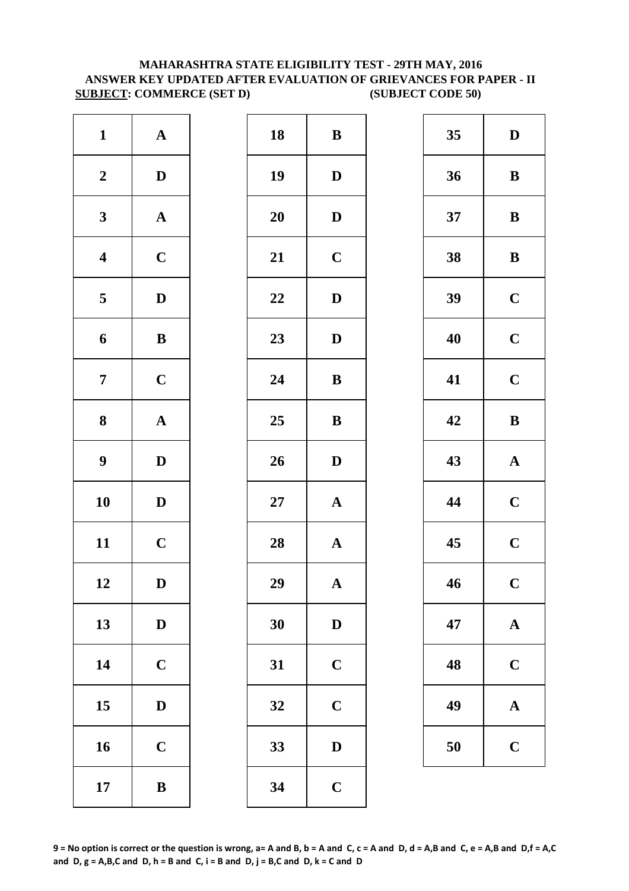**MAHARASHTRA STATE ELIGIBILITY TEST - 29TH MAY, 2016**
**ANSWER KEY UPDATED AFTER EVALUATION OF GRIEVANCES FOR PAPER - II**
**SUBJECT: COMMERCE (SET D) (SUBJECT CODE 50)**

| Q | Ans | Q | Ans | Q | Ans |
|---|---|---|---|---|---|
| 1 | A | 18 | B | 35 | D |
| 2 | D | 19 | D | 36 | B |
| 3 | A | 20 | D | 37 | B |
| 4 | C | 21 | C | 38 | B |
| 5 | D | 22 | D | 39 | C |
| 6 | B | 23 | D | 40 | C |
| 7 | C | 24 | B | 41 | C |
| 8 | A | 25 | B | 42 | B |
| 9 | D | 26 | D | 43 | A |
| 10 | D | 27 | A | 44 | C |
| 11 | C | 28 | A | 45 | C |
| 12 | D | 29 | A | 46 | C |
| 13 | D | 30 | D | 47 | A |
| 14 | C | 31 | C | 48 | C |
| 15 | D | 32 | C | 49 | A |
| 16 | C | 33 | D | 50 | C |
| 17 | B | 34 | C | | |

**9 = No option is correct or the question is wrong, a= A and B, b = A and C, c = A and D, d = A,B and C, e = A,B and D,f = A,C and D, g = A,B,C and D, h = B and C, i = B and D, j = B,C and D, k = C and D**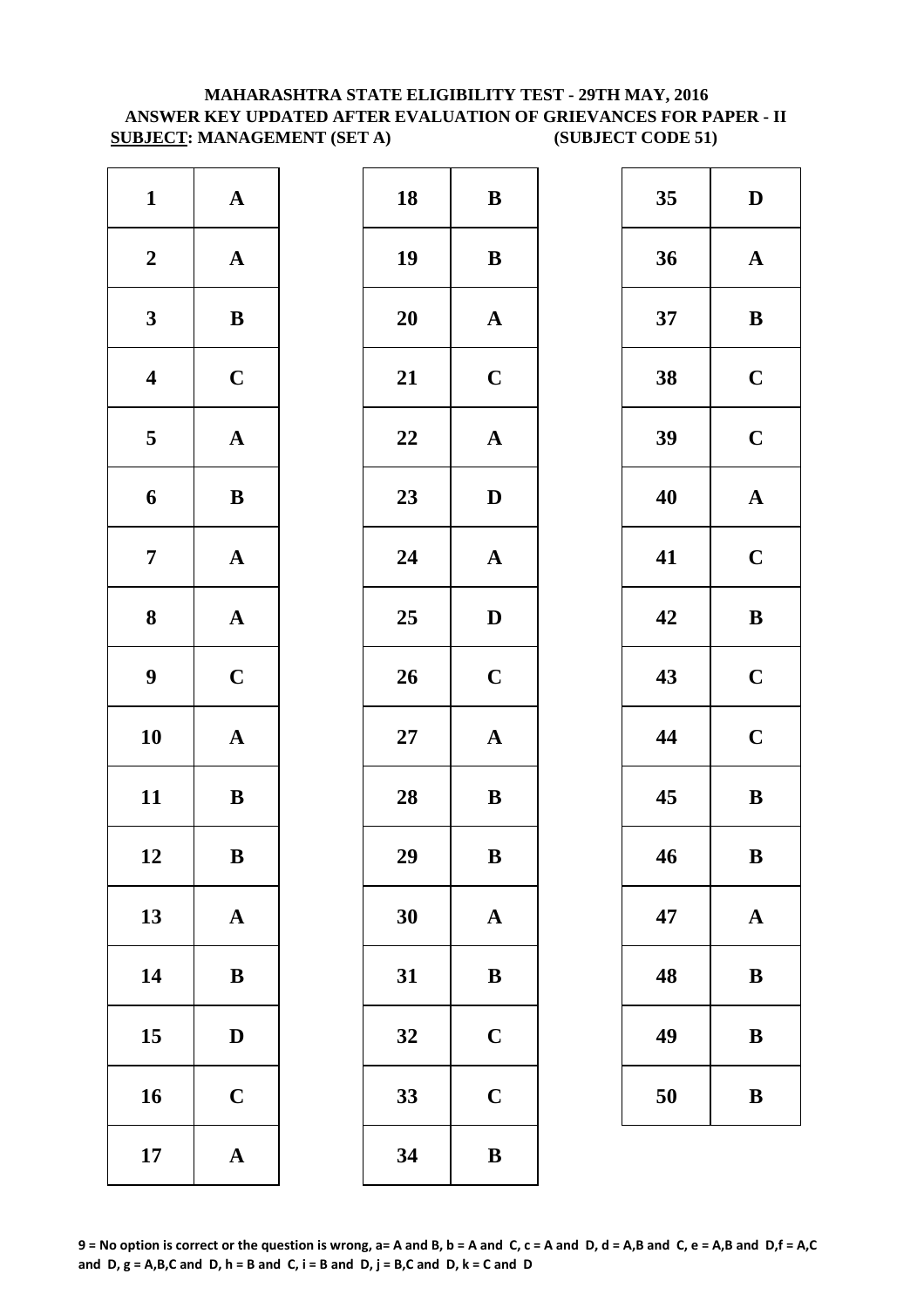**MAHARASHTRA STATE ELIGIBILITY TEST - 29TH MAY, 2016**
**ANSWER KEY UPDATED AFTER EVALUATION OF GRIEVANCES FOR PAPER - II**
**SUBJECT: MANAGEMENT (SET A) (SUBJECT CODE 51)**

| Q | Ans | Q | Ans | Q | Ans |
|---|---|---|---|---|---|
| 1 | A | 18 | B | 35 | D |
| 2 | A | 19 | B | 36 | A |
| 3 | B | 20 | A | 37 | B |
| 4 | C | 21 | C | 38 | C |
| 5 | A | 22 | A | 39 | C |
| 6 | B | 23 | D | 40 | A |
| 7 | A | 24 | A | 41 | C |
| 8 | A | 25 | D | 42 | B |
| 9 | C | 26 | C | 43 | C |
| 10 | A | 27 | A | 44 | C |
| 11 | B | 28 | B | 45 | B |
| 12 | B | 29 | B | 46 | B |
| 13 | A | 30 | A | 47 | A |
| 14 | B | 31 | B | 48 | B |
| 15 | D | 32 | C | 49 | B |
| 16 | C | 33 | C | 50 | B |
| 17 | A | 34 | B | | |

**9 = No option is correct or the question is wrong, a= A and B, b = A and C, c = A and D, d = A,B and C, e = A,B and D,f = A,C and D, g = A,B,C and D, h = B and C, i = B and D, j = B,C and D, k = C and D**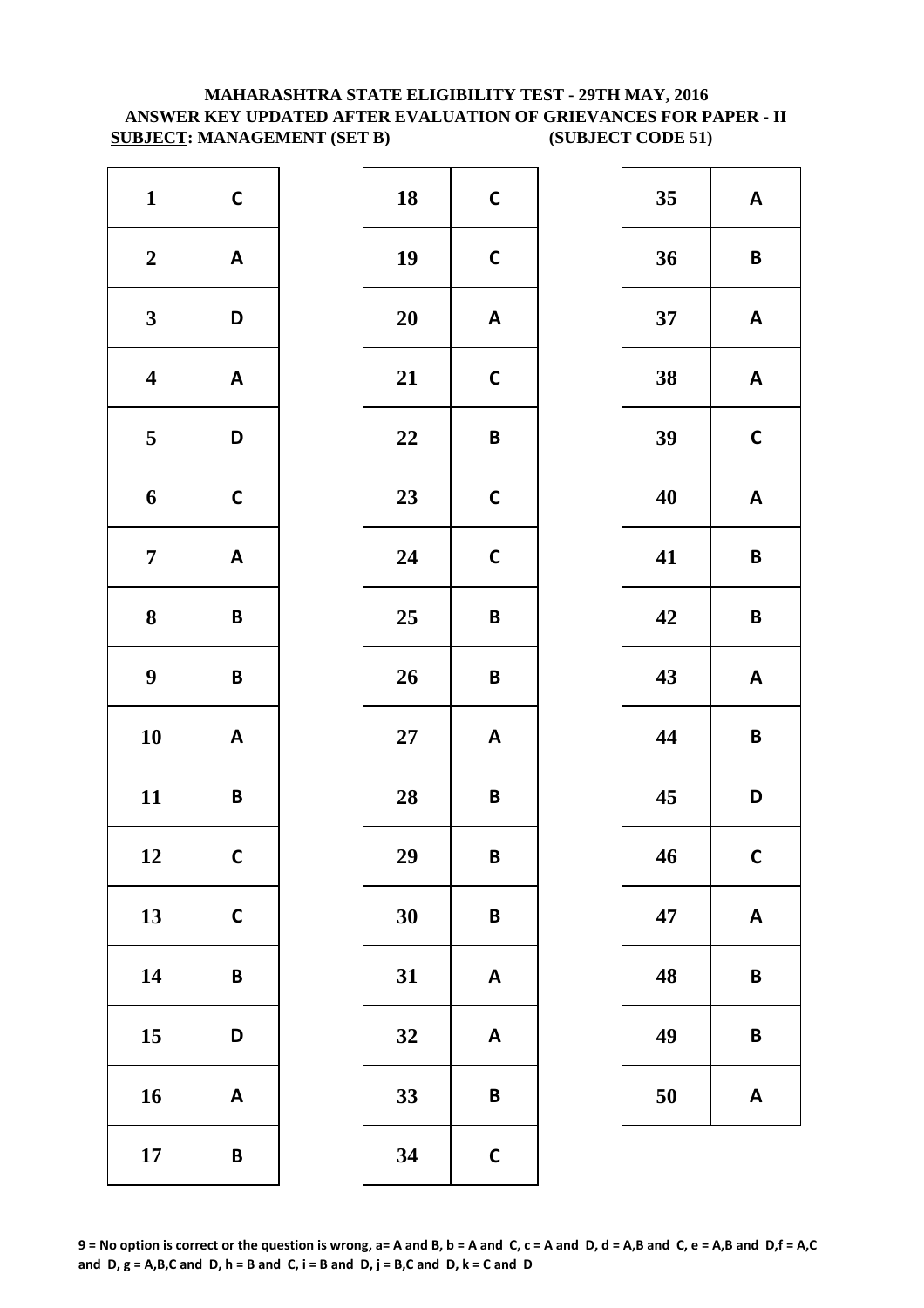**MAHARASHTRA STATE ELIGIBILITY TEST - 29TH MAY, 2016**
**ANSWER KEY UPDATED AFTER EVALUATION OF GRIEVANCES FOR PAPER - II**
**SUBJECT: MANAGEMENT (SET B) (SUBJECT CODE 51)**

| Q | Ans |
|---|---|
| 1 | C |
| 2 | A |
| 3 | D |
| 4 | A |
| 5 | D |
| 6 | C |
| 7 | A |
| 8 | B |
| 9 | B |
| 10 | A |
| 11 | B |
| 12 | C |
| 13 | C |
| 14 | B |
| 15 | D |
| 16 | A |
| 17 | B |

| Q | Ans |
|---|---|
| 18 | C |
| 19 | C |
| 20 | A |
| 21 | C |
| 22 | B |
| 23 | C |
| 24 | C |
| 25 | B |
| 26 | B |
| 27 | A |
| 28 | B |
| 29 | B |
| 30 | B |
| 31 | A |
| 32 | A |
| 33 | B |
| 34 | C |

| Q | Ans |
|---|---|
| 35 | A |
| 36 | B |
| 37 | A |
| 38 | A |
| 39 | C |
| 40 | A |
| 41 | B |
| 42 | B |
| 43 | A |
| 44 | B |
| 45 | D |
| 46 | C |
| 47 | A |
| 48 | B |
| 49 | B |
| 50 | A |

**9 = No option is correct or the question is wrong, a= A and B, b = A and C, c = A and D, d = A,B and C, e = A,B and D,f = A,C and D, g = A,B,C and D, h = B and C, i = B and D, j = B,C and D, k = C and D**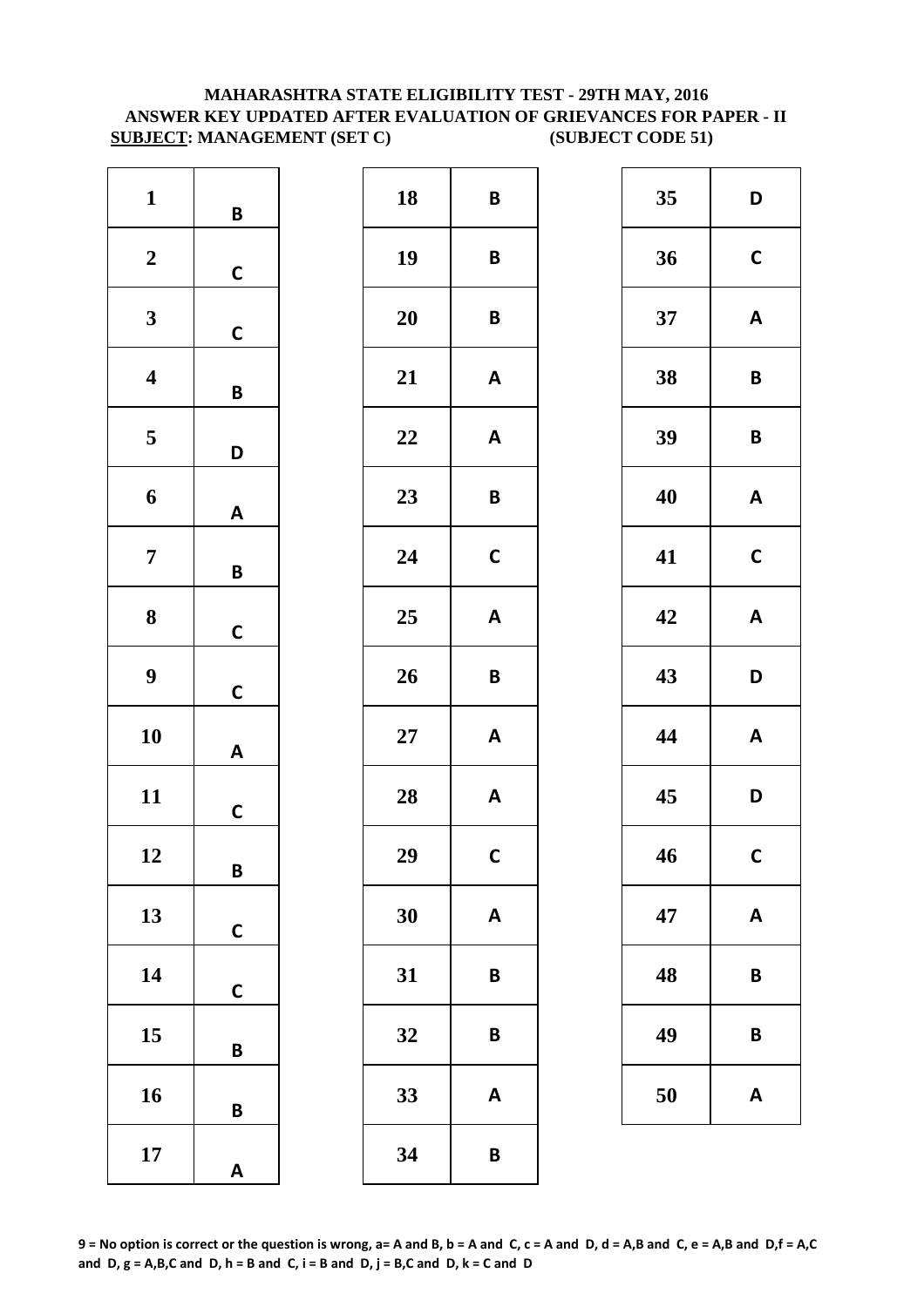**MAHARASHTRA STATE ELIGIBILITY TEST - 29TH MAY, 2016**
**ANSWER KEY UPDATED AFTER EVALUATION OF GRIEVANCES FOR PAPER - II**
**SUBJECT: MANAGEMENT (SET C) (SUBJECT CODE 51)**

| Q | Ans | Q | Ans | Q | Ans |
|---|---|---|---|---|---|
| 1 | B | 18 | B | 35 | D |
| 2 | C | 19 | B | 36 | C |
| 3 | C | 20 | B | 37 | A |
| 4 | B | 21 | A | 38 | B |
| 5 | D | 22 | A | 39 | B |
| 6 | A | 23 | B | 40 | A |
| 7 | B | 24 | C | 41 | C |
| 8 | C | 25 | A | 42 | A |
| 9 | C | 26 | B | 43 | D |
| 10 | A | 27 | A | 44 | A |
| 11 | C | 28 | A | 45 | D |
| 12 | B | 29 | C | 46 | C |
| 13 | C | 30 | A | 47 | A |
| 14 | C | 31 | B | 48 | B |
| 15 | B | 32 | B | 49 | B |
| 16 | B | 33 | A | 50 | A |
| 17 | A | 34 | B | | |

**9 = No option is correct or the question is wrong, a= A and B, b = A and C, c = A and D, d = A,B and C, e = A,B and D,f = A,C and D, g = A,B,C and D, h = B and C, i = B and D, j = B,C and D, k = C and D**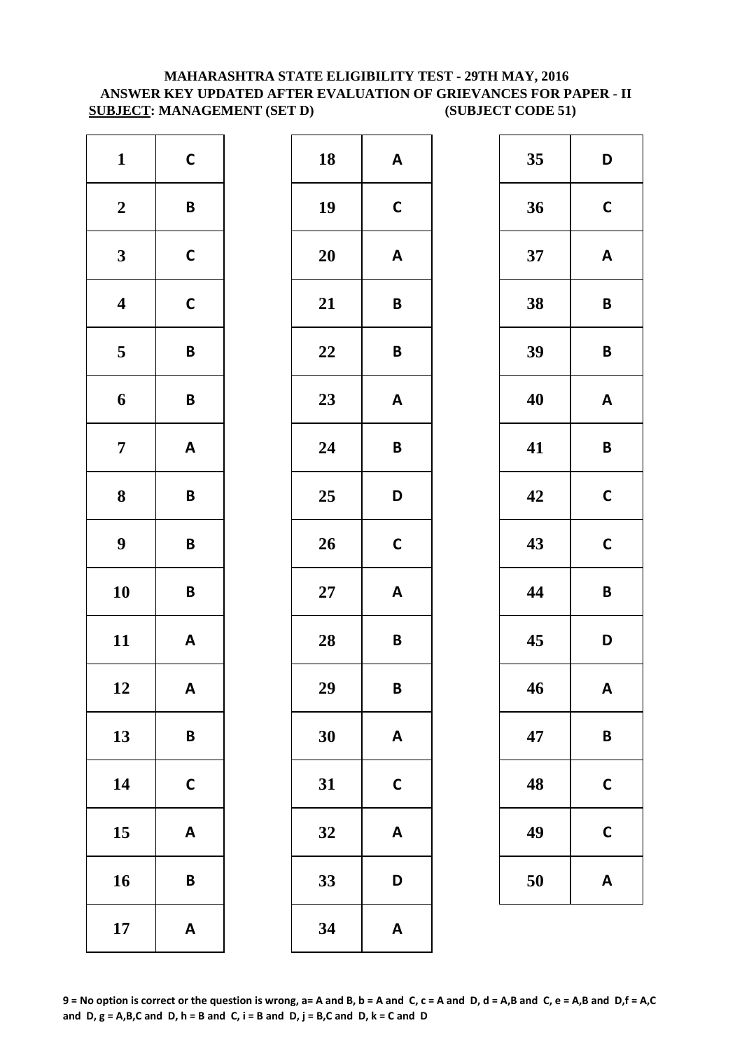**MAHARASHTRA STATE ELIGIBILITY TEST - 29TH MAY, 2016**
**ANSWER KEY UPDATED AFTER EVALUATION OF GRIEVANCES FOR PAPER - II**
**SUBJECT: MANAGEMENT (SET D) (SUBJECT CODE 51)**

| Q | Ans | Q | Ans | Q | Ans |
|---|---|---|---|---|---|
| 1 | C | 18 | A | 35 | D |
| 2 | B | 19 | C | 36 | C |
| 3 | C | 20 | A | 37 | A |
| 4 | C | 21 | B | 38 | B |
| 5 | B | 22 | B | 39 | B |
| 6 | B | 23 | A | 40 | A |
| 7 | A | 24 | B | 41 | B |
| 8 | B | 25 | D | 42 | C |
| 9 | B | 26 | C | 43 | C |
| 10 | B | 27 | A | 44 | B |
| 11 | A | 28 | B | 45 | D |
| 12 | A | 29 | B | 46 | A |
| 13 | B | 30 | A | 47 | B |
| 14 | C | 31 | C | 48 | C |
| 15 | A | 32 | A | 49 | C |
| 16 | B | 33 | D | 50 | A |
| 17 | A | 34 | A | | |

**9 = No option is correct or the question is wrong, a= A and B, b = A and C, c = A and D, d = A,B and C, e = A,B and D,f = A,C and D, g = A,B,C and D, h = B and C, i = B and D, j = B,C and D, k = C and D**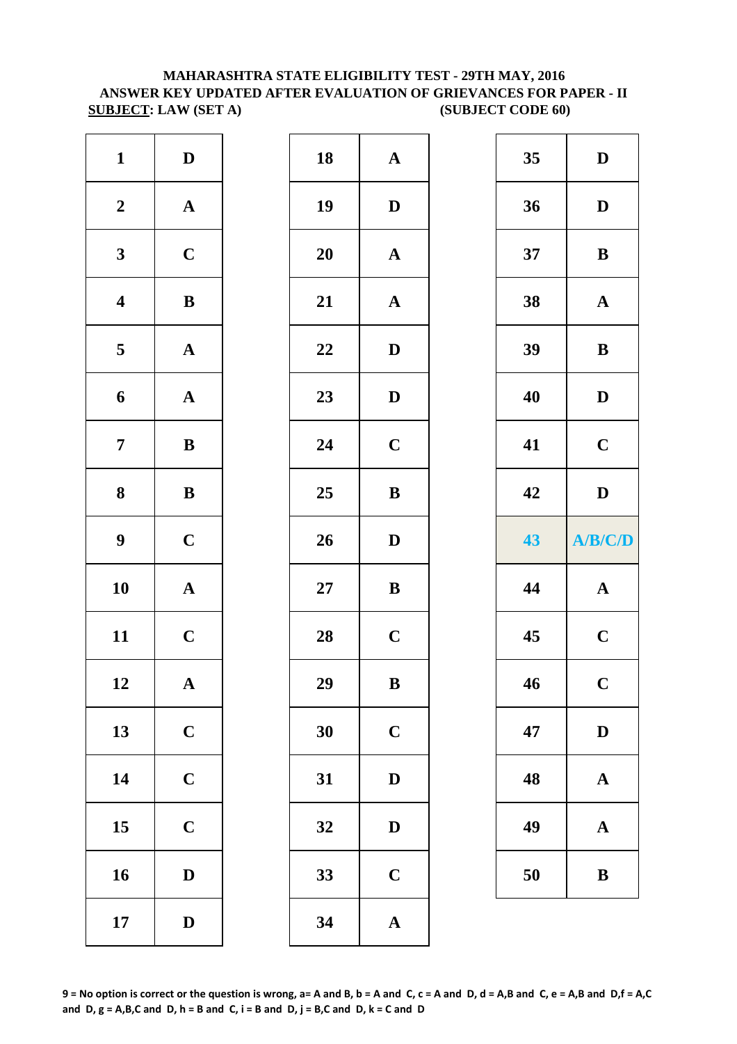**MAHARASHTRA STATE ELIGIBILITY TEST - 29TH MAY, 2016**
**ANSWER KEY UPDATED AFTER EVALUATION OF GRIEVANCES FOR PAPER - II**
**SUBJECT: LAW (SET A)** **(SUBJECT CODE 60)**

| Q | Ans | Q | Ans | Q | Ans |
|---|---|---|---|---|---|
| 1 | D | 18 | A | 35 | D |
| 2 | A | 19 | D | 36 | D |
| 3 | C | 20 | A | 37 | B |
| 4 | B | 21 | A | 38 | A |
| 5 | A | 22 | D | 39 | B |
| 6 | A | 23 | D | 40 | D |
| 7 | B | 24 | C | 41 | C |
| 8 | B | 25 | B | 42 | D |
| 9 | C | 26 | D | 43 | A/B/C/D |
| 10 | A | 27 | B | 44 | A |
| 11 | C | 28 | C | 45 | C |
| 12 | A | 29 | B | 46 | C |
| 13 | C | 30 | C | 47 | D |
| 14 | C | 31 | D | 48 | A |
| 15 | C | 32 | D | 49 | A |
| 16 | D | 33 | C | 50 | B |
| 17 | D | 34 | A | | |

**9 = No option is correct or the question is wrong, a= A and B, b = A and C, c = A and D, d = A,B and C, e = A,B and D,f = A,C and D, g = A,B,C and D, h = B and C, i = B and D, j = B,C and D, k = C and D**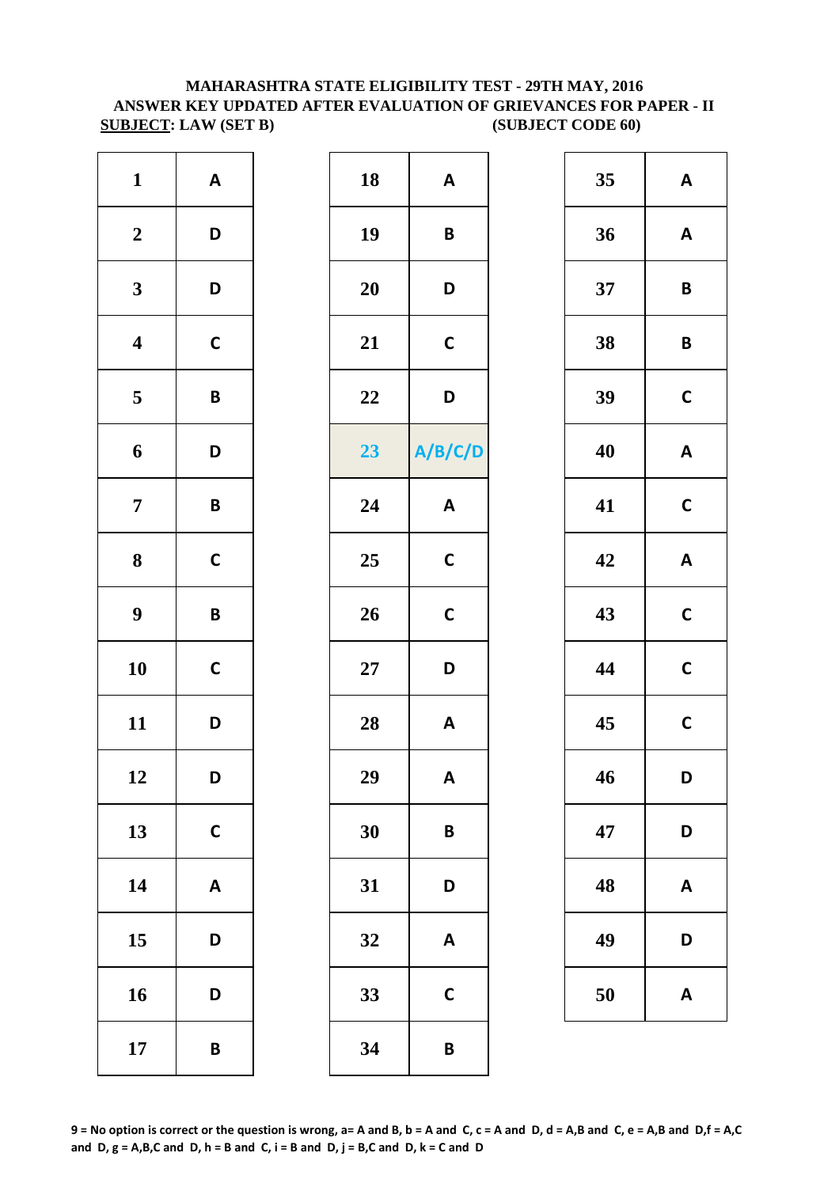**MAHARASHTRA STATE ELIGIBILITY TEST - 29TH MAY, 2016**
**ANSWER KEY UPDATED AFTER EVALUATION OF GRIEVANCES FOR PAPER - II**
**SUBJECT: LAW (SET B) (SUBJECT CODE 60)**

| Q | Ans | Q | Ans | Q | Ans |
|---|---|---|---|---|---|
| 1 | A | 18 | A | 35 | A |
| 2 | D | 19 | B | 36 | A |
| 3 | D | 20 | D | 37 | B |
| 4 | C | 21 | C | 38 | B |
| 5 | B | 22 | D | 39 | C |
| 6 | D | 23 | A/B/C/D | 40 | A |
| 7 | B | 24 | A | 41 | C |
| 8 | C | 25 | C | 42 | A |
| 9 | B | 26 | C | 43 | C |
| 10 | C | 27 | D | 44 | C |
| 11 | D | 28 | A | 45 | C |
| 12 | D | 29 | A | 46 | D |
| 13 | C | 30 | B | 47 | D |
| 14 | A | 31 | D | 48 | A |
| 15 | D | 32 | A | 49 | D |
| 16 | D | 33 | C | 50 | A |
| 17 | B | 34 | B | | |

**9 = No option is correct or the question is wrong, a= A and B, b = A and C, c = A and D, d = A,B and C, e = A,B and D,f = A,C and D, g = A,B,C and D, h = B and C, i = B and D, j = B,C and D, k = C and D**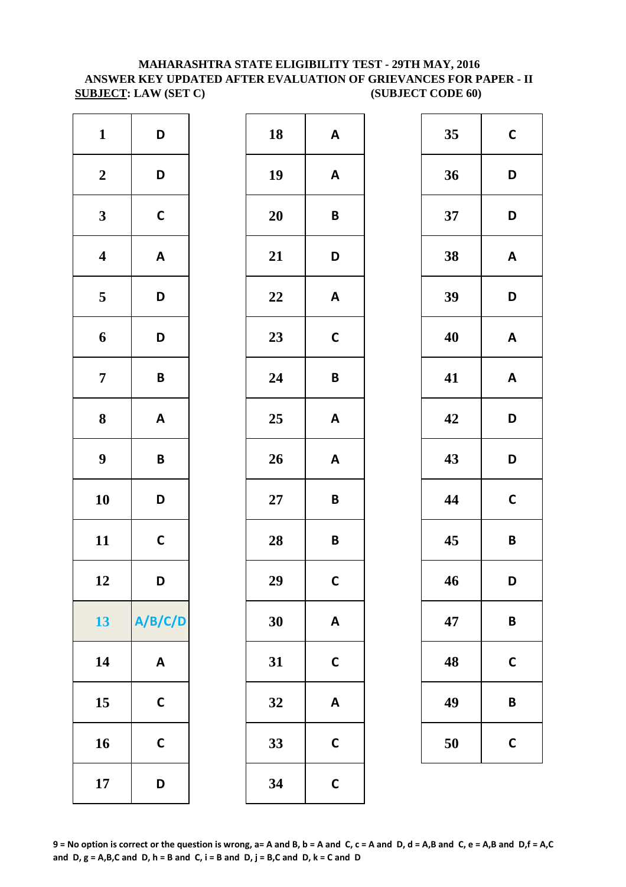**MAHARASHTRA STATE ELIGIBILITY TEST - 29TH MAY, 2016**
**ANSWER KEY UPDATED AFTER EVALUATION OF GRIEVANCES FOR PAPER - II**
**SUBJECT: LAW (SET C) (SUBJECT CODE 60)**

| Q | Ans | Q | Ans | Q | Ans |
|---|---|---|---|---|---|
| 1 | D | 18 | A | 35 | C |
| 2 | D | 19 | A | 36 | D |
| 3 | C | 20 | B | 37 | D |
| 4 | A | 21 | D | 38 | A |
| 5 | D | 22 | A | 39 | D |
| 6 | D | 23 | C | 40 | A |
| 7 | B | 24 | B | 41 | A |
| 8 | A | 25 | A | 42 | D |
| 9 | B | 26 | A | 43 | D |
| 10 | D | 27 | B | 44 | C |
| 11 | C | 28 | B | 45 | B |
| 12 | D | 29 | C | 46 | D |
| 13 | A/B/C/D | 30 | A | 47 | B |
| 14 | A | 31 | C | 48 | C |
| 15 | C | 32 | A | 49 | B |
| 16 | C | 33 | C | 50 | C |
| 17 | D | 34 | C | | |

**9 = No option is correct or the question is wrong, a= A and B, b = A and C, c = A and D, d = A,B and C, e = A,B and D,f = A,C and D, g = A,B,C and D, h = B and C, i = B and D, j = B,C and D, k = C and D**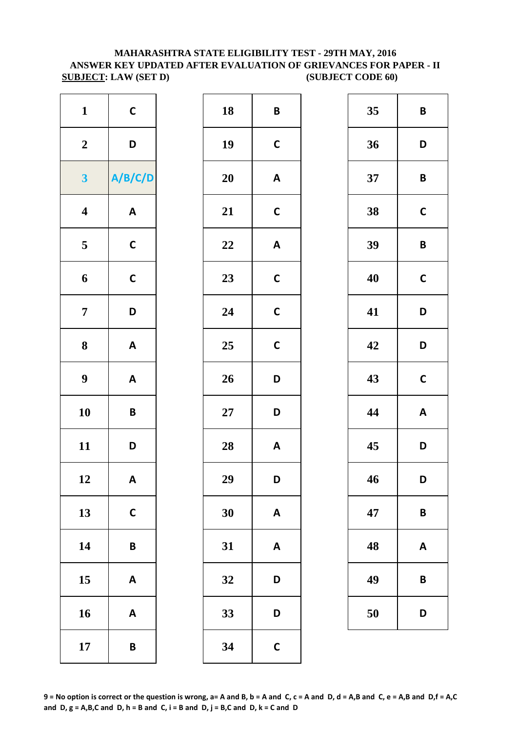**MAHARASHTRA STATE ELIGIBILITY TEST - 29TH MAY, 2016**
**ANSWER KEY UPDATED AFTER EVALUATION OF GRIEVANCES FOR PAPER - II**
**SUBJECT: LAW (SET D) (SUBJECT CODE 60)**

| Q | Ans | Q | Ans | Q | Ans |
|---|---|---|---|---|---|
| 1 | C | 18 | B | 35 | B |
| 2 | D | 19 | C | 36 | D |
| 3 | A/B/C/D | 20 | A | 37 | B |
| 4 | A | 21 | C | 38 | C |
| 5 | C | 22 | A | 39 | B |
| 6 | C | 23 | C | 40 | C |
| 7 | D | 24 | C | 41 | D |
| 8 | A | 25 | C | 42 | D |
| 9 | A | 26 | D | 43 | C |
| 10 | B | 27 | D | 44 | A |
| 11 | D | 28 | A | 45 | D |
| 12 | A | 29 | D | 46 | D |
| 13 | C | 30 | A | 47 | B |
| 14 | B | 31 | A | 48 | A |
| 15 | A | 32 | D | 49 | B |
| 16 | A | 33 | D | 50 | D |
| 17 | B | 34 | C | | |

**9 = No option is correct or the question is wrong, a= A and B, b = A and C, c = A and D, d = A,B and C, e = A,B and D,f = A,C and D, g = A,B,C and D, h = B and C, i = B and D, j = B,C and D, k = C and D**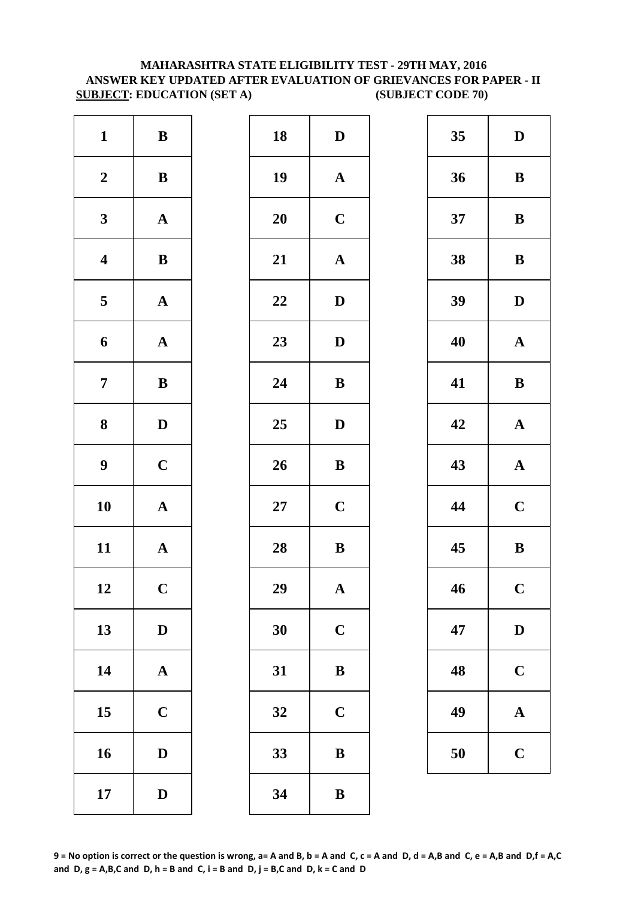**MAHARASHTRA STATE ELIGIBILITY TEST - 29TH MAY, 2016**
**ANSWER KEY UPDATED AFTER EVALUATION OF GRIEVANCES FOR PAPER - II**
**SUBJECT: EDUCATION (SET A) (SUBJECT CODE 70)**

| Q | Ans | Q | Ans | Q | Ans |
|---|---|---|---|---|---|
| 1 | B | 18 | D | 35 | D |
| 2 | B | 19 | A | 36 | B |
| 3 | A | 20 | C | 37 | B |
| 4 | B | 21 | A | 38 | B |
| 5 | A | 22 | D | 39 | D |
| 6 | A | 23 | D | 40 | A |
| 7 | B | 24 | B | 41 | B |
| 8 | D | 25 | D | 42 | A |
| 9 | C | 26 | B | 43 | A |
| 10 | A | 27 | C | 44 | C |
| 11 | A | 28 | B | 45 | B |
| 12 | C | 29 | A | 46 | C |
| 13 | D | 30 | C | 47 | D |
| 14 | A | 31 | B | 48 | C |
| 15 | C | 32 | C | 49 | A |
| 16 | D | 33 | B | 50 | C |
| 17 | D | 34 | B | | |

**9 = No option is correct or the question is wrong, a= A and B, b = A and C, c = A and D, d = A,B and C, e = A,B and D,f = A,C and D, g = A,B,C and D, h = B and C, i = B and D, j = B,C and D, k = C and D**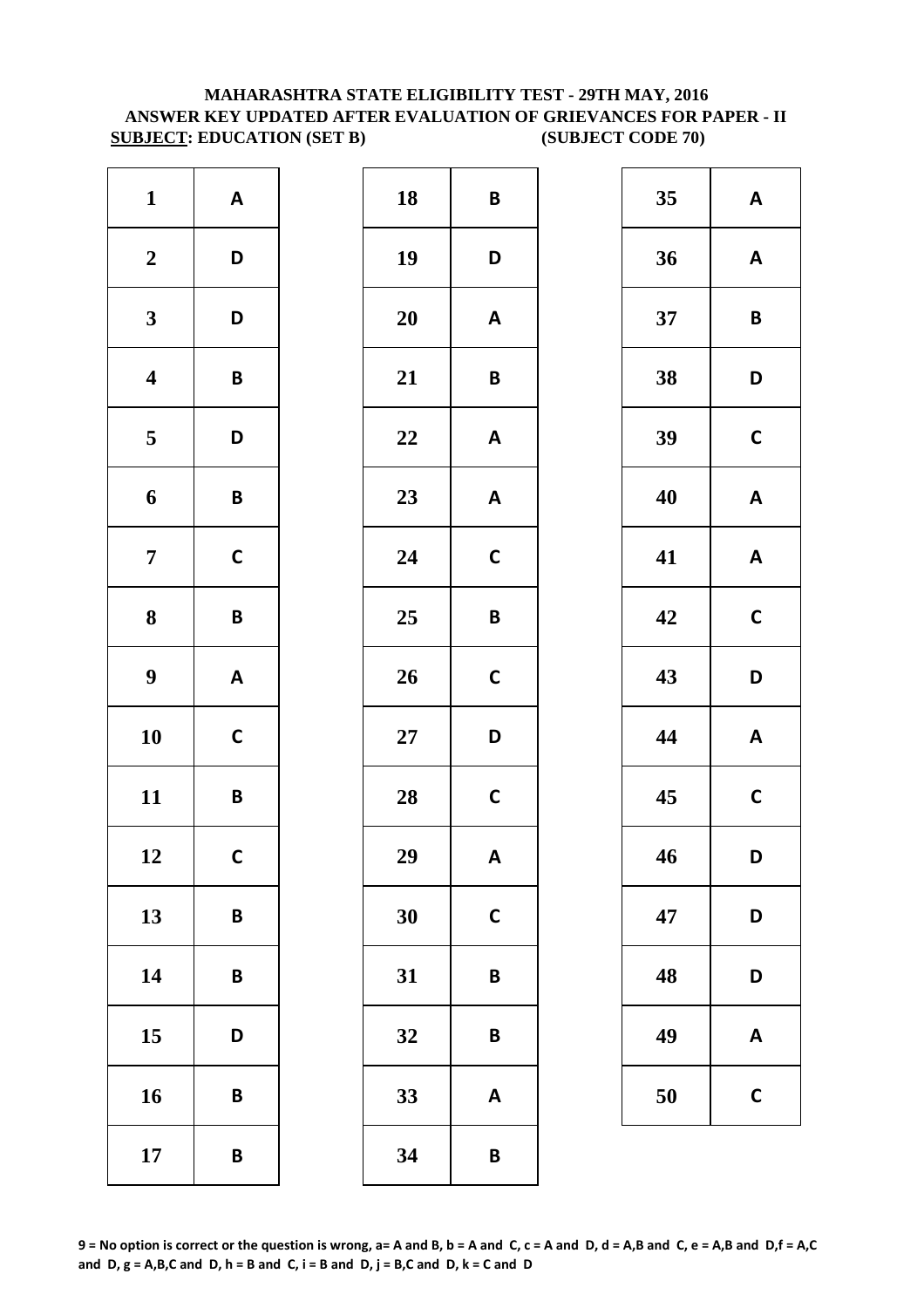**MAHARASHTRA STATE ELIGIBILITY TEST - 29TH MAY, 2016**
**ANSWER KEY UPDATED AFTER EVALUATION OF GRIEVANCES FOR PAPER - II**
**SUBJECT: EDUCATION (SET B) (SUBJECT CODE 70)**

| Q | Ans | Q | Ans | Q | Ans |
|---|---|---|---|---|---|
| 1 | A | 18 | B | 35 | A |
| 2 | D | 19 | D | 36 | A |
| 3 | D | 20 | A | 37 | B |
| 4 | B | 21 | B | 38 | D |
| 5 | D | 22 | A | 39 | C |
| 6 | B | 23 | A | 40 | A |
| 7 | C | 24 | C | 41 | A |
| 8 | B | 25 | B | 42 | C |
| 9 | A | 26 | C | 43 | D |
| 10 | C | 27 | D | 44 | A |
| 11 | B | 28 | C | 45 | C |
| 12 | C | 29 | A | 46 | D |
| 13 | B | 30 | C | 47 | D |
| 14 | B | 31 | B | 48 | D |
| 15 | D | 32 | B | 49 | A |
| 16 | B | 33 | A | 50 | C |
| 17 | B | 34 | B | | |

**9 = No option is correct or the question is wrong, a= A and B, b = A and C, c = A and D, d = A,B and C, e = A,B and D,f = A,C and D, g = A,B,C and D, h = B and C, i = B and D, j = B,C and D, k = C and D**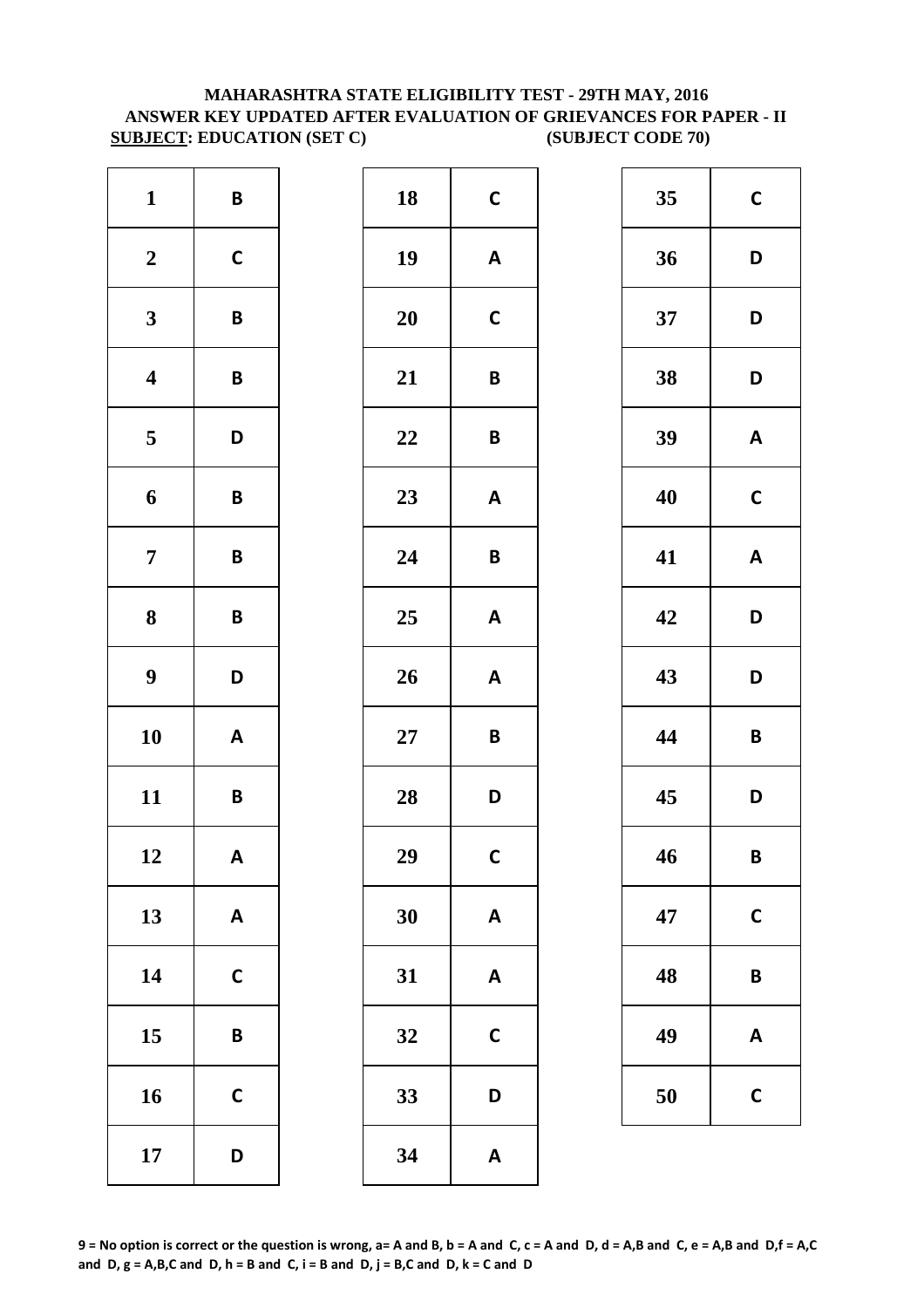**MAHARASHTRA STATE ELIGIBILITY TEST - 29TH MAY, 2016**
**ANSWER KEY UPDATED AFTER EVALUATION OF GRIEVANCES FOR PAPER - II**
**SUBJECT: EDUCATION (SET C) (SUBJECT CODE 70)**

| Q | Ans | Q | Ans | Q | Ans |
|---|---|---|---|---|---|
| 1 | B | 18 | C | 35 | C |
| 2 | C | 19 | A | 36 | D |
| 3 | B | 20 | C | 37 | D |
| 4 | B | 21 | B | 38 | D |
| 5 | D | 22 | B | 39 | A |
| 6 | B | 23 | A | 40 | C |
| 7 | B | 24 | B | 41 | A |
| 8 | B | 25 | A | 42 | D |
| 9 | D | 26 | A | 43 | D |
| 10 | A | 27 | B | 44 | B |
| 11 | B | 28 | D | 45 | D |
| 12 | A | 29 | C | 46 | B |
| 13 | A | 30 | A | 47 | C |
| 14 | C | 31 | A | 48 | B |
| 15 | B | 32 | C | 49 | A |
| 16 | C | 33 | D | 50 | C |
| 17 | D | 34 | A | | |

**9 = No option is correct or the question is wrong, a= A and B, b = A and C, c = A and D, d = A,B and C, e = A,B and D,f = A,C and D, g = A,B,C and D, h = B and C, i = B and D, j = B,C and D, k = C and D**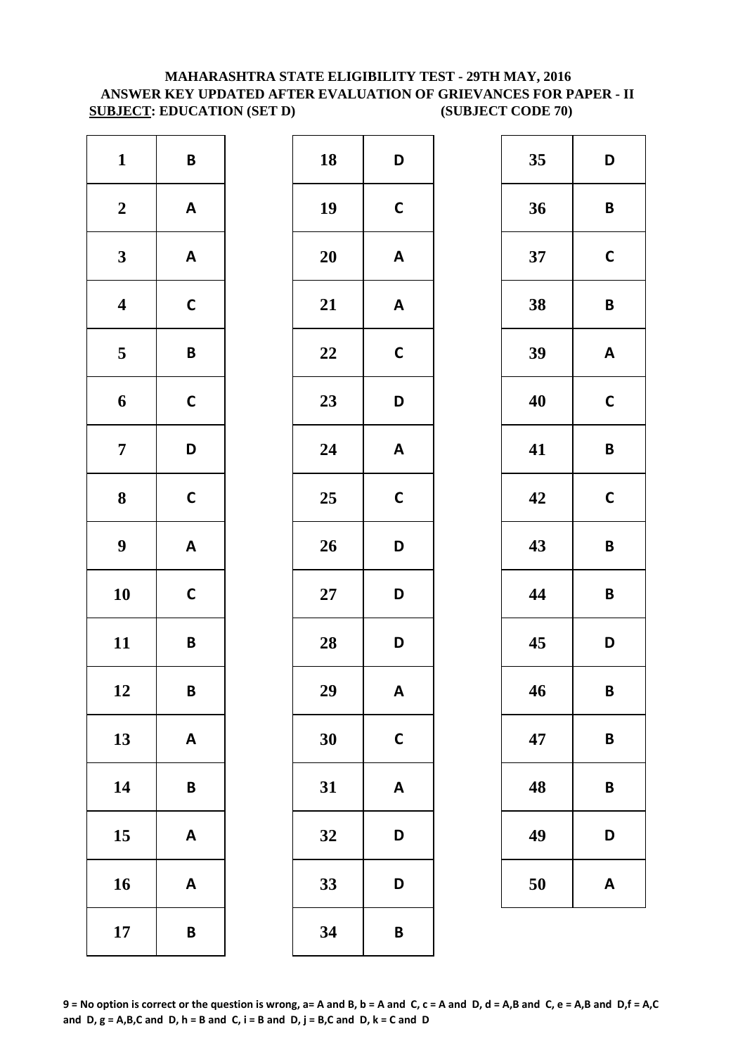**MAHARASHTRA STATE ELIGIBILITY TEST - 29TH MAY, 2016**
**ANSWER KEY UPDATED AFTER EVALUATION OF GRIEVANCES FOR PAPER - II**
**SUBJECT: EDUCATION (SET D) (SUBJECT CODE 70)**

| Q | Ans | Q | Ans | Q | Ans |
|---|---|---|---|---|---|
| 1 | B | 18 | D | 35 | D |
| 2 | A | 19 | C | 36 | B |
| 3 | A | 20 | A | 37 | C |
| 4 | C | 21 | A | 38 | B |
| 5 | B | 22 | C | 39 | A |
| 6 | C | 23 | D | 40 | C |
| 7 | D | 24 | A | 41 | B |
| 8 | C | 25 | C | 42 | C |
| 9 | A | 26 | D | 43 | B |
| 10 | C | 27 | D | 44 | B |
| 11 | B | 28 | D | 45 | D |
| 12 | B | 29 | A | 46 | B |
| 13 | A | 30 | C | 47 | B |
| 14 | B | 31 | A | 48 | B |
| 15 | A | 32 | D | 49 | D |
| 16 | A | 33 | D | 50 | A |
| 17 | B | 34 | B | | |

**9 = No option is correct or the question is wrong, a= A and B, b = A and C, c = A and D, d = A,B and C, e = A,B and D,f = A,C and D, g = A,B,C and D, h = B and C, i = B and D, j = B,C and D, k = C and D**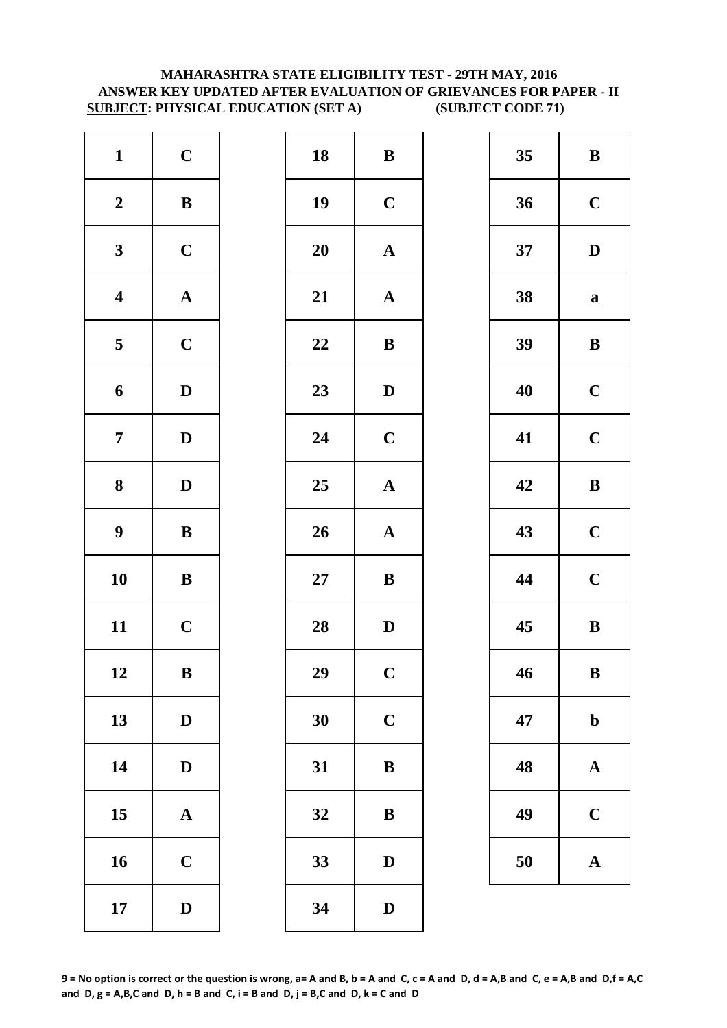**MAHARASHTRA STATE ELIGIBILITY TEST - 29TH MAY, 2016**
**ANSWER KEY UPDATED AFTER EVALUATION OF GRIEVANCES FOR PAPER - II**
**SUBJECT: PHYSICAL EDUCATION (SET A) (SUBJECT CODE 71)**

| Q | Ans | Q | Ans | Q | Ans |
|---|---|---|---|---|---|
| 1 | C | 18 | B | 35 | B |
| 2 | B | 19 | C | 36 | C |
| 3 | C | 20 | A | 37 | D |
| 4 | A | 21 | A | 38 | a |
| 5 | C | 22 | B | 39 | B |
| 6 | D | 23 | D | 40 | C |
| 7 | D | 24 | C | 41 | C |
| 8 | D | 25 | A | 42 | B |
| 9 | B | 26 | A | 43 | C |
| 10 | B | 27 | B | 44 | C |
| 11 | C | 28 | D | 45 | B |
| 12 | B | 29 | C | 46 | B |
| 13 | D | 30 | C | 47 | b |
| 14 | D | 31 | B | 48 | A |
| 15 | A | 32 | B | 49 | C |
| 16 | C | 33 | D | 50 | A |
| 17 | D | 34 | D | | |

**9 = No option is correct or the question is wrong, a= A and B, b = A and C, c = A and D, d = A,B and C, e = A,B and D,f = A,C and D, g = A,B,C and D, h = B and C, i = B and D, j = B,C and D, k = C and D**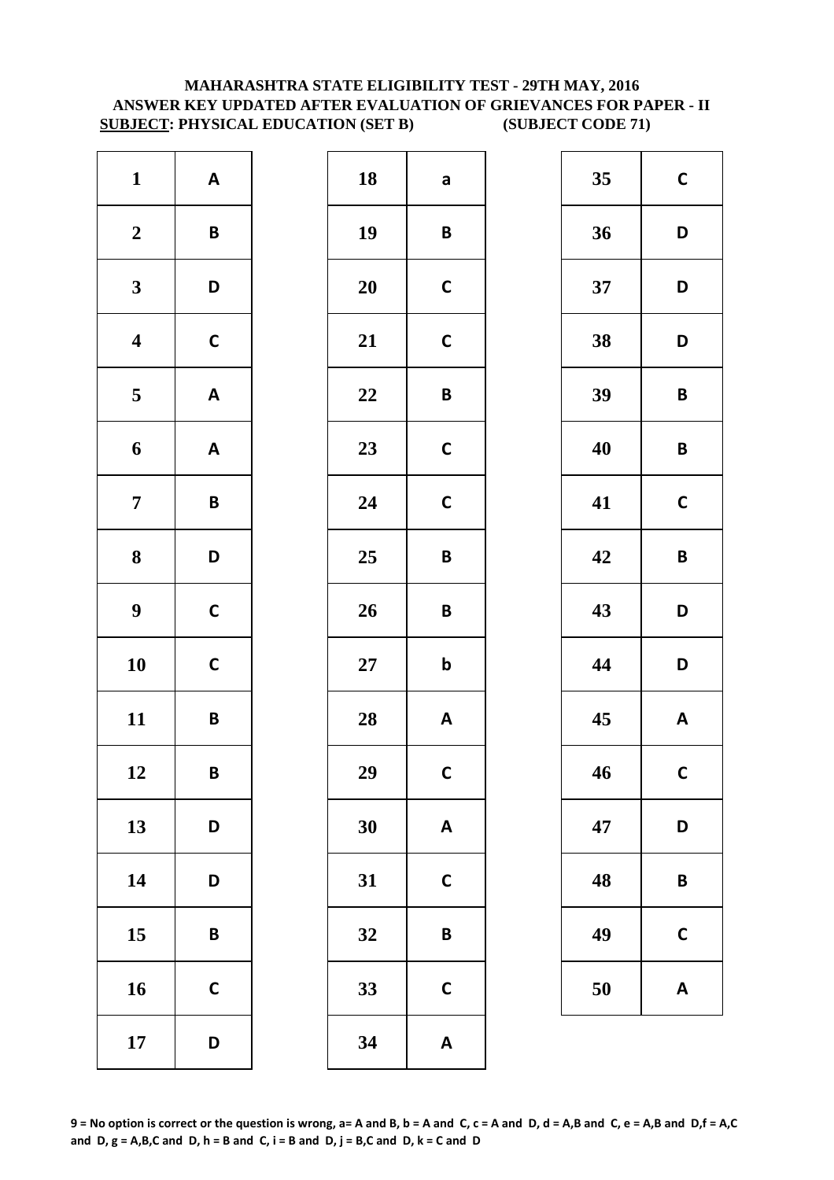# MAHARASHTRA STATE ELIGIBILITY TEST - 29TH MAY, 2016
## ANSWER KEY UPDATED AFTER EVALUATION OF GRIEVANCES FOR PAPER - II
**SUBJECT: PHYSICAL EDUCATION (SET B) (SUBJECT CODE 71)**

| Q | Ans | Q | Ans | Q | Ans |
|---|---|---|---|---|---|
| 1 | A | 18 | a | 35 | C |
| 2 | B | 19 | B | 36 | D |
| 3 | D | 20 | C | 37 | D |
| 4 | C | 21 | C | 38 | D |
| 5 | A | 22 | B | 39 | B |
| 6 | A | 23 | C | 40 | B |
| 7 | B | 24 | C | 41 | C |
| 8 | D | 25 | B | 42 | B |
| 9 | C | 26 | B | 43 | D |
| 10 | C | 27 | b | 44 | D |
| 11 | B | 28 | A | 45 | A |
| 12 | B | 29 | C | 46 | C |
| 13 | D | 30 | A | 47 | D |
| 14 | D | 31 | C | 48 | B |
| 15 | B | 32 | B | 49 | C |
| 16 | C | 33 | C | 50 | A |
| 17 | D | 34 | A | | |

**9 = No option is correct or the question is wrong, a= A and B, b = A and C, c = A and D, d = A,B and C, e = A,B and D,f = A,C and D, g = A,B,C and D, h = B and C, i = B and D, j = B,C and D, k = C and D**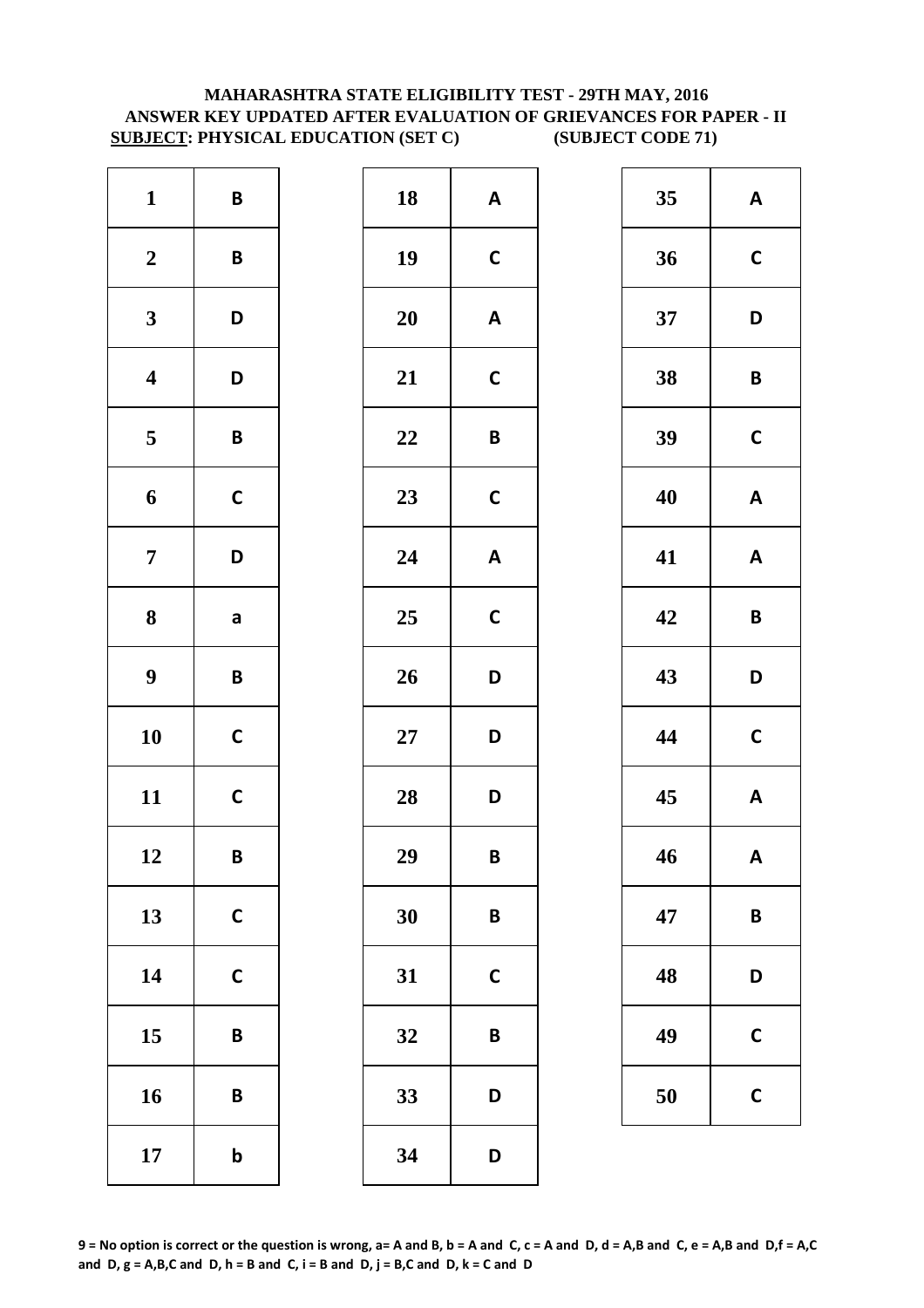**MAHARASHTRA STATE ELIGIBILITY TEST - 29TH MAY, 2016**
**ANSWER KEY UPDATED AFTER EVALUATION OF GRIEVANCES FOR PAPER - II**
**SUBJECT: PHYSICAL EDUCATION (SET C) (SUBJECT CODE 71)**

| Q | Ans | Q | Ans | Q | Ans |
|---|---|---|---|---|---|
| 1 | B | 18 | A | 35 | A |
| 2 | B | 19 | C | 36 | C |
| 3 | D | 20 | A | 37 | D |
| 4 | D | 21 | C | 38 | B |
| 5 | B | 22 | B | 39 | C |
| 6 | C | 23 | C | 40 | A |
| 7 | D | 24 | A | 41 | A |
| 8 | a | 25 | C | 42 | B |
| 9 | B | 26 | D | 43 | D |
| 10 | C | 27 | D | 44 | C |
| 11 | C | 28 | D | 45 | A |
| 12 | B | 29 | B | 46 | A |
| 13 | C | 30 | B | 47 | B |
| 14 | C | 31 | C | 48 | D |
| 15 | B | 32 | B | 49 | C |
| 16 | B | 33 | D | 50 | C |
| 17 | b | 34 | D | | |

**9 = No option is correct or the question is wrong, a= A and B, b = A and C, c = A and D, d = A,B and C, e = A,B and D,f = A,C and D, g = A,B,C and D, h = B and C, i = B and D, j = B,C and D, k = C and D**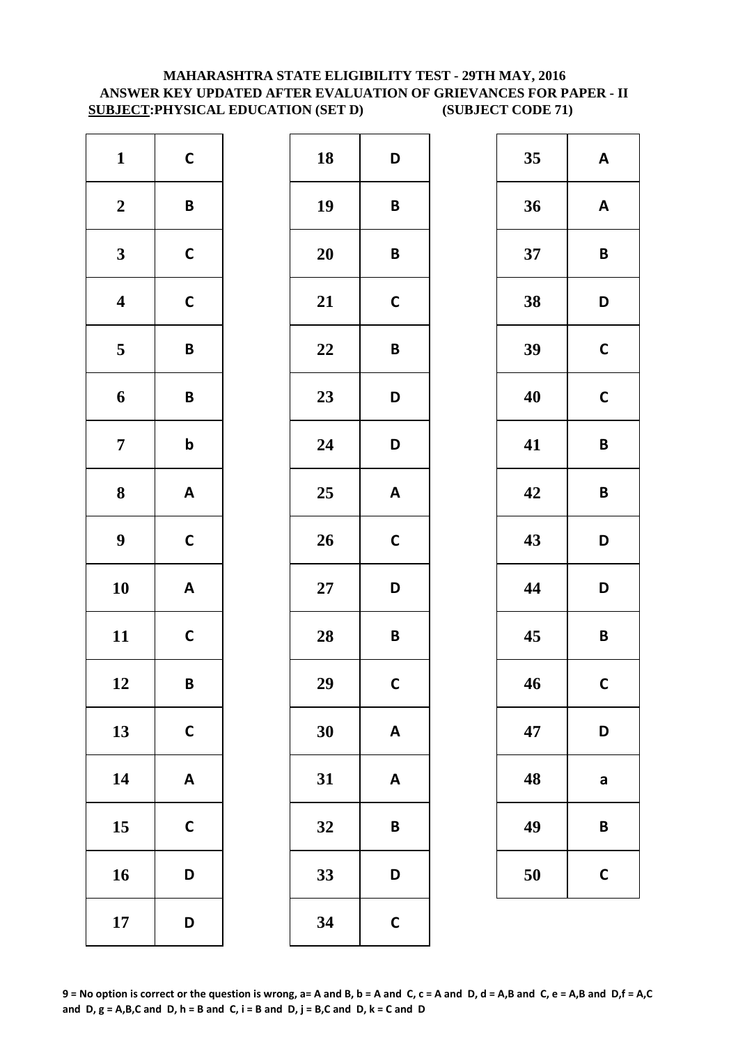**MAHARASHTRA STATE ELIGIBILITY TEST - 29TH MAY, 2016**
**ANSWER KEY UPDATED AFTER EVALUATION OF GRIEVANCES FOR PAPER - II**
**SUBJECT:PHYSICAL EDUCATION (SET D) (SUBJECT CODE 71)**

| | | | | | |
|---|---|---|---|---|---|
| 1 | C | 18 | D | 35 | A |
| 2 | B | 19 | B | 36 | A |
| 3 | C | 20 | B | 37 | B |
| 4 | C | 21 | C | 38 | D |
| 5 | B | 22 | B | 39 | C |
| 6 | B | 23 | D | 40 | C |
| 7 | b | 24 | D | 41 | B |
| 8 | A | 25 | A | 42 | B |
| 9 | C | 26 | C | 43 | D |
| 10 | A | 27 | D | 44 | D |
| 11 | C | 28 | B | 45 | B |
| 12 | B | 29 | C | 46 | C |
| 13 | C | 30 | A | 47 | D |
| 14 | A | 31 | A | 48 | a |
| 15 | C | 32 | B | 49 | B |
| 16 | D | 33 | D | 50 | C |
| 17 | D | 34 | C | | |

**9 = No option is correct or the question is wrong, a= A and B, b = A and C, c = A and D, d = A,B and C, e = A,B and D,f = A,C and D, g = A,B,C and D, h = B and C, i = B and D, j = B,C and D, k = C and D**